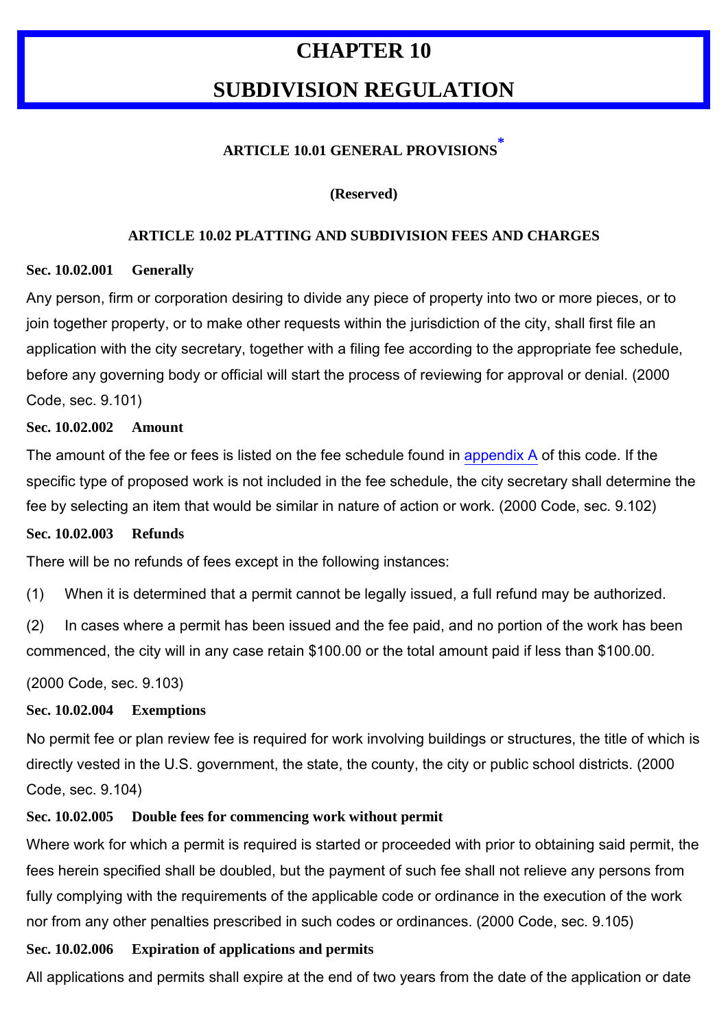# CHAPTER 10

# SUBDIVISION REGULATION

## ARTICLE 10.01 GENERAL PROVISIONS*

**(Reserved)**

## ARTICLE 10.02 PLATTING AND SUBDIVISION FEES AND CHARGES

**Sec. 10.02.001 Generally**

Any person, firm or corporation desiring to divide any piece of property into two or more pieces, or to join together property, or to make other requests within the jurisdiction of the city, shall first file an application with the city secretary, together with a filing fee according to the appropriate fee schedule, before any governing body or official will start the process of reviewing for approval or denial. (2000 Code, sec. 9.101)

**Sec. 10.02.002 Amount**

The amount of the fee or fees is listed on the fee schedule found in appendix A of this code. If the specific type of proposed work is not included in the fee schedule, the city secretary shall determine the fee by selecting an item that would be similar in nature of action or work. (2000 Code, sec. 9.102)

**Sec. 10.02.003 Refunds**

There will be no refunds of fees except in the following instances:

(1) When it is determined that a permit cannot be legally issued, a full refund may be authorized.

(2) In cases where a permit has been issued and the fee paid, and no portion of the work has been commenced, the city will in any case retain $100.00 or the total amount paid if less than $100.00.

(2000 Code, sec. 9.103)

**Sec. 10.02.004 Exemptions**

No permit fee or plan review fee is required for work involving buildings or structures, the title of which is directly vested in the U.S. government, the state, the county, the city or public school districts. (2000 Code, sec. 9.104)

**Sec. 10.02.005 Double fees for commencing work without permit**

Where work for which a permit is required is started or proceeded with prior to obtaining said permit, the fees herein specified shall be doubled, but the payment of such fee shall not relieve any persons from fully complying with the requirements of the applicable code or ordinance in the execution of the work nor from any other penalties prescribed in such codes or ordinances. (2000 Code, sec. 9.105)

**Sec. 10.02.006 Expiration of applications and permits**

All applications and permits shall expire at the end of two years from the date of the application or date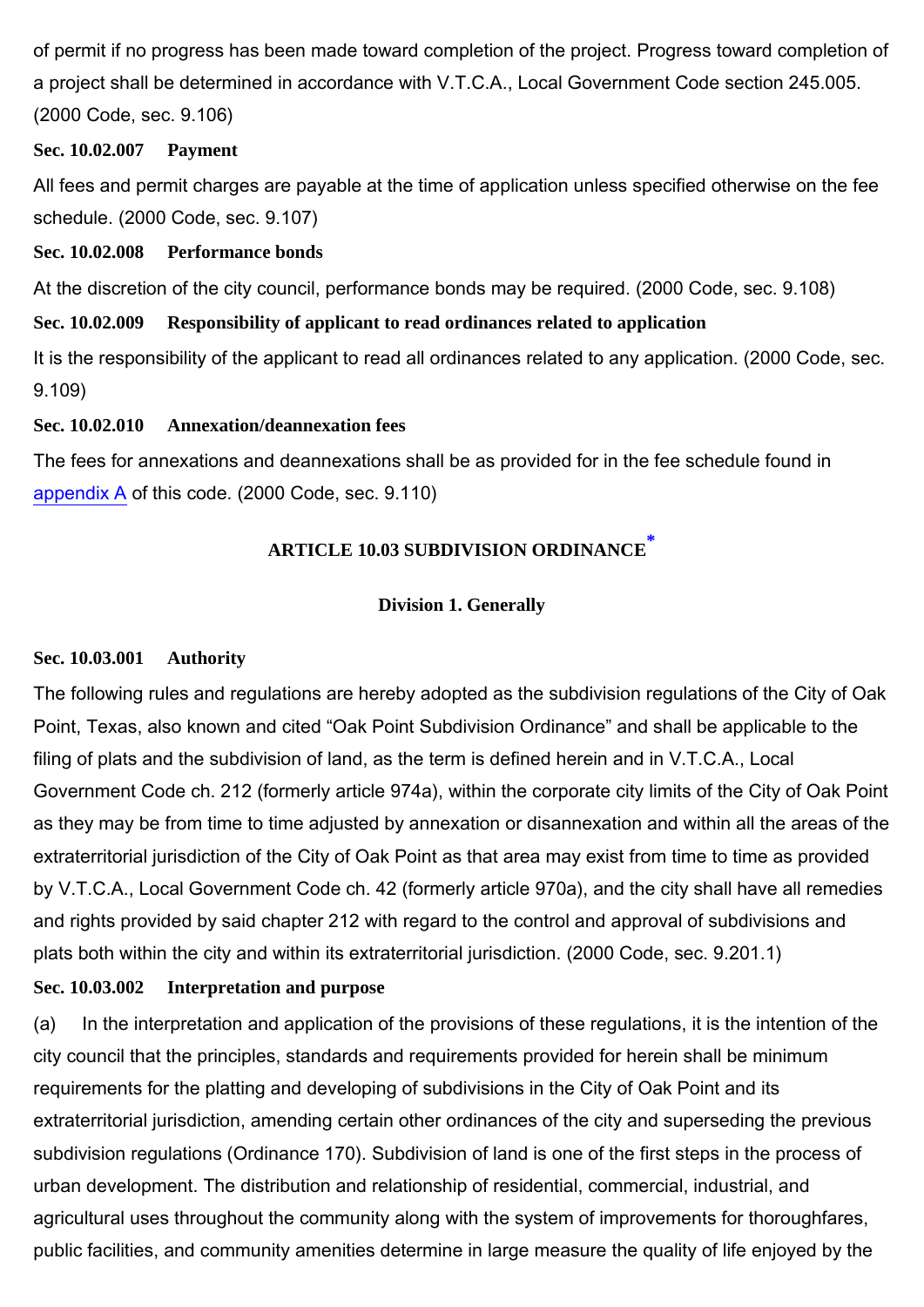of permit if no progress has been made toward completion of the project. Progress toward completion of a project shall be determined in accordance with V.T.C.A., Local Government Code section 245.005. (2000 Code, sec. 9.106)

**Sec. 10.02.007 Payment**

All fees and permit charges are payable at the time of application unless specified otherwise on the fee schedule. (2000 Code, sec. 9.107)

**Sec. 10.02.008 Performance bonds**

At the discretion of the city council, performance bonds may be required. (2000 Code, sec. 9.108)

**Sec. 10.02.009 Responsibility of applicant to read ordinances related to application**

It is the responsibility of the applicant to read all ordinances related to any application. (2000 Code, sec. 9.109)

**Sec. 10.02.010 Annexation/deannexation fees**

The fees for annexations and deannexations shall be as provided for in the fee schedule found in appendix A of this code. (2000 Code, sec. 9.110)

## ARTICLE 10.03 SUBDIVISION ORDINANCE*

### Division 1. Generally

**Sec. 10.03.001 Authority**

The following rules and regulations are hereby adopted as the subdivision regulations of the City of Oak Point, Texas, also known and cited "Oak Point Subdivision Ordinance" and shall be applicable to the filing of plats and the subdivision of land, as the term is defined herein and in V.T.C.A., Local Government Code ch. 212 (formerly article 974a), within the corporate city limits of the City of Oak Point as they may be from time to time adjusted by annexation or disannexation and within all the areas of the extraterritorial jurisdiction of the City of Oak Point as that area may exist from time to time as provided by V.T.C.A., Local Government Code ch. 42 (formerly article 970a), and the city shall have all remedies and rights provided by said chapter 212 with regard to the control and approval of subdivisions and plats both within the city and within its extraterritorial jurisdiction. (2000 Code, sec. 9.201.1)

**Sec. 10.03.002 Interpretation and purpose**

(a) In the interpretation and application of the provisions of these regulations, it is the intention of the city council that the principles, standards and requirements provided for herein shall be minimum requirements for the platting and developing of subdivisions in the City of Oak Point and its extraterritorial jurisdiction, amending certain other ordinances of the city and superseding the previous subdivision regulations (Ordinance 170). Subdivision of land is one of the first steps in the process of urban development. The distribution and relationship of residential, commercial, industrial, and agricultural uses throughout the community along with the system of improvements for thoroughfares, public facilities, and community amenities determine in large measure the quality of life enjoyed by the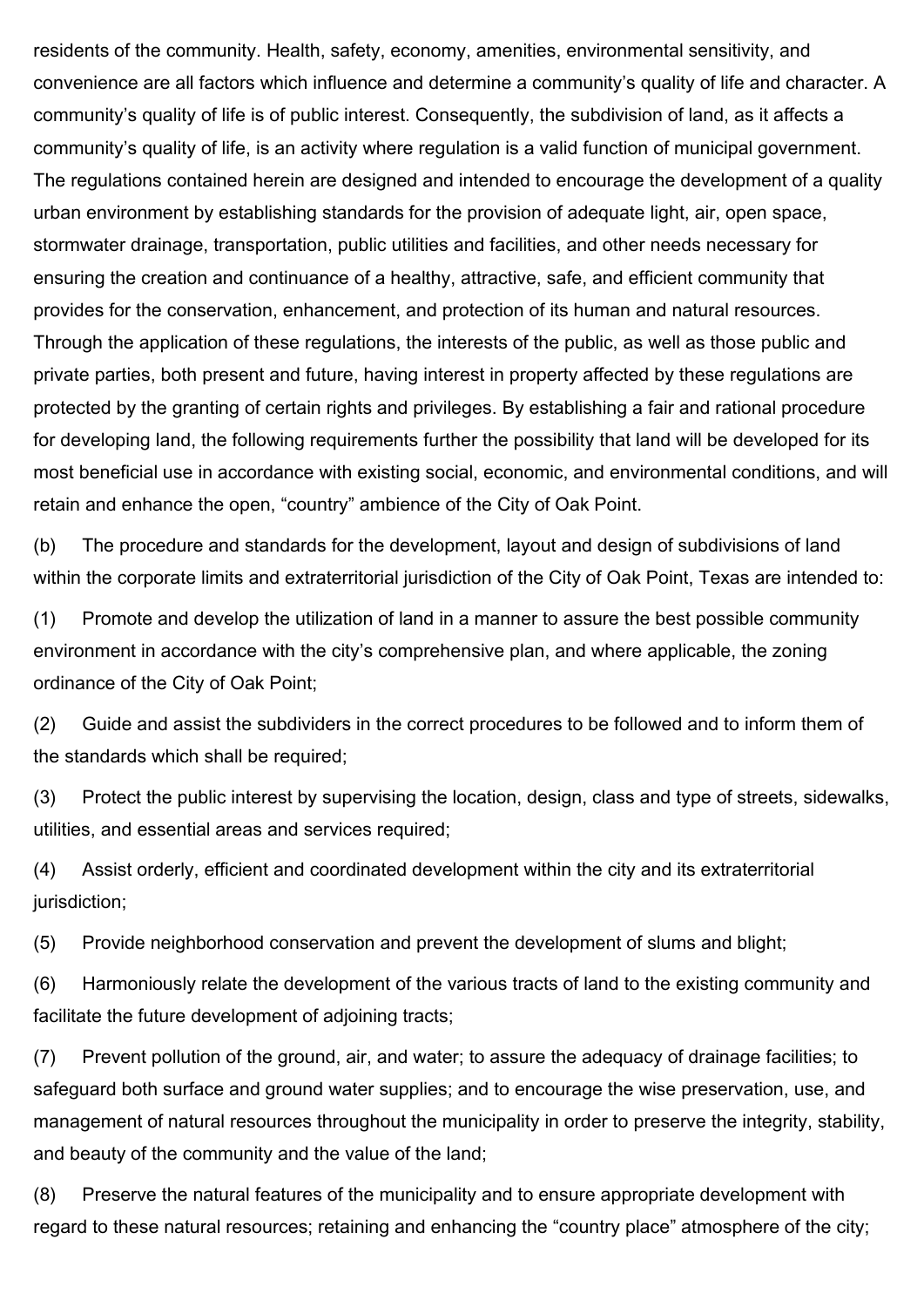residents of the community. Health, safety, economy, amenities, environmental sensitivity, and convenience are all factors which influence and determine a community's quality of life and character. A community's quality of life is of public interest. Consequently, the subdivision of land, as it affects a community's quality of life, is an activity where regulation is a valid function of municipal government. The regulations contained herein are designed and intended to encourage the development of a quality urban environment by establishing standards for the provision of adequate light, air, open space, stormwater drainage, transportation, public utilities and facilities, and other needs necessary for ensuring the creation and continuance of a healthy, attractive, safe, and efficient community that provides for the conservation, enhancement, and protection of its human and natural resources. Through the application of these regulations, the interests of the public, as well as those public and private parties, both present and future, having interest in property affected by these regulations are protected by the granting of certain rights and privileges. By establishing a fair and rational procedure for developing land, the following requirements further the possibility that land will be developed for its most beneficial use in accordance with existing social, economic, and environmental conditions, and will retain and enhance the open, "country" ambience of the City of Oak Point.

(b) The procedure and standards for the development, layout and design of subdivisions of land within the corporate limits and extraterritorial jurisdiction of the City of Oak Point, Texas are intended to:

(1) Promote and develop the utilization of land in a manner to assure the best possible community environment in accordance with the city's comprehensive plan, and where applicable, the zoning ordinance of the City of Oak Point;

(2) Guide and assist the subdividers in the correct procedures to be followed and to inform them of the standards which shall be required;

(3) Protect the public interest by supervising the location, design, class and type of streets, sidewalks, utilities, and essential areas and services required;

(4) Assist orderly, efficient and coordinated development within the city and its extraterritorial jurisdiction;

(5) Provide neighborhood conservation and prevent the development of slums and blight;

(6) Harmoniously relate the development of the various tracts of land to the existing community and facilitate the future development of adjoining tracts;

(7) Prevent pollution of the ground, air, and water; to assure the adequacy of drainage facilities; to safeguard both surface and ground water supplies; and to encourage the wise preservation, use, and management of natural resources throughout the municipality in order to preserve the integrity, stability, and beauty of the community and the value of the land;

(8) Preserve the natural features of the municipality and to ensure appropriate development with regard to these natural resources; retaining and enhancing the "country place" atmosphere of the city;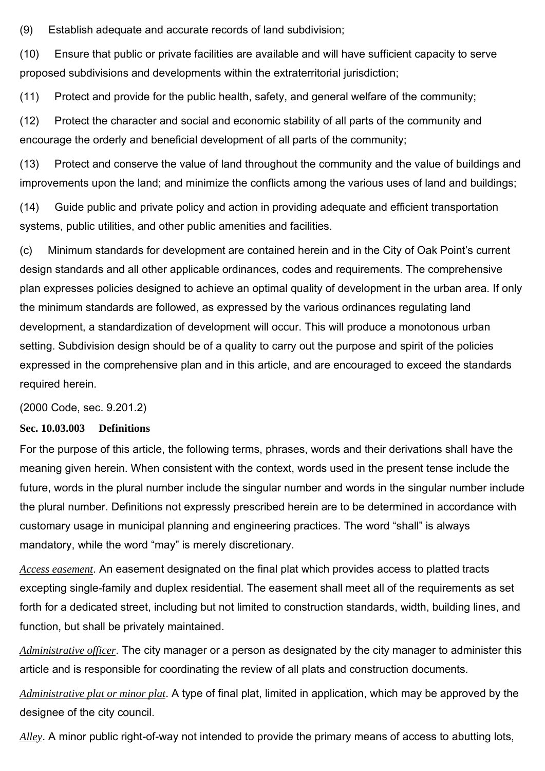(9) Establish adequate and accurate records of land subdivision;

(10) Ensure that public or private facilities are available and will have sufficient capacity to serve proposed subdivisions and developments within the extraterritorial jurisdiction;

(11) Protect and provide for the public health, safety, and general welfare of the community;

(12) Protect the character and social and economic stability of all parts of the community and encourage the orderly and beneficial development of all parts of the community;

(13) Protect and conserve the value of land throughout the community and the value of buildings and improvements upon the land; and minimize the conflicts among the various uses of land and buildings;

(14) Guide public and private policy and action in providing adequate and efficient transportation systems, public utilities, and other public amenities and facilities.

(c) Minimum standards for development are contained herein and in the City of Oak Point's current design standards and all other applicable ordinances, codes and requirements. The comprehensive plan expresses policies designed to achieve an optimal quality of development in the urban area. If only the minimum standards are followed, as expressed by the various ordinances regulating land development, a standardization of development will occur. This will produce a monotonous urban setting. Subdivision design should be of a quality to carry out the purpose and spirit of the policies expressed in the comprehensive plan and in this article, and are encouraged to exceed the standards required herein.

(2000 Code, sec. 9.201.2)

**Sec. 10.03.003 Definitions**

For the purpose of this article, the following terms, phrases, words and their derivations shall have the meaning given herein. When consistent with the context, words used in the present tense include the future, words in the plural number include the singular number and words in the singular number include the plural number. Definitions not expressly prescribed herein are to be determined in accordance with customary usage in municipal planning and engineering practices. The word "shall" is always mandatory, while the word "may" is merely discretionary.

*Access easement*. An easement designated on the final plat which provides access to platted tracts excepting single-family and duplex residential. The easement shall meet all of the requirements as set forth for a dedicated street, including but not limited to construction standards, width, building lines, and function, but shall be privately maintained.

*Administrative officer*. The city manager or a person as designated by the city manager to administer this article and is responsible for coordinating the review of all plats and construction documents.

*Administrative plat or minor plat*. A type of final plat, limited in application, which may be approved by the designee of the city council.

*Alley*. A minor public right-of-way not intended to provide the primary means of access to abutting lots,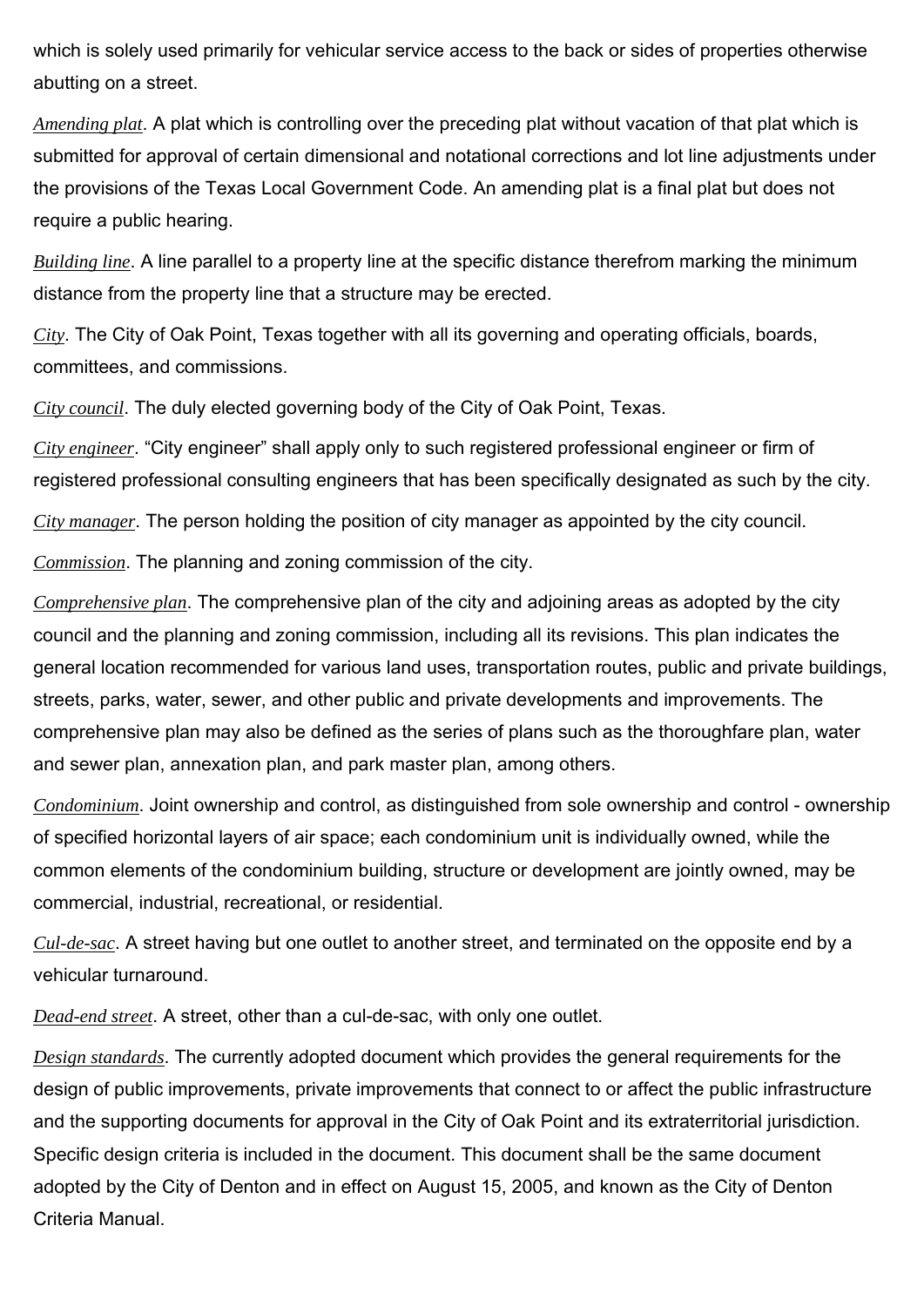which is solely used primarily for vehicular service access to the back or sides of properties otherwise abutting on a street.

*Amending plat*. A plat which is controlling over the preceding plat without vacation of that plat which is submitted for approval of certain dimensional and notational corrections and lot line adjustments under the provisions of the Texas Local Government Code. An amending plat is a final plat but does not require a public hearing.

*Building line*. A line parallel to a property line at the specific distance therefrom marking the minimum distance from the property line that a structure may be erected.

*City*. The City of Oak Point, Texas together with all its governing and operating officials, boards, committees, and commissions.

*City council*. The duly elected governing body of the City of Oak Point, Texas.

*City engineer*. "City engineer" shall apply only to such registered professional engineer or firm of registered professional consulting engineers that has been specifically designated as such by the city.

*City manager*. The person holding the position of city manager as appointed by the city council.

*Commission*. The planning and zoning commission of the city.

*Comprehensive plan*. The comprehensive plan of the city and adjoining areas as adopted by the city council and the planning and zoning commission, including all its revisions. This plan indicates the general location recommended for various land uses, transportation routes, public and private buildings, streets, parks, water, sewer, and other public and private developments and improvements. The comprehensive plan may also be defined as the series of plans such as the thoroughfare plan, water and sewer plan, annexation plan, and park master plan, among others.

*Condominium*. Joint ownership and control, as distinguished from sole ownership and control - ownership of specified horizontal layers of air space; each condominium unit is individually owned, while the common elements of the condominium building, structure or development are jointly owned, may be commercial, industrial, recreational, or residential.

*Cul-de-sac*. A street having but one outlet to another street, and terminated on the opposite end by a vehicular turnaround.

*Dead-end street*. A street, other than a cul-de-sac, with only one outlet.

*Design standards*. The currently adopted document which provides the general requirements for the design of public improvements, private improvements that connect to or affect the public infrastructure and the supporting documents for approval in the City of Oak Point and its extraterritorial jurisdiction. Specific design criteria is included in the document. This document shall be the same document adopted by the City of Denton and in effect on August 15, 2005, and known as the City of Denton Criteria Manual.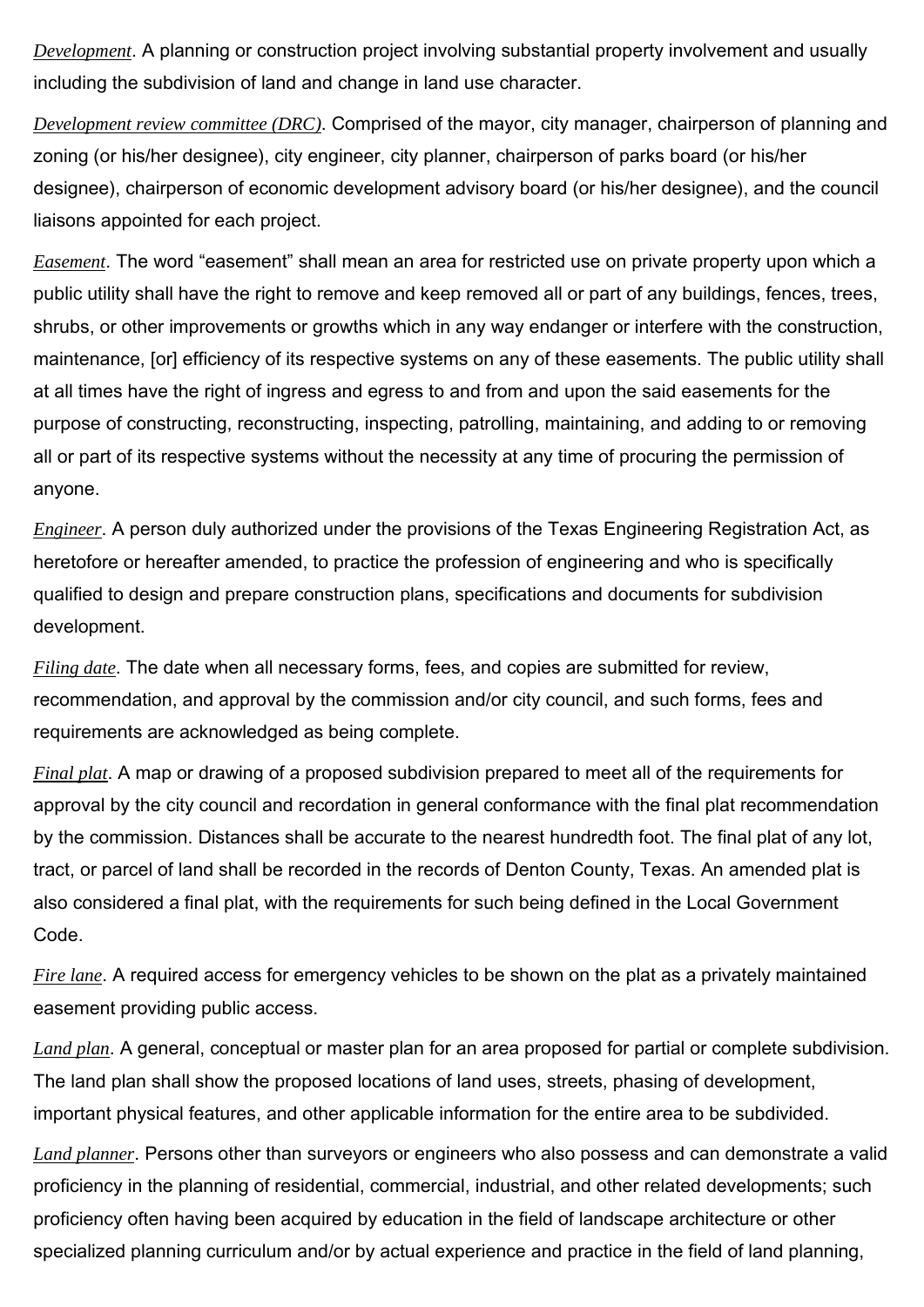*Development*. A planning or construction project involving substantial property involvement and usually including the subdivision of land and change in land use character.

*Development review committee (DRC)*. Comprised of the mayor, city manager, chairperson of planning and zoning (or his/her designee), city engineer, city planner, chairperson of parks board (or his/her designee), chairperson of economic development advisory board (or his/her designee), and the council liaisons appointed for each project.

*Easement*. The word "easement" shall mean an area for restricted use on private property upon which a public utility shall have the right to remove and keep removed all or part of any buildings, fences, trees, shrubs, or other improvements or growths which in any way endanger or interfere with the construction, maintenance, [or] efficiency of its respective systems on any of these easements. The public utility shall at all times have the right of ingress and egress to and from and upon the said easements for the purpose of constructing, reconstructing, inspecting, patrolling, maintaining, and adding to or removing all or part of its respective systems without the necessity at any time of procuring the permission of anyone.

*Engineer*. A person duly authorized under the provisions of the Texas Engineering Registration Act, as heretofore or hereafter amended, to practice the profession of engineering and who is specifically qualified to design and prepare construction plans, specifications and documents for subdivision development.

*Filing date*. The date when all necessary forms, fees, and copies are submitted for review, recommendation, and approval by the commission and/or city council, and such forms, fees and requirements are acknowledged as being complete.

*Final plat*. A map or drawing of a proposed subdivision prepared to meet all of the requirements for approval by the city council and recordation in general conformance with the final plat recommendation by the commission. Distances shall be accurate to the nearest hundredth foot. The final plat of any lot, tract, or parcel of land shall be recorded in the records of Denton County, Texas. An amended plat is also considered a final plat, with the requirements for such being defined in the Local Government Code.

*Fire lane*. A required access for emergency vehicles to be shown on the plat as a privately maintained easement providing public access.

*Land plan*. A general, conceptual or master plan for an area proposed for partial or complete subdivision. The land plan shall show the proposed locations of land uses, streets, phasing of development, important physical features, and other applicable information for the entire area to be subdivided.

*Land planner*. Persons other than surveyors or engineers who also possess and can demonstrate a valid proficiency in the planning of residential, commercial, industrial, and other related developments; such proficiency often having been acquired by education in the field of landscape architecture or other specialized planning curriculum and/or by actual experience and practice in the field of land planning,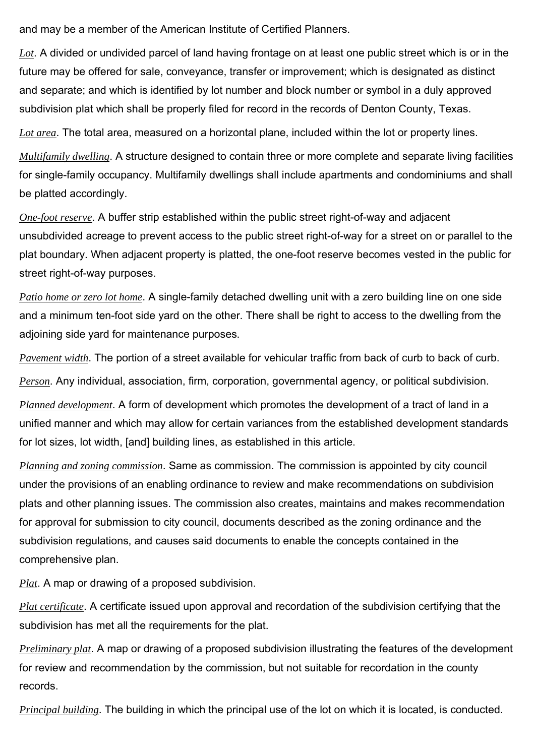and may be a member of the American Institute of Certified Planners.

*Lot*. A divided or undivided parcel of land having frontage on at least one public street which is or in the future may be offered for sale, conveyance, transfer or improvement; which is designated as distinct and separate; and which is identified by lot number and block number or symbol in a duly approved subdivision plat which shall be properly filed for record in the records of Denton County, Texas.

*Lot area*. The total area, measured on a horizontal plane, included within the lot or property lines.

*Multifamily dwelling*. A structure designed to contain three or more complete and separate living facilities for single-family occupancy. Multifamily dwellings shall include apartments and condominiums and shall be platted accordingly.

*One-foot reserve*. A buffer strip established within the public street right-of-way and adjacent unsubdivided acreage to prevent access to the public street right-of-way for a street on or parallel to the plat boundary. When adjacent property is platted, the one-foot reserve becomes vested in the public for street right-of-way purposes.

*Patio home or zero lot home*. A single-family detached dwelling unit with a zero building line on one side and a minimum ten-foot side yard on the other. There shall be right to access to the dwelling from the adjoining side yard for maintenance purposes.

*Pavement width*. The portion of a street available for vehicular traffic from back of curb to back of curb.

*Person*. Any individual, association, firm, corporation, governmental agency, or political subdivision.

*Planned development*. A form of development which promotes the development of a tract of land in a unified manner and which may allow for certain variances from the established development standards for lot sizes, lot width, [and] building lines, as established in this article.

*Planning and zoning commission*. Same as commission. The commission is appointed by city council under the provisions of an enabling ordinance to review and make recommendations on subdivision plats and other planning issues. The commission also creates, maintains and makes recommendation for approval for submission to city council, documents described as the zoning ordinance and the subdivision regulations, and causes said documents to enable the concepts contained in the comprehensive plan.

*Plat*. A map or drawing of a proposed subdivision.

*Plat certificate*. A certificate issued upon approval and recordation of the subdivision certifying that the subdivision has met all the requirements for the plat.

*Preliminary plat*. A map or drawing of a proposed subdivision illustrating the features of the development for review and recommendation by the commission, but not suitable for recordation in the county records.

*Principal building*. The building in which the principal use of the lot on which it is located, is conducted.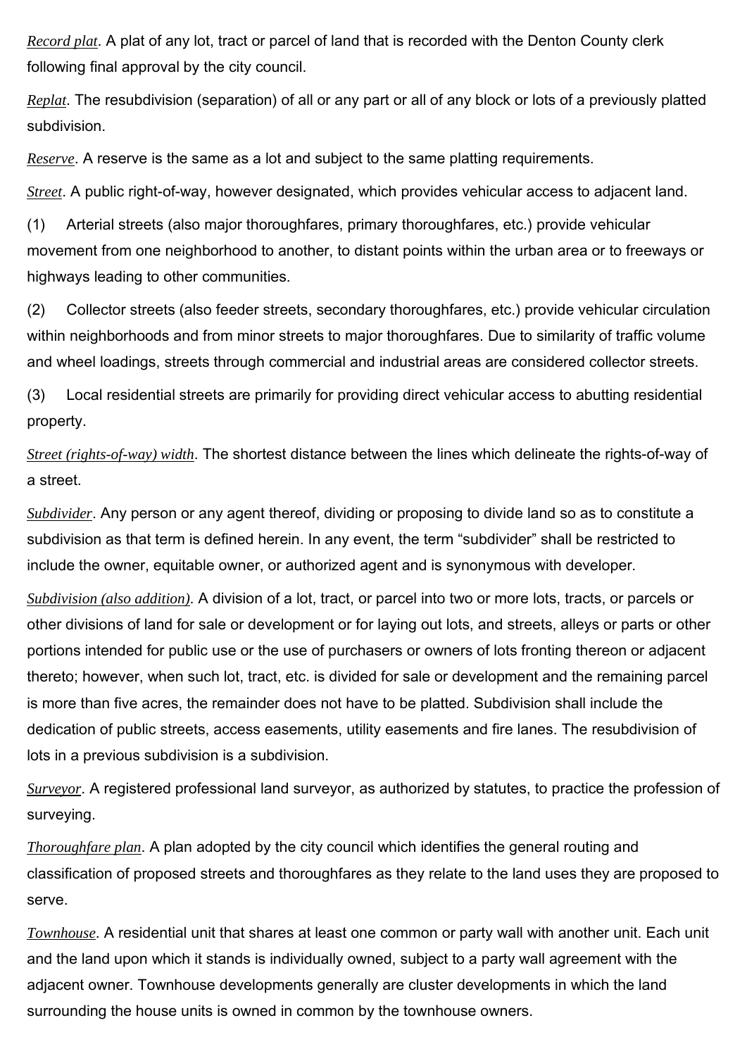*Record plat*. A plat of any lot, tract or parcel of land that is recorded with the Denton County clerk following final approval by the city council.

*Replat*. The resubdivision (separation) of all or any part or all of any block or lots of a previously platted subdivision.

*Reserve*. A reserve is the same as a lot and subject to the same platting requirements.

*Street*. A public right-of-way, however designated, which provides vehicular access to adjacent land.

(1) Arterial streets (also major thoroughfares, primary thoroughfares, etc.) provide vehicular movement from one neighborhood to another, to distant points within the urban area or to freeways or highways leading to other communities.

(2) Collector streets (also feeder streets, secondary thoroughfares, etc.) provide vehicular circulation within neighborhoods and from minor streets to major thoroughfares. Due to similarity of traffic volume and wheel loadings, streets through commercial and industrial areas are considered collector streets.

(3) Local residential streets are primarily for providing direct vehicular access to abutting residential property.

*Street (rights-of-way) width*. The shortest distance between the lines which delineate the rights-of-way of a street.

*Subdivider*. Any person or any agent thereof, dividing or proposing to divide land so as to constitute a subdivision as that term is defined herein. In any event, the term "subdivider" shall be restricted to include the owner, equitable owner, or authorized agent and is synonymous with developer.

*Subdivision (also addition)*. A division of a lot, tract, or parcel into two or more lots, tracts, or parcels or other divisions of land for sale or development or for laying out lots, and streets, alleys or parts or other portions intended for public use or the use of purchasers or owners of lots fronting thereon or adjacent thereto; however, when such lot, tract, etc. is divided for sale or development and the remaining parcel is more than five acres, the remainder does not have to be platted. Subdivision shall include the dedication of public streets, access easements, utility easements and fire lanes. The resubdivision of lots in a previous subdivision is a subdivision.

*Surveyor*. A registered professional land surveyor, as authorized by statutes, to practice the profession of surveying.

*Thoroughfare plan*. A plan adopted by the city council which identifies the general routing and classification of proposed streets and thoroughfares as they relate to the land uses they are proposed to serve.

*Townhouse*. A residential unit that shares at least one common or party wall with another unit. Each unit and the land upon which it stands is individually owned, subject to a party wall agreement with the adjacent owner. Townhouse developments generally are cluster developments in which the land surrounding the house units is owned in common by the townhouse owners.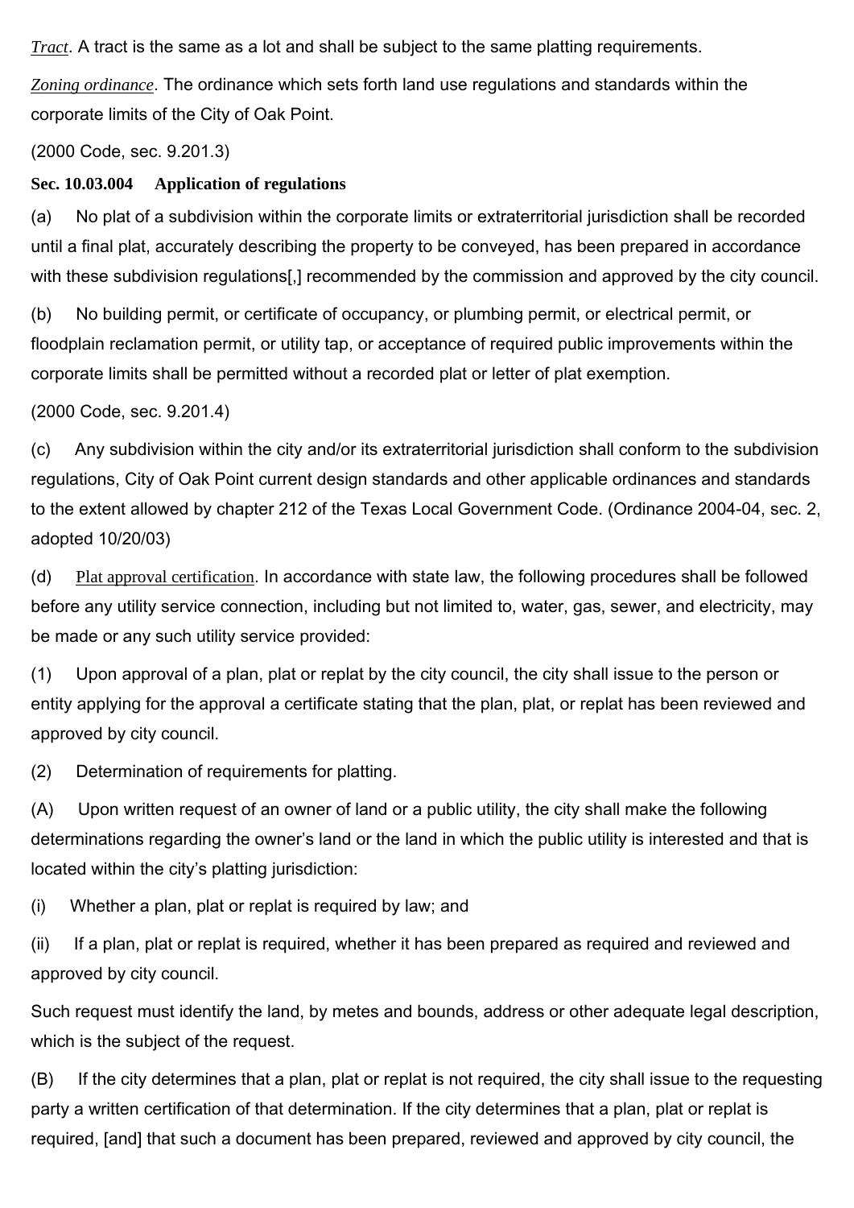*Tract*. A tract is the same as a lot and shall be subject to the same platting requirements.

*Zoning ordinance*. The ordinance which sets forth land use regulations and standards within the corporate limits of the City of Oak Point.

(2000 Code, sec. 9.201.3)

**Sec. 10.03.004 Application of regulations**

(a) No plat of a subdivision within the corporate limits or extraterritorial jurisdiction shall be recorded until a final plat, accurately describing the property to be conveyed, has been prepared in accordance with these subdivision regulations[,] recommended by the commission and approved by the city council.

(b) No building permit, or certificate of occupancy, or plumbing permit, or electrical permit, or floodplain reclamation permit, or utility tap, or acceptance of required public improvements within the corporate limits shall be permitted without a recorded plat or letter of plat exemption.

(2000 Code, sec. 9.201.4)

(c) Any subdivision within the city and/or its extraterritorial jurisdiction shall conform to the subdivision regulations, City of Oak Point current design standards and other applicable ordinances and standards to the extent allowed by chapter 212 of the Texas Local Government Code. (Ordinance 2004-04, sec. 2, adopted 10/20/03)

(d) Plat approval certification. In accordance with state law, the following procedures shall be followed before any utility service connection, including but not limited to, water, gas, sewer, and electricity, may be made or any such utility service provided:

(1) Upon approval of a plan, plat or replat by the city council, the city shall issue to the person or entity applying for the approval a certificate stating that the plan, plat, or replat has been reviewed and approved by city council.

(2) Determination of requirements for platting.

(A) Upon written request of an owner of land or a public utility, the city shall make the following determinations regarding the owner's land or the land in which the public utility is interested and that is located within the city's platting jurisdiction:

(i) Whether a plan, plat or replat is required by law; and

(ii) If a plan, plat or replat is required, whether it has been prepared as required and reviewed and approved by city council.

Such request must identify the land, by metes and bounds, address or other adequate legal description, which is the subject of the request.

(B) If the city determines that a plan, plat or replat is not required, the city shall issue to the requesting party a written certification of that determination. If the city determines that a plan, plat or replat is required, [and] that such a document has been prepared, reviewed and approved by city council, the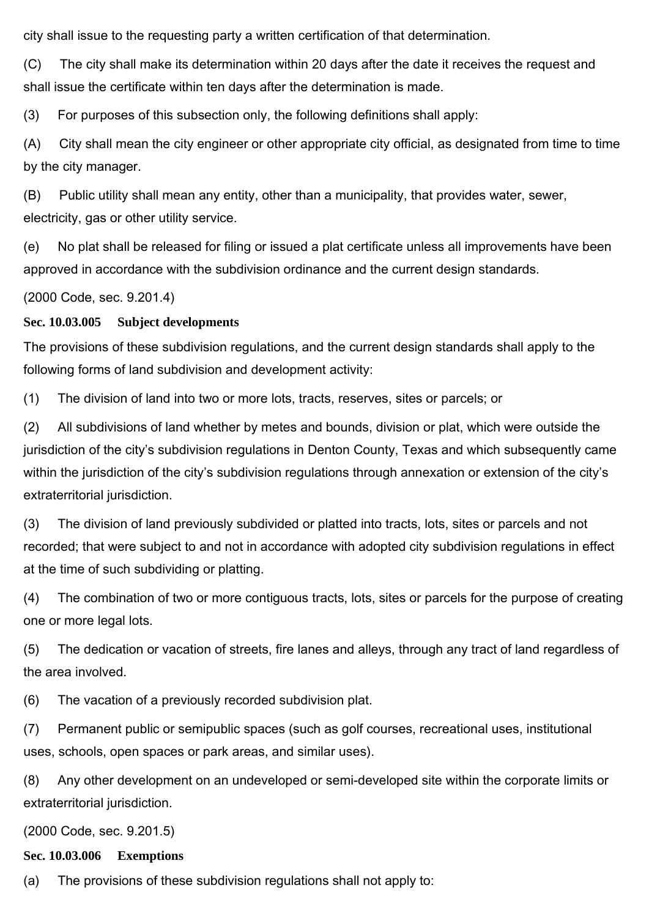city shall issue to the requesting party a written certification of that determination.

(C) The city shall make its determination within 20 days after the date it receives the request and shall issue the certificate within ten days after the determination is made.

(3) For purposes of this subsection only, the following definitions shall apply:

(A) City shall mean the city engineer or other appropriate city official, as designated from time to time by the city manager.

(B) Public utility shall mean any entity, other than a municipality, that provides water, sewer, electricity, gas or other utility service.

(e) No plat shall be released for filing or issued a plat certificate unless all improvements have been approved in accordance with the subdivision ordinance and the current design standards.

(2000 Code, sec. 9.201.4)

**Sec. 10.03.005 Subject developments**

The provisions of these subdivision regulations, and the current design standards shall apply to the following forms of land subdivision and development activity:

(1) The division of land into two or more lots, tracts, reserves, sites or parcels; or

(2) All subdivisions of land whether by metes and bounds, division or plat, which were outside the jurisdiction of the city's subdivision regulations in Denton County, Texas and which subsequently came within the jurisdiction of the city's subdivision regulations through annexation or extension of the city's extraterritorial jurisdiction.

(3) The division of land previously subdivided or platted into tracts, lots, sites or parcels and not recorded; that were subject to and not in accordance with adopted city subdivision regulations in effect at the time of such subdividing or platting.

(4) The combination of two or more contiguous tracts, lots, sites or parcels for the purpose of creating one or more legal lots.

(5) The dedication or vacation of streets, fire lanes and alleys, through any tract of land regardless of the area involved.

(6) The vacation of a previously recorded subdivision plat.

(7) Permanent public or semipublic spaces (such as golf courses, recreational uses, institutional uses, schools, open spaces or park areas, and similar uses).

(8) Any other development on an undeveloped or semi-developed site within the corporate limits or extraterritorial jurisdiction.

(2000 Code, sec. 9.201.5)

**Sec. 10.03.006 Exemptions**

(a) The provisions of these subdivision regulations shall not apply to: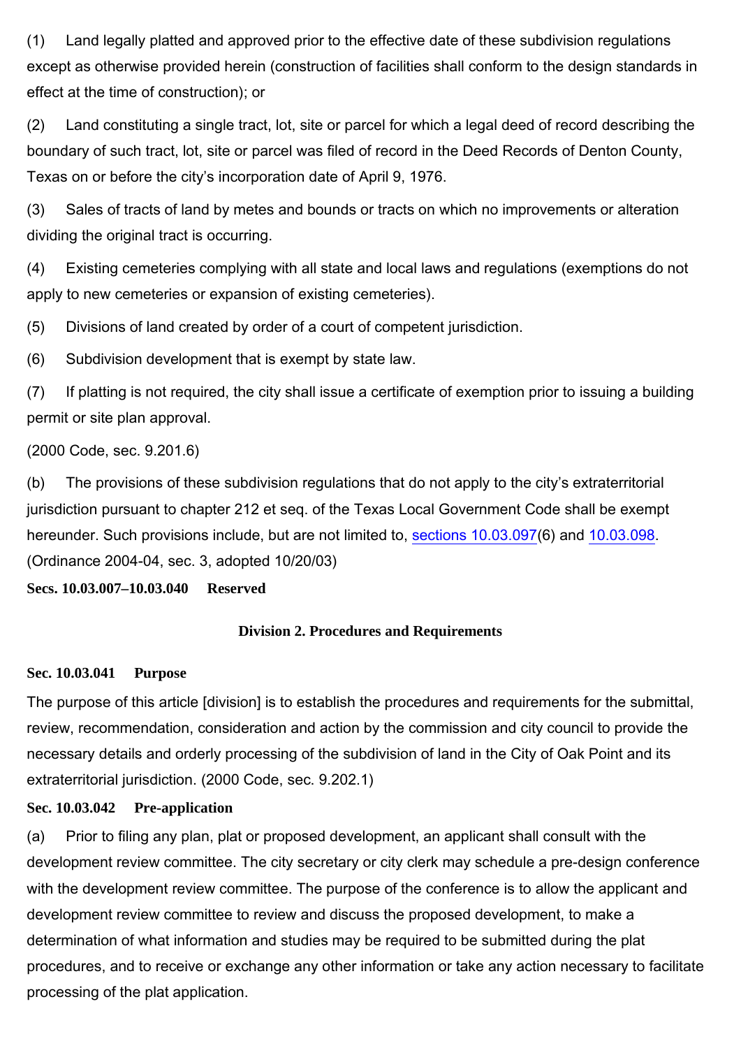(1) Land legally platted and approved prior to the effective date of these subdivision regulations except as otherwise provided herein (construction of facilities shall conform to the design standards in effect at the time of construction); or

(2) Land constituting a single tract, lot, site or parcel for which a legal deed of record describing the boundary of such tract, lot, site or parcel was filed of record in the Deed Records of Denton County, Texas on or before the city's incorporation date of April 9, 1976.

(3) Sales of tracts of land by metes and bounds or tracts on which no improvements or alteration dividing the original tract is occurring.

(4) Existing cemeteries complying with all state and local laws and regulations (exemptions do not apply to new cemeteries or expansion of existing cemeteries).

(5) Divisions of land created by order of a court of competent jurisdiction.

(6) Subdivision development that is exempt by state law.

(7) If platting is not required, the city shall issue a certificate of exemption prior to issuing a building permit or site plan approval.

(2000 Code, sec. 9.201.6)

(b) The provisions of these subdivision regulations that do not apply to the city's extraterritorial jurisdiction pursuant to chapter 212 et seq. of the Texas Local Government Code shall be exempt hereunder. Such provisions include, but are not limited to, sections 10.03.097(6) and 10.03.098. (Ordinance 2004-04, sec. 3, adopted 10/20/03)

**Secs. 10.03.007–10.03.040 Reserved**

## Division 2. Procedures and Requirements

**Sec. 10.03.041 Purpose**

The purpose of this article [division] is to establish the procedures and requirements for the submittal, review, recommendation, consideration and action by the commission and city council to provide the necessary details and orderly processing of the subdivision of land in the City of Oak Point and its extraterritorial jurisdiction. (2000 Code, sec. 9.202.1)

**Sec. 10.03.042 Pre-application**

(a) Prior to filing any plan, plat or proposed development, an applicant shall consult with the development review committee. The city secretary or city clerk may schedule a pre-design conference with the development review committee. The purpose of the conference is to allow the applicant and development review committee to review and discuss the proposed development, to make a determination of what information and studies may be required to be submitted during the plat procedures, and to receive or exchange any other information or take any action necessary to facilitate processing of the plat application.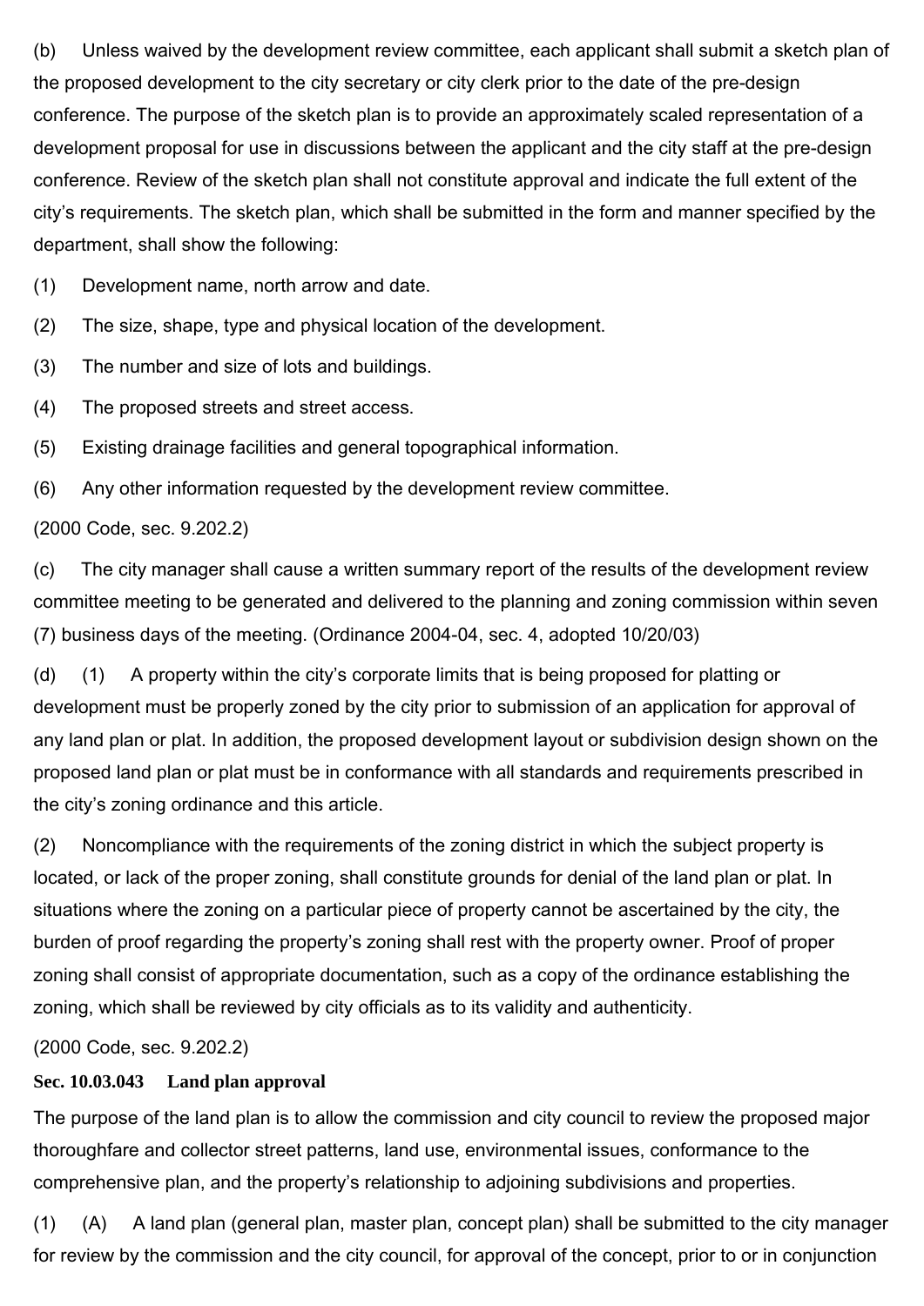(b) Unless waived by the development review committee, each applicant shall submit a sketch plan of the proposed development to the city secretary or city clerk prior to the date of the pre-design conference. The purpose of the sketch plan is to provide an approximately scaled representation of a development proposal for use in discussions between the applicant and the city staff at the pre-design conference. Review of the sketch plan shall not constitute approval and indicate the full extent of the city's requirements. The sketch plan, which shall be submitted in the form and manner specified by the department, shall show the following:

(1) Development name, north arrow and date.

(2) The size, shape, type and physical location of the development.

(3) The number and size of lots and buildings.

(4) The proposed streets and street access.

(5) Existing drainage facilities and general topographical information.

(6) Any other information requested by the development review committee.

(2000 Code, sec. 9.202.2)

(c) The city manager shall cause a written summary report of the results of the development review committee meeting to be generated and delivered to the planning and zoning commission within seven (7) business days of the meeting. (Ordinance 2004-04, sec. 4, adopted 10/20/03)

(d) (1) A property within the city's corporate limits that is being proposed for platting or development must be properly zoned by the city prior to submission of an application for approval of any land plan or plat. In addition, the proposed development layout or subdivision design shown on the proposed land plan or plat must be in conformance with all standards and requirements prescribed in the city's zoning ordinance and this article.

(2) Noncompliance with the requirements of the zoning district in which the subject property is located, or lack of the proper zoning, shall constitute grounds for denial of the land plan or plat. In situations where the zoning on a particular piece of property cannot be ascertained by the city, the burden of proof regarding the property's zoning shall rest with the property owner. Proof of proper zoning shall consist of appropriate documentation, such as a copy of the ordinance establishing the zoning, which shall be reviewed by city officials as to its validity and authenticity.

(2000 Code, sec. 9.202.2)

**Sec. 10.03.043 Land plan approval**

The purpose of the land plan is to allow the commission and city council to review the proposed major thoroughfare and collector street patterns, land use, environmental issues, conformance to the comprehensive plan, and the property's relationship to adjoining subdivisions and properties.

(1) (A) A land plan (general plan, master plan, concept plan) shall be submitted to the city manager for review by the commission and the city council, for approval of the concept, prior to or in conjunction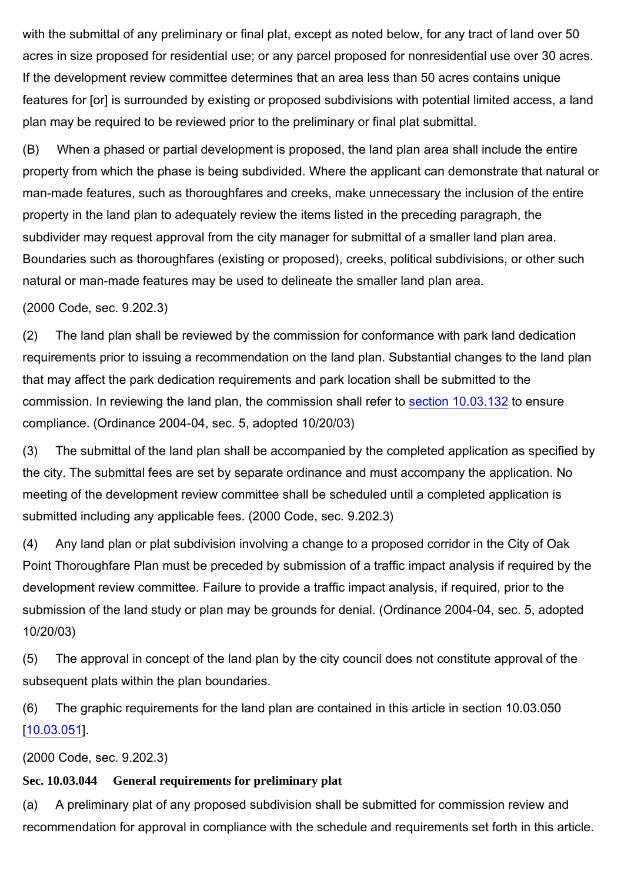with the submittal of any preliminary or final plat, except as noted below, for any tract of land over 50 acres in size proposed for residential use; or any parcel proposed for nonresidential use over 30 acres. If the development review committee determines that an area less than 50 acres contains unique features for [or] is surrounded by existing or proposed subdivisions with potential limited access, a land plan may be required to be reviewed prior to the preliminary or final plat submittal.

(B) When a phased or partial development is proposed, the land plan area shall include the entire property from which the phase is being subdivided. Where the applicant can demonstrate that natural or man-made features, such as thoroughfares and creeks, make unnecessary the inclusion of the entire property in the land plan to adequately review the items listed in the preceding paragraph, the subdivider may request approval from the city manager for submittal of a smaller land plan area. Boundaries such as thoroughfares (existing or proposed), creeks, political subdivisions, or other such natural or man-made features may be used to delineate the smaller land plan area.

(2000 Code, sec. 9.202.3)

(2) The land plan shall be reviewed by the commission for conformance with park land dedication requirements prior to issuing a recommendation on the land plan. Substantial changes to the land plan that may affect the park dedication requirements and park location shall be submitted to the commission. In reviewing the land plan, the commission shall refer to section 10.03.132 to ensure compliance. (Ordinance 2004-04, sec. 5, adopted 10/20/03)

(3) The submittal of the land plan shall be accompanied by the completed application as specified by the city. The submittal fees are set by separate ordinance and must accompany the application. No meeting of the development review committee shall be scheduled until a completed application is submitted including any applicable fees. (2000 Code, sec. 9.202.3)

(4) Any land plan or plat subdivision involving a change to a proposed corridor in the City of Oak Point Thoroughfare Plan must be preceded by submission of a traffic impact analysis if required by the development review committee. Failure to provide a traffic impact analysis, if required, prior to the submission of the land study or plan may be grounds for denial. (Ordinance 2004-04, sec. 5, adopted 10/20/03)

(5) The approval in concept of the land plan by the city council does not constitute approval of the subsequent plats within the plan boundaries.

(6) The graphic requirements for the land plan are contained in this article in section 10.03.050 [10.03.051].

(2000 Code, sec. 9.202.3)

**Sec. 10.03.044 General requirements for preliminary plat**

(a) A preliminary plat of any proposed subdivision shall be submitted for commission review and recommendation for approval in compliance with the schedule and requirements set forth in this article.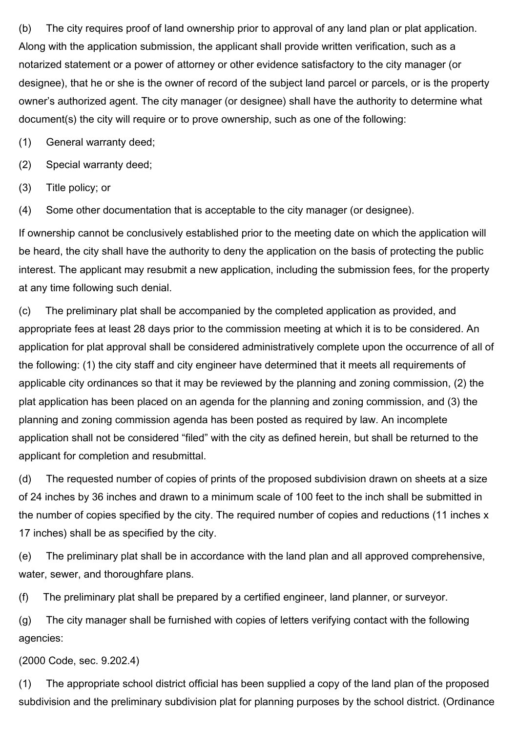(b) The city requires proof of land ownership prior to approval of any land plan or plat application. Along with the application submission, the applicant shall provide written verification, such as a notarized statement or a power of attorney or other evidence satisfactory to the city manager (or designee), that he or she is the owner of record of the subject land parcel or parcels, or is the property owner's authorized agent. The city manager (or designee) shall have the authority to determine what document(s) the city will require or to prove ownership, such as one of the following:

(1) General warranty deed;

(2) Special warranty deed;

(3) Title policy; or

(4) Some other documentation that is acceptable to the city manager (or designee).

If ownership cannot be conclusively established prior to the meeting date on which the application will be heard, the city shall have the authority to deny the application on the basis of protecting the public interest. The applicant may resubmit a new application, including the submission fees, for the property at any time following such denial.

(c) The preliminary plat shall be accompanied by the completed application as provided, and appropriate fees at least 28 days prior to the commission meeting at which it is to be considered. An application for plat approval shall be considered administratively complete upon the occurrence of all of the following: (1) the city staff and city engineer have determined that it meets all requirements of applicable city ordinances so that it may be reviewed by the planning and zoning commission, (2) the plat application has been placed on an agenda for the planning and zoning commission, and (3) the planning and zoning commission agenda has been posted as required by law. An incomplete application shall not be considered "filed" with the city as defined herein, but shall be returned to the applicant for completion and resubmittal.

(d) The requested number of copies of prints of the proposed subdivision drawn on sheets at a size of 24 inches by 36 inches and drawn to a minimum scale of 100 feet to the inch shall be submitted in the number of copies specified by the city. The required number of copies and reductions (11 inches x 17 inches) shall be as specified by the city.

(e) The preliminary plat shall be in accordance with the land plan and all approved comprehensive, water, sewer, and thoroughfare plans.

(f) The preliminary plat shall be prepared by a certified engineer, land planner, or surveyor.

(g) The city manager shall be furnished with copies of letters verifying contact with the following agencies:

(2000 Code, sec. 9.202.4)

(1) The appropriate school district official has been supplied a copy of the land plan of the proposed subdivision and the preliminary subdivision plat for planning purposes by the school district. (Ordinance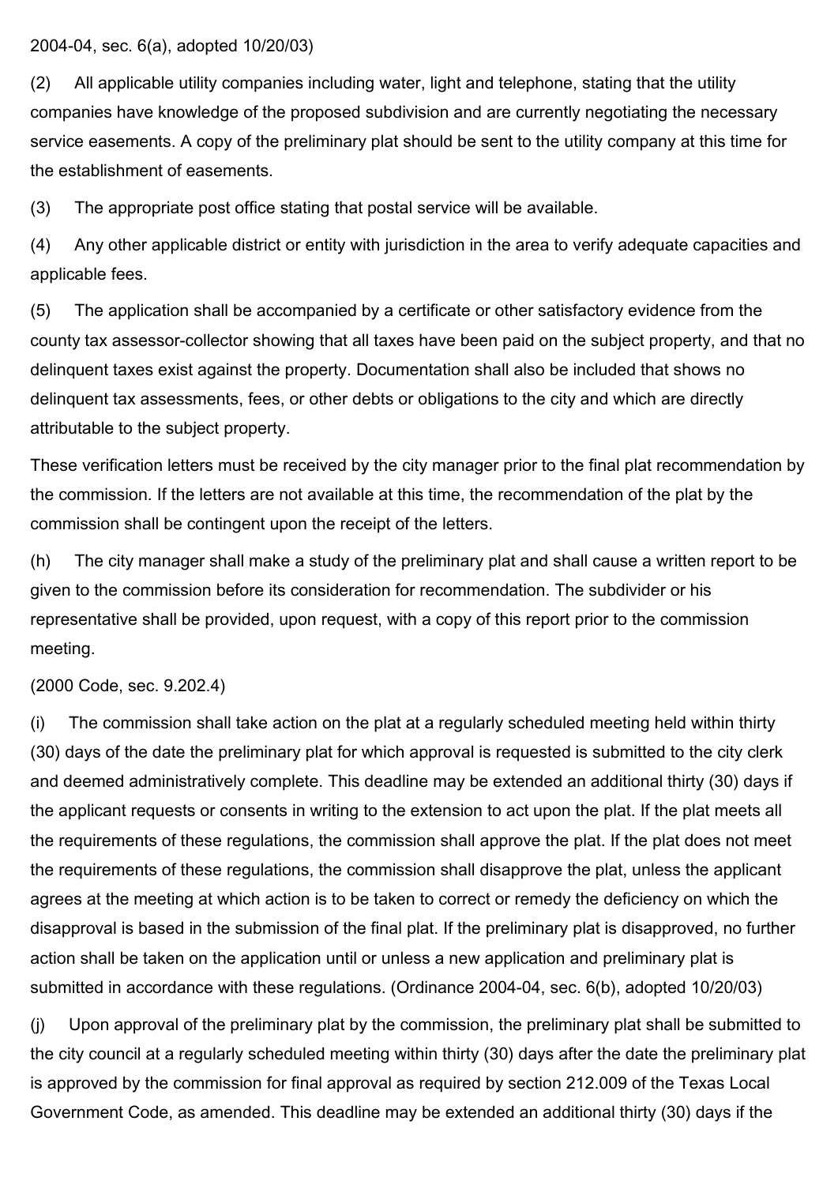2004-04, sec. 6(a), adopted 10/20/03)

(2) All applicable utility companies including water, light and telephone, stating that the utility companies have knowledge of the proposed subdivision and are currently negotiating the necessary service easements. A copy of the preliminary plat should be sent to the utility company at this time for the establishment of easements.

(3) The appropriate post office stating that postal service will be available.

(4) Any other applicable district or entity with jurisdiction in the area to verify adequate capacities and applicable fees.

(5) The application shall be accompanied by a certificate or other satisfactory evidence from the county tax assessor-collector showing that all taxes have been paid on the subject property, and that no delinquent taxes exist against the property. Documentation shall also be included that shows no delinquent tax assessments, fees, or other debts or obligations to the city and which are directly attributable to the subject property.

These verification letters must be received by the city manager prior to the final plat recommendation by the commission. If the letters are not available at this time, the recommendation of the plat by the commission shall be contingent upon the receipt of the letters.

(h) The city manager shall make a study of the preliminary plat and shall cause a written report to be given to the commission before its consideration for recommendation. The subdivider or his representative shall be provided, upon request, with a copy of this report prior to the commission meeting.

(2000 Code, sec. 9.202.4)

(i) The commission shall take action on the plat at a regularly scheduled meeting held within thirty (30) days of the date the preliminary plat for which approval is requested is submitted to the city clerk and deemed administratively complete. This deadline may be extended an additional thirty (30) days if the applicant requests or consents in writing to the extension to act upon the plat. If the plat meets all the requirements of these regulations, the commission shall approve the plat. If the plat does not meet the requirements of these regulations, the commission shall disapprove the plat, unless the applicant agrees at the meeting at which action is to be taken to correct or remedy the deficiency on which the disapproval is based in the submission of the final plat. If the preliminary plat is disapproved, no further action shall be taken on the application until or unless a new application and preliminary plat is submitted in accordance with these regulations. (Ordinance 2004-04, sec. 6(b), adopted 10/20/03)

(j) Upon approval of the preliminary plat by the commission, the preliminary plat shall be submitted to the city council at a regularly scheduled meeting within thirty (30) days after the date the preliminary plat is approved by the commission for final approval as required by section 212.009 of the Texas Local Government Code, as amended. This deadline may be extended an additional thirty (30) days if the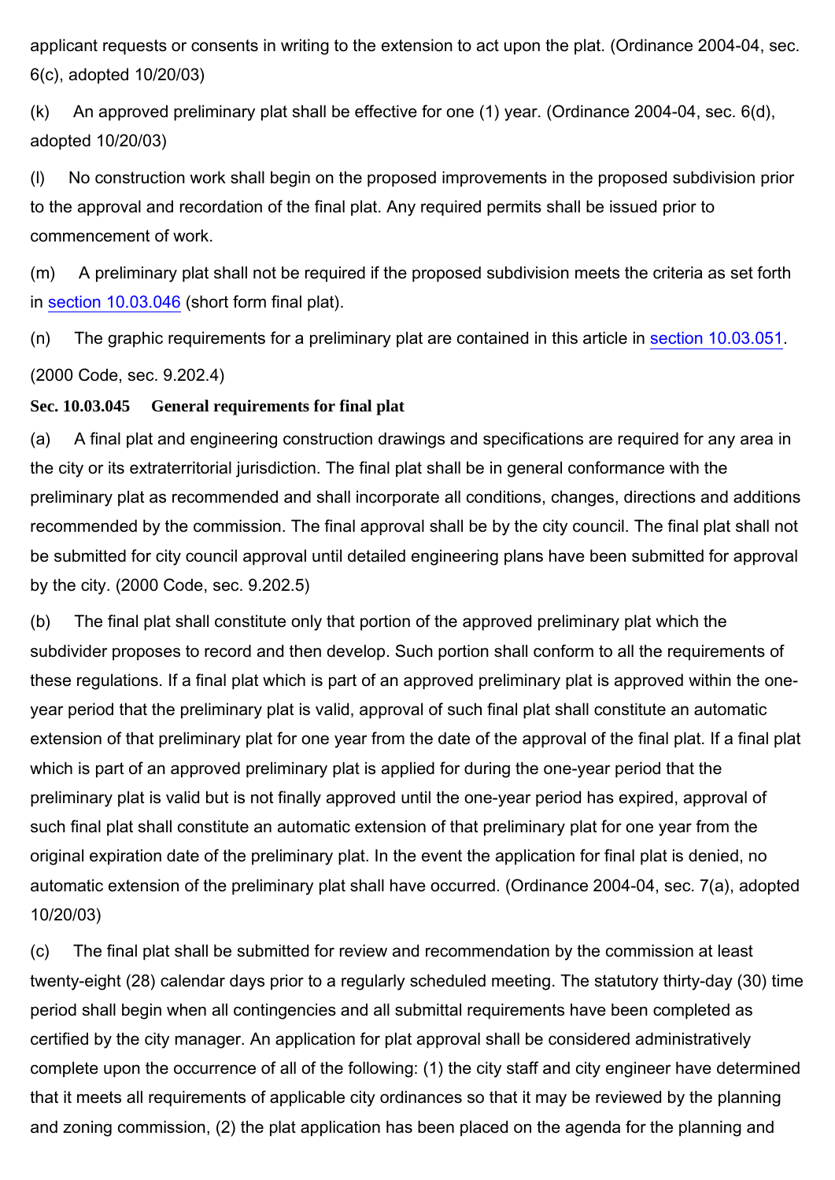applicant requests or consents in writing to the extension to act upon the plat. (Ordinance 2004-04, sec. 6(c), adopted 10/20/03)

(k) An approved preliminary plat shall be effective for one (1) year. (Ordinance 2004-04, sec. 6(d), adopted 10/20/03)

(l) No construction work shall begin on the proposed improvements in the proposed subdivision prior to the approval and recordation of the final plat. Any required permits shall be issued prior to commencement of work.

(m) A preliminary plat shall not be required if the proposed subdivision meets the criteria as set forth in section 10.03.046 (short form final plat).

(n) The graphic requirements for a preliminary plat are contained in this article in section 10.03.051.

(2000 Code, sec. 9.202.4)

**Sec. 10.03.045 General requirements for final plat**

(a) A final plat and engineering construction drawings and specifications are required for any area in the city or its extraterritorial jurisdiction. The final plat shall be in general conformance with the preliminary plat as recommended and shall incorporate all conditions, changes, directions and additions recommended by the commission. The final approval shall be by the city council. The final plat shall not be submitted for city council approval until detailed engineering plans have been submitted for approval by the city. (2000 Code, sec. 9.202.5)

(b) The final plat shall constitute only that portion of the approved preliminary plat which the subdivider proposes to record and then develop. Such portion shall conform to all the requirements of these regulations. If a final plat which is part of an approved preliminary plat is approved within the one-year period that the preliminary plat is valid, approval of such final plat shall constitute an automatic extension of that preliminary plat for one year from the date of the approval of the final plat. If a final plat which is part of an approved preliminary plat is applied for during the one-year period that the preliminary plat is valid but is not finally approved until the one-year period has expired, approval of such final plat shall constitute an automatic extension of that preliminary plat for one year from the original expiration date of the preliminary plat. In the event the application for final plat is denied, no automatic extension of the preliminary plat shall have occurred. (Ordinance 2004-04, sec. 7(a), adopted 10/20/03)

(c) The final plat shall be submitted for review and recommendation by the commission at least twenty-eight (28) calendar days prior to a regularly scheduled meeting. The statutory thirty-day (30) time period shall begin when all contingencies and all submittal requirements have been completed as certified by the city manager. An application for plat approval shall be considered administratively complete upon the occurrence of all of the following: (1) the city staff and city engineer have determined that it meets all requirements of applicable city ordinances so that it may be reviewed by the planning and zoning commission, (2) the plat application has been placed on the agenda for the planning and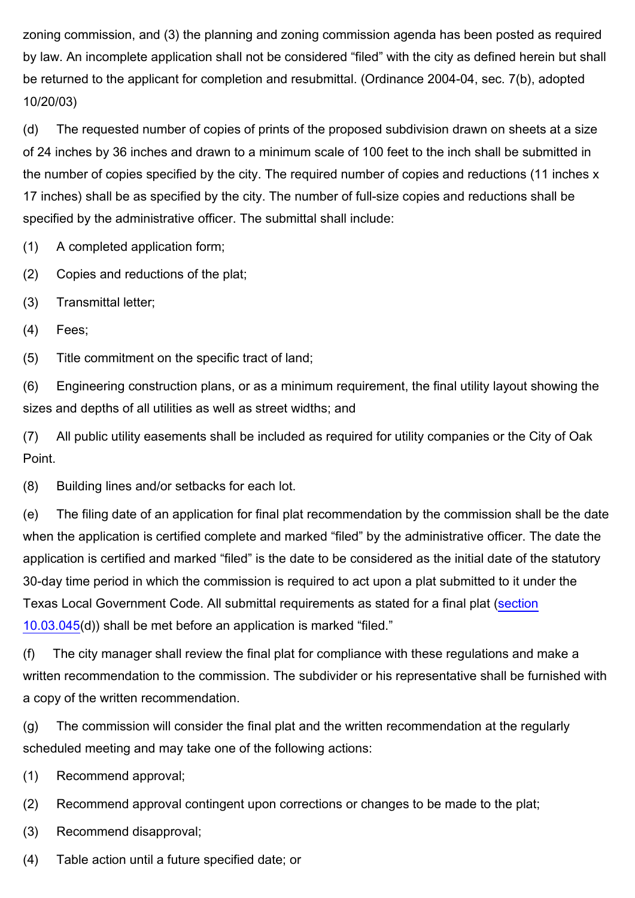zoning commission, and (3) the planning and zoning commission agenda has been posted as required by law. An incomplete application shall not be considered "filed" with the city as defined herein but shall be returned to the applicant for completion and resubmittal. (Ordinance 2004-04, sec. 7(b), adopted 10/20/03)

(d) The requested number of copies of prints of the proposed subdivision drawn on sheets at a size of 24 inches by 36 inches and drawn to a minimum scale of 100 feet to the inch shall be submitted in the number of copies specified by the city. The required number of copies and reductions (11 inches x 17 inches) shall be as specified by the city. The number of full-size copies and reductions shall be specified by the administrative officer. The submittal shall include:

(1) A completed application form;

(2) Copies and reductions of the plat;

(3) Transmittal letter;

(4) Fees;

(5) Title commitment on the specific tract of land;

(6) Engineering construction plans, or as a minimum requirement, the final utility layout showing the sizes and depths of all utilities as well as street widths; and

(7) All public utility easements shall be included as required for utility companies or the City of Oak Point.

(8) Building lines and/or setbacks for each lot.

(e) The filing date of an application for final plat recommendation by the commission shall be the date when the application is certified complete and marked "filed" by the administrative officer. The date the application is certified and marked "filed" is the date to be considered as the initial date of the statutory 30-day time period in which the commission is required to act upon a plat submitted to it under the Texas Local Government Code. All submittal requirements as stated for a final plat (section 10.03.045(d)) shall be met before an application is marked "filed."

(f) The city manager shall review the final plat for compliance with these regulations and make a written recommendation to the commission. The subdivider or his representative shall be furnished with a copy of the written recommendation.

(g) The commission will consider the final plat and the written recommendation at the regularly scheduled meeting and may take one of the following actions:

(1) Recommend approval;

(2) Recommend approval contingent upon corrections or changes to be made to the plat;

(3) Recommend disapproval;

(4) Table action until a future specified date; or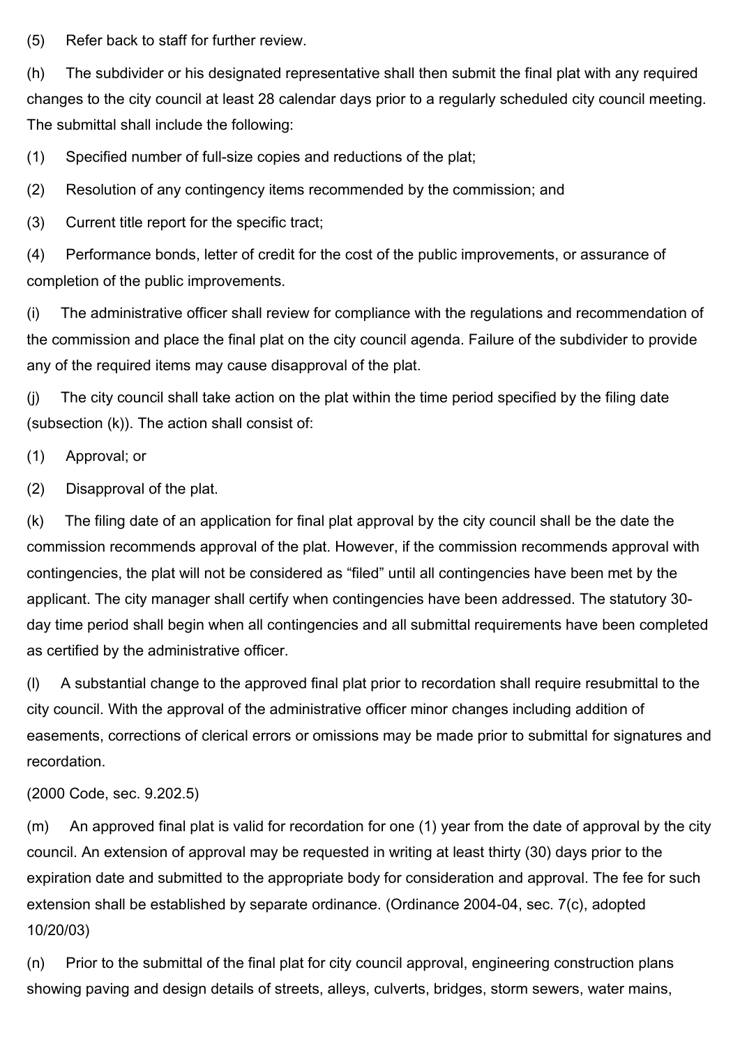(5) Refer back to staff for further review.

(h) The subdivider or his designated representative shall then submit the final plat with any required changes to the city council at least 28 calendar days prior to a regularly scheduled city council meeting. The submittal shall include the following:

(1) Specified number of full-size copies and reductions of the plat;

(2) Resolution of any contingency items recommended by the commission; and

(3) Current title report for the specific tract;

(4) Performance bonds, letter of credit for the cost of the public improvements, or assurance of completion of the public improvements.

(i) The administrative officer shall review for compliance with the regulations and recommendation of the commission and place the final plat on the city council agenda. Failure of the subdivider to provide any of the required items may cause disapproval of the plat.

(j) The city council shall take action on the plat within the time period specified by the filing date (subsection (k)). The action shall consist of:

(1) Approval; or

(2) Disapproval of the plat.

(k) The filing date of an application for final plat approval by the city council shall be the date the commission recommends approval of the plat. However, if the commission recommends approval with contingencies, the plat will not be considered as "filed" until all contingencies have been met by the applicant. The city manager shall certify when contingencies have been addressed. The statutory 30-day time period shall begin when all contingencies and all submittal requirements have been completed as certified by the administrative officer.

(l) A substantial change to the approved final plat prior to recordation shall require resubmittal to the city council. With the approval of the administrative officer minor changes including addition of easements, corrections of clerical errors or omissions may be made prior to submittal for signatures and recordation.

(2000 Code, sec. 9.202.5)

(m) An approved final plat is valid for recordation for one (1) year from the date of approval by the city council. An extension of approval may be requested in writing at least thirty (30) days prior to the expiration date and submitted to the appropriate body for consideration and approval. The fee for such extension shall be established by separate ordinance. (Ordinance 2004-04, sec. 7(c), adopted 10/20/03)

(n) Prior to the submittal of the final plat for city council approval, engineering construction plans showing paving and design details of streets, alleys, culverts, bridges, storm sewers, water mains,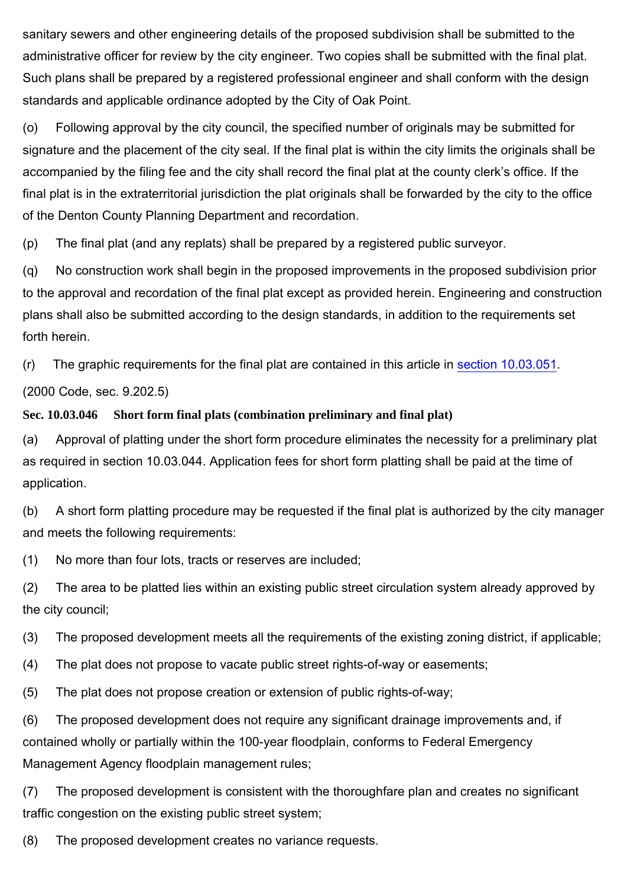sanitary sewers and other engineering details of the proposed subdivision shall be submitted to the administrative officer for review by the city engineer. Two copies shall be submitted with the final plat. Such plans shall be prepared by a registered professional engineer and shall conform with the design standards and applicable ordinance adopted by the City of Oak Point.

(o) Following approval by the city council, the specified number of originals may be submitted for signature and the placement of the city seal. If the final plat is within the city limits the originals shall be accompanied by the filing fee and the city shall record the final plat at the county clerk's office. If the final plat is in the extraterritorial jurisdiction the plat originals shall be forwarded by the city to the office of the Denton County Planning Department and recordation.

(p) The final plat (and any replats) shall be prepared by a registered public surveyor.

(q) No construction work shall begin in the proposed improvements in the proposed subdivision prior to the approval and recordation of the final plat except as provided herein. Engineering and construction plans shall also be submitted according to the design standards, in addition to the requirements set forth herein.

(r) The graphic requirements for the final plat are contained in this article in section 10.03.051.

(2000 Code, sec. 9.202.5)

**Sec. 10.03.046 Short form final plats (combination preliminary and final plat)**

(a) Approval of platting under the short form procedure eliminates the necessity for a preliminary plat as required in section 10.03.044. Application fees for short form platting shall be paid at the time of application.

(b) A short form platting procedure may be requested if the final plat is authorized by the city manager and meets the following requirements:

(1) No more than four lots, tracts or reserves are included;

(2) The area to be platted lies within an existing public street circulation system already approved by the city council;

(3) The proposed development meets all the requirements of the existing zoning district, if applicable;

(4) The plat does not propose to vacate public street rights-of-way or easements;

(5) The plat does not propose creation or extension of public rights-of-way;

(6) The proposed development does not require any significant drainage improvements and, if contained wholly or partially within the 100-year floodplain, conforms to Federal Emergency Management Agency floodplain management rules;

(7) The proposed development is consistent with the thoroughfare plan and creates no significant traffic congestion on the existing public street system;

(8) The proposed development creates no variance requests.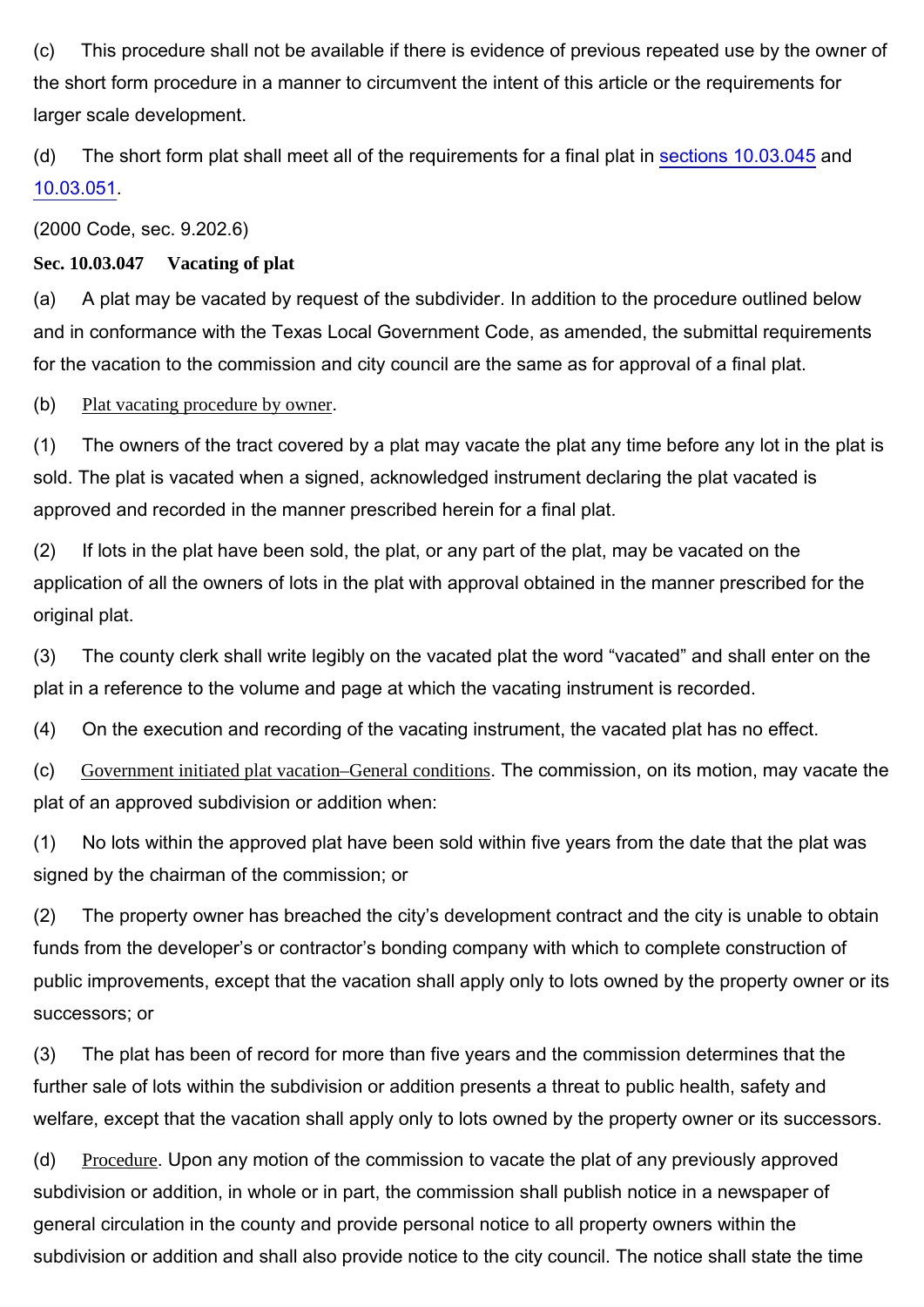(c) This procedure shall not be available if there is evidence of previous repeated use by the owner of the short form procedure in a manner to circumvent the intent of this article or the requirements for larger scale development.

(d) The short form plat shall meet all of the requirements for a final plat in sections 10.03.045 and 10.03.051.

(2000 Code, sec. 9.202.6)

**Sec. 10.03.047 Vacating of plat**

(a) A plat may be vacated by request of the subdivider. In addition to the procedure outlined below and in conformance with the Texas Local Government Code, as amended, the submittal requirements for the vacation to the commission and city council are the same as for approval of a final plat.

(b) Plat vacating procedure by owner.

(1) The owners of the tract covered by a plat may vacate the plat any time before any lot in the plat is sold. The plat is vacated when a signed, acknowledged instrument declaring the plat vacated is approved and recorded in the manner prescribed herein for a final plat.

(2) If lots in the plat have been sold, the plat, or any part of the plat, may be vacated on the application of all the owners of lots in the plat with approval obtained in the manner prescribed for the original plat.

(3) The county clerk shall write legibly on the vacated plat the word "vacated" and shall enter on the plat in a reference to the volume and page at which the vacating instrument is recorded.

(4) On the execution and recording of the vacating instrument, the vacated plat has no effect.

(c) Government initiated plat vacation–General conditions. The commission, on its motion, may vacate the plat of an approved subdivision or addition when:

(1) No lots within the approved plat have been sold within five years from the date that the plat was signed by the chairman of the commission; or

(2) The property owner has breached the city's development contract and the city is unable to obtain funds from the developer's or contractor's bonding company with which to complete construction of public improvements, except that the vacation shall apply only to lots owned by the property owner or its successors; or

(3) The plat has been of record for more than five years and the commission determines that the further sale of lots within the subdivision or addition presents a threat to public health, safety and welfare, except that the vacation shall apply only to lots owned by the property owner or its successors.

(d) Procedure. Upon any motion of the commission to vacate the plat of any previously approved subdivision or addition, in whole or in part, the commission shall publish notice in a newspaper of general circulation in the county and provide personal notice to all property owners within the subdivision or addition and shall also provide notice to the city council. The notice shall state the time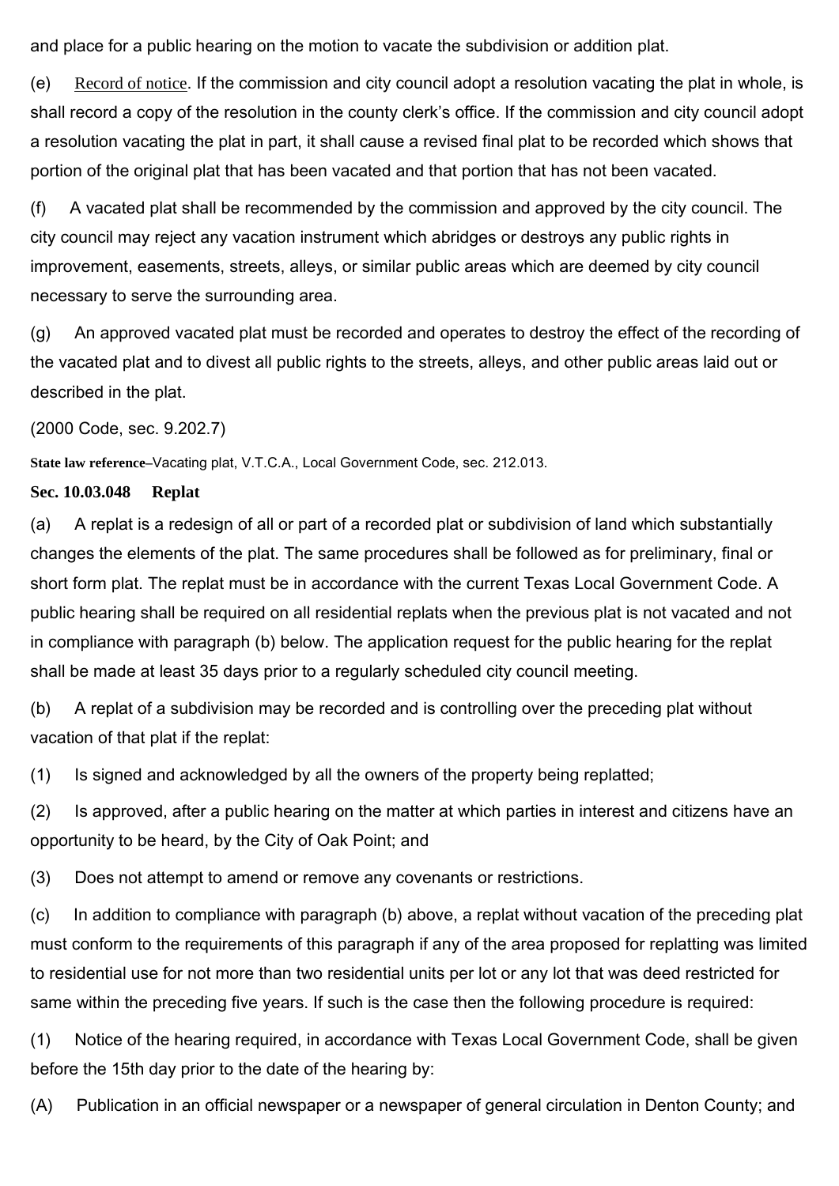and place for a public hearing on the motion to vacate the subdivision or addition plat.

(e) Record of notice. If the commission and city council adopt a resolution vacating the plat in whole, is shall record a copy of the resolution in the county clerk's office. If the commission and city council adopt a resolution vacating the plat in part, it shall cause a revised final plat to be recorded which shows that portion of the original plat that has been vacated and that portion that has not been vacated.

(f) A vacated plat shall be recommended by the commission and approved by the city council. The city council may reject any vacation instrument which abridges or destroys any public rights in improvement, easements, streets, alleys, or similar public areas which are deemed by city council necessary to serve the surrounding area.

(g) An approved vacated plat must be recorded and operates to destroy the effect of the recording of the vacated plat and to divest all public rights to the streets, alleys, and other public areas laid out or described in the plat.

(2000 Code, sec. 9.202.7)

**State law reference**–Vacating plat, V.T.C.A., Local Government Code, sec. 212.013.

**Sec. 10.03.048 Replat**

(a) A replat is a redesign of all or part of a recorded plat or subdivision of land which substantially changes the elements of the plat. The same procedures shall be followed as for preliminary, final or short form plat. The replat must be in accordance with the current Texas Local Government Code. A public hearing shall be required on all residential replats when the previous plat is not vacated and not in compliance with paragraph (b) below. The application request for the public hearing for the replat shall be made at least 35 days prior to a regularly scheduled city council meeting.

(b) A replat of a subdivision may be recorded and is controlling over the preceding plat without vacation of that plat if the replat:

(1) Is signed and acknowledged by all the owners of the property being replatted;

(2) Is approved, after a public hearing on the matter at which parties in interest and citizens have an opportunity to be heard, by the City of Oak Point; and

(3) Does not attempt to amend or remove any covenants or restrictions.

(c) In addition to compliance with paragraph (b) above, a replat without vacation of the preceding plat must conform to the requirements of this paragraph if any of the area proposed for replatting was limited to residential use for not more than two residential units per lot or any lot that was deed restricted for same within the preceding five years. If such is the case then the following procedure is required:

(1) Notice of the hearing required, in accordance with Texas Local Government Code, shall be given before the 15th day prior to the date of the hearing by:

(A) Publication in an official newspaper or a newspaper of general circulation in Denton County; and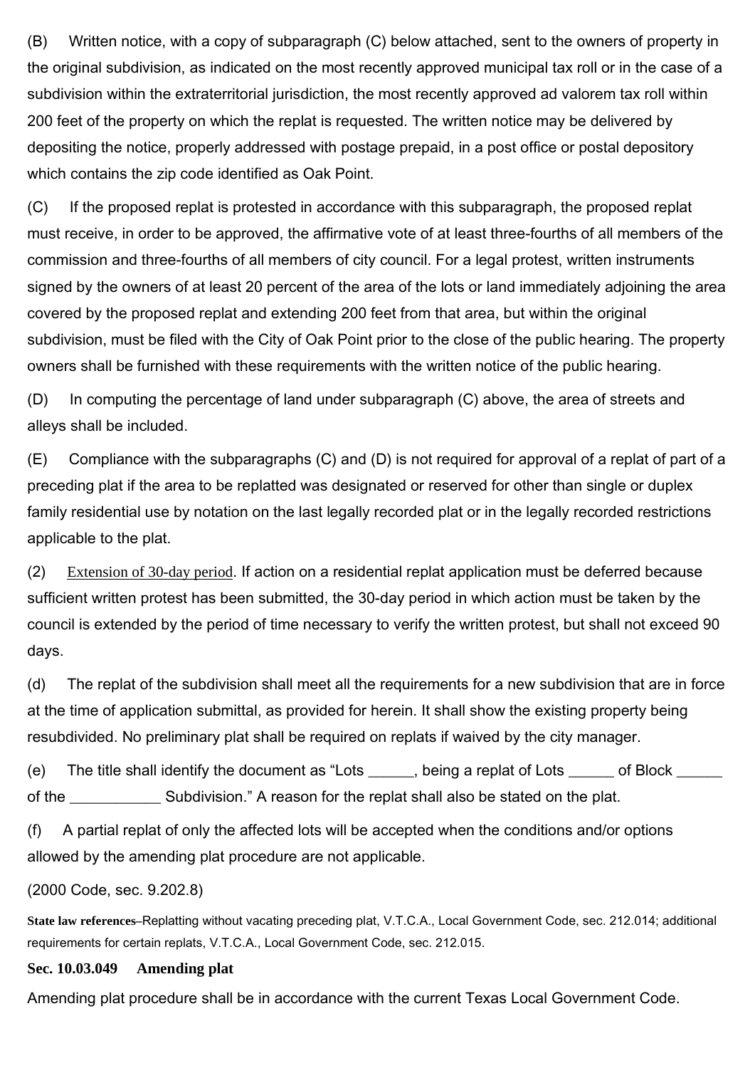(B) Written notice, with a copy of subparagraph (C) below attached, sent to the owners of property in the original subdivision, as indicated on the most recently approved municipal tax roll or in the case of a subdivision within the extraterritorial jurisdiction, the most recently approved ad valorem tax roll within 200 feet of the property on which the replat is requested. The written notice may be delivered by depositing the notice, properly addressed with postage prepaid, in a post office or postal depository which contains the zip code identified as Oak Point.

(C) If the proposed replat is protested in accordance with this subparagraph, the proposed replat must receive, in order to be approved, the affirmative vote of at least three-fourths of all members of the commission and three-fourths of all members of city council. For a legal protest, written instruments signed by the owners of at least 20 percent of the area of the lots or land immediately adjoining the area covered by the proposed replat and extending 200 feet from that area, but within the original subdivision, must be filed with the City of Oak Point prior to the close of the public hearing. The property owners shall be furnished with these requirements with the written notice of the public hearing.

(D) In computing the percentage of land under subparagraph (C) above, the area of streets and alleys shall be included.

(E) Compliance with the subparagraphs (C) and (D) is not required for approval of a replat of part of a preceding plat if the area to be replatted was designated or reserved for other than single or duplex family residential use by notation on the last legally recorded plat or in the legally recorded restrictions applicable to the plat.

(2) Extension of 30-day period. If action on a residential replat application must be deferred because sufficient written protest has been submitted, the 30-day period in which action must be taken by the council is extended by the period of time necessary to verify the written protest, but shall not exceed 90 days.

(d) The replat of the subdivision shall meet all the requirements for a new subdivision that are in force at the time of application submittal, as provided for herein. It shall show the existing property being resubdivided. No preliminary plat shall be required on replats if waived by the city manager.

(e) The title shall identify the document as "Lots ______, being a replat of Lots ______ of Block ______ of the ____________ Subdivision." A reason for the replat shall also be stated on the plat.

(f) A partial replat of only the affected lots will be accepted when the conditions and/or options allowed by the amending plat procedure are not applicable.

(2000 Code, sec. 9.202.8)

**State law references**–Replatting without vacating preceding plat, V.T.C.A., Local Government Code, sec. 212.014; additional requirements for certain replats, V.T.C.A., Local Government Code, sec. 212.015.

**Sec. 10.03.049 Amending plat**

Amending plat procedure shall be in accordance with the current Texas Local Government Code.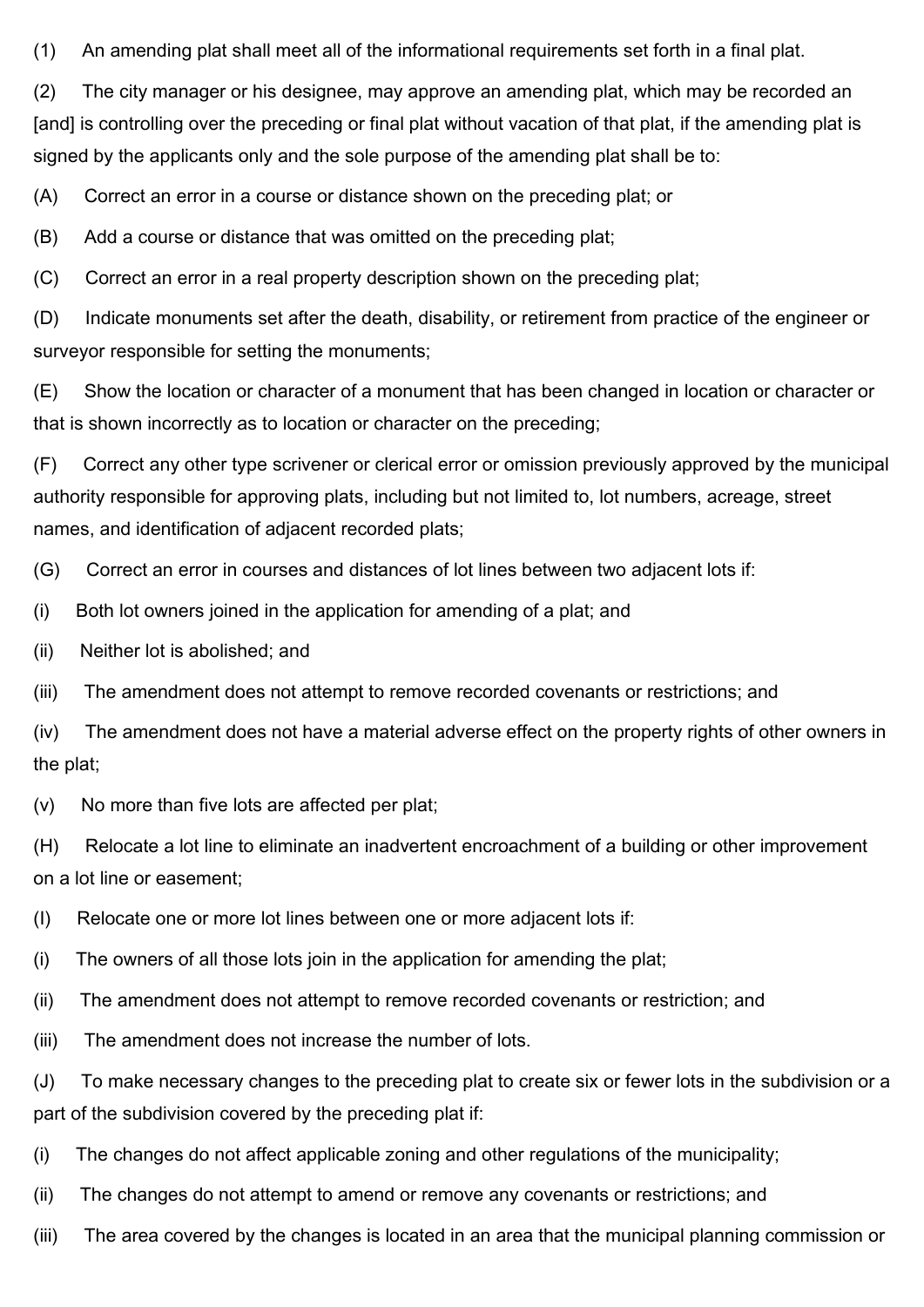(1) An amending plat shall meet all of the informational requirements set forth in a final plat.

(2) The city manager or his designee, may approve an amending plat, which may be recorded an [and] is controlling over the preceding or final plat without vacation of that plat, if the amending plat is signed by the applicants only and the sole purpose of the amending plat shall be to:

(A) Correct an error in a course or distance shown on the preceding plat; or

(B) Add a course or distance that was omitted on the preceding plat;

(C) Correct an error in a real property description shown on the preceding plat;

(D) Indicate monuments set after the death, disability, or retirement from practice of the engineer or surveyor responsible for setting the monuments;

(E) Show the location or character of a monument that has been changed in location or character or that is shown incorrectly as to location or character on the preceding;

(F) Correct any other type scrivener or clerical error or omission previously approved by the municipal authority responsible for approving plats, including but not limited to, lot numbers, acreage, street names, and identification of adjacent recorded plats;

(G) Correct an error in courses and distances of lot lines between two adjacent lots if:

(i) Both lot owners joined in the application for amending of a plat; and

(ii) Neither lot is abolished; and

(iii) The amendment does not attempt to remove recorded covenants or restrictions; and

(iv) The amendment does not have a material adverse effect on the property rights of other owners in the plat;

(v) No more than five lots are affected per plat;

(H) Relocate a lot line to eliminate an inadvertent encroachment of a building or other improvement on a lot line or easement;

(I) Relocate one or more lot lines between one or more adjacent lots if:

(i) The owners of all those lots join in the application for amending the plat;

(ii) The amendment does not attempt to remove recorded covenants or restriction; and

(iii) The amendment does not increase the number of lots.

(J) To make necessary changes to the preceding plat to create six or fewer lots in the subdivision or a part of the subdivision covered by the preceding plat if:

(i) The changes do not affect applicable zoning and other regulations of the municipality;

(ii) The changes do not attempt to amend or remove any covenants or restrictions; and

(iii) The area covered by the changes is located in an area that the municipal planning commission or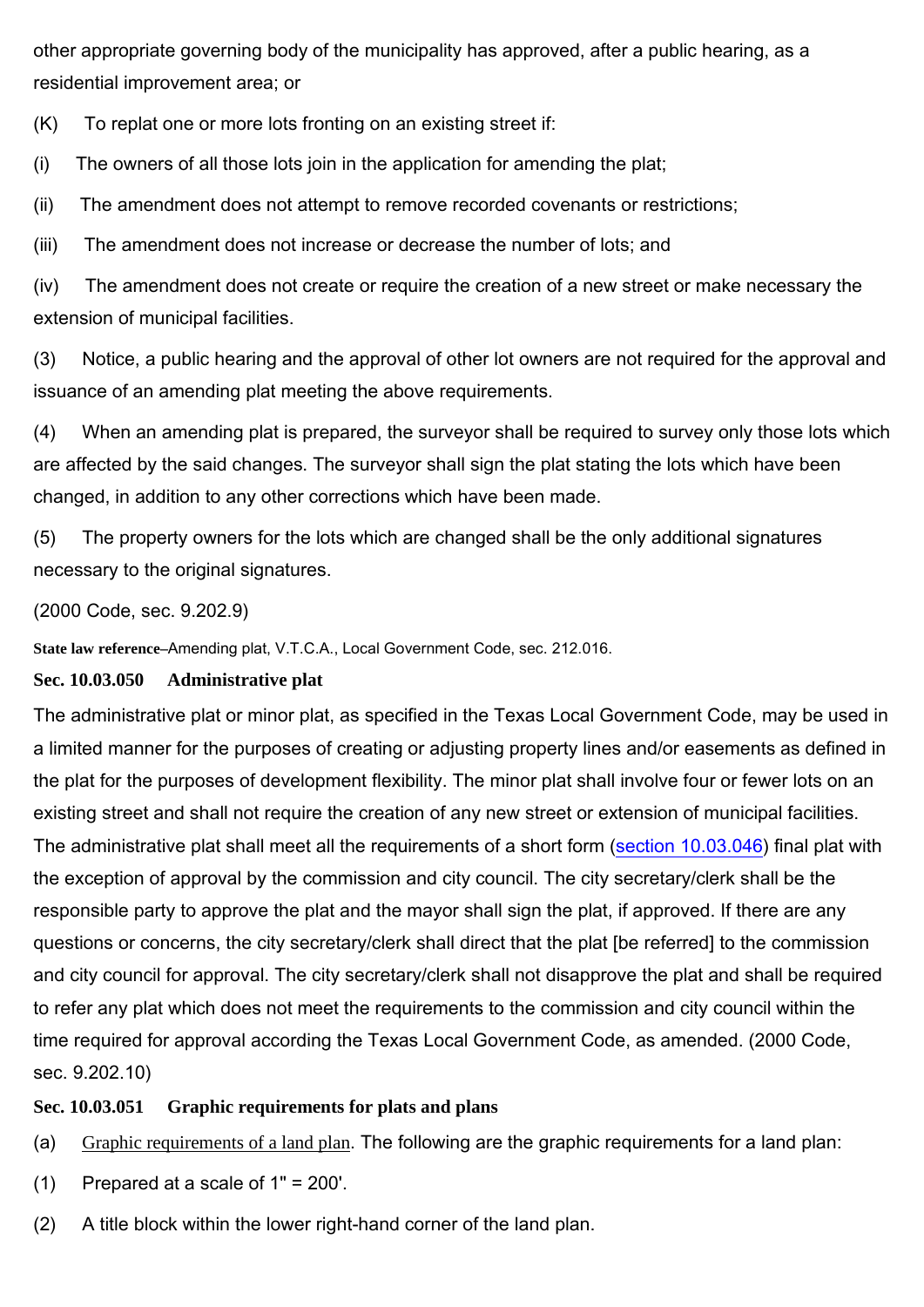other appropriate governing body of the municipality has approved, after a public hearing, as a residential improvement area; or

(K) To replat one or more lots fronting on an existing street if:

(i) The owners of all those lots join in the application for amending the plat;

(ii) The amendment does not attempt to remove recorded covenants or restrictions;

(iii) The amendment does not increase or decrease the number of lots; and

(iv) The amendment does not create or require the creation of a new street or make necessary the extension of municipal facilities.

(3) Notice, a public hearing and the approval of other lot owners are not required for the approval and issuance of an amending plat meeting the above requirements.

(4) When an amending plat is prepared, the surveyor shall be required to survey only those lots which are affected by the said changes. The surveyor shall sign the plat stating the lots which have been changed, in addition to any other corrections which have been made.

(5) The property owners for the lots which are changed shall be the only additional signatures necessary to the original signatures.

(2000 Code, sec. 9.202.9)

**State law reference**–Amending plat, V.T.C.A., Local Government Code, sec. 212.016.

**Sec. 10.03.050 Administrative plat**

The administrative plat or minor plat, as specified in the Texas Local Government Code, may be used in a limited manner for the purposes of creating or adjusting property lines and/or easements as defined in the plat for the purposes of development flexibility. The minor plat shall involve four or fewer lots on an existing street and shall not require the creation of any new street or extension of municipal facilities. The administrative plat shall meet all the requirements of a short form (section 10.03.046) final plat with the exception of approval by the commission and city council. The city secretary/clerk shall be the responsible party to approve the plat and the mayor shall sign the plat, if approved. If there are any questions or concerns, the city secretary/clerk shall direct that the plat [be referred] to the commission and city council for approval. The city secretary/clerk shall not disapprove the plat and shall be required to refer any plat which does not meet the requirements to the commission and city council within the time required for approval according the Texas Local Government Code, as amended. (2000 Code, sec. 9.202.10)

**Sec. 10.03.051 Graphic requirements for plats and plans**

(a) Graphic requirements of a land plan. The following are the graphic requirements for a land plan:

(1) Prepared at a scale of 1" = 200'.

(2) A title block within the lower right-hand corner of the land plan.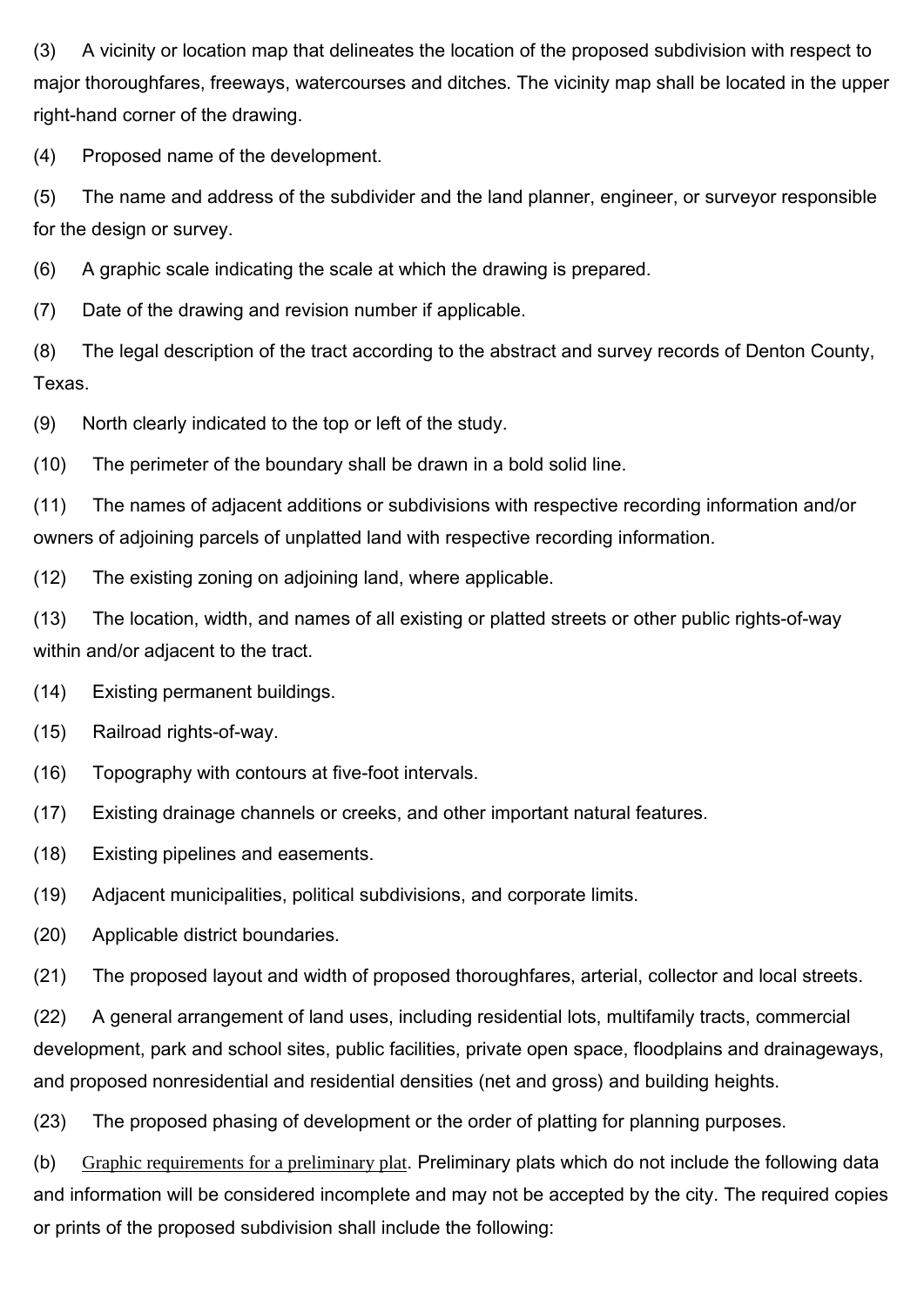(3) A vicinity or location map that delineates the location of the proposed subdivision with respect to major thoroughfares, freeways, watercourses and ditches. The vicinity map shall be located in the upper right-hand corner of the drawing.

(4) Proposed name of the development.

(5) The name and address of the subdivider and the land planner, engineer, or surveyor responsible for the design or survey.

(6) A graphic scale indicating the scale at which the drawing is prepared.

(7) Date of the drawing and revision number if applicable.

(8) The legal description of the tract according to the abstract and survey records of Denton County, Texas.

(9) North clearly indicated to the top or left of the study.

(10) The perimeter of the boundary shall be drawn in a bold solid line.

(11) The names of adjacent additions or subdivisions with respective recording information and/or owners of adjoining parcels of unplatted land with respective recording information.

(12) The existing zoning on adjoining land, where applicable.

(13) The location, width, and names of all existing or platted streets or other public rights-of-way within and/or adjacent to the tract.

(14) Existing permanent buildings.

(15) Railroad rights-of-way.

(16) Topography with contours at five-foot intervals.

(17) Existing drainage channels or creeks, and other important natural features.

(18) Existing pipelines and easements.

(19) Adjacent municipalities, political subdivisions, and corporate limits.

(20) Applicable district boundaries.

(21) The proposed layout and width of proposed thoroughfares, arterial, collector and local streets.

(22) A general arrangement of land uses, including residential lots, multifamily tracts, commercial development, park and school sites, public facilities, private open space, floodplains and drainageways, and proposed nonresidential and residential densities (net and gross) and building heights.

(23) The proposed phasing of development or the order of platting for planning purposes.

(b) Graphic requirements for a preliminary plat. Preliminary plats which do not include the following data and information will be considered incomplete and may not be accepted by the city. The required copies or prints of the proposed subdivision shall include the following: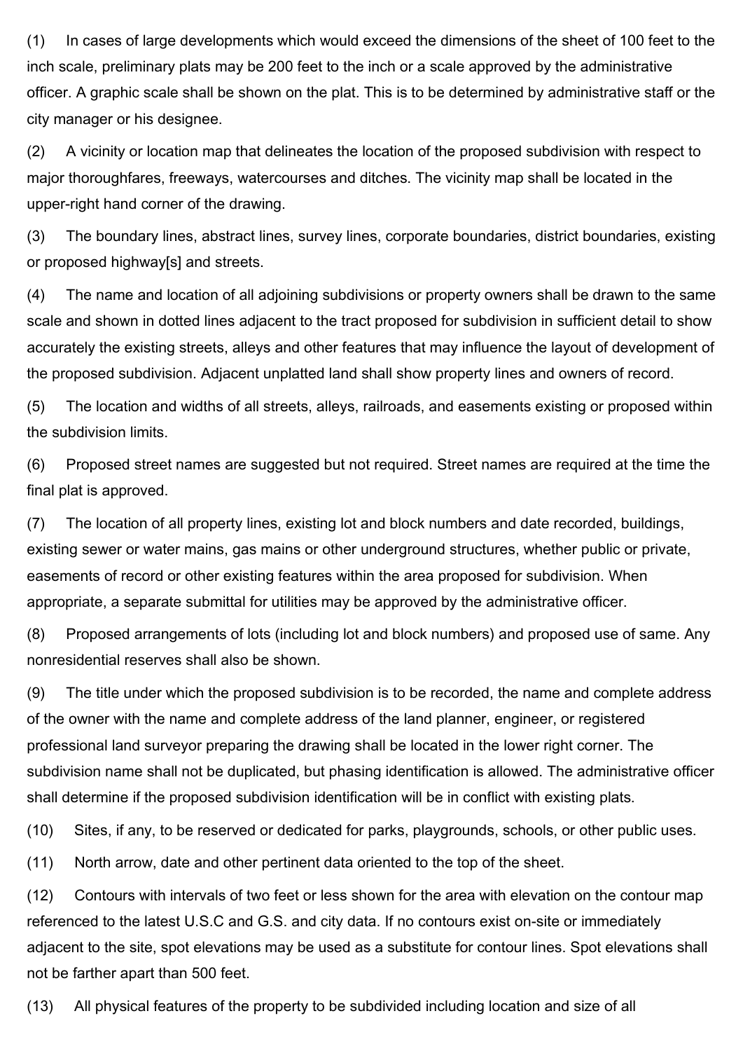(1) In cases of large developments which would exceed the dimensions of the sheet of 100 feet to the inch scale, preliminary plats may be 200 feet to the inch or a scale approved by the administrative officer. A graphic scale shall be shown on the plat. This is to be determined by administrative staff or the city manager or his designee.

(2) A vicinity or location map that delineates the location of the proposed subdivision with respect to major thoroughfares, freeways, watercourses and ditches. The vicinity map shall be located in the upper-right hand corner of the drawing.

(3) The boundary lines, abstract lines, survey lines, corporate boundaries, district boundaries, existing or proposed highway[s] and streets.

(4) The name and location of all adjoining subdivisions or property owners shall be drawn to the same scale and shown in dotted lines adjacent to the tract proposed for subdivision in sufficient detail to show accurately the existing streets, alleys and other features that may influence the layout of development of the proposed subdivision. Adjacent unplatted land shall show property lines and owners of record.

(5) The location and widths of all streets, alleys, railroads, and easements existing or proposed within the subdivision limits.

(6) Proposed street names are suggested but not required. Street names are required at the time the final plat is approved.

(7) The location of all property lines, existing lot and block numbers and date recorded, buildings, existing sewer or water mains, gas mains or other underground structures, whether public or private, easements of record or other existing features within the area proposed for subdivision. When appropriate, a separate submittal for utilities may be approved by the administrative officer.

(8) Proposed arrangements of lots (including lot and block numbers) and proposed use of same. Any nonresidential reserves shall also be shown.

(9) The title under which the proposed subdivision is to be recorded, the name and complete address of the owner with the name and complete address of the land planner, engineer, or registered professional land surveyor preparing the drawing shall be located in the lower right corner. The subdivision name shall not be duplicated, but phasing identification is allowed. The administrative officer shall determine if the proposed subdivision identification will be in conflict with existing plats.

(10) Sites, if any, to be reserved or dedicated for parks, playgrounds, schools, or other public uses.

(11) North arrow, date and other pertinent data oriented to the top of the sheet.

(12) Contours with intervals of two feet or less shown for the area with elevation on the contour map referenced to the latest U.S.C and G.S. and city data. If no contours exist on-site or immediately adjacent to the site, spot elevations may be used as a substitute for contour lines. Spot elevations shall not be farther apart than 500 feet.

(13) All physical features of the property to be subdivided including location and size of all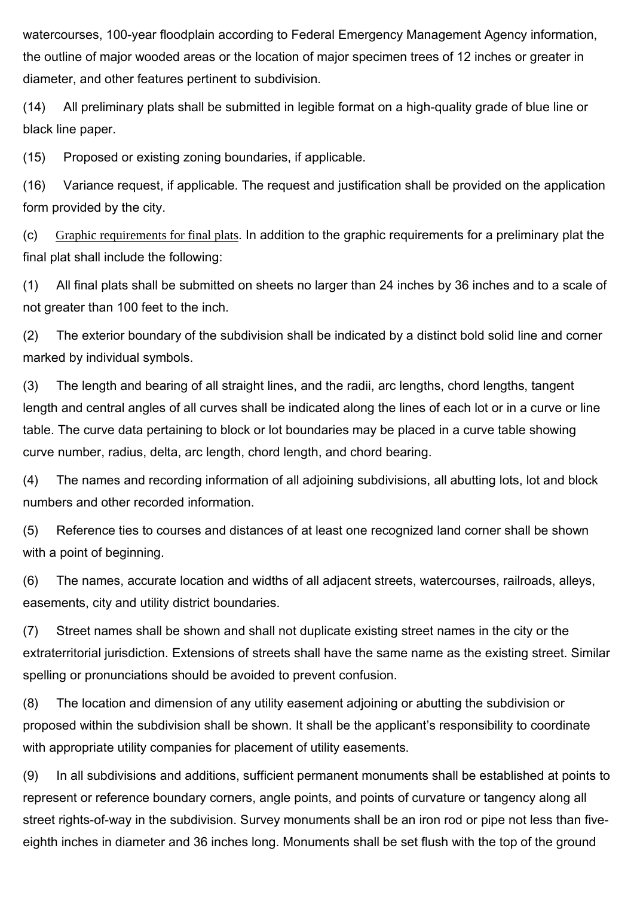watercourses, 100-year floodplain according to Federal Emergency Management Agency information, the outline of major wooded areas or the location of major specimen trees of 12 inches or greater in diameter, and other features pertinent to subdivision.

(14) All preliminary plats shall be submitted in legible format on a high-quality grade of blue line or black line paper.

(15) Proposed or existing zoning boundaries, if applicable.

(16) Variance request, if applicable. The request and justification shall be provided on the application form provided by the city.

(c) Graphic requirements for final plats. In addition to the graphic requirements for a preliminary plat the final plat shall include the following:

(1) All final plats shall be submitted on sheets no larger than 24 inches by 36 inches and to a scale of not greater than 100 feet to the inch.

(2) The exterior boundary of the subdivision shall be indicated by a distinct bold solid line and corner marked by individual symbols.

(3) The length and bearing of all straight lines, and the radii, arc lengths, chord lengths, tangent length and central angles of all curves shall be indicated along the lines of each lot or in a curve or line table. The curve data pertaining to block or lot boundaries may be placed in a curve table showing curve number, radius, delta, arc length, chord length, and chord bearing.

(4) The names and recording information of all adjoining subdivisions, all abutting lots, lot and block numbers and other recorded information.

(5) Reference ties to courses and distances of at least one recognized land corner shall be shown with a point of beginning.

(6) The names, accurate location and widths of all adjacent streets, watercourses, railroads, alleys, easements, city and utility district boundaries.

(7) Street names shall be shown and shall not duplicate existing street names in the city or the extraterritorial jurisdiction. Extensions of streets shall have the same name as the existing street. Similar spelling or pronunciations should be avoided to prevent confusion.

(8) The location and dimension of any utility easement adjoining or abutting the subdivision or proposed within the subdivision shall be shown. It shall be the applicant's responsibility to coordinate with appropriate utility companies for placement of utility easements.

(9) In all subdivisions and additions, sufficient permanent monuments shall be established at points to represent or reference boundary corners, angle points, and points of curvature or tangency along all street rights-of-way in the subdivision. Survey monuments shall be an iron rod or pipe not less than five-eighth inches in diameter and 36 inches long. Monuments shall be set flush with the top of the ground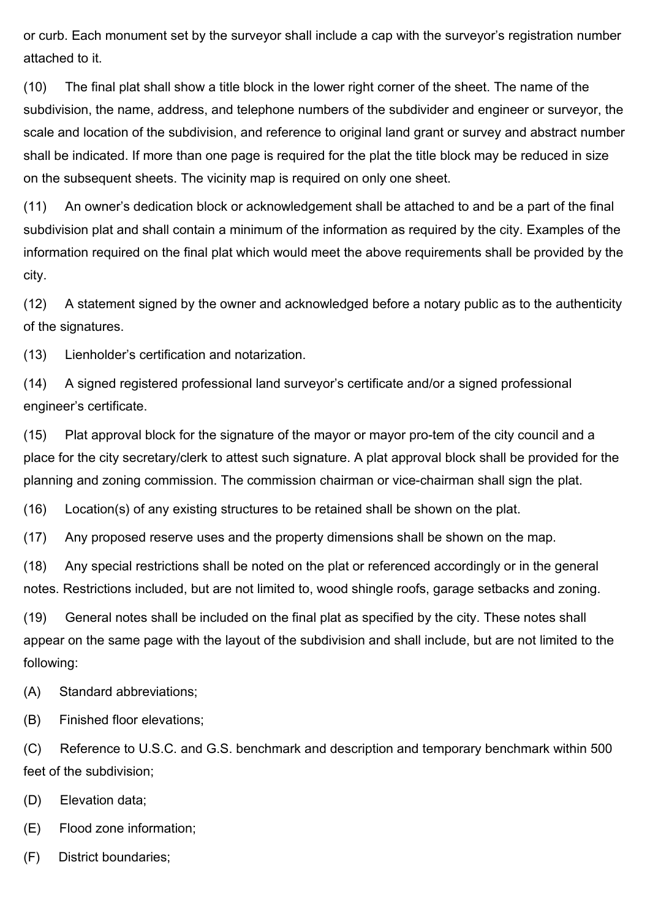or curb. Each monument set by the surveyor shall include a cap with the surveyor's registration number attached to it.

(10) The final plat shall show a title block in the lower right corner of the sheet. The name of the subdivision, the name, address, and telephone numbers of the subdivider and engineer or surveyor, the scale and location of the subdivision, and reference to original land grant or survey and abstract number shall be indicated. If more than one page is required for the plat the title block may be reduced in size on the subsequent sheets. The vicinity map is required on only one sheet.

(11) An owner's dedication block or acknowledgement shall be attached to and be a part of the final subdivision plat and shall contain a minimum of the information as required by the city. Examples of the information required on the final plat which would meet the above requirements shall be provided by the city.

(12) A statement signed by the owner and acknowledged before a notary public as to the authenticity of the signatures.

(13) Lienholder's certification and notarization.

(14) A signed registered professional land surveyor's certificate and/or a signed professional engineer's certificate.

(15) Plat approval block for the signature of the mayor or mayor pro-tem of the city council and a place for the city secretary/clerk to attest such signature. A plat approval block shall be provided for the planning and zoning commission. The commission chairman or vice-chairman shall sign the plat.

(16) Location(s) of any existing structures to be retained shall be shown on the plat.

(17) Any proposed reserve uses and the property dimensions shall be shown on the map.

(18) Any special restrictions shall be noted on the plat or referenced accordingly or in the general notes. Restrictions included, but are not limited to, wood shingle roofs, garage setbacks and zoning.

(19) General notes shall be included on the final plat as specified by the city. These notes shall appear on the same page with the layout of the subdivision and shall include, but are not limited to the following:

(A) Standard abbreviations;

(B) Finished floor elevations;

(C) Reference to U.S.C. and G.S. benchmark and description and temporary benchmark within 500 feet of the subdivision;

(D) Elevation data;

(E) Flood zone information;

(F) District boundaries;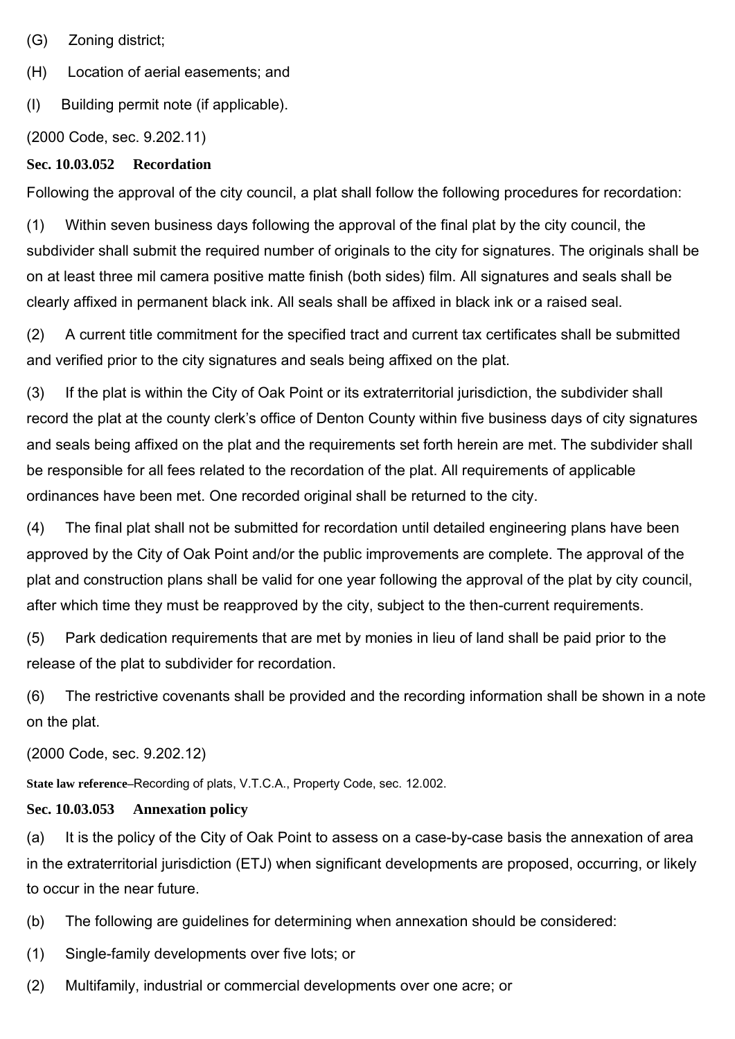(G) Zoning district;

(H) Location of aerial easements; and

(I) Building permit note (if applicable).

(2000 Code, sec. 9.202.11)

**Sec. 10.03.052 Recordation**

Following the approval of the city council, a plat shall follow the following procedures for recordation:

(1) Within seven business days following the approval of the final plat by the city council, the subdivider shall submit the required number of originals to the city for signatures. The originals shall be on at least three mil camera positive matte finish (both sides) film. All signatures and seals shall be clearly affixed in permanent black ink. All seals shall be affixed in black ink or a raised seal.

(2) A current title commitment for the specified tract and current tax certificates shall be submitted and verified prior to the city signatures and seals being affixed on the plat.

(3) If the plat is within the City of Oak Point or its extraterritorial jurisdiction, the subdivider shall record the plat at the county clerk's office of Denton County within five business days of city signatures and seals being affixed on the plat and the requirements set forth herein are met. The subdivider shall be responsible for all fees related to the recordation of the plat. All requirements of applicable ordinances have been met. One recorded original shall be returned to the city.

(4) The final plat shall not be submitted for recordation until detailed engineering plans have been approved by the City of Oak Point and/or the public improvements are complete. The approval of the plat and construction plans shall be valid for one year following the approval of the plat by city council, after which time they must be reapproved by the city, subject to the then-current requirements.

(5) Park dedication requirements that are met by monies in lieu of land shall be paid prior to the release of the plat to subdivider for recordation.

(6) The restrictive covenants shall be provided and the recording information shall be shown in a note on the plat.

(2000 Code, sec. 9.202.12)

**State law reference**–Recording of plats, V.T.C.A., Property Code, sec. 12.002.

**Sec. 10.03.053 Annexation policy**

(a) It is the policy of the City of Oak Point to assess on a case-by-case basis the annexation of area in the extraterritorial jurisdiction (ETJ) when significant developments are proposed, occurring, or likely to occur in the near future.

(b) The following are guidelines for determining when annexation should be considered:

(1) Single-family developments over five lots; or

(2) Multifamily, industrial or commercial developments over one acre; or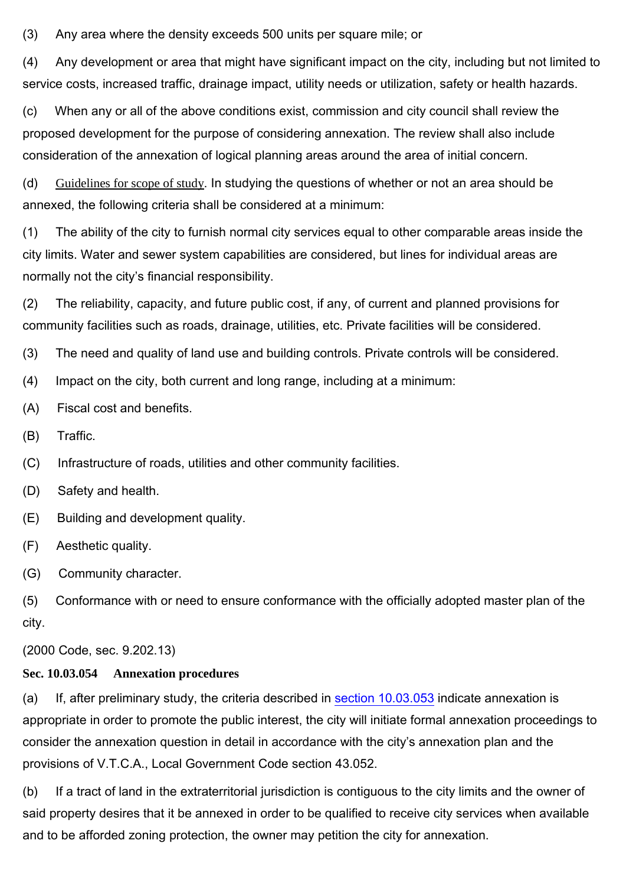(3) Any area where the density exceeds 500 units per square mile; or

(4) Any development or area that might have significant impact on the city, including but not limited to service costs, increased traffic, drainage impact, utility needs or utilization, safety or health hazards.

(c) When any or all of the above conditions exist, commission and city council shall review the proposed development for the purpose of considering annexation. The review shall also include consideration of the annexation of logical planning areas around the area of initial concern.

(d) Guidelines for scope of study. In studying the questions of whether or not an area should be annexed, the following criteria shall be considered at a minimum:

(1) The ability of the city to furnish normal city services equal to other comparable areas inside the city limits. Water and sewer system capabilities are considered, but lines for individual areas are normally not the city's financial responsibility.

(2) The reliability, capacity, and future public cost, if any, of current and planned provisions for community facilities such as roads, drainage, utilities, etc. Private facilities will be considered.

(3) The need and quality of land use and building controls. Private controls will be considered.

(4) Impact on the city, both current and long range, including at a minimum:

(A) Fiscal cost and benefits.

(B) Traffic.

(C) Infrastructure of roads, utilities and other community facilities.

(D) Safety and health.

(E) Building and development quality.

(F) Aesthetic quality.

(G) Community character.

(5) Conformance with or need to ensure conformance with the officially adopted master plan of the city.

(2000 Code, sec. 9.202.13)

**Sec. 10.03.054 Annexation procedures**

(a) If, after preliminary study, the criteria described in section 10.03.053 indicate annexation is appropriate in order to promote the public interest, the city will initiate formal annexation proceedings to consider the annexation question in detail in accordance with the city's annexation plan and the provisions of V.T.C.A., Local Government Code section 43.052.

(b) If a tract of land in the extraterritorial jurisdiction is contiguous to the city limits and the owner of said property desires that it be annexed in order to be qualified to receive city services when available and to be afforded zoning protection, the owner may petition the city for annexation.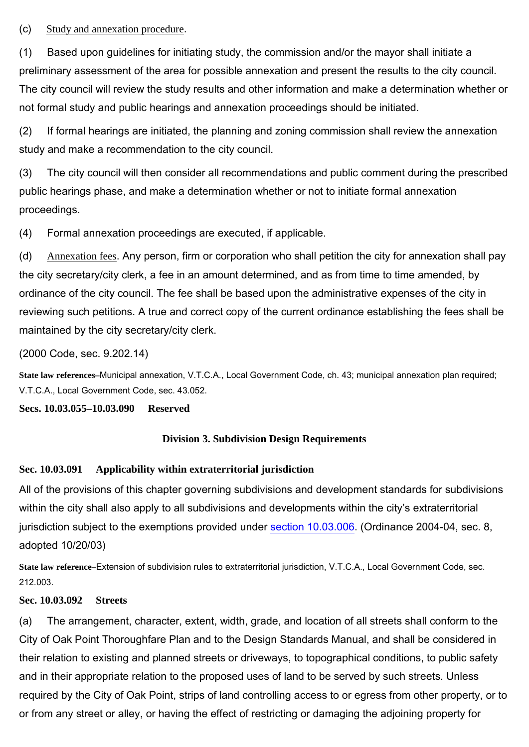(c) Study and annexation procedure.

(1) Based upon guidelines for initiating study, the commission and/or the mayor shall initiate a preliminary assessment of the area for possible annexation and present the results to the city council. The city council will review the study results and other information and make a determination whether or not formal study and public hearings and annexation proceedings should be initiated.

(2) If formal hearings are initiated, the planning and zoning commission shall review the annexation study and make a recommendation to the city council.

(3) The city council will then consider all recommendations and public comment during the prescribed public hearings phase, and make a determination whether or not to initiate formal annexation proceedings.

(4) Formal annexation proceedings are executed, if applicable.

(d) Annexation fees. Any person, firm or corporation who shall petition the city for annexation shall pay the city secretary/city clerk, a fee in an amount determined, and as from time to time amended, by ordinance of the city council. The fee shall be based upon the administrative expenses of the city in reviewing such petitions. A true and correct copy of the current ordinance establishing the fees shall be maintained by the city secretary/city clerk.

(2000 Code, sec. 9.202.14)

**State law references**–Municipal annexation, V.T.C.A., Local Government Code, ch. 43; municipal annexation plan required; V.T.C.A., Local Government Code, sec. 43.052.

**Secs. 10.03.055–10.03.090 Reserved**

## Division 3. Subdivision Design Requirements

### Sec. 10.03.091 Applicability within extraterritorial jurisdiction

All of the provisions of this chapter governing subdivisions and development standards for subdivisions within the city shall also apply to all subdivisions and developments within the city's extraterritorial jurisdiction subject to the exemptions provided under section 10.03.006. (Ordinance 2004-04, sec. 8, adopted 10/20/03)

**State law reference**–Extension of subdivision rules to extraterritorial jurisdiction, V.T.C.A., Local Government Code, sec. 212.003.

### Sec. 10.03.092 Streets

(a) The arrangement, character, extent, width, grade, and location of all streets shall conform to the City of Oak Point Thoroughfare Plan and to the Design Standards Manual, and shall be considered in their relation to existing and planned streets or driveways, to topographical conditions, to public safety and in their appropriate relation to the proposed uses of land to be served by such streets. Unless required by the City of Oak Point, strips of land controlling access to or egress from other property, or to or from any street or alley, or having the effect of restricting or damaging the adjoining property for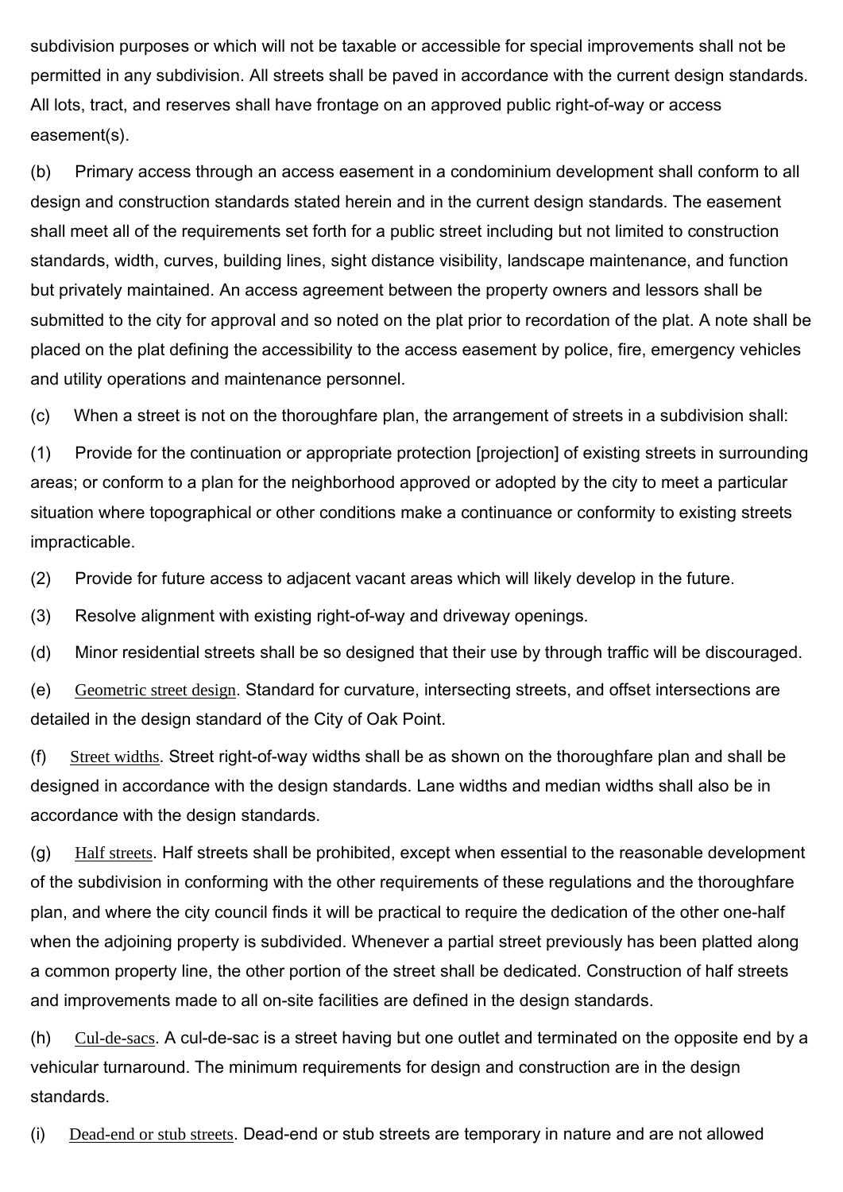subdivision purposes or which will not be taxable or accessible for special improvements shall not be permitted in any subdivision. All streets shall be paved in accordance with the current design standards. All lots, tract, and reserves shall have frontage on an approved public right-of-way or access easement(s).

(b) Primary access through an access easement in a condominium development shall conform to all design and construction standards stated herein and in the current design standards. The easement shall meet all of the requirements set forth for a public street including but not limited to construction standards, width, curves, building lines, sight distance visibility, landscape maintenance, and function but privately maintained. An access agreement between the property owners and lessors shall be submitted to the city for approval and so noted on the plat prior to recordation of the plat. A note shall be placed on the plat defining the accessibility to the access easement by police, fire, emergency vehicles and utility operations and maintenance personnel.

(c) When a street is not on the thoroughfare plan, the arrangement of streets in a subdivision shall:

(1) Provide for the continuation or appropriate protection [projection] of existing streets in surrounding areas; or conform to a plan for the neighborhood approved or adopted by the city to meet a particular situation where topographical or other conditions make a continuance or conformity to existing streets impracticable.

(2) Provide for future access to adjacent vacant areas which will likely develop in the future.

(3) Resolve alignment with existing right-of-way and driveway openings.

(d) Minor residential streets shall be so designed that their use by through traffic will be discouraged.

(e) Geometric street design. Standard for curvature, intersecting streets, and offset intersections are detailed in the design standard of the City of Oak Point.

(f) Street widths. Street right-of-way widths shall be as shown on the thoroughfare plan and shall be designed in accordance with the design standards. Lane widths and median widths shall also be in accordance with the design standards.

(g) Half streets. Half streets shall be prohibited, except when essential to the reasonable development of the subdivision in conforming with the other requirements of these regulations and the thoroughfare plan, and where the city council finds it will be practical to require the dedication of the other one-half when the adjoining property is subdivided. Whenever a partial street previously has been platted along a common property line, the other portion of the street shall be dedicated. Construction of half streets and improvements made to all on-site facilities are defined in the design standards.

(h) Cul-de-sacs. A cul-de-sac is a street having but one outlet and terminated on the opposite end by a vehicular turnaround. The minimum requirements for design and construction are in the design standards.

(i) Dead-end or stub streets. Dead-end or stub streets are temporary in nature and are not allowed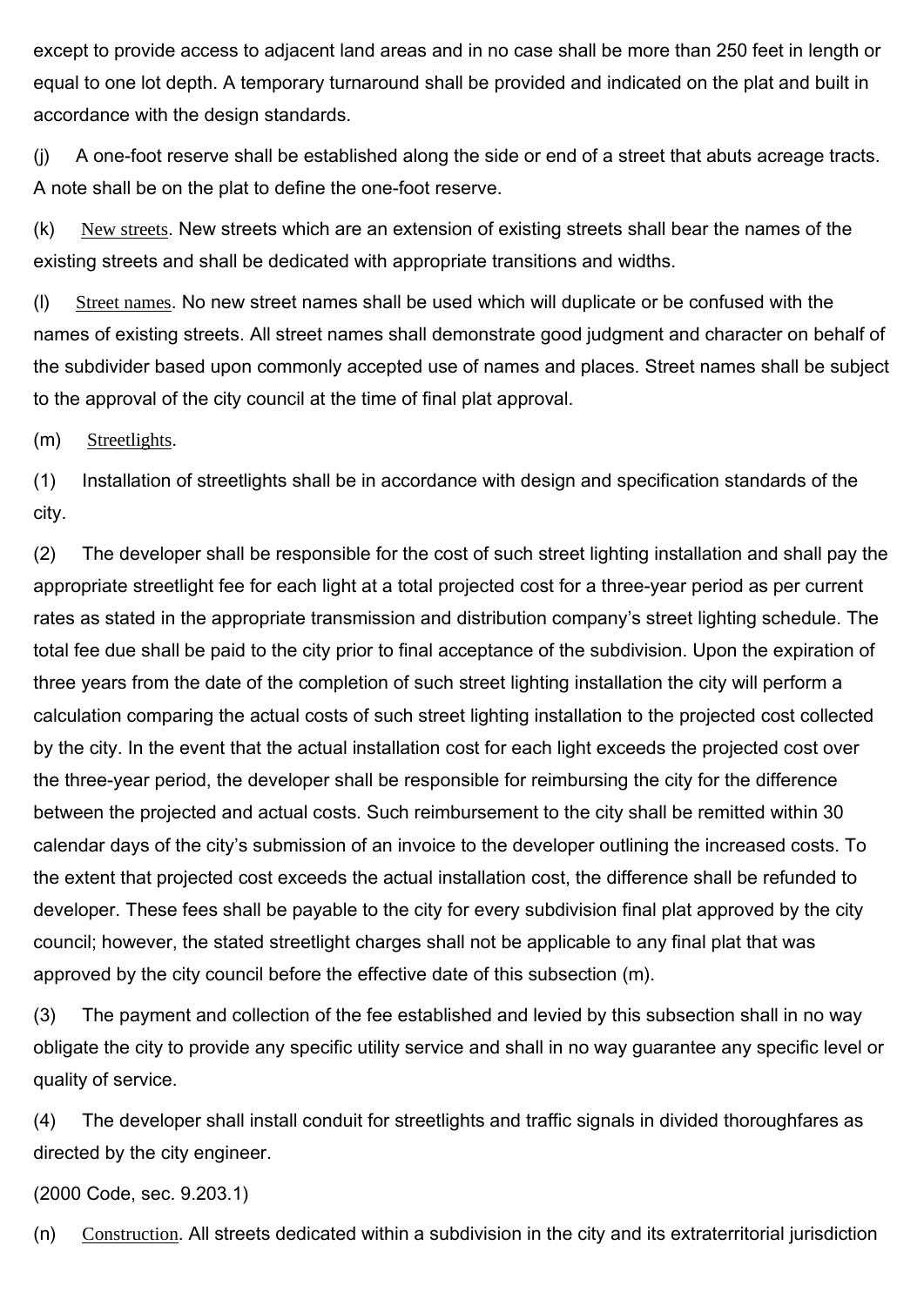except to provide access to adjacent land areas and in no case shall be more than 250 feet in length or equal to one lot depth. A temporary turnaround shall be provided and indicated on the plat and built in accordance with the design standards.

(j) A one-foot reserve shall be established along the side or end of a street that abuts acreage tracts. A note shall be on the plat to define the one-foot reserve.

(k) New streets. New streets which are an extension of existing streets shall bear the names of the existing streets and shall be dedicated with appropriate transitions and widths.

(l) Street names. No new street names shall be used which will duplicate or be confused with the names of existing streets. All street names shall demonstrate good judgment and character on behalf of the subdivider based upon commonly accepted use of names and places. Street names shall be subject to the approval of the city council at the time of final plat approval.

(m) Streetlights.

(1) Installation of streetlights shall be in accordance with design and specification standards of the city.

(2) The developer shall be responsible for the cost of such street lighting installation and shall pay the appropriate streetlight fee for each light at a total projected cost for a three-year period as per current rates as stated in the appropriate transmission and distribution company's street lighting schedule. The total fee due shall be paid to the city prior to final acceptance of the subdivision. Upon the expiration of three years from the date of the completion of such street lighting installation the city will perform a calculation comparing the actual costs of such street lighting installation to the projected cost collected by the city. In the event that the actual installation cost for each light exceeds the projected cost over the three-year period, the developer shall be responsible for reimbursing the city for the difference between the projected and actual costs. Such reimbursement to the city shall be remitted within 30 calendar days of the city's submission of an invoice to the developer outlining the increased costs. To the extent that projected cost exceeds the actual installation cost, the difference shall be refunded to developer. These fees shall be payable to the city for every subdivision final plat approved by the city council; however, the stated streetlight charges shall not be applicable to any final plat that was approved by the city council before the effective date of this subsection (m).

(3) The payment and collection of the fee established and levied by this subsection shall in no way obligate the city to provide any specific utility service and shall in no way guarantee any specific level or quality of service.

(4) The developer shall install conduit for streetlights and traffic signals in divided thoroughfares as directed by the city engineer.

(2000 Code, sec. 9.203.1)

(n) Construction. All streets dedicated within a subdivision in the city and its extraterritorial jurisdiction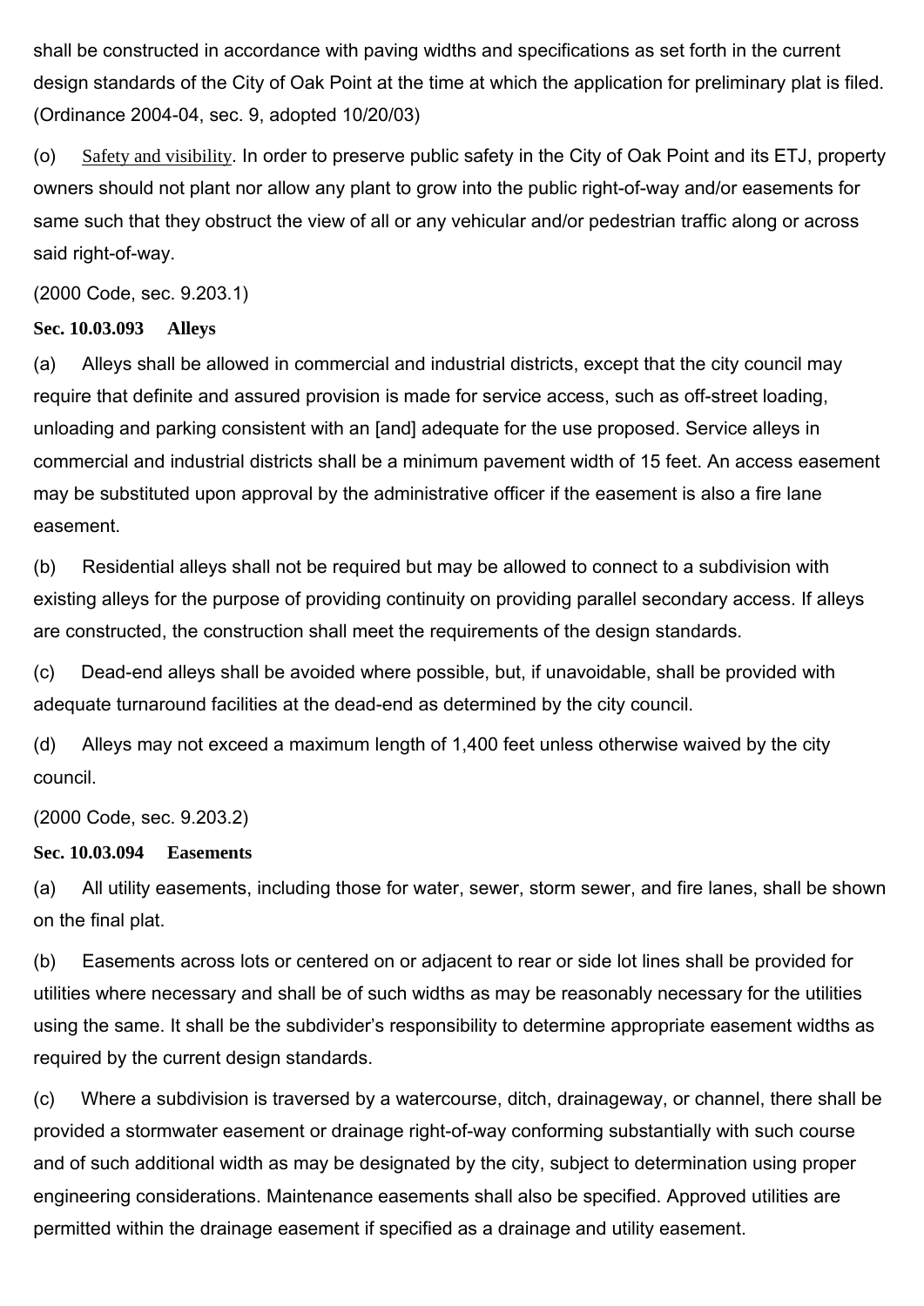shall be constructed in accordance with paving widths and specifications as set forth in the current design standards of the City of Oak Point at the time at which the application for preliminary plat is filed. (Ordinance 2004-04, sec. 9, adopted 10/20/03)

(o) Safety and visibility. In order to preserve public safety in the City of Oak Point and its ETJ, property owners should not plant nor allow any plant to grow into the public right-of-way and/or easements for same such that they obstruct the view of all or any vehicular and/or pedestrian traffic along or across said right-of-way.

(2000 Code, sec. 9.203.1)

**Sec. 10.03.093 Alleys**

(a) Alleys shall be allowed in commercial and industrial districts, except that the city council may require that definite and assured provision is made for service access, such as off-street loading, unloading and parking consistent with an [and] adequate for the use proposed. Service alleys in commercial and industrial districts shall be a minimum pavement width of 15 feet. An access easement may be substituted upon approval by the administrative officer if the easement is also a fire lane easement.

(b) Residential alleys shall not be required but may be allowed to connect to a subdivision with existing alleys for the purpose of providing continuity on providing parallel secondary access. If alleys are constructed, the construction shall meet the requirements of the design standards.

(c) Dead-end alleys shall be avoided where possible, but, if unavoidable, shall be provided with adequate turnaround facilities at the dead-end as determined by the city council.

(d) Alleys may not exceed a maximum length of 1,400 feet unless otherwise waived by the city council.

(2000 Code, sec. 9.203.2)

**Sec. 10.03.094 Easements**

(a) All utility easements, including those for water, sewer, storm sewer, and fire lanes, shall be shown on the final plat.

(b) Easements across lots or centered on or adjacent to rear or side lot lines shall be provided for utilities where necessary and shall be of such widths as may be reasonably necessary for the utilities using the same. It shall be the subdivider's responsibility to determine appropriate easement widths as required by the current design standards.

(c) Where a subdivision is traversed by a watercourse, ditch, drainageway, or channel, there shall be provided a stormwater easement or drainage right-of-way conforming substantially with such course and of such additional width as may be designated by the city, subject to determination using proper engineering considerations. Maintenance easements shall also be specified. Approved utilities are permitted within the drainage easement if specified as a drainage and utility easement.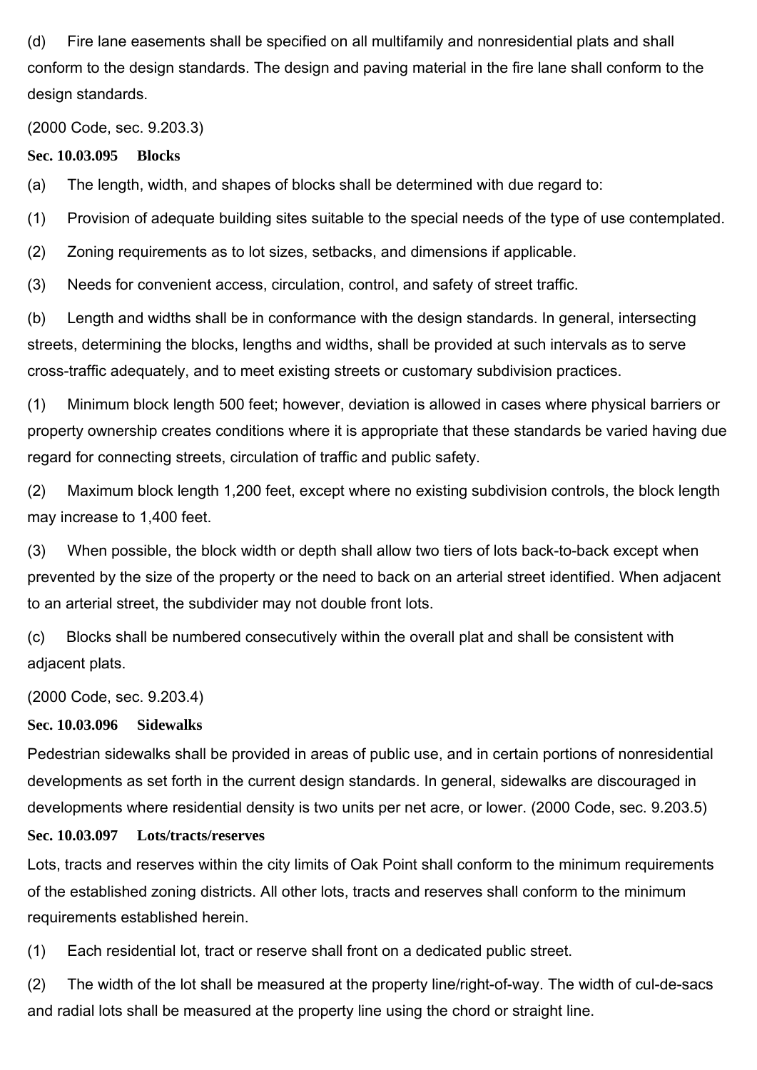(d) Fire lane easements shall be specified on all multifamily and nonresidential plats and shall conform to the design standards. The design and paving material in the fire lane shall conform to the design standards.

(2000 Code, sec. 9.203.3)

**Sec. 10.03.095 Blocks**

(a) The length, width, and shapes of blocks shall be determined with due regard to:

(1) Provision of adequate building sites suitable to the special needs of the type of use contemplated.

(2) Zoning requirements as to lot sizes, setbacks, and dimensions if applicable.

(3) Needs for convenient access, circulation, control, and safety of street traffic.

(b) Length and widths shall be in conformance with the design standards. In general, intersecting streets, determining the blocks, lengths and widths, shall be provided at such intervals as to serve cross-traffic adequately, and to meet existing streets or customary subdivision practices.

(1) Minimum block length 500 feet; however, deviation is allowed in cases where physical barriers or property ownership creates conditions where it is appropriate that these standards be varied having due regard for connecting streets, circulation of traffic and public safety.

(2) Maximum block length 1,200 feet, except where no existing subdivision controls, the block length may increase to 1,400 feet.

(3) When possible, the block width or depth shall allow two tiers of lots back-to-back except when prevented by the size of the property or the need to back on an arterial street identified. When adjacent to an arterial street, the subdivider may not double front lots.

(c) Blocks shall be numbered consecutively within the overall plat and shall be consistent with adjacent plats.

(2000 Code, sec. 9.203.4)

**Sec. 10.03.096 Sidewalks**

Pedestrian sidewalks shall be provided in areas of public use, and in certain portions of nonresidential developments as set forth in the current design standards. In general, sidewalks are discouraged in developments where residential density is two units per net acre, or lower. (2000 Code, sec. 9.203.5)

**Sec. 10.03.097 Lots/tracts/reserves**

Lots, tracts and reserves within the city limits of Oak Point shall conform to the minimum requirements of the established zoning districts. All other lots, tracts and reserves shall conform to the minimum requirements established herein.

(1) Each residential lot, tract or reserve shall front on a dedicated public street.

(2) The width of the lot shall be measured at the property line/right-of-way. The width of cul-de-sacs and radial lots shall be measured at the property line using the chord or straight line.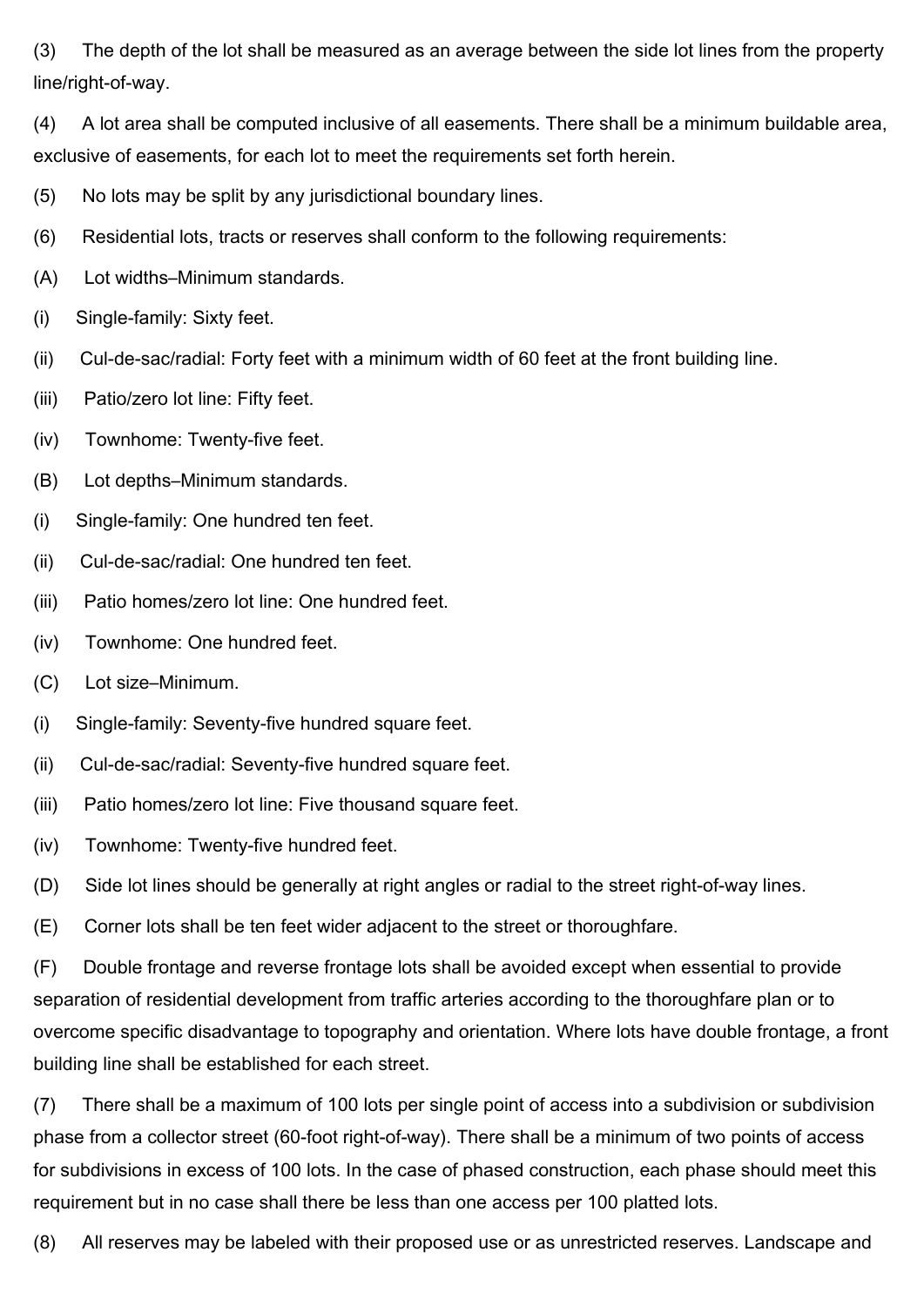(3) The depth of the lot shall be measured as an average between the side lot lines from the property line/right-of-way.

(4) A lot area shall be computed inclusive of all easements. There shall be a minimum buildable area, exclusive of easements, for each lot to meet the requirements set forth herein.

(5) No lots may be split by any jurisdictional boundary lines.

(6) Residential lots, tracts or reserves shall conform to the following requirements:

(A) Lot widths–Minimum standards.

(i) Single-family: Sixty feet.

(ii) Cul-de-sac/radial: Forty feet with a minimum width of 60 feet at the front building line.

(iii) Patio/zero lot line: Fifty feet.

(iv) Townhome: Twenty-five feet.

(B) Lot depths–Minimum standards.

(i) Single-family: One hundred ten feet.

(ii) Cul-de-sac/radial: One hundred ten feet.

(iii) Patio homes/zero lot line: One hundred feet.

(iv) Townhome: One hundred feet.

(C) Lot size–Minimum.

(i) Single-family: Seventy-five hundred square feet.

(ii) Cul-de-sac/radial: Seventy-five hundred square feet.

(iii) Patio homes/zero lot line: Five thousand square feet.

(iv) Townhome: Twenty-five hundred feet.

(D) Side lot lines should be generally at right angles or radial to the street right-of-way lines.

(E) Corner lots shall be ten feet wider adjacent to the street or thoroughfare.

(F) Double frontage and reverse frontage lots shall be avoided except when essential to provide separation of residential development from traffic arteries according to the thoroughfare plan or to overcome specific disadvantage to topography and orientation. Where lots have double frontage, a front building line shall be established for each street.

(7) There shall be a maximum of 100 lots per single point of access into a subdivision or subdivision phase from a collector street (60-foot right-of-way). There shall be a minimum of two points of access for subdivisions in excess of 100 lots. In the case of phased construction, each phase should meet this requirement but in no case shall there be less than one access per 100 platted lots.

(8) All reserves may be labeled with their proposed use or as unrestricted reserves. Landscape and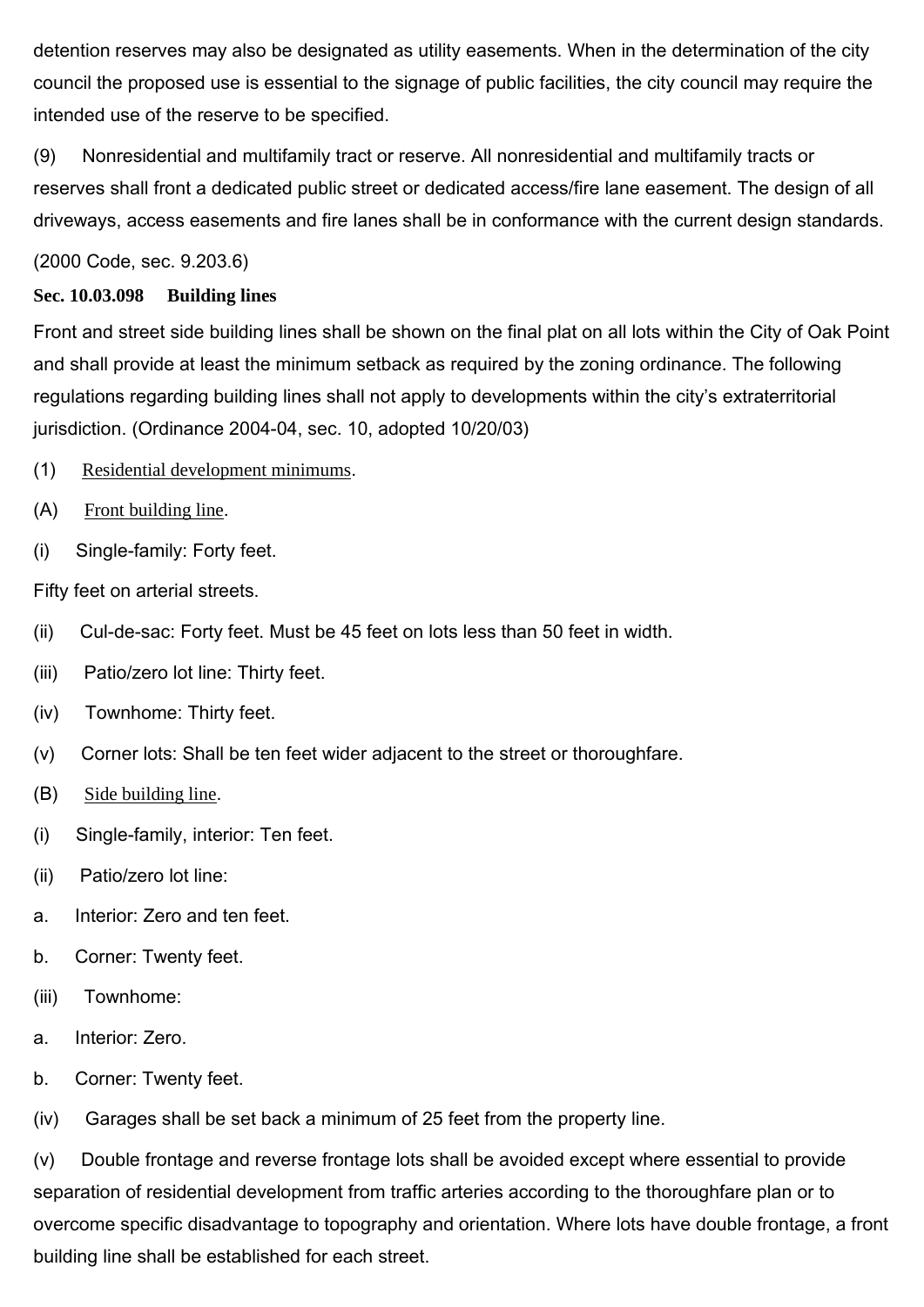detention reserves may also be designated as utility easements. When in the determination of the city council the proposed use is essential to the signage of public facilities, the city council may require the intended use of the reserve to be specified.

(9) Nonresidential and multifamily tract or reserve. All nonresidential and multifamily tracts or reserves shall front a dedicated public street or dedicated access/fire lane easement. The design of all driveways, access easements and fire lanes shall be in conformance with the current design standards.

(2000 Code, sec. 9.203.6)

**Sec. 10.03.098 Building lines**

Front and street side building lines shall be shown on the final plat on all lots within the City of Oak Point and shall provide at least the minimum setback as required by the zoning ordinance. The following regulations regarding building lines shall not apply to developments within the city's extraterritorial jurisdiction. (Ordinance 2004-04, sec. 10, adopted 10/20/03)

(1) Residential development minimums.

(A) Front building line.

(i) Single-family: Forty feet.

Fifty feet on arterial streets.

(ii) Cul-de-sac: Forty feet. Must be 45 feet on lots less than 50 feet in width.

(iii) Patio/zero lot line: Thirty feet.

(iv) Townhome: Thirty feet.

(v) Corner lots: Shall be ten feet wider adjacent to the street or thoroughfare.

(B) Side building line.

(i) Single-family, interior: Ten feet.

(ii) Patio/zero lot line:

a. Interior: Zero and ten feet.

b. Corner: Twenty feet.

(iii) Townhome:

a. Interior: Zero.

b. Corner: Twenty feet.

(iv) Garages shall be set back a minimum of 25 feet from the property line.

(v) Double frontage and reverse frontage lots shall be avoided except where essential to provide separation of residential development from traffic arteries according to the thoroughfare plan or to overcome specific disadvantage to topography and orientation. Where lots have double frontage, a front building line shall be established for each street.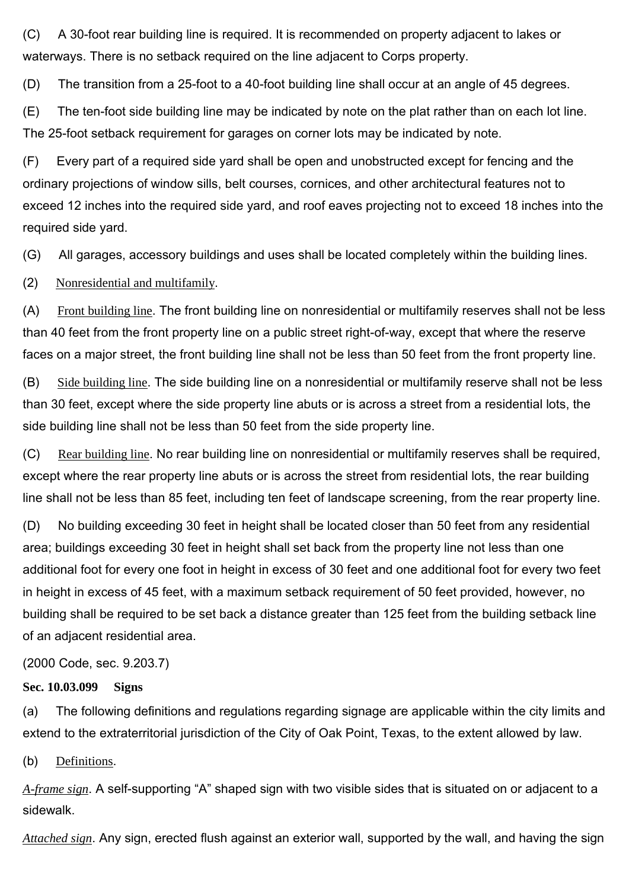(C) A 30-foot rear building line is required. It is recommended on property adjacent to lakes or waterways. There is no setback required on the line adjacent to Corps property.

(D) The transition from a 25-foot to a 40-foot building line shall occur at an angle of 45 degrees.

(E) The ten-foot side building line may be indicated by note on the plat rather than on each lot line. The 25-foot setback requirement for garages on corner lots may be indicated by note.

(F) Every part of a required side yard shall be open and unobstructed except for fencing and the ordinary projections of window sills, belt courses, cornices, and other architectural features not to exceed 12 inches into the required side yard, and roof eaves projecting not to exceed 18 inches into the required side yard.

(G) All garages, accessory buildings and uses shall be located completely within the building lines.

(2) Nonresidential and multifamily.

(A) Front building line. The front building line on nonresidential or multifamily reserves shall not be less than 40 feet from the front property line on a public street right-of-way, except that where the reserve faces on a major street, the front building line shall not be less than 50 feet from the front property line.

(B) Side building line. The side building line on a nonresidential or multifamily reserve shall not be less than 30 feet, except where the side property line abuts or is across a street from a residential lots, the side building line shall not be less than 50 feet from the side property line.

(C) Rear building line. No rear building line on nonresidential or multifamily reserves shall be required, except where the rear property line abuts or is across the street from residential lots, the rear building line shall not be less than 85 feet, including ten feet of landscape screening, from the rear property line.

(D) No building exceeding 30 feet in height shall be located closer than 50 feet from any residential area; buildings exceeding 30 feet in height shall set back from the property line not less than one additional foot for every one foot in height in excess of 30 feet and one additional foot for every two feet in height in excess of 45 feet, with a maximum setback requirement of 50 feet provided, however, no building shall be required to be set back a distance greater than 125 feet from the building setback line of an adjacent residential area.

(2000 Code, sec. 9.203.7)

**Sec. 10.03.099 Signs**

(a) The following definitions and regulations regarding signage are applicable within the city limits and extend to the extraterritorial jurisdiction of the City of Oak Point, Texas, to the extent allowed by law.

(b) Definitions.

*A-frame sign*. A self-supporting "A" shaped sign with two visible sides that is situated on or adjacent to a sidewalk.

*Attached sign*. Any sign, erected flush against an exterior wall, supported by the wall, and having the sign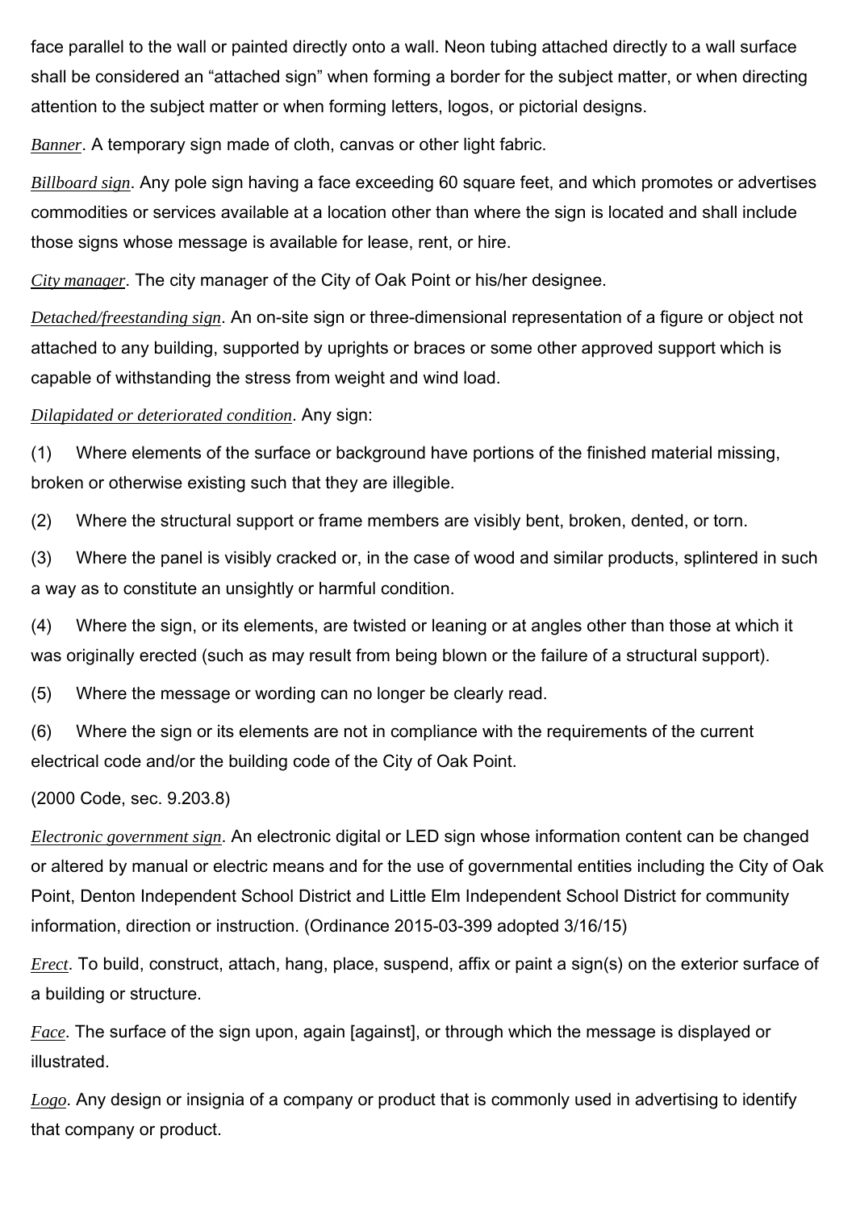face parallel to the wall or painted directly onto a wall. Neon tubing attached directly to a wall surface shall be considered an "attached sign" when forming a border for the subject matter, or when directing attention to the subject matter or when forming letters, logos, or pictorial designs.

*Banner*. A temporary sign made of cloth, canvas or other light fabric.

*Billboard sign*. Any pole sign having a face exceeding 60 square feet, and which promotes or advertises commodities or services available at a location other than where the sign is located and shall include those signs whose message is available for lease, rent, or hire.

*City manager*. The city manager of the City of Oak Point or his/her designee.

*Detached/freestanding sign*. An on-site sign or three-dimensional representation of a figure or object not attached to any building, supported by uprights or braces or some other approved support which is capable of withstanding the stress from weight and wind load.

*Dilapidated or deteriorated condition*. Any sign:

(1) Where elements of the surface or background have portions of the finished material missing, broken or otherwise existing such that they are illegible.

(2) Where the structural support or frame members are visibly bent, broken, dented, or torn.

(3) Where the panel is visibly cracked or, in the case of wood and similar products, splintered in such a way as to constitute an unsightly or harmful condition.

(4) Where the sign, or its elements, are twisted or leaning or at angles other than those at which it was originally erected (such as may result from being blown or the failure of a structural support).

(5) Where the message or wording can no longer be clearly read.

(6) Where the sign or its elements are not in compliance with the requirements of the current electrical code and/or the building code of the City of Oak Point.

(2000 Code, sec. 9.203.8)

*Electronic government sign*. An electronic digital or LED sign whose information content can be changed or altered by manual or electric means and for the use of governmental entities including the City of Oak Point, Denton Independent School District and Little Elm Independent School District for community information, direction or instruction. (Ordinance 2015-03-399 adopted 3/16/15)

*Erect*. To build, construct, attach, hang, place, suspend, affix or paint a sign(s) on the exterior surface of a building or structure.

*Face*. The surface of the sign upon, again [against], or through which the message is displayed or illustrated.

*Logo*. Any design or insignia of a company or product that is commonly used in advertising to identify that company or product.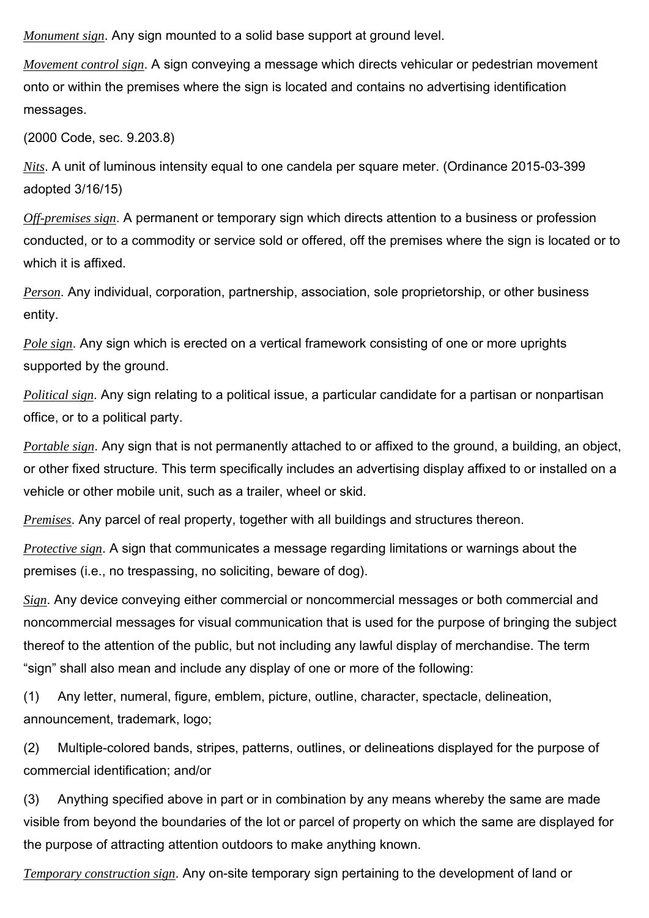*Monument sign*. Any sign mounted to a solid base support at ground level.

*Movement control sign*. A sign conveying a message which directs vehicular or pedestrian movement onto or within the premises where the sign is located and contains no advertising identification messages.

(2000 Code, sec. 9.203.8)

*Nits*. A unit of luminous intensity equal to one candela per square meter. (Ordinance 2015-03-399 adopted 3/16/15)

*Off-premises sign*. A permanent or temporary sign which directs attention to a business or profession conducted, or to a commodity or service sold or offered, off the premises where the sign is located or to which it is affixed.

*Person*. Any individual, corporation, partnership, association, sole proprietorship, or other business entity.

*Pole sign*. Any sign which is erected on a vertical framework consisting of one or more uprights supported by the ground.

*Political sign*. Any sign relating to a political issue, a particular candidate for a partisan or nonpartisan office, or to a political party.

*Portable sign*. Any sign that is not permanently attached to or affixed to the ground, a building, an object, or other fixed structure. This term specifically includes an advertising display affixed to or installed on a vehicle or other mobile unit, such as a trailer, wheel or skid.

*Premises*. Any parcel of real property, together with all buildings and structures thereon.

*Protective sign*. A sign that communicates a message regarding limitations or warnings about the premises (i.e., no trespassing, no soliciting, beware of dog).

*Sign*. Any device conveying either commercial or noncommercial messages or both commercial and noncommercial messages for visual communication that is used for the purpose of bringing the subject thereof to the attention of the public, but not including any lawful display of merchandise. The term "sign" shall also mean and include any display of one or more of the following:

(1) Any letter, numeral, figure, emblem, picture, outline, character, spectacle, delineation, announcement, trademark, logo;

(2) Multiple-colored bands, stripes, patterns, outlines, or delineations displayed for the purpose of commercial identification; and/or

(3) Anything specified above in part or in combination by any means whereby the same are made visible from beyond the boundaries of the lot or parcel of property on which the same are displayed for the purpose of attracting attention outdoors to make anything known.

*Temporary construction sign*. Any on-site temporary sign pertaining to the development of land or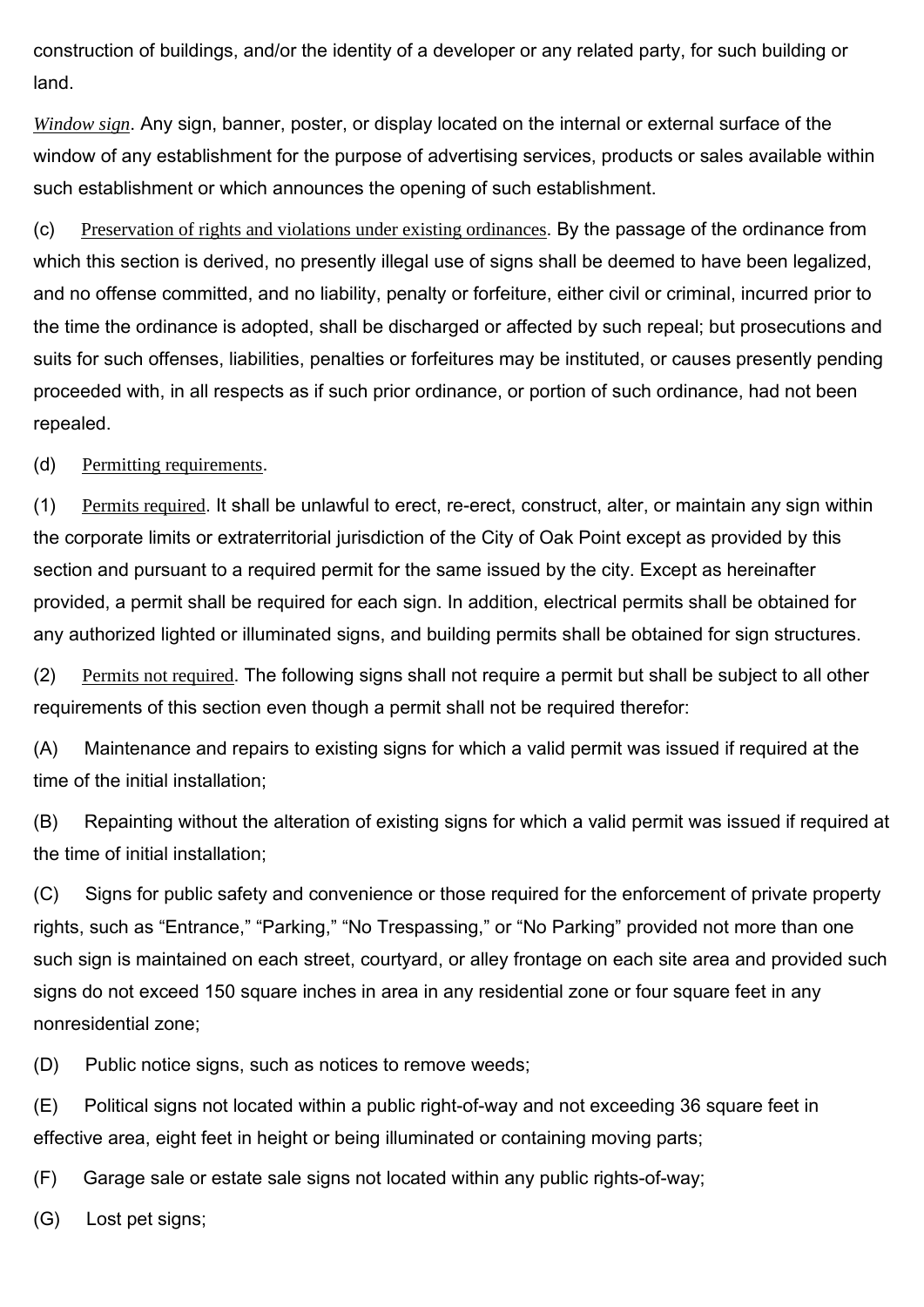construction of buildings, and/or the identity of a developer or any related party, for such building or land.

*Window sign*. Any sign, banner, poster, or display located on the internal or external surface of the window of any establishment for the purpose of advertising services, products or sales available within such establishment or which announces the opening of such establishment.

(c) Preservation of rights and violations under existing ordinances. By the passage of the ordinance from which this section is derived, no presently illegal use of signs shall be deemed to have been legalized, and no offense committed, and no liability, penalty or forfeiture, either civil or criminal, incurred prior to the time the ordinance is adopted, shall be discharged or affected by such repeal; but prosecutions and suits for such offenses, liabilities, penalties or forfeitures may be instituted, or causes presently pending proceeded with, in all respects as if such prior ordinance, or portion of such ordinance, had not been repealed.

(d) Permitting requirements.

(1) Permits required. It shall be unlawful to erect, re-erect, construct, alter, or maintain any sign within the corporate limits or extraterritorial jurisdiction of the City of Oak Point except as provided by this section and pursuant to a required permit for the same issued by the city. Except as hereinafter provided, a permit shall be required for each sign. In addition, electrical permits shall be obtained for any authorized lighted or illuminated signs, and building permits shall be obtained for sign structures.

(2) Permits not required. The following signs shall not require a permit but shall be subject to all other requirements of this section even though a permit shall not be required therefor:

(A) Maintenance and repairs to existing signs for which a valid permit was issued if required at the time of the initial installation;

(B) Repainting without the alteration of existing signs for which a valid permit was issued if required at the time of initial installation;

(C) Signs for public safety and convenience or those required for the enforcement of private property rights, such as "Entrance," "Parking," "No Trespassing," or "No Parking" provided not more than one such sign is maintained on each street, courtyard, or alley frontage on each site area and provided such signs do not exceed 150 square inches in area in any residential zone or four square feet in any nonresidential zone;

(D) Public notice signs, such as notices to remove weeds;

(E) Political signs not located within a public right-of-way and not exceeding 36 square feet in effective area, eight feet in height or being illuminated or containing moving parts;

(F) Garage sale or estate sale signs not located within any public rights-of-way;

(G) Lost pet signs;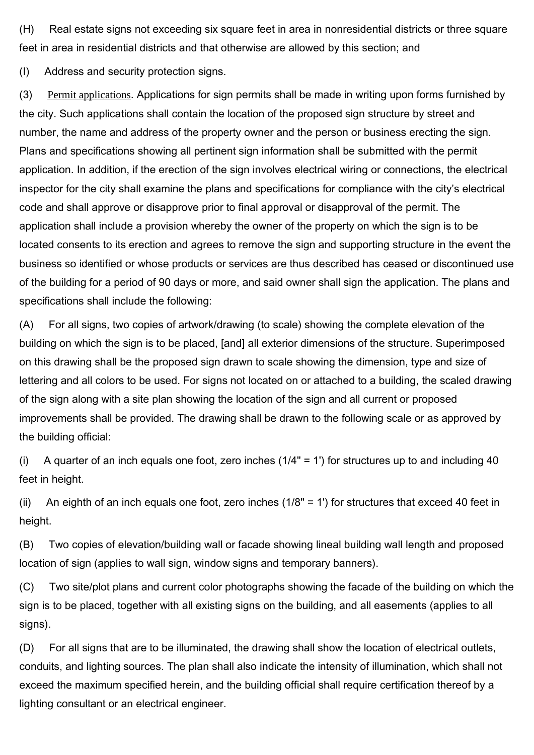(H) Real estate signs not exceeding six square feet in area in nonresidential districts or three square feet in area in residential districts and that otherwise are allowed by this section; and

(I) Address and security protection signs.

(3) Permit applications. Applications for sign permits shall be made in writing upon forms furnished by the city. Such applications shall contain the location of the proposed sign structure by street and number, the name and address of the property owner and the person or business erecting the sign. Plans and specifications showing all pertinent sign information shall be submitted with the permit application. In addition, if the erection of the sign involves electrical wiring or connections, the electrical inspector for the city shall examine the plans and specifications for compliance with the city's electrical code and shall approve or disapprove prior to final approval or disapproval of the permit. The application shall include a provision whereby the owner of the property on which the sign is to be located consents to its erection and agrees to remove the sign and supporting structure in the event the business so identified or whose products or services are thus described has ceased or discontinued use of the building for a period of 90 days or more, and said owner shall sign the application. The plans and specifications shall include the following:

(A) For all signs, two copies of artwork/drawing (to scale) showing the complete elevation of the building on which the sign is to be placed, [and] all exterior dimensions of the structure. Superimposed on this drawing shall be the proposed sign drawn to scale showing the dimension, type and size of lettering and all colors to be used. For signs not located on or attached to a building, the scaled drawing of the sign along with a site plan showing the location of the sign and all current or proposed improvements shall be provided. The drawing shall be drawn to the following scale or as approved by the building official:

(i) A quarter of an inch equals one foot, zero inches (1/4" = 1') for structures up to and including 40 feet in height.

(ii) An eighth of an inch equals one foot, zero inches (1/8" = 1') for structures that exceed 40 feet in height.

(B) Two copies of elevation/building wall or facade showing lineal building wall length and proposed location of sign (applies to wall sign, window signs and temporary banners).

(C) Two site/plot plans and current color photographs showing the facade of the building on which the sign is to be placed, together with all existing signs on the building, and all easements (applies to all signs).

(D) For all signs that are to be illuminated, the drawing shall show the location of electrical outlets, conduits, and lighting sources. The plan shall also indicate the intensity of illumination, which shall not exceed the maximum specified herein, and the building official shall require certification thereof by a lighting consultant or an electrical engineer.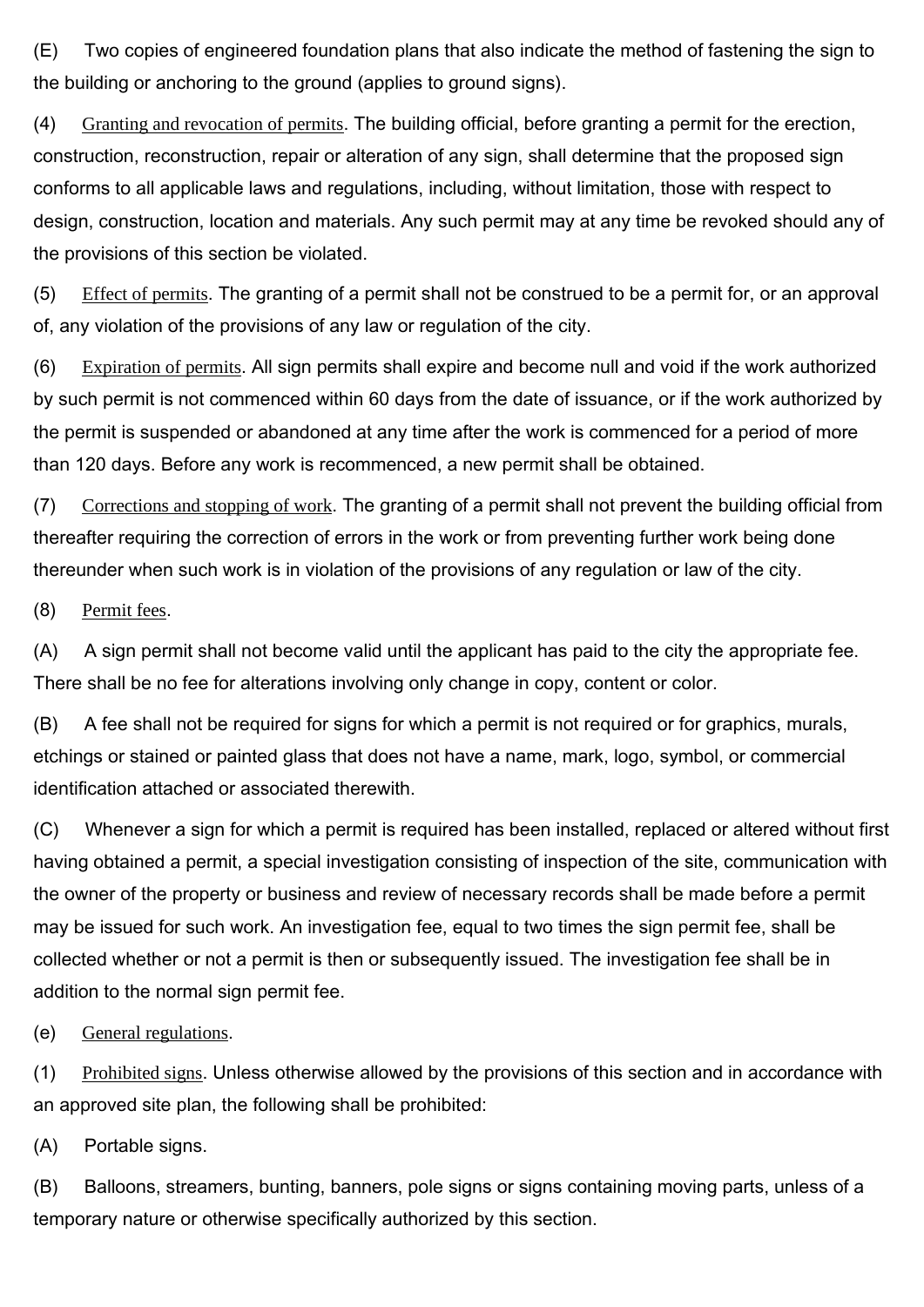(E) Two copies of engineered foundation plans that also indicate the method of fastening the sign to the building or anchoring to the ground (applies to ground signs).

(4) Granting and revocation of permits. The building official, before granting a permit for the erection, construction, reconstruction, repair or alteration of any sign, shall determine that the proposed sign conforms to all applicable laws and regulations, including, without limitation, those with respect to design, construction, location and materials. Any such permit may at any time be revoked should any of the provisions of this section be violated.

(5) Effect of permits. The granting of a permit shall not be construed to be a permit for, or an approval of, any violation of the provisions of any law or regulation of the city.

(6) Expiration of permits. All sign permits shall expire and become null and void if the work authorized by such permit is not commenced within 60 days from the date of issuance, or if the work authorized by the permit is suspended or abandoned at any time after the work is commenced for a period of more than 120 days. Before any work is recommenced, a new permit shall be obtained.

(7) Corrections and stopping of work. The granting of a permit shall not prevent the building official from thereafter requiring the correction of errors in the work or from preventing further work being done thereunder when such work is in violation of the provisions of any regulation or law of the city.

(8) Permit fees.

(A) A sign permit shall not become valid until the applicant has paid to the city the appropriate fee. There shall be no fee for alterations involving only change in copy, content or color.

(B) A fee shall not be required for signs for which a permit is not required or for graphics, murals, etchings or stained or painted glass that does not have a name, mark, logo, symbol, or commercial identification attached or associated therewith.

(C) Whenever a sign for which a permit is required has been installed, replaced or altered without first having obtained a permit, a special investigation consisting of inspection of the site, communication with the owner of the property or business and review of necessary records shall be made before a permit may be issued for such work. An investigation fee, equal to two times the sign permit fee, shall be collected whether or not a permit is then or subsequently issued. The investigation fee shall be in addition to the normal sign permit fee.

(e) General regulations.

(1) Prohibited signs. Unless otherwise allowed by the provisions of this section and in accordance with an approved site plan, the following shall be prohibited:

(A) Portable signs.

(B) Balloons, streamers, bunting, banners, pole signs or signs containing moving parts, unless of a temporary nature or otherwise specifically authorized by this section.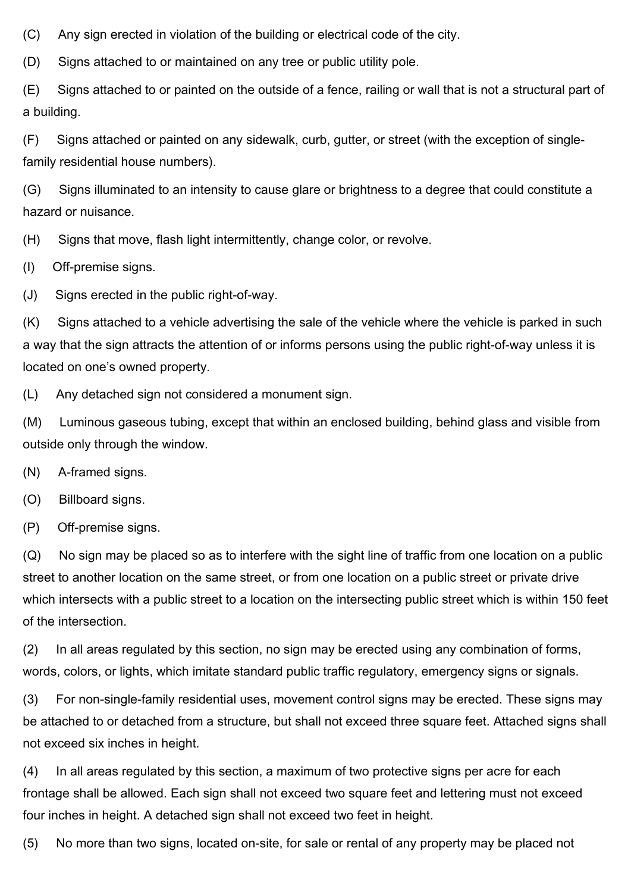(C) Any sign erected in violation of the building or electrical code of the city.

(D) Signs attached to or maintained on any tree or public utility pole.

(E) Signs attached to or painted on the outside of a fence, railing or wall that is not a structural part of a building.

(F) Signs attached or painted on any sidewalk, curb, gutter, or street (with the exception of single-family residential house numbers).

(G) Signs illuminated to an intensity to cause glare or brightness to a degree that could constitute a hazard or nuisance.

(H) Signs that move, flash light intermittently, change color, or revolve.

(I) Off-premise signs.

(J) Signs erected in the public right-of-way.

(K) Signs attached to a vehicle advertising the sale of the vehicle where the vehicle is parked in such a way that the sign attracts the attention of or informs persons using the public right-of-way unless it is located on one's owned property.

(L) Any detached sign not considered a monument sign.

(M) Luminous gaseous tubing, except that within an enclosed building, behind glass and visible from outside only through the window.

(N) A-framed signs.

(O) Billboard signs.

(P) Off-premise signs.

(Q) No sign may be placed so as to interfere with the sight line of traffic from one location on a public street to another location on the same street, or from one location on a public street or private drive which intersects with a public street to a location on the intersecting public street which is within 150 feet of the intersection.

(2) In all areas regulated by this section, no sign may be erected using any combination of forms, words, colors, or lights, which imitate standard public traffic regulatory, emergency signs or signals.

(3) For non-single-family residential uses, movement control signs may be erected. These signs may be attached to or detached from a structure, but shall not exceed three square feet. Attached signs shall not exceed six inches in height.

(4) In all areas regulated by this section, a maximum of two protective signs per acre for each frontage shall be allowed. Each sign shall not exceed two square feet and lettering must not exceed four inches in height. A detached sign shall not exceed two feet in height.

(5) No more than two signs, located on-site, for sale or rental of any property may be placed not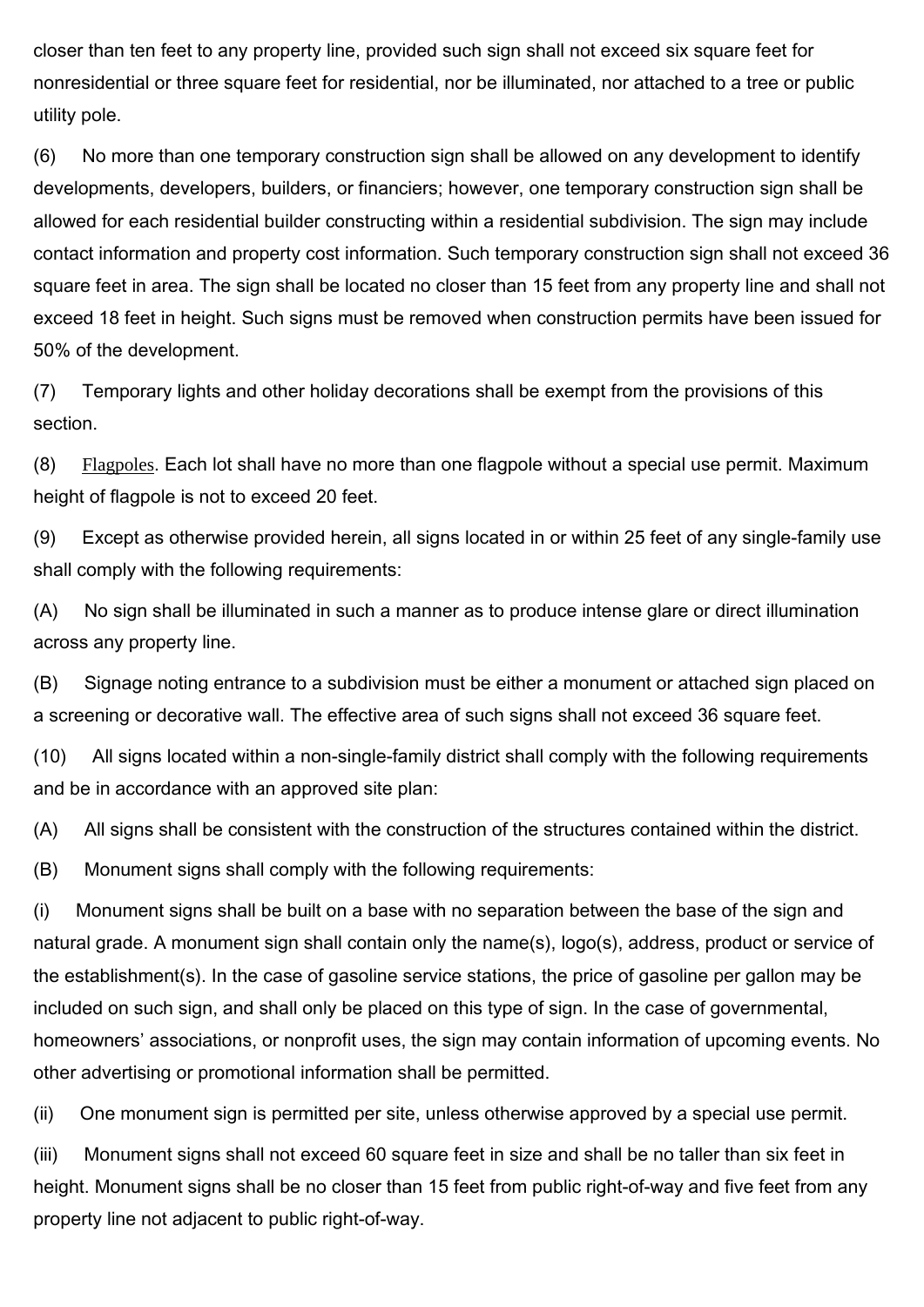closer than ten feet to any property line, provided such sign shall not exceed six square feet for nonresidential or three square feet for residential, nor be illuminated, nor attached to a tree or public utility pole.

(6) No more than one temporary construction sign shall be allowed on any development to identify developments, developers, builders, or financiers; however, one temporary construction sign shall be allowed for each residential builder constructing within a residential subdivision. The sign may include contact information and property cost information. Such temporary construction sign shall not exceed 36 square feet in area. The sign shall be located no closer than 15 feet from any property line and shall not exceed 18 feet in height. Such signs must be removed when construction permits have been issued for 50% of the development.

(7) Temporary lights and other holiday decorations shall be exempt from the provisions of this section.

(8) Flagpoles. Each lot shall have no more than one flagpole without a special use permit. Maximum height of flagpole is not to exceed 20 feet.

(9) Except as otherwise provided herein, all signs located in or within 25 feet of any single-family use shall comply with the following requirements:

(A) No sign shall be illuminated in such a manner as to produce intense glare or direct illumination across any property line.

(B) Signage noting entrance to a subdivision must be either a monument or attached sign placed on a screening or decorative wall. The effective area of such signs shall not exceed 36 square feet.

(10) All signs located within a non-single-family district shall comply with the following requirements and be in accordance with an approved site plan:

(A) All signs shall be consistent with the construction of the structures contained within the district.

(B) Monument signs shall comply with the following requirements:

(i) Monument signs shall be built on a base with no separation between the base of the sign and natural grade. A monument sign shall contain only the name(s), logo(s), address, product or service of the establishment(s). In the case of gasoline service stations, the price of gasoline per gallon may be included on such sign, and shall only be placed on this type of sign. In the case of governmental, homeowners' associations, or nonprofit uses, the sign may contain information of upcoming events. No other advertising or promotional information shall be permitted.

(ii) One monument sign is permitted per site, unless otherwise approved by a special use permit.

(iii) Monument signs shall not exceed 60 square feet in size and shall be no taller than six feet in height. Monument signs shall be no closer than 15 feet from public right-of-way and five feet from any property line not adjacent to public right-of-way.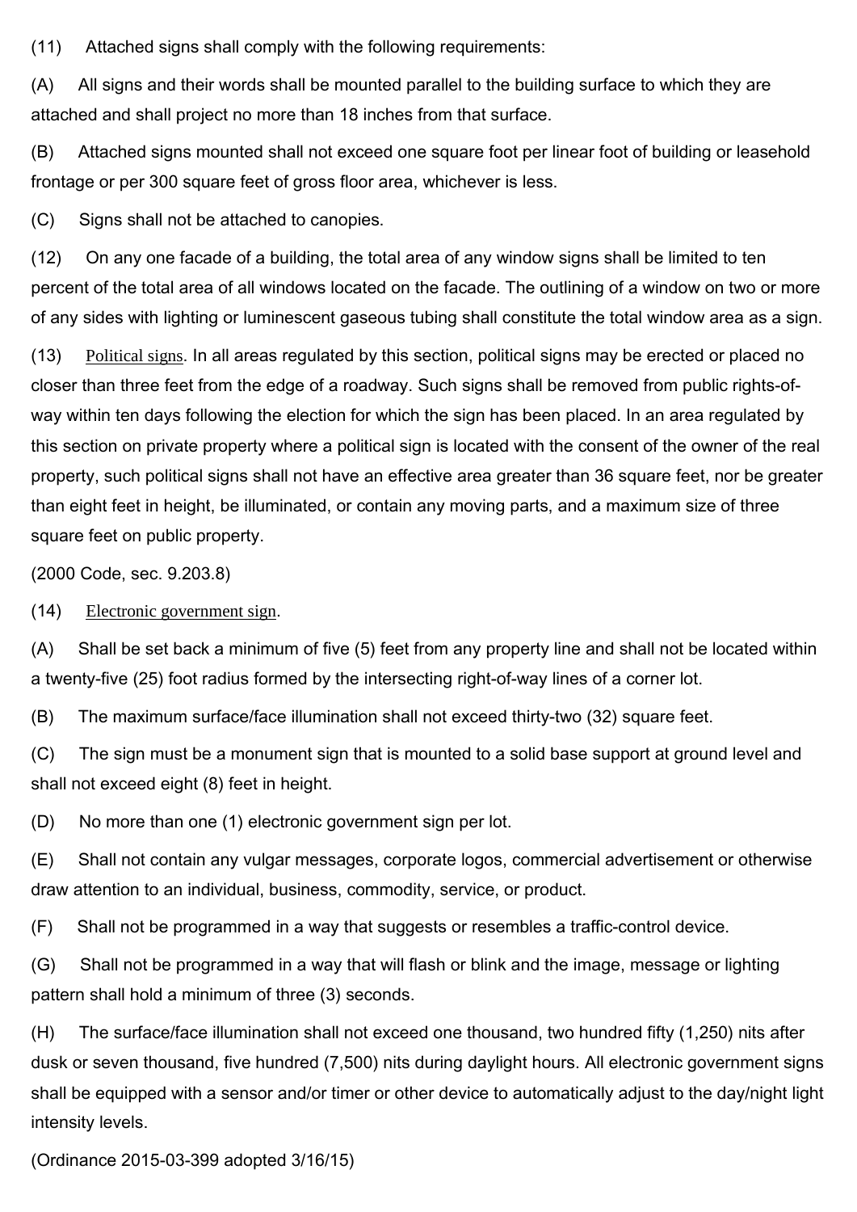(11) Attached signs shall comply with the following requirements:

(A) All signs and their words shall be mounted parallel to the building surface to which they are attached and shall project no more than 18 inches from that surface.

(B) Attached signs mounted shall not exceed one square foot per linear foot of building or leasehold frontage or per 300 square feet of gross floor area, whichever is less.

(C) Signs shall not be attached to canopies.

(12) On any one facade of a building, the total area of any window signs shall be limited to ten percent of the total area of all windows located on the facade. The outlining of a window on two or more of any sides with lighting or luminescent gaseous tubing shall constitute the total window area as a sign.

(13) Political signs. In all areas regulated by this section, political signs may be erected or placed no closer than three feet from the edge of a roadway. Such signs shall be removed from public rights-of-way within ten days following the election for which the sign has been placed. In an area regulated by this section on private property where a political sign is located with the consent of the owner of the real property, such political signs shall not have an effective area greater than 36 square feet, nor be greater than eight feet in height, be illuminated, or contain any moving parts, and a maximum size of three square feet on public property.

(2000 Code, sec. 9.203.8)

(14) Electronic government sign.

(A) Shall be set back a minimum of five (5) feet from any property line and shall not be located within a twenty-five (25) foot radius formed by the intersecting right-of-way lines of a corner lot.

(B) The maximum surface/face illumination shall not exceed thirty-two (32) square feet.

(C) The sign must be a monument sign that is mounted to a solid base support at ground level and shall not exceed eight (8) feet in height.

(D) No more than one (1) electronic government sign per lot.

(E) Shall not contain any vulgar messages, corporate logos, commercial advertisement or otherwise draw attention to an individual, business, commodity, service, or product.

(F) Shall not be programmed in a way that suggests or resembles a traffic-control device.

(G) Shall not be programmed in a way that will flash or blink and the image, message or lighting pattern shall hold a minimum of three (3) seconds.

(H) The surface/face illumination shall not exceed one thousand, two hundred fifty (1,250) nits after dusk or seven thousand, five hundred (7,500) nits during daylight hours. All electronic government signs shall be equipped with a sensor and/or timer or other device to automatically adjust to the day/night light intensity levels.

(Ordinance 2015-03-399 adopted 3/16/15)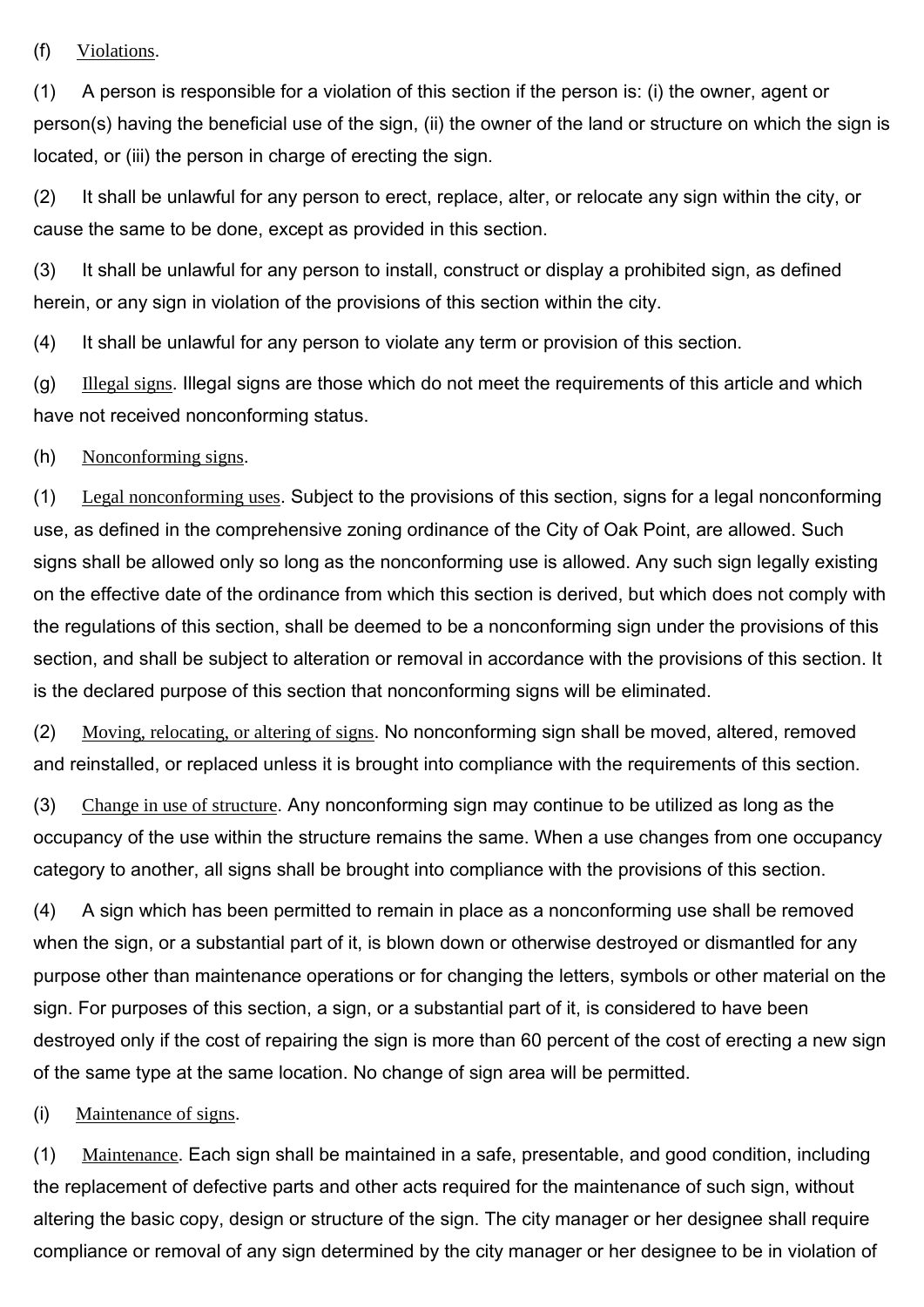(f) Violations.

(1) A person is responsible for a violation of this section if the person is: (i) the owner, agent or person(s) having the beneficial use of the sign, (ii) the owner of the land or structure on which the sign is located, or (iii) the person in charge of erecting the sign.

(2) It shall be unlawful for any person to erect, replace, alter, or relocate any sign within the city, or cause the same to be done, except as provided in this section.

(3) It shall be unlawful for any person to install, construct or display a prohibited sign, as defined herein, or any sign in violation of the provisions of this section within the city.

(4) It shall be unlawful for any person to violate any term or provision of this section.

(g) Illegal signs. Illegal signs are those which do not meet the requirements of this article and which have not received nonconforming status.

(h) Nonconforming signs.

(1) Legal nonconforming uses. Subject to the provisions of this section, signs for a legal nonconforming use, as defined in the comprehensive zoning ordinance of the City of Oak Point, are allowed. Such signs shall be allowed only so long as the nonconforming use is allowed. Any such sign legally existing on the effective date of the ordinance from which this section is derived, but which does not comply with the regulations of this section, shall be deemed to be a nonconforming sign under the provisions of this section, and shall be subject to alteration or removal in accordance with the provisions of this section. It is the declared purpose of this section that nonconforming signs will be eliminated.

(2) Moving, relocating, or altering of signs. No nonconforming sign shall be moved, altered, removed and reinstalled, or replaced unless it is brought into compliance with the requirements of this section.

(3) Change in use of structure. Any nonconforming sign may continue to be utilized as long as the occupancy of the use within the structure remains the same. When a use changes from one occupancy category to another, all signs shall be brought into compliance with the provisions of this section.

(4) A sign which has been permitted to remain in place as a nonconforming use shall be removed when the sign, or a substantial part of it, is blown down or otherwise destroyed or dismantled for any purpose other than maintenance operations or for changing the letters, symbols or other material on the sign. For purposes of this section, a sign, or a substantial part of it, is considered to have been destroyed only if the cost of repairing the sign is more than 60 percent of the cost of erecting a new sign of the same type at the same location. No change of sign area will be permitted.

(i) Maintenance of signs.

(1) Maintenance. Each sign shall be maintained in a safe, presentable, and good condition, including the replacement of defective parts and other acts required for the maintenance of such sign, without altering the basic copy, design or structure of the sign. The city manager or her designee shall require compliance or removal of any sign determined by the city manager or her designee to be in violation of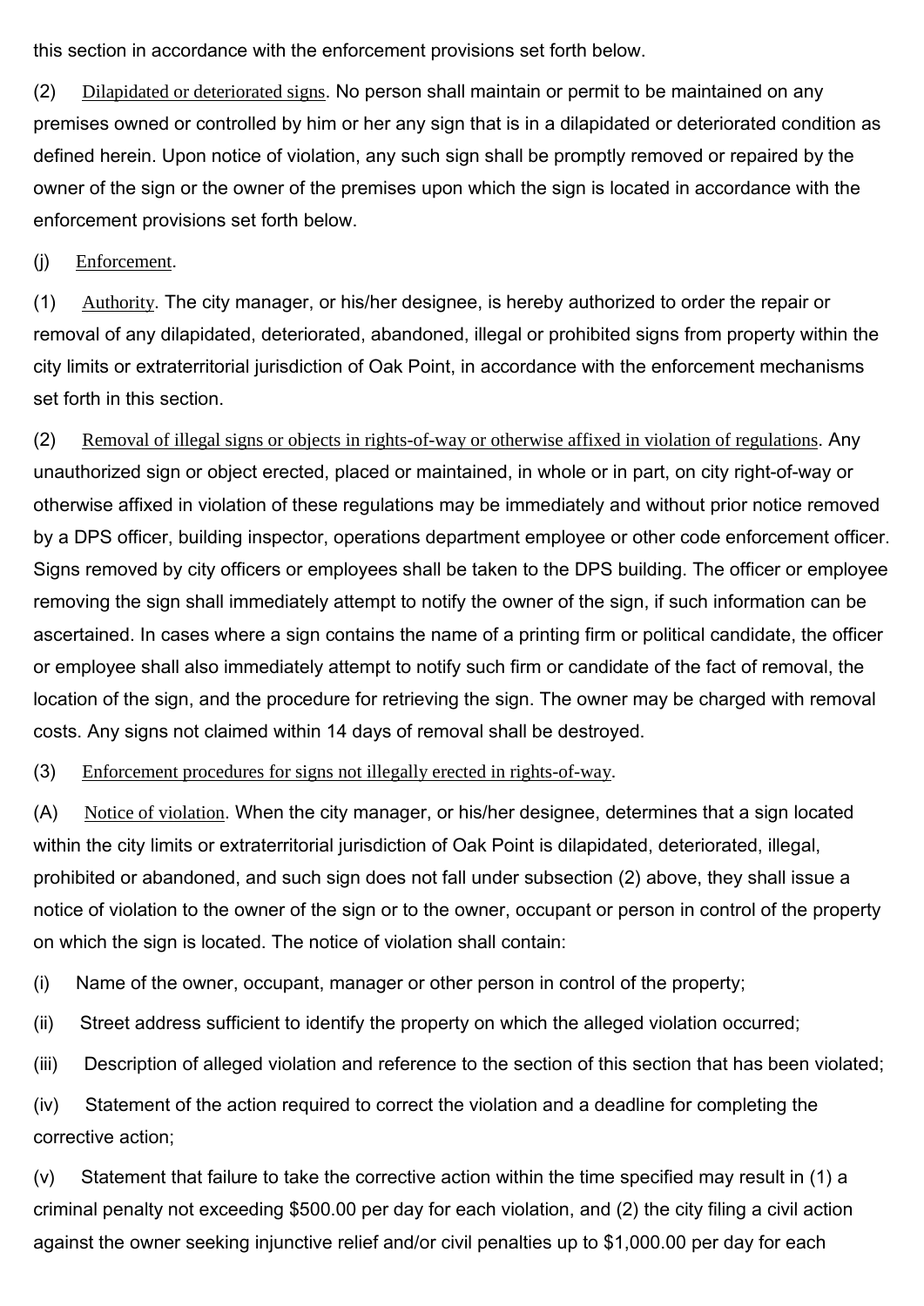this section in accordance with the enforcement provisions set forth below.

(2) Dilapidated or deteriorated signs. No person shall maintain or permit to be maintained on any premises owned or controlled by him or her any sign that is in a dilapidated or deteriorated condition as defined herein. Upon notice of violation, any such sign shall be promptly removed or repaired by the owner of the sign or the owner of the premises upon which the sign is located in accordance with the enforcement provisions set forth below.

(j) Enforcement.

(1) Authority. The city manager, or his/her designee, is hereby authorized to order the repair or removal of any dilapidated, deteriorated, abandoned, illegal or prohibited signs from property within the city limits or extraterritorial jurisdiction of Oak Point, in accordance with the enforcement mechanisms set forth in this section.

(2) Removal of illegal signs or objects in rights-of-way or otherwise affixed in violation of regulations. Any unauthorized sign or object erected, placed or maintained, in whole or in part, on city right-of-way or otherwise affixed in violation of these regulations may be immediately and without prior notice removed by a DPS officer, building inspector, operations department employee or other code enforcement officer. Signs removed by city officers or employees shall be taken to the DPS building. The officer or employee removing the sign shall immediately attempt to notify the owner of the sign, if such information can be ascertained. In cases where a sign contains the name of a printing firm or political candidate, the officer or employee shall also immediately attempt to notify such firm or candidate of the fact of removal, the location of the sign, and the procedure for retrieving the sign. The owner may be charged with removal costs. Any signs not claimed within 14 days of removal shall be destroyed.

(3) Enforcement procedures for signs not illegally erected in rights-of-way.

(A) Notice of violation. When the city manager, or his/her designee, determines that a sign located within the city limits or extraterritorial jurisdiction of Oak Point is dilapidated, deteriorated, illegal, prohibited or abandoned, and such sign does not fall under subsection (2) above, they shall issue a notice of violation to the owner of the sign or to the owner, occupant or person in control of the property on which the sign is located. The notice of violation shall contain:

(i) Name of the owner, occupant, manager or other person in control of the property;

(ii) Street address sufficient to identify the property on which the alleged violation occurred;

(iii) Description of alleged violation and reference to the section of this section that has been violated;

(iv) Statement of the action required to correct the violation and a deadline for completing the corrective action;

(v) Statement that failure to take the corrective action within the time specified may result in (1) a criminal penalty not exceeding $500.00 per day for each violation, and (2) the city filing a civil action against the owner seeking injunctive relief and/or civil penalties up to $1,000.00 per day for each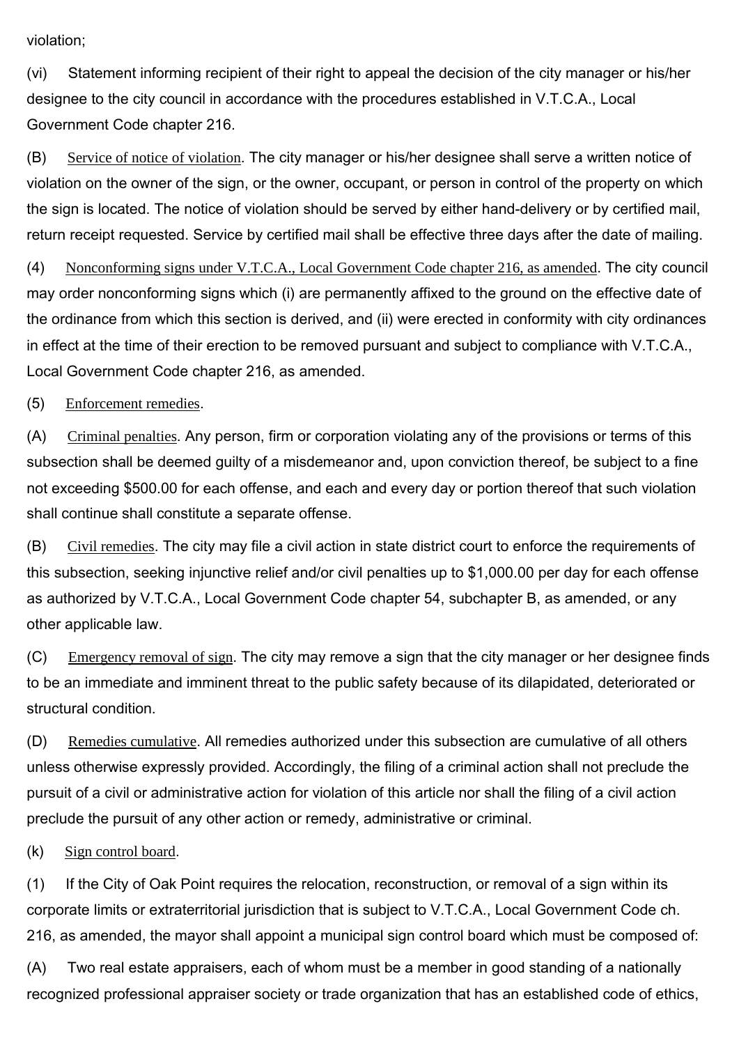violation;

(vi) Statement informing recipient of their right to appeal the decision of the city manager or his/her designee to the city council in accordance with the procedures established in V.T.C.A., Local Government Code chapter 216.

(B) Service of notice of violation. The city manager or his/her designee shall serve a written notice of violation on the owner of the sign, or the owner, occupant, or person in control of the property on which the sign is located. The notice of violation should be served by either hand-delivery or by certified mail, return receipt requested. Service by certified mail shall be effective three days after the date of mailing.

(4) Nonconforming signs under V.T.C.A., Local Government Code chapter 216, as amended. The city council may order nonconforming signs which (i) are permanently affixed to the ground on the effective date of the ordinance from which this section is derived, and (ii) were erected in conformity with city ordinances in effect at the time of their erection to be removed pursuant and subject to compliance with V.T.C.A., Local Government Code chapter 216, as amended.

(5) Enforcement remedies.

(A) Criminal penalties. Any person, firm or corporation violating any of the provisions or terms of this subsection shall be deemed guilty of a misdemeanor and, upon conviction thereof, be subject to a fine not exceeding $500.00 for each offense, and each and every day or portion thereof that such violation shall continue shall constitute a separate offense.

(B) Civil remedies. The city may file a civil action in state district court to enforce the requirements of this subsection, seeking injunctive relief and/or civil penalties up to $1,000.00 per day for each offense as authorized by V.T.C.A., Local Government Code chapter 54, subchapter B, as amended, or any other applicable law.

(C) Emergency removal of sign. The city may remove a sign that the city manager or her designee finds to be an immediate and imminent threat to the public safety because of its dilapidated, deteriorated or structural condition.

(D) Remedies cumulative. All remedies authorized under this subsection are cumulative of all others unless otherwise expressly provided. Accordingly, the filing of a criminal action shall not preclude the pursuit of a civil or administrative action for violation of this article nor shall the filing of a civil action preclude the pursuit of any other action or remedy, administrative or criminal.

(k) Sign control board.

(1) If the City of Oak Point requires the relocation, reconstruction, or removal of a sign within its corporate limits or extraterritorial jurisdiction that is subject to V.T.C.A., Local Government Code ch. 216, as amended, the mayor shall appoint a municipal sign control board which must be composed of:

(A) Two real estate appraisers, each of whom must be a member in good standing of a nationally recognized professional appraiser society or trade organization that has an established code of ethics,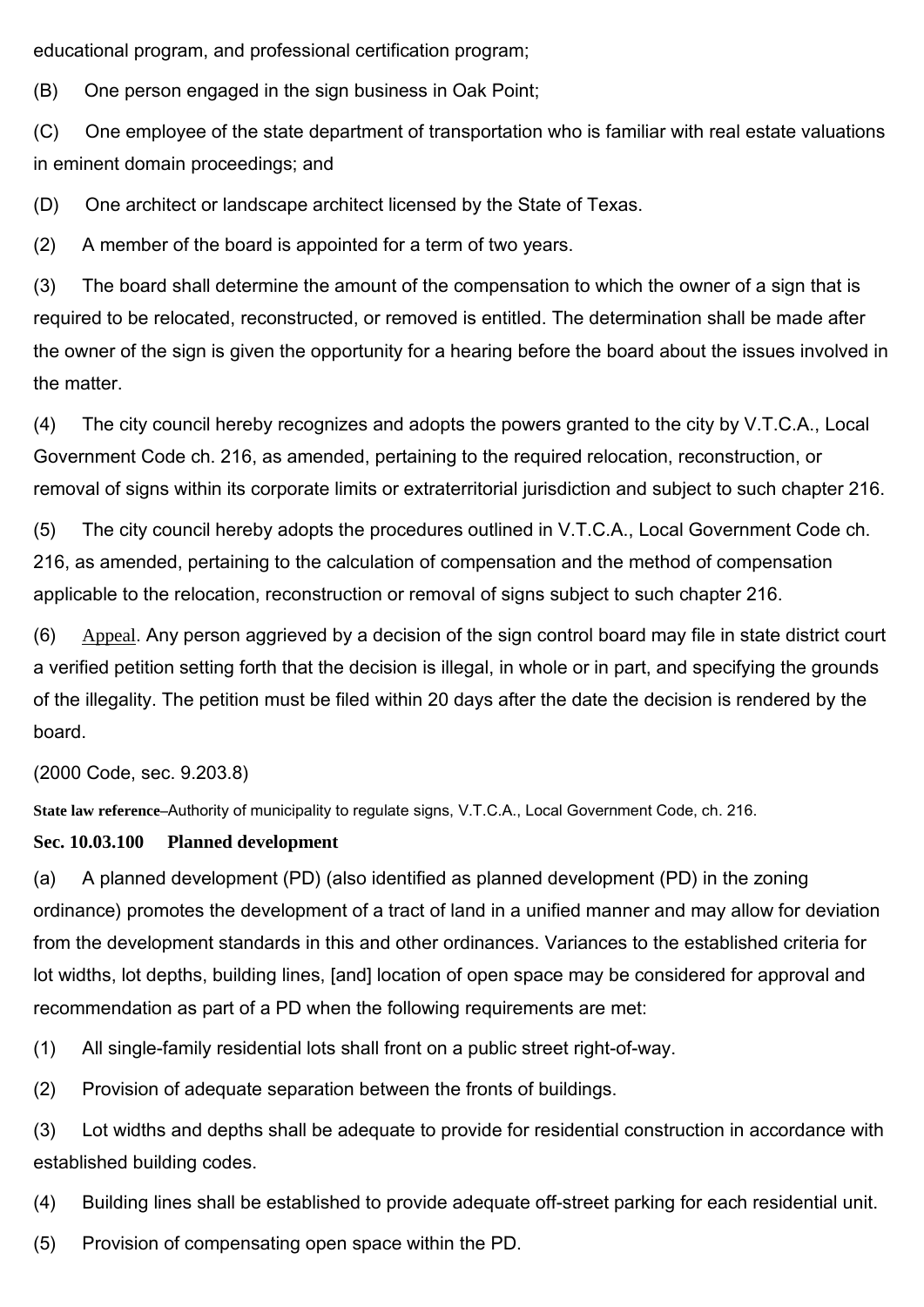educational program, and professional certification program;

(B) One person engaged in the sign business in Oak Point;

(C) One employee of the state department of transportation who is familiar with real estate valuations in eminent domain proceedings; and

(D) One architect or landscape architect licensed by the State of Texas.

(2) A member of the board is appointed for a term of two years.

(3) The board shall determine the amount of the compensation to which the owner of a sign that is required to be relocated, reconstructed, or removed is entitled. The determination shall be made after the owner of the sign is given the opportunity for a hearing before the board about the issues involved in the matter.

(4) The city council hereby recognizes and adopts the powers granted to the city by V.T.C.A., Local Government Code ch. 216, as amended, pertaining to the required relocation, reconstruction, or removal of signs within its corporate limits or extraterritorial jurisdiction and subject to such chapter 216.

(5) The city council hereby adopts the procedures outlined in V.T.C.A., Local Government Code ch. 216, as amended, pertaining to the calculation of compensation and the method of compensation applicable to the relocation, reconstruction or removal of signs subject to such chapter 216.

(6) Appeal. Any person aggrieved by a decision of the sign control board may file in state district court a verified petition setting forth that the decision is illegal, in whole or in part, and specifying the grounds of the illegality. The petition must be filed within 20 days after the date the decision is rendered by the board.

(2000 Code, sec. 9.203.8)

**State law reference**–Authority of municipality to regulate signs, V.T.C.A., Local Government Code, ch. 216.

### Sec. 10.03.100 Planned development

(a) A planned development (PD) (also identified as planned development (PD) in the zoning ordinance) promotes the development of a tract of land in a unified manner and may allow for deviation from the development standards in this and other ordinances. Variances to the established criteria for lot widths, lot depths, building lines, [and] location of open space may be considered for approval and recommendation as part of a PD when the following requirements are met:

(1) All single-family residential lots shall front on a public street right-of-way.

(2) Provision of adequate separation between the fronts of buildings.

(3) Lot widths and depths shall be adequate to provide for residential construction in accordance with established building codes.

(4) Building lines shall be established to provide adequate off-street parking for each residential unit.

(5) Provision of compensating open space within the PD.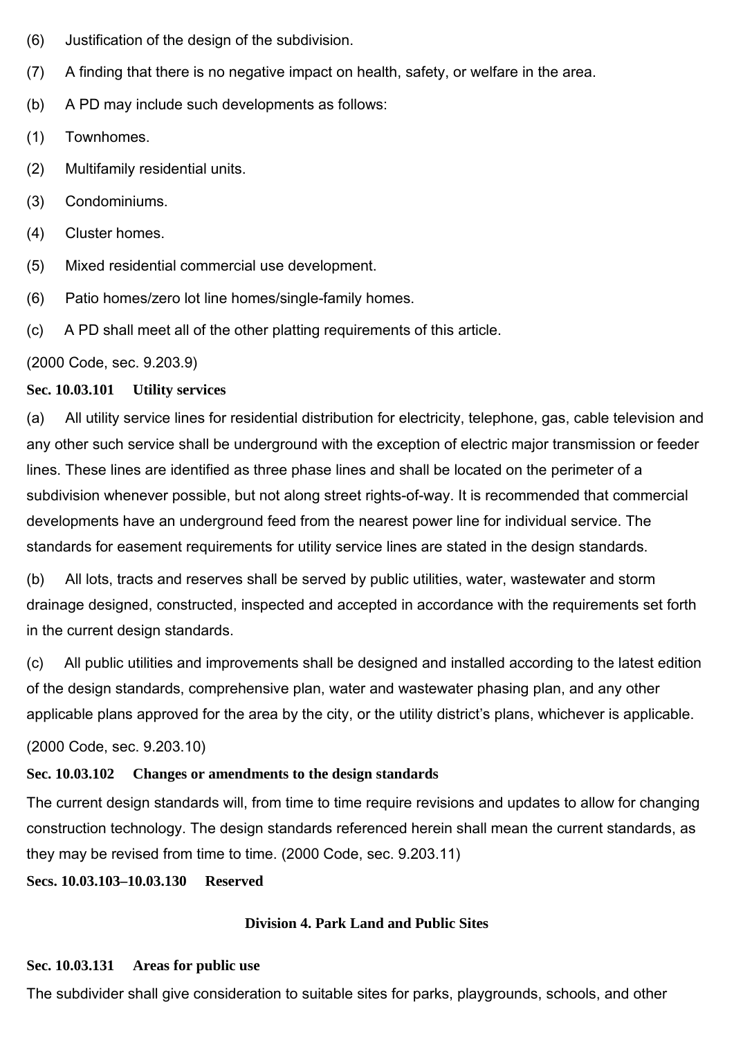(6) Justification of the design of the subdivision.

(7) A finding that there is no negative impact on health, safety, or welfare in the area.

(b) A PD may include such developments as follows:

(1) Townhomes.

(2) Multifamily residential units.

(3) Condominiums.

(4) Cluster homes.

(5) Mixed residential commercial use development.

(6) Patio homes/zero lot line homes/single-family homes.

(c) A PD shall meet all of the other platting requirements of this article.

(2000 Code, sec. 9.203.9)

**Sec. 10.03.101 Utility services**

(a) All utility service lines for residential distribution for electricity, telephone, gas, cable television and any other such service shall be underground with the exception of electric major transmission or feeder lines. These lines are identified as three phase lines and shall be located on the perimeter of a subdivision whenever possible, but not along street rights-of-way. It is recommended that commercial developments have an underground feed from the nearest power line for individual service. The standards for easement requirements for utility service lines are stated in the design standards.

(b) All lots, tracts and reserves shall be served by public utilities, water, wastewater and storm drainage designed, constructed, inspected and accepted in accordance with the requirements set forth in the current design standards.

(c) All public utilities and improvements shall be designed and installed according to the latest edition of the design standards, comprehensive plan, water and wastewater phasing plan, and any other applicable plans approved for the area by the city, or the utility district's plans, whichever is applicable.

(2000 Code, sec. 9.203.10)

**Sec. 10.03.102 Changes or amendments to the design standards**

The current design standards will, from time to time require revisions and updates to allow for changing construction technology. The design standards referenced herein shall mean the current standards, as they may be revised from time to time. (2000 Code, sec. 9.203.11)

**Secs. 10.03.103–10.03.130 Reserved**

## Division 4. Park Land and Public Sites

**Sec. 10.03.131 Areas for public use**

The subdivider shall give consideration to suitable sites for parks, playgrounds, schools, and other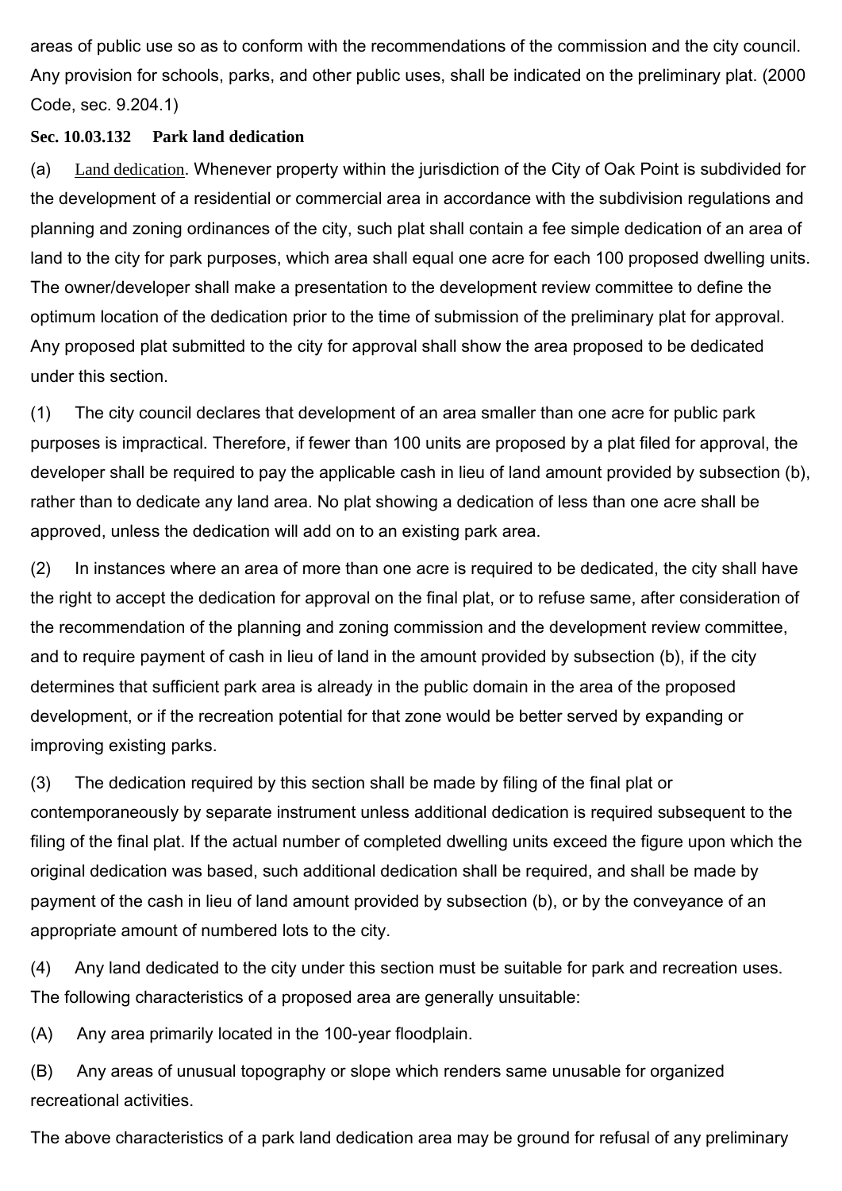areas of public use so as to conform with the recommendations of the commission and the city council. Any provision for schools, parks, and other public uses, shall be indicated on the preliminary plat. (2000 Code, sec. 9.204.1)

**Sec. 10.03.132 Park land dedication**

(a) Land dedication. Whenever property within the jurisdiction of the City of Oak Point is subdivided for the development of a residential or commercial area in accordance with the subdivision regulations and planning and zoning ordinances of the city, such plat shall contain a fee simple dedication of an area of land to the city for park purposes, which area shall equal one acre for each 100 proposed dwelling units. The owner/developer shall make a presentation to the development review committee to define the optimum location of the dedication prior to the time of submission of the preliminary plat for approval. Any proposed plat submitted to the city for approval shall show the area proposed to be dedicated under this section.

(1) The city council declares that development of an area smaller than one acre for public park purposes is impractical. Therefore, if fewer than 100 units are proposed by a plat filed for approval, the developer shall be required to pay the applicable cash in lieu of land amount provided by subsection (b), rather than to dedicate any land area. No plat showing a dedication of less than one acre shall be approved, unless the dedication will add on to an existing park area.

(2) In instances where an area of more than one acre is required to be dedicated, the city shall have the right to accept the dedication for approval on the final plat, or to refuse same, after consideration of the recommendation of the planning and zoning commission and the development review committee, and to require payment of cash in lieu of land in the amount provided by subsection (b), if the city determines that sufficient park area is already in the public domain in the area of the proposed development, or if the recreation potential for that zone would be better served by expanding or improving existing parks.

(3) The dedication required by this section shall be made by filing of the final plat or contemporaneously by separate instrument unless additional dedication is required subsequent to the filing of the final plat. If the actual number of completed dwelling units exceed the figure upon which the original dedication was based, such additional dedication shall be required, and shall be made by payment of the cash in lieu of land amount provided by subsection (b), or by the conveyance of an appropriate amount of numbered lots to the city.

(4) Any land dedicated to the city under this section must be suitable for park and recreation uses. The following characteristics of a proposed area are generally unsuitable:

(A) Any area primarily located in the 100-year floodplain.

(B) Any areas of unusual topography or slope which renders same unusable for organized recreational activities.

The above characteristics of a park land dedication area may be ground for refusal of any preliminary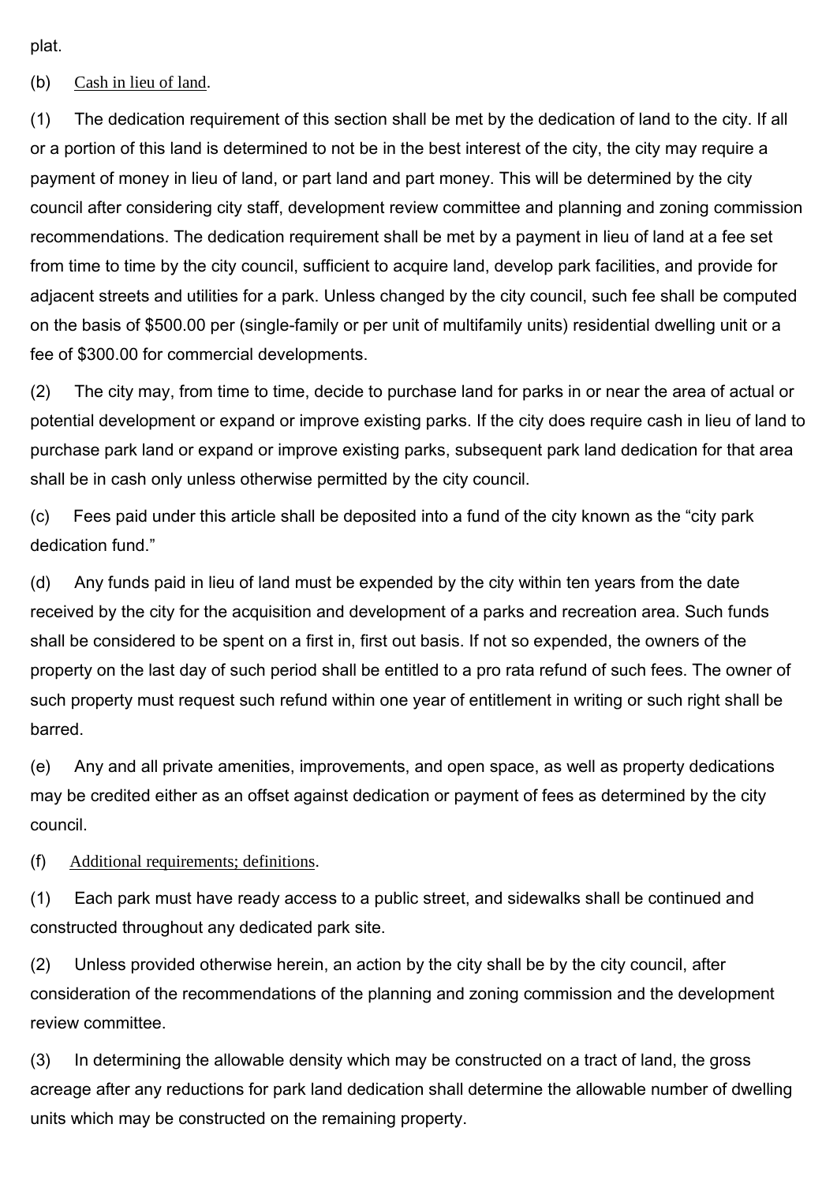plat.

(b) Cash in lieu of land.

(1) The dedication requirement of this section shall be met by the dedication of land to the city. If all or a portion of this land is determined to not be in the best interest of the city, the city may require a payment of money in lieu of land, or part land and part money. This will be determined by the city council after considering city staff, development review committee and planning and zoning commission recommendations. The dedication requirement shall be met by a payment in lieu of land at a fee set from time to time by the city council, sufficient to acquire land, develop park facilities, and provide for adjacent streets and utilities for a park. Unless changed by the city council, such fee shall be computed on the basis of $500.00 per (single-family or per unit of multifamily units) residential dwelling unit or a fee of $300.00 for commercial developments.

(2) The city may, from time to time, decide to purchase land for parks in or near the area of actual or potential development or expand or improve existing parks. If the city does require cash in lieu of land to purchase park land or expand or improve existing parks, subsequent park land dedication for that area shall be in cash only unless otherwise permitted by the city council.

(c) Fees paid under this article shall be deposited into a fund of the city known as the "city park dedication fund."

(d) Any funds paid in lieu of land must be expended by the city within ten years from the date received by the city for the acquisition and development of a parks and recreation area. Such funds shall be considered to be spent on a first in, first out basis. If not so expended, the owners of the property on the last day of such period shall be entitled to a pro rata refund of such fees. The owner of such property must request such refund within one year of entitlement in writing or such right shall be barred.

(e) Any and all private amenities, improvements, and open space, as well as property dedications may be credited either as an offset against dedication or payment of fees as determined by the city council.

(f) Additional requirements; definitions.

(1) Each park must have ready access to a public street, and sidewalks shall be continued and constructed throughout any dedicated park site.

(2) Unless provided otherwise herein, an action by the city shall be by the city council, after consideration of the recommendations of the planning and zoning commission and the development review committee.

(3) In determining the allowable density which may be constructed on a tract of land, the gross acreage after any reductions for park land dedication shall determine the allowable number of dwelling units which may be constructed on the remaining property.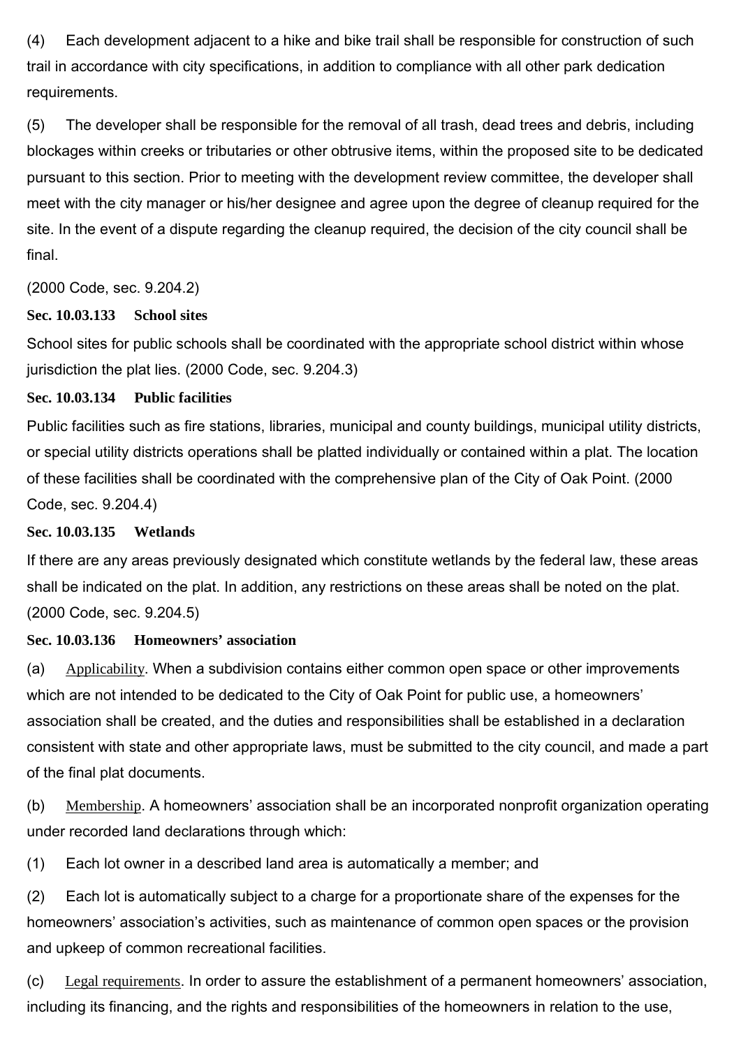(4) Each development adjacent to a hike and bike trail shall be responsible for construction of such trail in accordance with city specifications, in addition to compliance with all other park dedication requirements.

(5) The developer shall be responsible for the removal of all trash, dead trees and debris, including blockages within creeks or tributaries or other obtrusive items, within the proposed site to be dedicated pursuant to this section. Prior to meeting with the development review committee, the developer shall meet with the city manager or his/her designee and agree upon the degree of cleanup required for the site. In the event of a dispute regarding the cleanup required, the decision of the city council shall be final.

(2000 Code, sec. 9.204.2)

**Sec. 10.03.133 School sites**

School sites for public schools shall be coordinated with the appropriate school district within whose jurisdiction the plat lies. (2000 Code, sec. 9.204.3)

**Sec. 10.03.134 Public facilities**

Public facilities such as fire stations, libraries, municipal and county buildings, municipal utility districts, or special utility districts operations shall be platted individually or contained within a plat. The location of these facilities shall be coordinated with the comprehensive plan of the City of Oak Point. (2000 Code, sec. 9.204.4)

**Sec. 10.03.135 Wetlands**

If there are any areas previously designated which constitute wetlands by the federal law, these areas shall be indicated on the plat. In addition, any restrictions on these areas shall be noted on the plat. (2000 Code, sec. 9.204.5)

**Sec. 10.03.136 Homeowners' association**

(a) Applicability. When a subdivision contains either common open space or other improvements which are not intended to be dedicated to the City of Oak Point for public use, a homeowners' association shall be created, and the duties and responsibilities shall be established in a declaration consistent with state and other appropriate laws, must be submitted to the city council, and made a part of the final plat documents.

(b) Membership. A homeowners' association shall be an incorporated nonprofit organization operating under recorded land declarations through which:

(1) Each lot owner in a described land area is automatically a member; and

(2) Each lot is automatically subject to a charge for a proportionate share of the expenses for the homeowners' association's activities, such as maintenance of common open spaces or the provision and upkeep of common recreational facilities.

(c) Legal requirements. In order to assure the establishment of a permanent homeowners' association, including its financing, and the rights and responsibilities of the homeowners in relation to the use,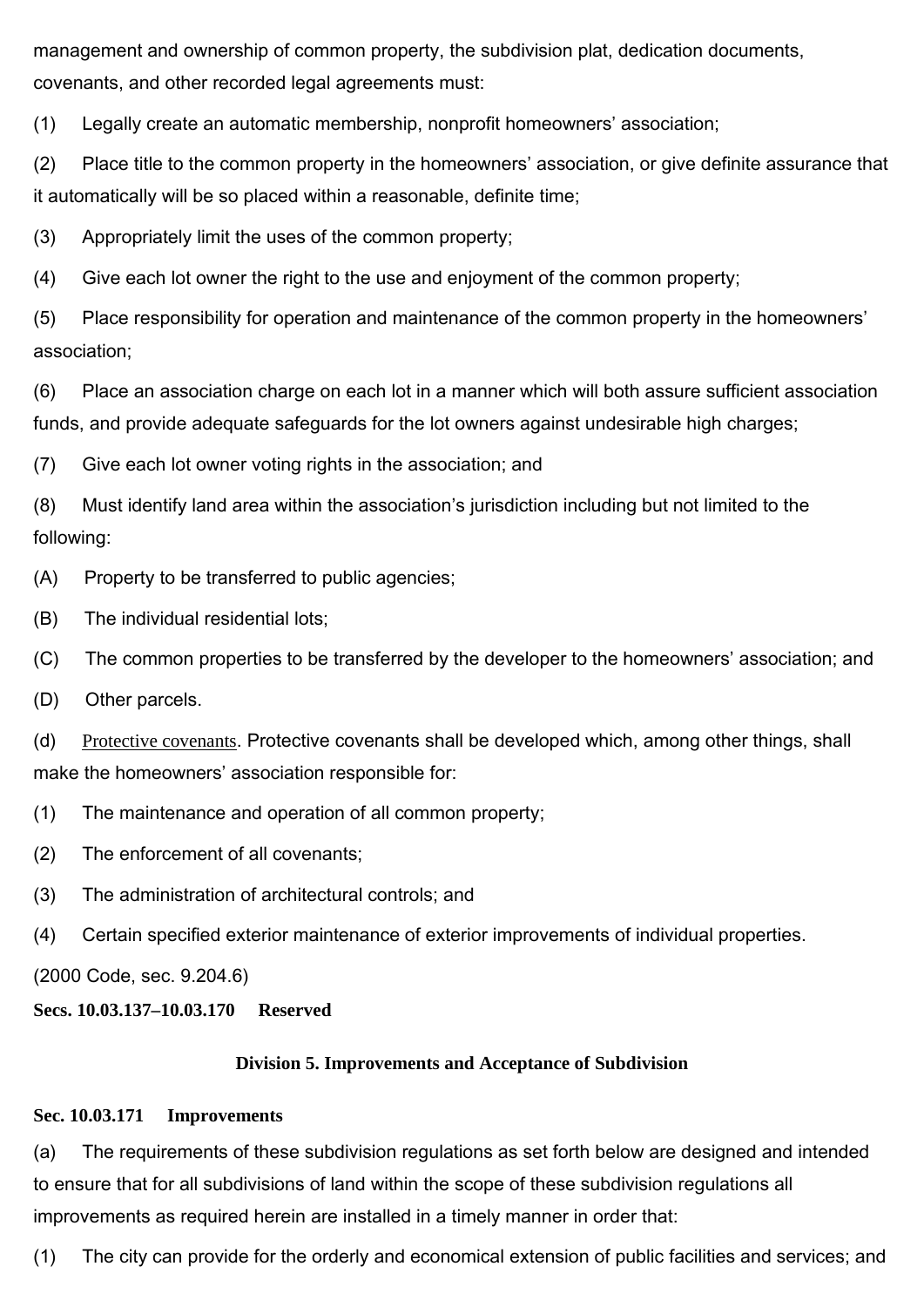management and ownership of common property, the subdivision plat, dedication documents, covenants, and other recorded legal agreements must:

(1) Legally create an automatic membership, nonprofit homeowners' association;

(2) Place title to the common property in the homeowners' association, or give definite assurance that it automatically will be so placed within a reasonable, definite time;

(3) Appropriately limit the uses of the common property;

(4) Give each lot owner the right to the use and enjoyment of the common property;

(5) Place responsibility for operation and maintenance of the common property in the homeowners' association;

(6) Place an association charge on each lot in a manner which will both assure sufficient association funds, and provide adequate safeguards for the lot owners against undesirable high charges;

(7) Give each lot owner voting rights in the association; and

(8) Must identify land area within the association's jurisdiction including but not limited to the following:

(A) Property to be transferred to public agencies;

(B) The individual residential lots;

(C) The common properties to be transferred by the developer to the homeowners' association; and

(D) Other parcels.

(d) Protective covenants. Protective covenants shall be developed which, among other things, shall make the homeowners' association responsible for:

(1) The maintenance and operation of all common property;

(2) The enforcement of all covenants;

(3) The administration of architectural controls; and

(4) Certain specified exterior maintenance of exterior improvements of individual properties.

(2000 Code, sec. 9.204.6)

**Secs. 10.03.137–10.03.170 Reserved**

## Division 5. Improvements and Acceptance of Subdivision

### Sec. 10.03.171 Improvements

(a) The requirements of these subdivision regulations as set forth below are designed and intended to ensure that for all subdivisions of land within the scope of these subdivision regulations all improvements as required herein are installed in a timely manner in order that:

(1) The city can provide for the orderly and economical extension of public facilities and services; and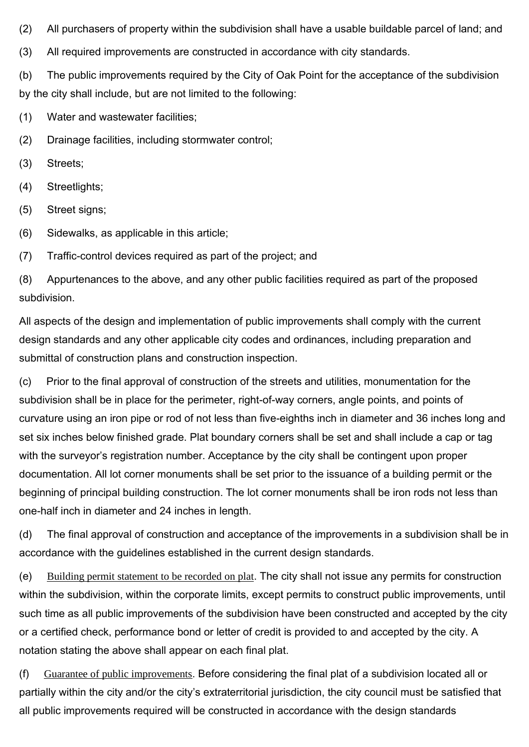(2) All purchasers of property within the subdivision shall have a usable buildable parcel of land; and

(3) All required improvements are constructed in accordance with city standards.

(b) The public improvements required by the City of Oak Point for the acceptance of the subdivision by the city shall include, but are not limited to the following:

(1) Water and wastewater facilities;

(2) Drainage facilities, including stormwater control;

(3) Streets;

(4) Streetlights;

(5) Street signs;

(6) Sidewalks, as applicable in this article;

(7) Traffic-control devices required as part of the project; and

(8) Appurtenances to the above, and any other public facilities required as part of the proposed subdivision.

All aspects of the design and implementation of public improvements shall comply with the current design standards and any other applicable city codes and ordinances, including preparation and submittal of construction plans and construction inspection.

(c) Prior to the final approval of construction of the streets and utilities, monumentation for the subdivision shall be in place for the perimeter, right-of-way corners, angle points, and points of curvature using an iron pipe or rod of not less than five-eighths inch in diameter and 36 inches long and set six inches below finished grade. Plat boundary corners shall be set and shall include a cap or tag with the surveyor's registration number. Acceptance by the city shall be contingent upon proper documentation. All lot corner monuments shall be set prior to the issuance of a building permit or the beginning of principal building construction. The lot corner monuments shall be iron rods not less than one-half inch in diameter and 24 inches in length.

(d) The final approval of construction and acceptance of the improvements in a subdivision shall be in accordance with the guidelines established in the current design standards.

(e) Building permit statement to be recorded on plat. The city shall not issue any permits for construction within the subdivision, within the corporate limits, except permits to construct public improvements, until such time as all public improvements of the subdivision have been constructed and accepted by the city or a certified check, performance bond or letter of credit is provided to and accepted by the city. A notation stating the above shall appear on each final plat.

(f) Guarantee of public improvements. Before considering the final plat of a subdivision located all or partially within the city and/or the city's extraterritorial jurisdiction, the city council must be satisfied that all public improvements required will be constructed in accordance with the design standards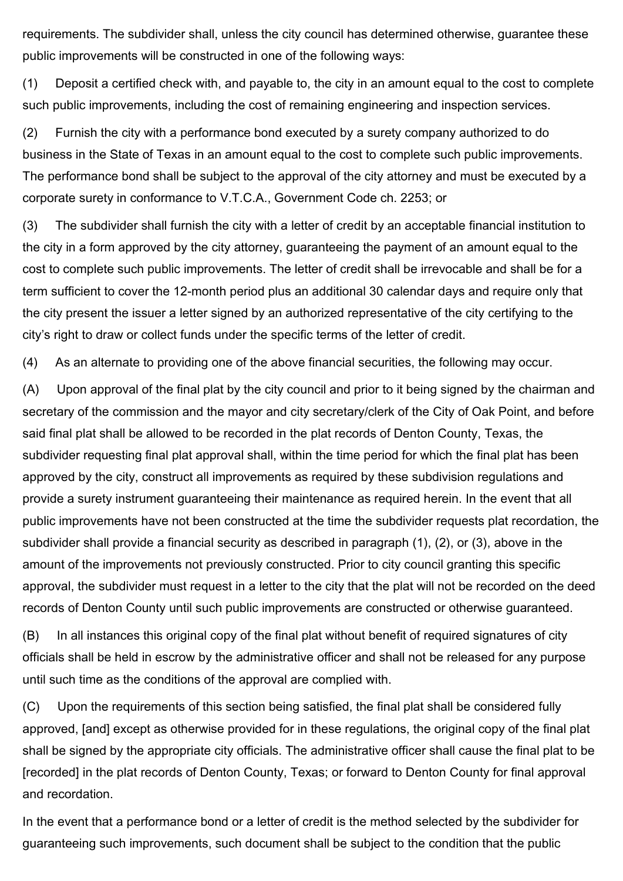requirements. The subdivider shall, unless the city council has determined otherwise, guarantee these public improvements will be constructed in one of the following ways:

(1) Deposit a certified check with, and payable to, the city in an amount equal to the cost to complete such public improvements, including the cost of remaining engineering and inspection services.

(2) Furnish the city with a performance bond executed by a surety company authorized to do business in the State of Texas in an amount equal to the cost to complete such public improvements. The performance bond shall be subject to the approval of the city attorney and must be executed by a corporate surety in conformance to V.T.C.A., Government Code ch. 2253; or

(3) The subdivider shall furnish the city with a letter of credit by an acceptable financial institution to the city in a form approved by the city attorney, guaranteeing the payment of an amount equal to the cost to complete such public improvements. The letter of credit shall be irrevocable and shall be for a term sufficient to cover the 12-month period plus an additional 30 calendar days and require only that the city present the issuer a letter signed by an authorized representative of the city certifying to the city's right to draw or collect funds under the specific terms of the letter of credit.

(4) As an alternate to providing one of the above financial securities, the following may occur.

(A) Upon approval of the final plat by the city council and prior to it being signed by the chairman and secretary of the commission and the mayor and city secretary/clerk of the City of Oak Point, and before said final plat shall be allowed to be recorded in the plat records of Denton County, Texas, the subdivider requesting final plat approval shall, within the time period for which the final plat has been approved by the city, construct all improvements as required by these subdivision regulations and provide a surety instrument guaranteeing their maintenance as required herein. In the event that all public improvements have not been constructed at the time the subdivider requests plat recordation, the subdivider shall provide a financial security as described in paragraph (1), (2), or (3), above in the amount of the improvements not previously constructed. Prior to city council granting this specific approval, the subdivider must request in a letter to the city that the plat will not be recorded on the deed records of Denton County until such public improvements are constructed or otherwise guaranteed.

(B) In all instances this original copy of the final plat without benefit of required signatures of city officials shall be held in escrow by the administrative officer and shall not be released for any purpose until such time as the conditions of the approval are complied with.

(C) Upon the requirements of this section being satisfied, the final plat shall be considered fully approved, [and] except as otherwise provided for in these regulations, the original copy of the final plat shall be signed by the appropriate city officials. The administrative officer shall cause the final plat to be [recorded] in the plat records of Denton County, Texas; or forward to Denton County for final approval and recordation.

In the event that a performance bond or a letter of credit is the method selected by the subdivider for guaranteeing such improvements, such document shall be subject to the condition that the public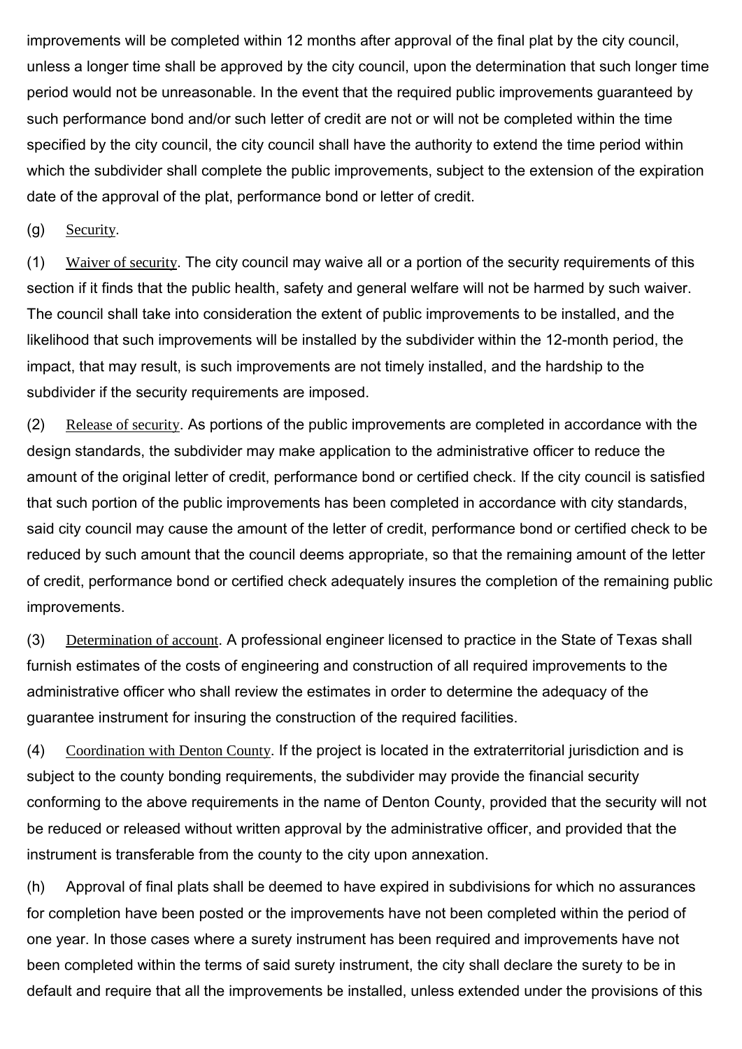improvements will be completed within 12 months after approval of the final plat by the city council, unless a longer time shall be approved by the city council, upon the determination that such longer time period would not be unreasonable. In the event that the required public improvements guaranteed by such performance bond and/or such letter of credit are not or will not be completed within the time specified by the city council, the city council shall have the authority to extend the time period within which the subdivider shall complete the public improvements, subject to the extension of the expiration date of the approval of the plat, performance bond or letter of credit.

(g) Security.

(1) Waiver of security. The city council may waive all or a portion of the security requirements of this section if it finds that the public health, safety and general welfare will not be harmed by such waiver. The council shall take into consideration the extent of public improvements to be installed, and the likelihood that such improvements will be installed by the subdivider within the 12-month period, the impact, that may result, is such improvements are not timely installed, and the hardship to the subdivider if the security requirements are imposed.

(2) Release of security. As portions of the public improvements are completed in accordance with the design standards, the subdivider may make application to the administrative officer to reduce the amount of the original letter of credit, performance bond or certified check. If the city council is satisfied that such portion of the public improvements has been completed in accordance with city standards, said city council may cause the amount of the letter of credit, performance bond or certified check to be reduced by such amount that the council deems appropriate, so that the remaining amount of the letter of credit, performance bond or certified check adequately insures the completion of the remaining public improvements.

(3) Determination of account. A professional engineer licensed to practice in the State of Texas shall furnish estimates of the costs of engineering and construction of all required improvements to the administrative officer who shall review the estimates in order to determine the adequacy of the guarantee instrument for insuring the construction of the required facilities.

(4) Coordination with Denton County. If the project is located in the extraterritorial jurisdiction and is subject to the county bonding requirements, the subdivider may provide the financial security conforming to the above requirements in the name of Denton County, provided that the security will not be reduced or released without written approval by the administrative officer, and provided that the instrument is transferable from the county to the city upon annexation.

(h) Approval of final plats shall be deemed to have expired in subdivisions for which no assurances for completion have been posted or the improvements have not been completed within the period of one year. In those cases where a surety instrument has been required and improvements have not been completed within the terms of said surety instrument, the city shall declare the surety to be in default and require that all the improvements be installed, unless extended under the provisions of this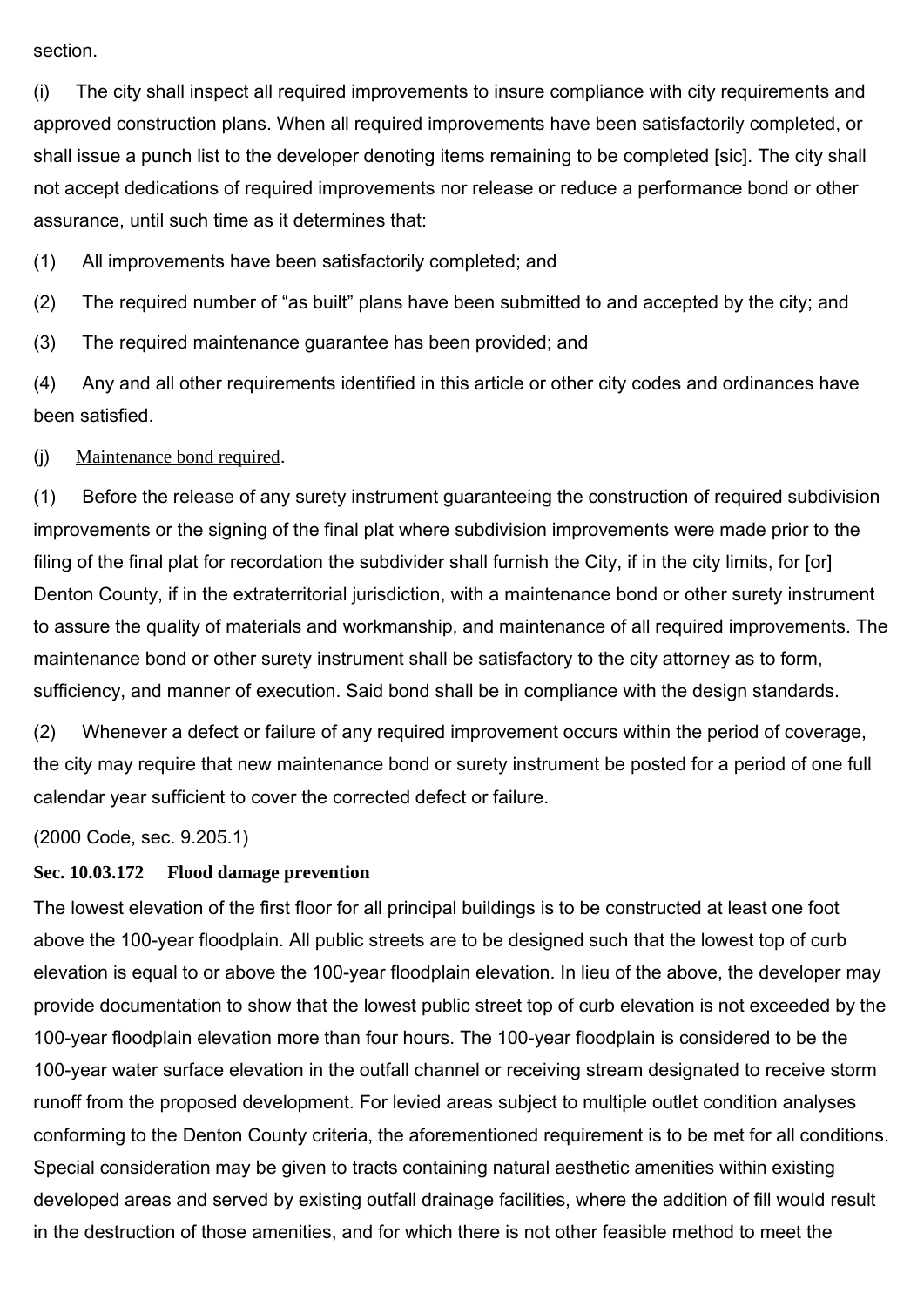section.

(i) The city shall inspect all required improvements to insure compliance with city requirements and approved construction plans. When all required improvements have been satisfactorily completed, or shall issue a punch list to the developer denoting items remaining to be completed [sic]. The city shall not accept dedications of required improvements nor release or reduce a performance bond or other assurance, until such time as it determines that:

(1) All improvements have been satisfactorily completed; and

(2) The required number of "as built" plans have been submitted to and accepted by the city; and

(3) The required maintenance guarantee has been provided; and

(4) Any and all other requirements identified in this article or other city codes and ordinances have been satisfied.

(j) Maintenance bond required.

(1) Before the release of any surety instrument guaranteeing the construction of required subdivision improvements or the signing of the final plat where subdivision improvements were made prior to the filing of the final plat for recordation the subdivider shall furnish the City, if in the city limits, for [or] Denton County, if in the extraterritorial jurisdiction, with a maintenance bond or other surety instrument to assure the quality of materials and workmanship, and maintenance of all required improvements. The maintenance bond or other surety instrument shall be satisfactory to the city attorney as to form, sufficiency, and manner of execution. Said bond shall be in compliance with the design standards.

(2) Whenever a defect or failure of any required improvement occurs within the period of coverage, the city may require that new maintenance bond or surety instrument be posted for a period of one full calendar year sufficient to cover the corrected defect or failure.

(2000 Code, sec. 9.205.1)

**Sec. 10.03.172 Flood damage prevention**

The lowest elevation of the first floor for all principal buildings is to be constructed at least one foot above the 100-year floodplain. All public streets are to be designed such that the lowest top of curb elevation is equal to or above the 100-year floodplain elevation. In lieu of the above, the developer may provide documentation to show that the lowest public street top of curb elevation is not exceeded by the 100-year floodplain elevation more than four hours. The 100-year floodplain is considered to be the 100-year water surface elevation in the outfall channel or receiving stream designated to receive storm runoff from the proposed development. For levied areas subject to multiple outlet condition analyses conforming to the Denton County criteria, the aforementioned requirement is to be met for all conditions. Special consideration may be given to tracts containing natural aesthetic amenities within existing developed areas and served by existing outfall drainage facilities, where the addition of fill would result in the destruction of those amenities, and for which there is not other feasible method to meet the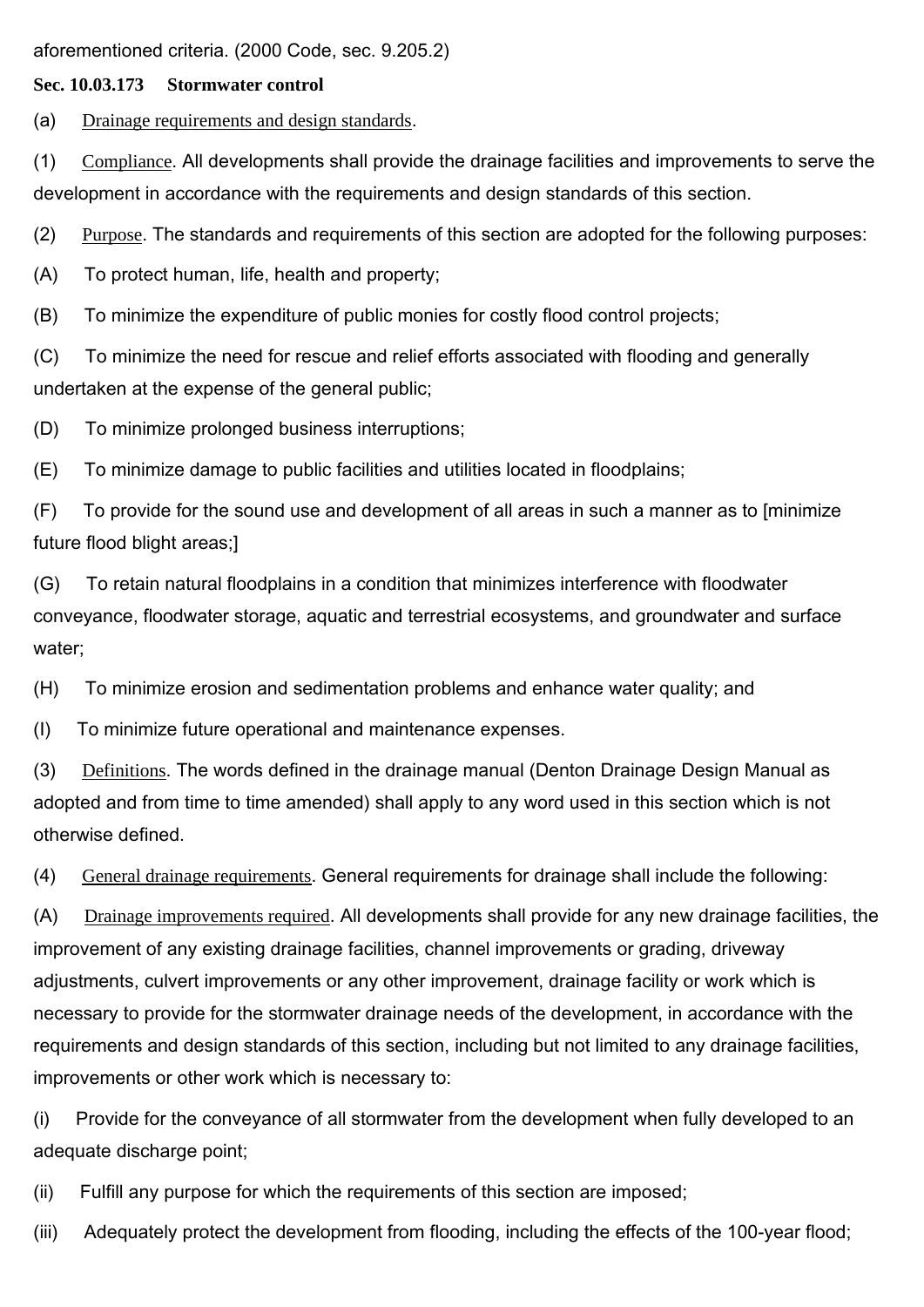aforementioned criteria. (2000 Code, sec. 9.205.2)

**Sec. 10.03.173 Stormwater control**

(a) Drainage requirements and design standards.

(1) Compliance. All developments shall provide the drainage facilities and improvements to serve the development in accordance with the requirements and design standards of this section.

(2) Purpose. The standards and requirements of this section are adopted for the following purposes:

(A) To protect human, life, health and property;

(B) To minimize the expenditure of public monies for costly flood control projects;

(C) To minimize the need for rescue and relief efforts associated with flooding and generally undertaken at the expense of the general public;

(D) To minimize prolonged business interruptions;

(E) To minimize damage to public facilities and utilities located in floodplains;

(F) To provide for the sound use and development of all areas in such a manner as to [minimize future flood blight areas;]

(G) To retain natural floodplains in a condition that minimizes interference with floodwater conveyance, floodwater storage, aquatic and terrestrial ecosystems, and groundwater and surface water;

(H) To minimize erosion and sedimentation problems and enhance water quality; and

(I) To minimize future operational and maintenance expenses.

(3) Definitions. The words defined in the drainage manual (Denton Drainage Design Manual as adopted and from time to time amended) shall apply to any word used in this section which is not otherwise defined.

(4) General drainage requirements. General requirements for drainage shall include the following:

(A) Drainage improvements required. All developments shall provide for any new drainage facilities, the improvement of any existing drainage facilities, channel improvements or grading, driveway adjustments, culvert improvements or any other improvement, drainage facility or work which is necessary to provide for the stormwater drainage needs of the development, in accordance with the requirements and design standards of this section, including but not limited to any drainage facilities, improvements or other work which is necessary to:

(i) Provide for the conveyance of all stormwater from the development when fully developed to an adequate discharge point;

(ii) Fulfill any purpose for which the requirements of this section are imposed;

(iii) Adequately protect the development from flooding, including the effects of the 100-year flood;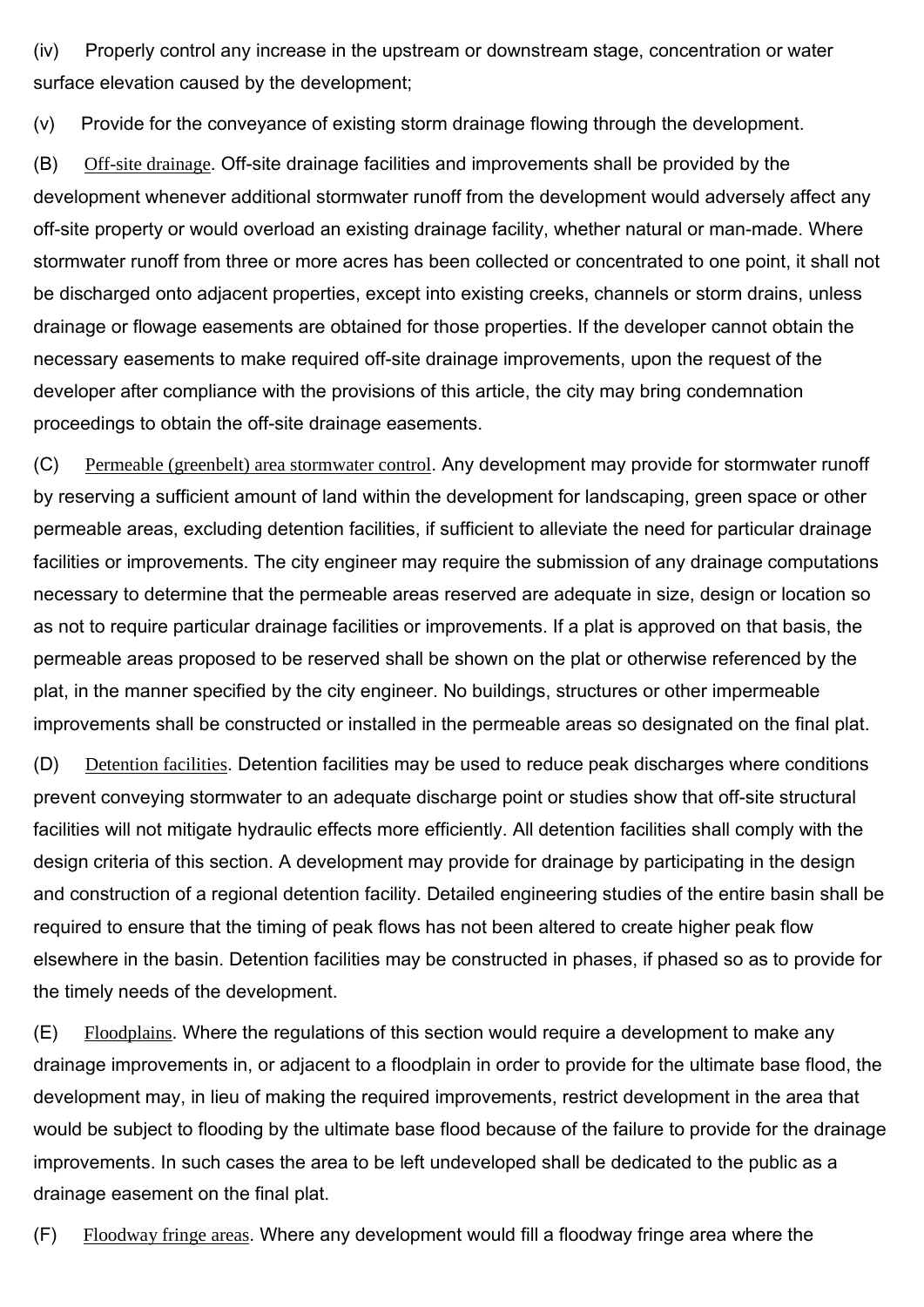(iv) Properly control any increase in the upstream or downstream stage, concentration or water surface elevation caused by the development;

(v) Provide for the conveyance of existing storm drainage flowing through the development.

(B) Off-site drainage. Off-site drainage facilities and improvements shall be provided by the development whenever additional stormwater runoff from the development would adversely affect any off-site property or would overload an existing drainage facility, whether natural or man-made. Where stormwater runoff from three or more acres has been collected or concentrated to one point, it shall not be discharged onto adjacent properties, except into existing creeks, channels or storm drains, unless drainage or flowage easements are obtained for those properties. If the developer cannot obtain the necessary easements to make required off-site drainage improvements, upon the request of the developer after compliance with the provisions of this article, the city may bring condemnation proceedings to obtain the off-site drainage easements.

(C) Permeable (greenbelt) area stormwater control. Any development may provide for stormwater runoff by reserving a sufficient amount of land within the development for landscaping, green space or other permeable areas, excluding detention facilities, if sufficient to alleviate the need for particular drainage facilities or improvements. The city engineer may require the submission of any drainage computations necessary to determine that the permeable areas reserved are adequate in size, design or location so as not to require particular drainage facilities or improvements. If a plat is approved on that basis, the permeable areas proposed to be reserved shall be shown on the plat or otherwise referenced by the plat, in the manner specified by the city engineer. No buildings, structures or other impermeable improvements shall be constructed or installed in the permeable areas so designated on the final plat.

(D) Detention facilities. Detention facilities may be used to reduce peak discharges where conditions prevent conveying stormwater to an adequate discharge point or studies show that off-site structural facilities will not mitigate hydraulic effects more efficiently. All detention facilities shall comply with the design criteria of this section. A development may provide for drainage by participating in the design and construction of a regional detention facility. Detailed engineering studies of the entire basin shall be required to ensure that the timing of peak flows has not been altered to create higher peak flow elsewhere in the basin. Detention facilities may be constructed in phases, if phased so as to provide for the timely needs of the development.

(E) Floodplains. Where the regulations of this section would require a development to make any drainage improvements in, or adjacent to a floodplain in order to provide for the ultimate base flood, the development may, in lieu of making the required improvements, restrict development in the area that would be subject to flooding by the ultimate base flood because of the failure to provide for the drainage improvements. In such cases the area to be left undeveloped shall be dedicated to the public as a drainage easement on the final plat.

(F) Floodway fringe areas. Where any development would fill a floodway fringe area where the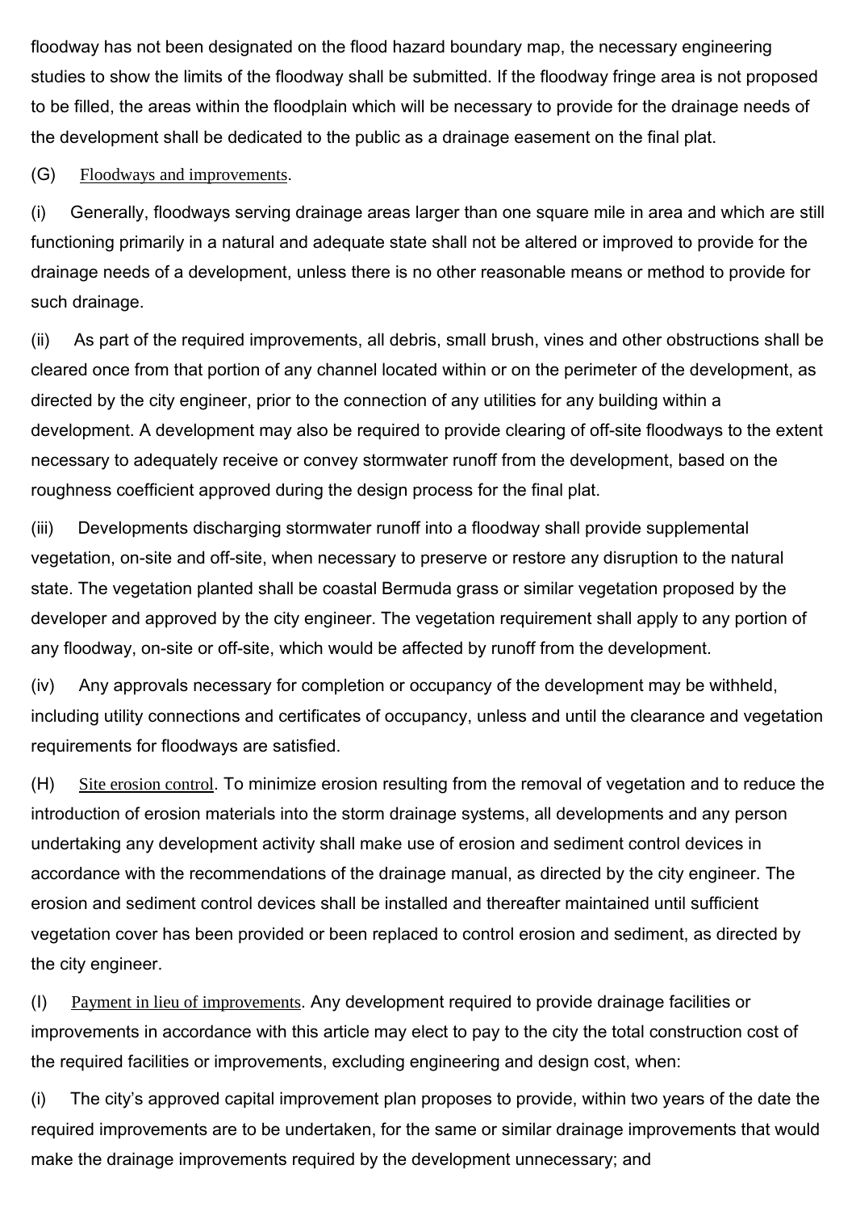floodway has not been designated on the flood hazard boundary map, the necessary engineering studies to show the limits of the floodway shall be submitted. If the floodway fringe area is not proposed to be filled, the areas within the floodplain which will be necessary to provide for the drainage needs of the development shall be dedicated to the public as a drainage easement on the final plat.

(G) Floodways and improvements.

(i) Generally, floodways serving drainage areas larger than one square mile in area and which are still functioning primarily in a natural and adequate state shall not be altered or improved to provide for the drainage needs of a development, unless there is no other reasonable means or method to provide for such drainage.

(ii) As part of the required improvements, all debris, small brush, vines and other obstructions shall be cleared once from that portion of any channel located within or on the perimeter of the development, as directed by the city engineer, prior to the connection of any utilities for any building within a development. A development may also be required to provide clearing of off-site floodways to the extent necessary to adequately receive or convey stormwater runoff from the development, based on the roughness coefficient approved during the design process for the final plat.

(iii) Developments discharging stormwater runoff into a floodway shall provide supplemental vegetation, on-site and off-site, when necessary to preserve or restore any disruption to the natural state. The vegetation planted shall be coastal Bermuda grass or similar vegetation proposed by the developer and approved by the city engineer. The vegetation requirement shall apply to any portion of any floodway, on-site or off-site, which would be affected by runoff from the development.

(iv) Any approvals necessary for completion or occupancy of the development may be withheld, including utility connections and certificates of occupancy, unless and until the clearance and vegetation requirements for floodways are satisfied.

(H) Site erosion control. To minimize erosion resulting from the removal of vegetation and to reduce the introduction of erosion materials into the storm drainage systems, all developments and any person undertaking any development activity shall make use of erosion and sediment control devices in accordance with the recommendations of the drainage manual, as directed by the city engineer. The erosion and sediment control devices shall be installed and thereafter maintained until sufficient vegetation cover has been provided or been replaced to control erosion and sediment, as directed by the city engineer.

(I) Payment in lieu of improvements. Any development required to provide drainage facilities or improvements in accordance with this article may elect to pay to the city the total construction cost of the required facilities or improvements, excluding engineering and design cost, when:

(i) The city's approved capital improvement plan proposes to provide, within two years of the date the required improvements are to be undertaken, for the same or similar drainage improvements that would make the drainage improvements required by the development unnecessary; and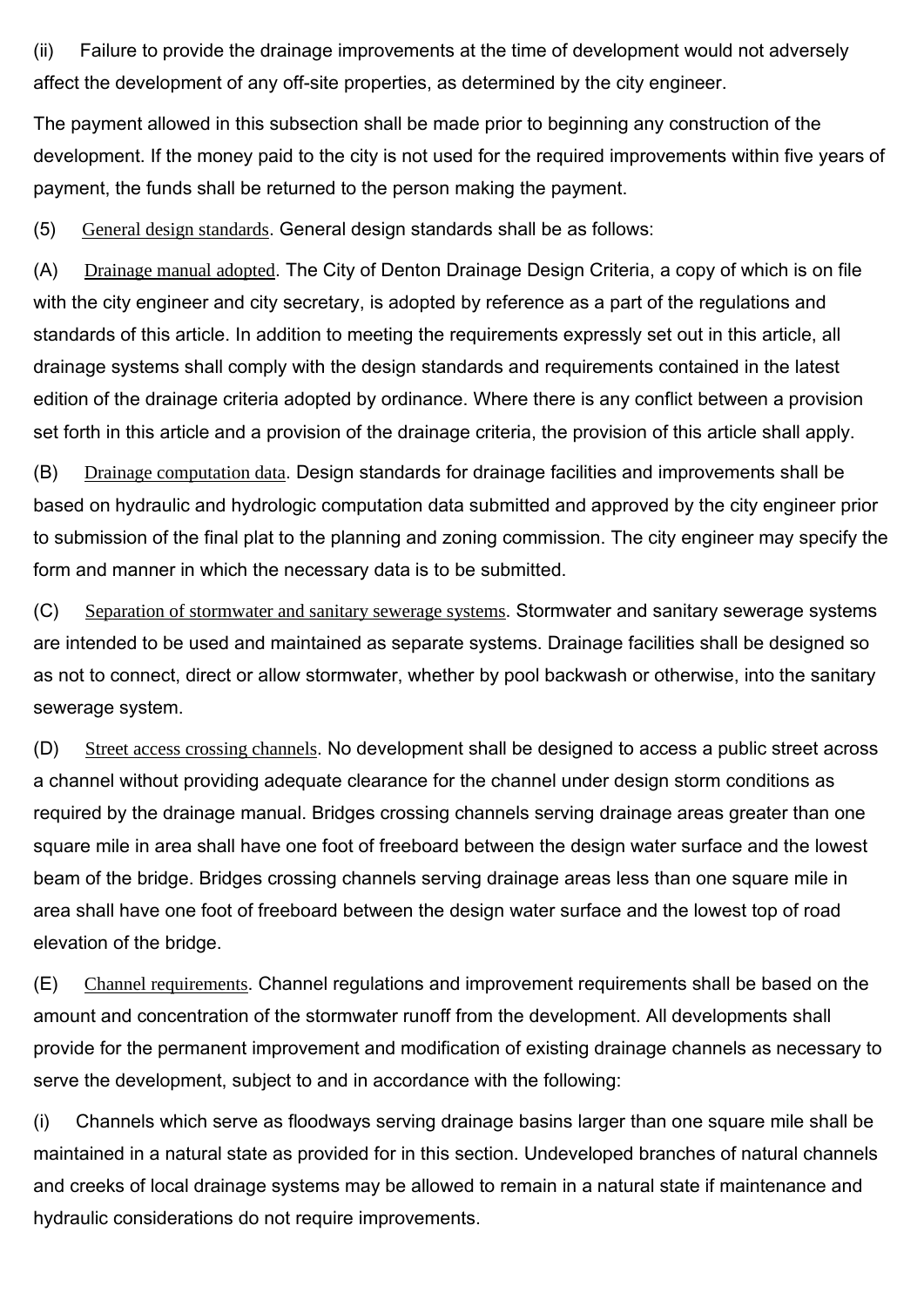(ii) Failure to provide the drainage improvements at the time of development would not adversely affect the development of any off-site properties, as determined by the city engineer.

The payment allowed in this subsection shall be made prior to beginning any construction of the development. If the money paid to the city is not used for the required improvements within five years of payment, the funds shall be returned to the person making the payment.

(5) General design standards. General design standards shall be as follows:

(A) Drainage manual adopted. The City of Denton Drainage Design Criteria, a copy of which is on file with the city engineer and city secretary, is adopted by reference as a part of the regulations and standards of this article. In addition to meeting the requirements expressly set out in this article, all drainage systems shall comply with the design standards and requirements contained in the latest edition of the drainage criteria adopted by ordinance. Where there is any conflict between a provision set forth in this article and a provision of the drainage criteria, the provision of this article shall apply.

(B) Drainage computation data. Design standards for drainage facilities and improvements shall be based on hydraulic and hydrologic computation data submitted and approved by the city engineer prior to submission of the final plat to the planning and zoning commission. The city engineer may specify the form and manner in which the necessary data is to be submitted.

(C) Separation of stormwater and sanitary sewerage systems. Stormwater and sanitary sewerage systems are intended to be used and maintained as separate systems. Drainage facilities shall be designed so as not to connect, direct or allow stormwater, whether by pool backwash or otherwise, into the sanitary sewerage system.

(D) Street access crossing channels. No development shall be designed to access a public street across a channel without providing adequate clearance for the channel under design storm conditions as required by the drainage manual. Bridges crossing channels serving drainage areas greater than one square mile in area shall have one foot of freeboard between the design water surface and the lowest beam of the bridge. Bridges crossing channels serving drainage areas less than one square mile in area shall have one foot of freeboard between the design water surface and the lowest top of road elevation of the bridge.

(E) Channel requirements. Channel regulations and improvement requirements shall be based on the amount and concentration of the stormwater runoff from the development. All developments shall provide for the permanent improvement and modification of existing drainage channels as necessary to serve the development, subject to and in accordance with the following:

(i) Channels which serve as floodways serving drainage basins larger than one square mile shall be maintained in a natural state as provided for in this section. Undeveloped branches of natural channels and creeks of local drainage systems may be allowed to remain in a natural state if maintenance and hydraulic considerations do not require improvements.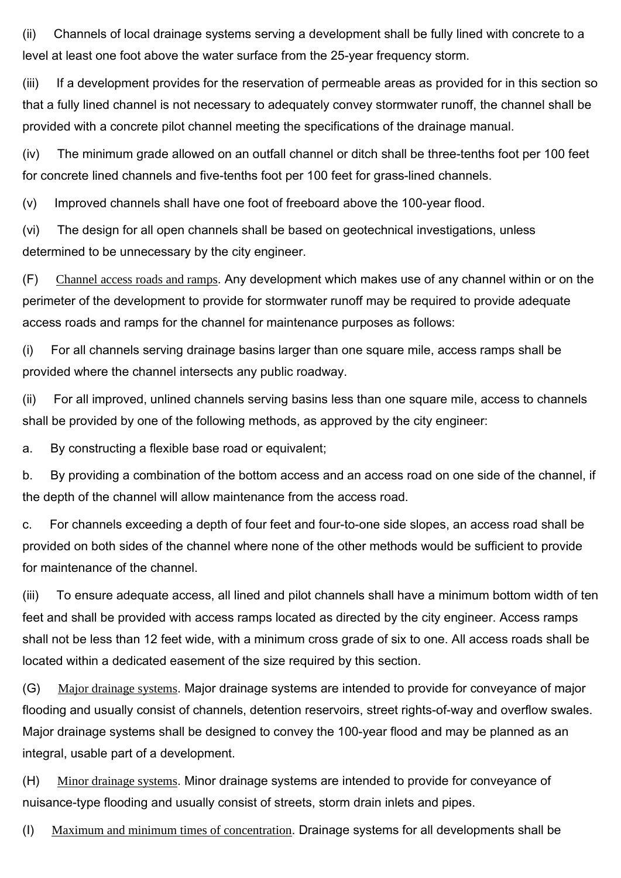(ii) Channels of local drainage systems serving a development shall be fully lined with concrete to a level at least one foot above the water surface from the 25-year frequency storm.

(iii) If a development provides for the reservation of permeable areas as provided for in this section so that a fully lined channel is not necessary to adequately convey stormwater runoff, the channel shall be provided with a concrete pilot channel meeting the specifications of the drainage manual.

(iv) The minimum grade allowed on an outfall channel or ditch shall be three-tenths foot per 100 feet for concrete lined channels and five-tenths foot per 100 feet for grass-lined channels.

(v) Improved channels shall have one foot of freeboard above the 100-year flood.

(vi) The design for all open channels shall be based on geotechnical investigations, unless determined to be unnecessary by the city engineer.

(F) Channel access roads and ramps. Any development which makes use of any channel within or on the perimeter of the development to provide for stormwater runoff may be required to provide adequate access roads and ramps for the channel for maintenance purposes as follows:

(i) For all channels serving drainage basins larger than one square mile, access ramps shall be provided where the channel intersects any public roadway.

(ii) For all improved, unlined channels serving basins less than one square mile, access to channels shall be provided by one of the following methods, as approved by the city engineer:

a. By constructing a flexible base road or equivalent;

b. By providing a combination of the bottom access and an access road on one side of the channel, if the depth of the channel will allow maintenance from the access road.

c. For channels exceeding a depth of four feet and four-to-one side slopes, an access road shall be provided on both sides of the channel where none of the other methods would be sufficient to provide for maintenance of the channel.

(iii) To ensure adequate access, all lined and pilot channels shall have a minimum bottom width of ten feet and shall be provided with access ramps located as directed by the city engineer. Access ramps shall not be less than 12 feet wide, with a minimum cross grade of six to one. All access roads shall be located within a dedicated easement of the size required by this section.

(G) Major drainage systems. Major drainage systems are intended to provide for conveyance of major flooding and usually consist of channels, detention reservoirs, street rights-of-way and overflow swales. Major drainage systems shall be designed to convey the 100-year flood and may be planned as an integral, usable part of a development.

(H) Minor drainage systems. Minor drainage systems are intended to provide for conveyance of nuisance-type flooding and usually consist of streets, storm drain inlets and pipes.

(I) Maximum and minimum times of concentration. Drainage systems for all developments shall be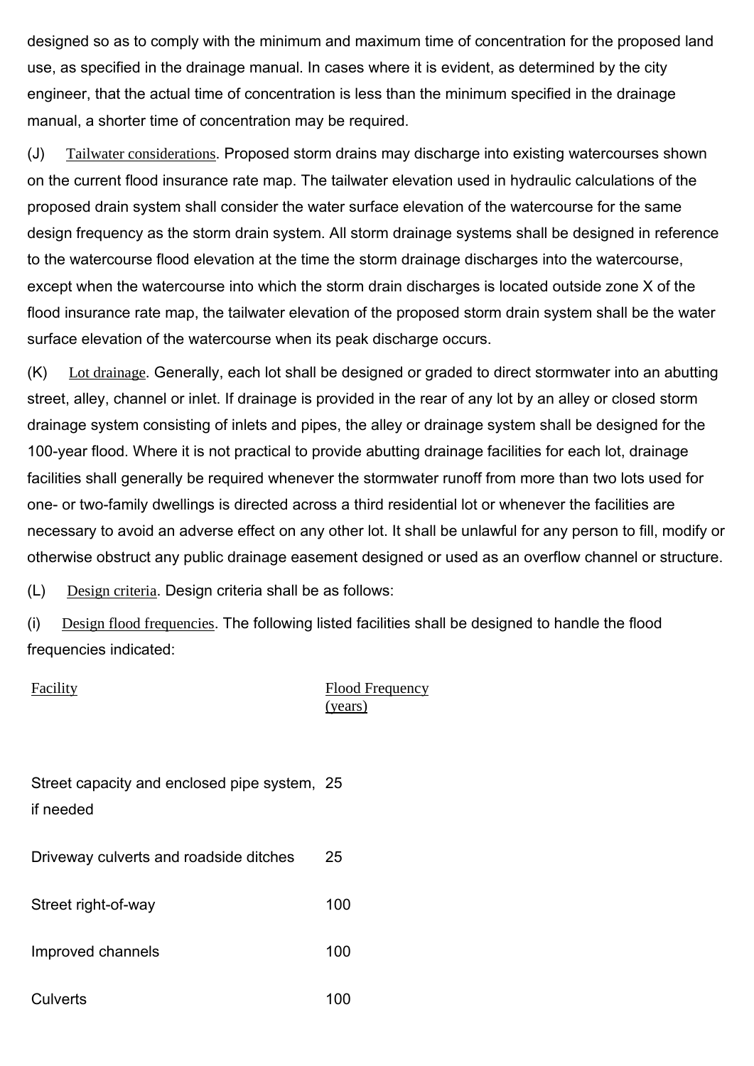designed so as to comply with the minimum and maximum time of concentration for the proposed land use, as specified in the drainage manual. In cases where it is evident, as determined by the city engineer, that the actual time of concentration is less than the minimum specified in the drainage manual, a shorter time of concentration may be required.

(J) Tailwater considerations. Proposed storm drains may discharge into existing watercourses shown on the current flood insurance rate map. The tailwater elevation used in hydraulic calculations of the proposed drain system shall consider the water surface elevation of the watercourse for the same design frequency as the storm drain system. All storm drainage systems shall be designed in reference to the watercourse flood elevation at the time the storm drainage discharges into the watercourse, except when the watercourse into which the storm drain discharges is located outside zone X of the flood insurance rate map, the tailwater elevation of the proposed storm drain system shall be the water surface elevation of the watercourse when its peak discharge occurs.

(K) Lot drainage. Generally, each lot shall be designed or graded to direct stormwater into an abutting street, alley, channel or inlet. If drainage is provided in the rear of any lot by an alley or closed storm drainage system consisting of inlets and pipes, the alley or drainage system shall be designed for the 100-year flood. Where it is not practical to provide abutting drainage facilities for each lot, drainage facilities shall generally be required whenever the stormwater runoff from more than two lots used for one- or two-family dwellings is directed across a third residential lot or whenever the facilities are necessary to avoid an adverse effect on any other lot. It shall be unlawful for any person to fill, modify or otherwise obstruct any public drainage easement designed or used as an overflow channel or structure.

(L) Design criteria. Design criteria shall be as follows:

(i) Design flood frequencies. The following listed facilities shall be designed to handle the flood frequencies indicated:

| Facility | Flood Frequency (years) |
|---|---|
| Street capacity and enclosed pipe system, if needed | 25 |
| Driveway culverts and roadside ditches | 25 |
| Street right-of-way | 100 |
| Improved channels | 100 |
| Culverts | 100 |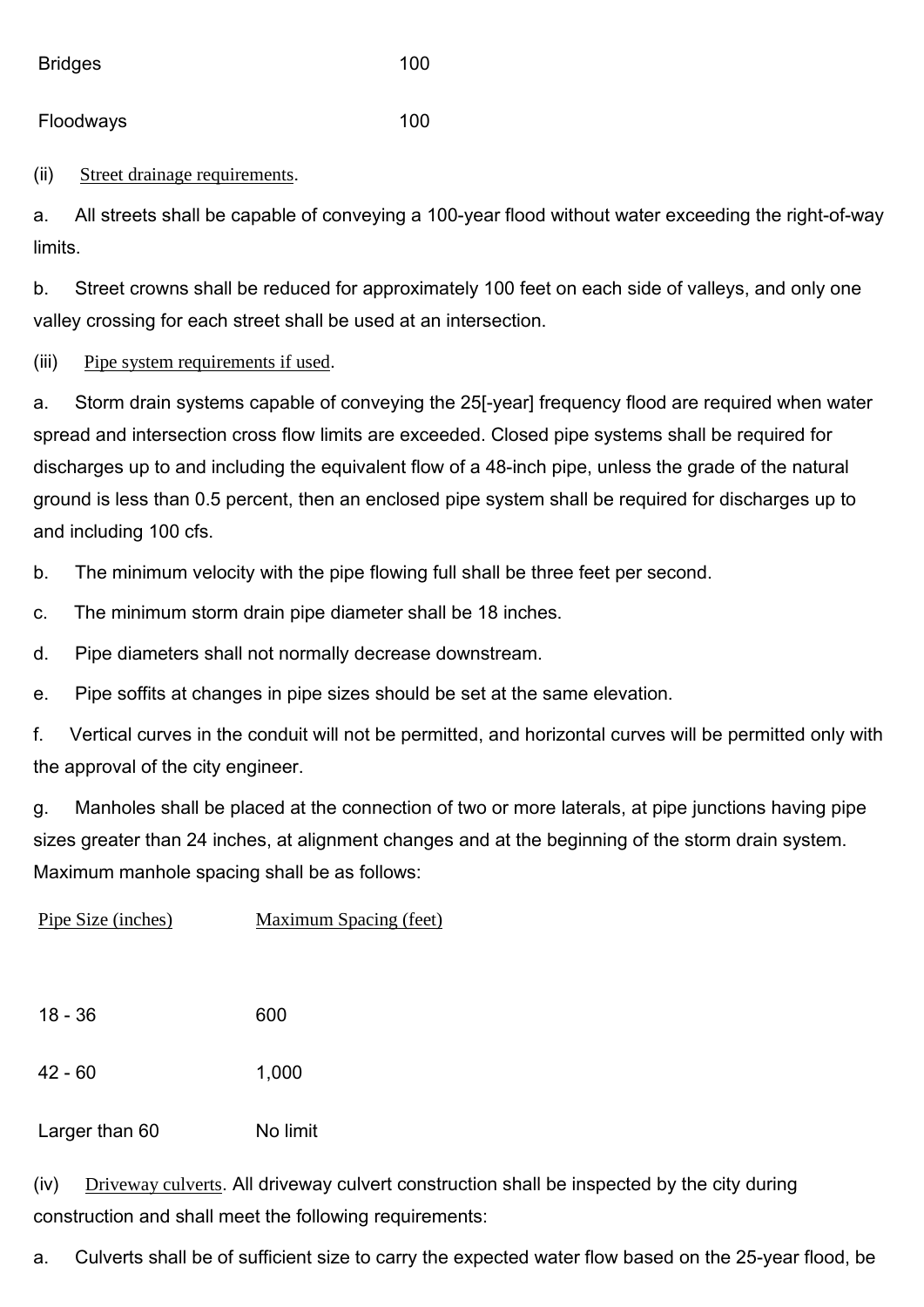| | |
|---|---|
| Bridges | 100 |
| Floodways | 100 |

(ii) Street drainage requirements.

a. All streets shall be capable of conveying a 100-year flood without water exceeding the right-of-way limits.

b. Street crowns shall be reduced for approximately 100 feet on each side of valleys, and only one valley crossing for each street shall be used at an intersection.

(iii) Pipe system requirements if used.

a. Storm drain systems capable of conveying the 25[-year] frequency flood are required when water spread and intersection cross flow limits are exceeded. Closed pipe systems shall be required for discharges up to and including the equivalent flow of a 48-inch pipe, unless the grade of the natural ground is less than 0.5 percent, then an enclosed pipe system shall be required for discharges up to and including 100 cfs.

b. The minimum velocity with the pipe flowing full shall be three feet per second.

c. The minimum storm drain pipe diameter shall be 18 inches.

d. Pipe diameters shall not normally decrease downstream.

e. Pipe soffits at changes in pipe sizes should be set at the same elevation.

f. Vertical curves in the conduit will not be permitted, and horizontal curves will be permitted only with the approval of the city engineer.

g. Manholes shall be placed at the connection of two or more laterals, at pipe junctions having pipe sizes greater than 24 inches, at alignment changes and at the beginning of the storm drain system. Maximum manhole spacing shall be as follows:

| Pipe Size (inches) | Maximum Spacing (feet) |
|---|---|
| 18 - 36 | 600 |
| 42 - 60 | 1,000 |
| Larger than 60 | No limit |

(iv) Driveway culverts. All driveway culvert construction shall be inspected by the city during construction and shall meet the following requirements:

a. Culverts shall be of sufficient size to carry the expected water flow based on the 25-year flood, be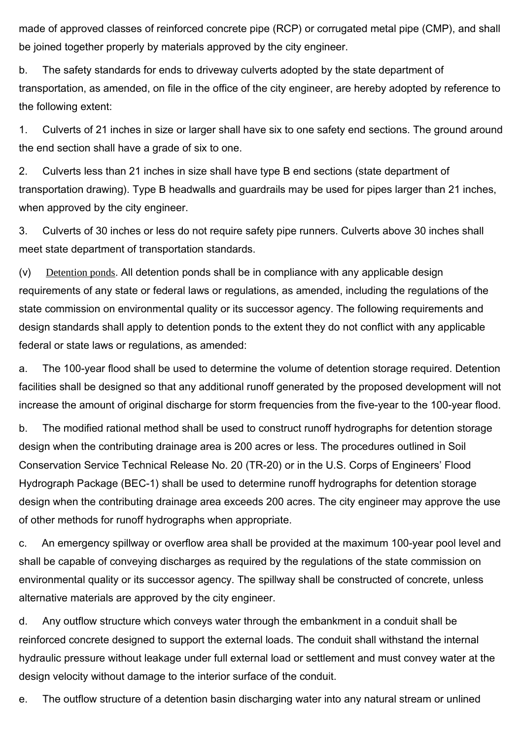made of approved classes of reinforced concrete pipe (RCP) or corrugated metal pipe (CMP), and shall be joined together properly by materials approved by the city engineer.

b. The safety standards for ends to driveway culverts adopted by the state department of transportation, as amended, on file in the office of the city engineer, are hereby adopted by reference to the following extent:

1. Culverts of 21 inches in size or larger shall have six to one safety end sections. The ground around the end section shall have a grade of six to one.

2. Culverts less than 21 inches in size shall have type B end sections (state department of transportation drawing). Type B headwalls and guardrails may be used for pipes larger than 21 inches, when approved by the city engineer.

3. Culverts of 30 inches or less do not require safety pipe runners. Culverts above 30 inches shall meet state department of transportation standards.

(v) Detention ponds. All detention ponds shall be in compliance with any applicable design requirements of any state or federal laws or regulations, as amended, including the regulations of the state commission on environmental quality or its successor agency. The following requirements and design standards shall apply to detention ponds to the extent they do not conflict with any applicable federal or state laws or regulations, as amended:

a. The 100-year flood shall be used to determine the volume of detention storage required. Detention facilities shall be designed so that any additional runoff generated by the proposed development will not increase the amount of original discharge for storm frequencies from the five-year to the 100-year flood.

b. The modified rational method shall be used to construct runoff hydrographs for detention storage design when the contributing drainage area is 200 acres or less. The procedures outlined in Soil Conservation Service Technical Release No. 20 (TR-20) or in the U.S. Corps of Engineers' Flood Hydrograph Package (BEC-1) shall be used to determine runoff hydrographs for detention storage design when the contributing drainage area exceeds 200 acres. The city engineer may approve the use of other methods for runoff hydrographs when appropriate.

c. An emergency spillway or overflow area shall be provided at the maximum 100-year pool level and shall be capable of conveying discharges as required by the regulations of the state commission on environmental quality or its successor agency. The spillway shall be constructed of concrete, unless alternative materials are approved by the city engineer.

d. Any outflow structure which conveys water through the embankment in a conduit shall be reinforced concrete designed to support the external loads. The conduit shall withstand the internal hydraulic pressure without leakage under full external load or settlement and must convey water at the design velocity without damage to the interior surface of the conduit.

e. The outflow structure of a detention basin discharging water into any natural stream or unlined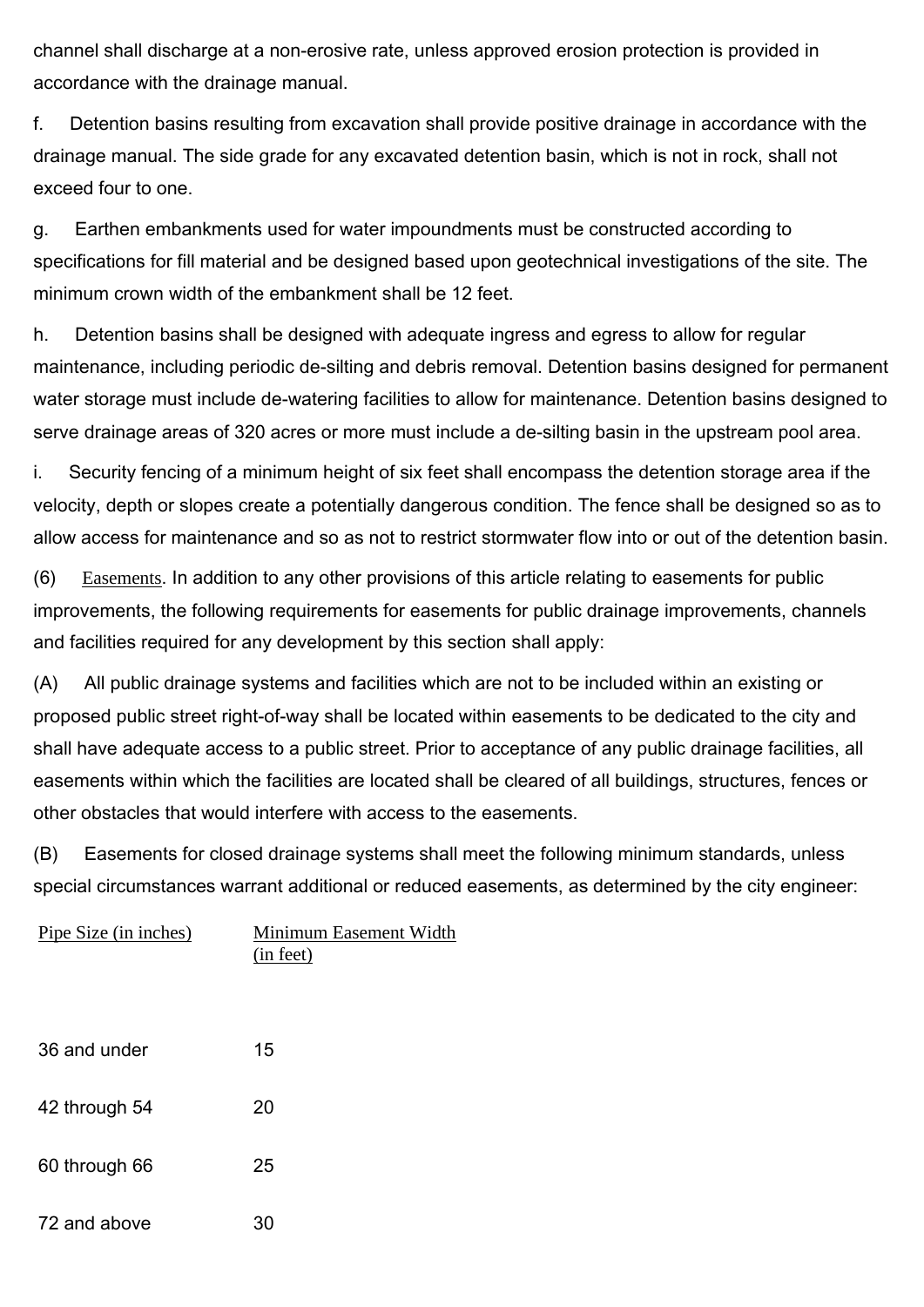channel shall discharge at a non-erosive rate, unless approved erosion protection is provided in accordance with the drainage manual.

f. Detention basins resulting from excavation shall provide positive drainage in accordance with the drainage manual. The side grade for any excavated detention basin, which is not in rock, shall not exceed four to one.

g. Earthen embankments used for water impoundments must be constructed according to specifications for fill material and be designed based upon geotechnical investigations of the site. The minimum crown width of the embankment shall be 12 feet.

h. Detention basins shall be designed with adequate ingress and egress to allow for regular maintenance, including periodic de-silting and debris removal. Detention basins designed for permanent water storage must include de-watering facilities to allow for maintenance. Detention basins designed to serve drainage areas of 320 acres or more must include a de-silting basin in the upstream pool area.

i. Security fencing of a minimum height of six feet shall encompass the detention storage area if the velocity, depth or slopes create a potentially dangerous condition. The fence shall be designed so as to allow access for maintenance and so as not to restrict stormwater flow into or out of the detention basin.

(6) Easements. In addition to any other provisions of this article relating to easements for public improvements, the following requirements for easements for public drainage improvements, channels and facilities required for any development by this section shall apply:

(A) All public drainage systems and facilities which are not to be included within an existing or proposed public street right-of-way shall be located within easements to be dedicated to the city and shall have adequate access to a public street. Prior to acceptance of any public drainage facilities, all easements within which the facilities are located shall be cleared of all buildings, structures, fences or other obstacles that would interfere with access to the easements.

(B) Easements for closed drainage systems shall meet the following minimum standards, unless special circumstances warrant additional or reduced easements, as determined by the city engineer:

| Pipe Size (in inches) | Minimum Easement Width (in feet) |
|---|---|
| 36 and under | 15 |
| 42 through 54 | 20 |
| 60 through 66 | 25 |
| 72 and above | 30 |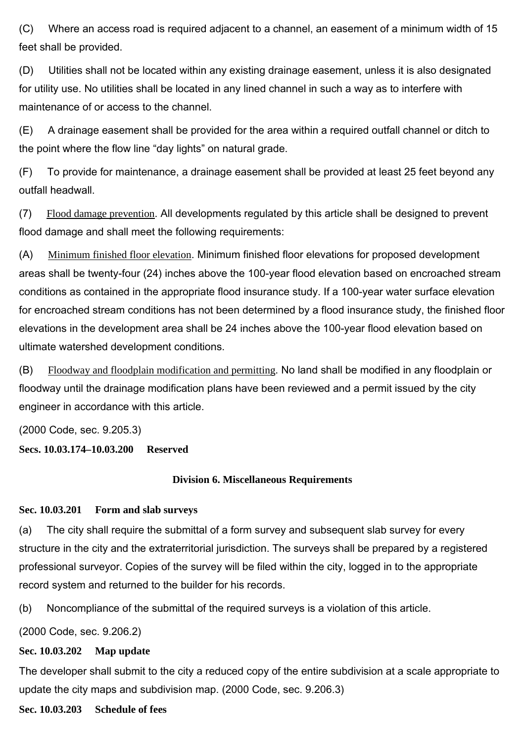(C) Where an access road is required adjacent to a channel, an easement of a minimum width of 15 feet shall be provided.

(D) Utilities shall not be located within any existing drainage easement, unless it is also designated for utility use. No utilities shall be located in any lined channel in such a way as to interfere with maintenance of or access to the channel.

(E) A drainage easement shall be provided for the area within a required outfall channel or ditch to the point where the flow line “day lights” on natural grade.

(F) To provide for maintenance, a drainage easement shall be provided at least 25 feet beyond any outfall headwall.

(7) Flood damage prevention. All developments regulated by this article shall be designed to prevent flood damage and shall meet the following requirements:

(A) Minimum finished floor elevation. Minimum finished floor elevations for proposed development areas shall be twenty-four (24) inches above the 100-year flood elevation based on encroached stream conditions as contained in the appropriate flood insurance study. If a 100-year water surface elevation for encroached stream conditions has not been determined by a flood insurance study, the finished floor elevations in the development area shall be 24 inches above the 100-year flood elevation based on ultimate watershed development conditions.

(B) Floodway and floodplain modification and permitting. No land shall be modified in any floodplain or floodway until the drainage modification plans have been reviewed and a permit issued by the city engineer in accordance with this article.

(2000 Code, sec. 9.205.3)

**Secs. 10.03.174–10.03.200 Reserved**

## Division 6. Miscellaneous Requirements

**Sec. 10.03.201 Form and slab surveys**

(a) The city shall require the submittal of a form survey and subsequent slab survey for every structure in the city and the extraterritorial jurisdiction. The surveys shall be prepared by a registered professional surveyor. Copies of the survey will be filed within the city, logged in to the appropriate record system and returned to the builder for his records.

(b) Noncompliance of the submittal of the required surveys is a violation of this article.

(2000 Code, sec. 9.206.2)

**Sec. 10.03.202 Map update**

The developer shall submit to the city a reduced copy of the entire subdivision at a scale appropriate to update the city maps and subdivision map. (2000 Code, sec. 9.206.3)

**Sec. 10.03.203 Schedule of fees**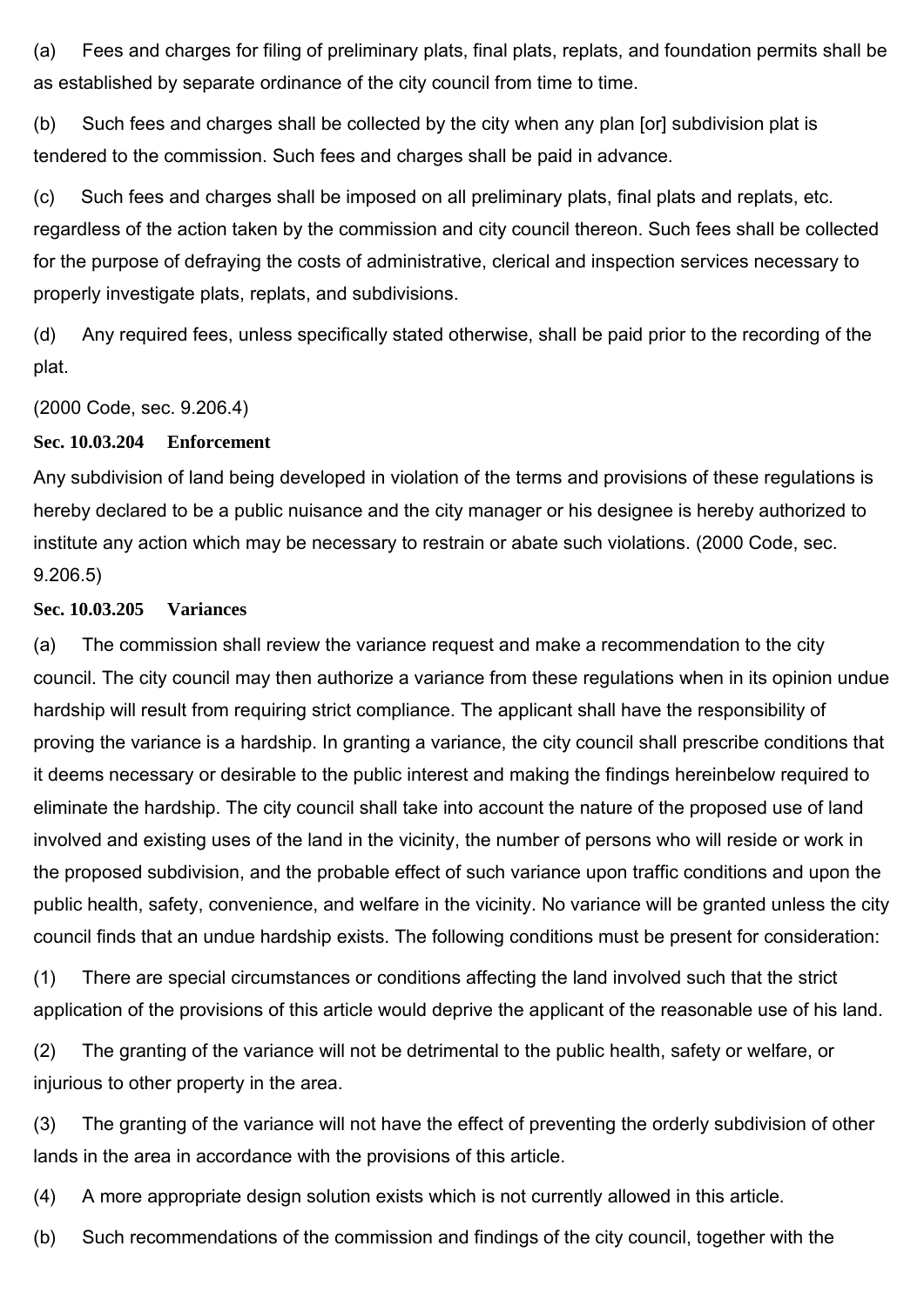(a) Fees and charges for filing of preliminary plats, final plats, replats, and foundation permits shall be as established by separate ordinance of the city council from time to time.

(b) Such fees and charges shall be collected by the city when any plan [or] subdivision plat is tendered to the commission. Such fees and charges shall be paid in advance.

(c) Such fees and charges shall be imposed on all preliminary plats, final plats and replats, etc. regardless of the action taken by the commission and city council thereon. Such fees shall be collected for the purpose of defraying the costs of administrative, clerical and inspection services necessary to properly investigate plats, replats, and subdivisions.

(d) Any required fees, unless specifically stated otherwise, shall be paid prior to the recording of the plat.

(2000 Code, sec. 9.206.4)

**Sec. 10.03.204 Enforcement**

Any subdivision of land being developed in violation of the terms and provisions of these regulations is hereby declared to be a public nuisance and the city manager or his designee is hereby authorized to institute any action which may be necessary to restrain or abate such violations. (2000 Code, sec. 9.206.5)

**Sec. 10.03.205 Variances**

(a) The commission shall review the variance request and make a recommendation to the city council. The city council may then authorize a variance from these regulations when in its opinion undue hardship will result from requiring strict compliance. The applicant shall have the responsibility of proving the variance is a hardship. In granting a variance, the city council shall prescribe conditions that it deems necessary or desirable to the public interest and making the findings hereinbelow required to eliminate the hardship. The city council shall take into account the nature of the proposed use of land involved and existing uses of the land in the vicinity, the number of persons who will reside or work in the proposed subdivision, and the probable effect of such variance upon traffic conditions and upon the public health, safety, convenience, and welfare in the vicinity. No variance will be granted unless the city council finds that an undue hardship exists. The following conditions must be present for consideration:

(1) There are special circumstances or conditions affecting the land involved such that the strict application of the provisions of this article would deprive the applicant of the reasonable use of his land.

(2) The granting of the variance will not be detrimental to the public health, safety or welfare, or injurious to other property in the area.

(3) The granting of the variance will not have the effect of preventing the orderly subdivision of other lands in the area in accordance with the provisions of this article.

(4) A more appropriate design solution exists which is not currently allowed in this article.

(b) Such recommendations of the commission and findings of the city council, together with the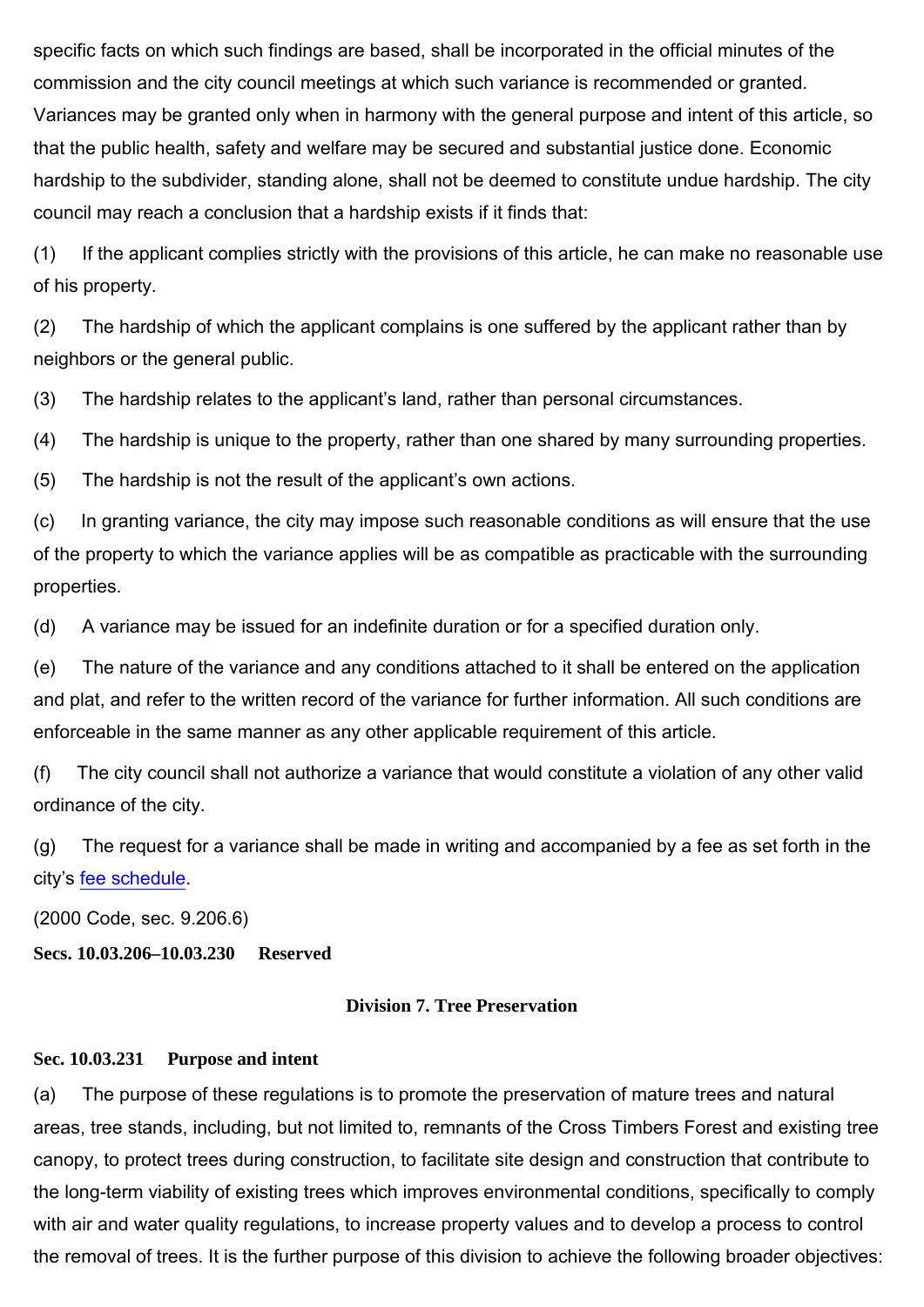specific facts on which such findings are based, shall be incorporated in the official minutes of the commission and the city council meetings at which such variance is recommended or granted. Variances may be granted only when in harmony with the general purpose and intent of this article, so that the public health, safety and welfare may be secured and substantial justice done. Economic hardship to the subdivider, standing alone, shall not be deemed to constitute undue hardship. The city council may reach a conclusion that a hardship exists if it finds that:

(1) If the applicant complies strictly with the provisions of this article, he can make no reasonable use of his property.

(2) The hardship of which the applicant complains is one suffered by the applicant rather than by neighbors or the general public.

(3) The hardship relates to the applicant's land, rather than personal circumstances.

(4) The hardship is unique to the property, rather than one shared by many surrounding properties.

(5) The hardship is not the result of the applicant's own actions.

(c) In granting variance, the city may impose such reasonable conditions as will ensure that the use of the property to which the variance applies will be as compatible as practicable with the surrounding properties.

(d) A variance may be issued for an indefinite duration or for a specified duration only.

(e) The nature of the variance and any conditions attached to it shall be entered on the application and plat, and refer to the written record of the variance for further information. All such conditions are enforceable in the same manner as any other applicable requirement of this article.

(f) The city council shall not authorize a variance that would constitute a violation of any other valid ordinance of the city.

(g) The request for a variance shall be made in writing and accompanied by a fee as set forth in the city's fee schedule.

(2000 Code, sec. 9.206.6)

**Secs. 10.03.206–10.03.230 Reserved**

## Division 7. Tree Preservation

**Sec. 10.03.231 Purpose and intent**

(a) The purpose of these regulations is to promote the preservation of mature trees and natural areas, tree stands, including, but not limited to, remnants of the Cross Timbers Forest and existing tree canopy, to protect trees during construction, to facilitate site design and construction that contribute to the long-term viability of existing trees which improves environmental conditions, specifically to comply with air and water quality regulations, to increase property values and to develop a process to control the removal of trees. It is the further purpose of this division to achieve the following broader objectives: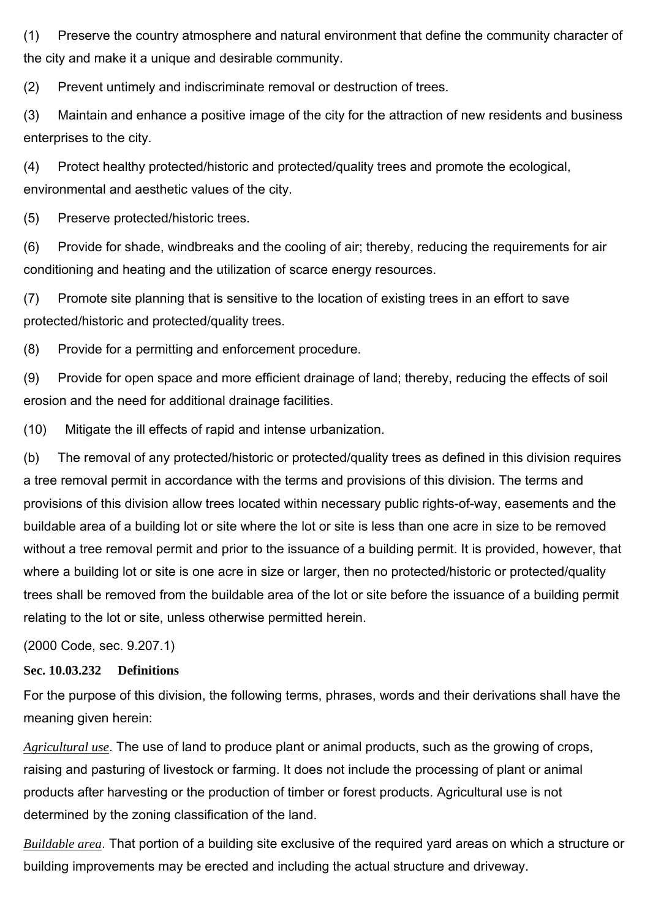(1) Preserve the country atmosphere and natural environment that define the community character of the city and make it a unique and desirable community.

(2) Prevent untimely and indiscriminate removal or destruction of trees.

(3) Maintain and enhance a positive image of the city for the attraction of new residents and business enterprises to the city.

(4) Protect healthy protected/historic and protected/quality trees and promote the ecological, environmental and aesthetic values of the city.

(5) Preserve protected/historic trees.

(6) Provide for shade, windbreaks and the cooling of air; thereby, reducing the requirements for air conditioning and heating and the utilization of scarce energy resources.

(7) Promote site planning that is sensitive to the location of existing trees in an effort to save protected/historic and protected/quality trees.

(8) Provide for a permitting and enforcement procedure.

(9) Provide for open space and more efficient drainage of land; thereby, reducing the effects of soil erosion and the need for additional drainage facilities.

(10) Mitigate the ill effects of rapid and intense urbanization.

(b) The removal of any protected/historic or protected/quality trees as defined in this division requires a tree removal permit in accordance with the terms and provisions of this division. The terms and provisions of this division allow trees located within necessary public rights-of-way, easements and the buildable area of a building lot or site where the lot or site is less than one acre in size to be removed without a tree removal permit and prior to the issuance of a building permit. It is provided, however, that where a building lot or site is one acre in size or larger, then no protected/historic or protected/quality trees shall be removed from the buildable area of the lot or site before the issuance of a building permit relating to the lot or site, unless otherwise permitted herein.

(2000 Code, sec. 9.207.1)

**Sec. 10.03.232 Definitions**

For the purpose of this division, the following terms, phrases, words and their derivations shall have the meaning given herein:

*Agricultural use*. The use of land to produce plant or animal products, such as the growing of crops, raising and pasturing of livestock or farming. It does not include the processing of plant or animal products after harvesting or the production of timber or forest products. Agricultural use is not determined by the zoning classification of the land.

*Buildable area*. That portion of a building site exclusive of the required yard areas on which a structure or building improvements may be erected and including the actual structure and driveway.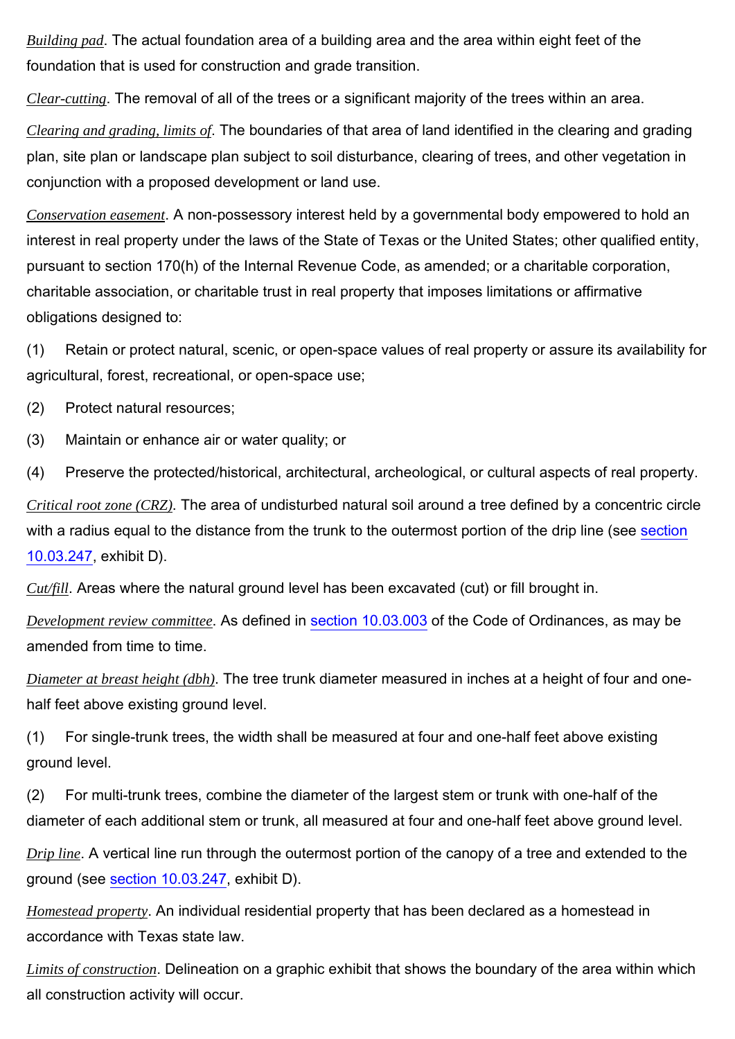*Building pad*. The actual foundation area of a building area and the area within eight feet of the foundation that is used for construction and grade transition.

*Clear-cutting*. The removal of all of the trees or a significant majority of the trees within an area.

*Clearing and grading, limits of*. The boundaries of that area of land identified in the clearing and grading plan, site plan or landscape plan subject to soil disturbance, clearing of trees, and other vegetation in conjunction with a proposed development or land use.

*Conservation easement*. A non-possessory interest held by a governmental body empowered to hold an interest in real property under the laws of the State of Texas or the United States; other qualified entity, pursuant to section 170(h) of the Internal Revenue Code, as amended; or a charitable corporation, charitable association, or charitable trust in real property that imposes limitations or affirmative obligations designed to:

(1) Retain or protect natural, scenic, or open-space values of real property or assure its availability for agricultural, forest, recreational, or open-space use;

(2) Protect natural resources;

(3) Maintain or enhance air or water quality; or

(4) Preserve the protected/historical, architectural, archeological, or cultural aspects of real property.

*Critical root zone (CRZ)*. The area of undisturbed natural soil around a tree defined by a concentric circle with a radius equal to the distance from the trunk to the outermost portion of the drip line (see section 10.03.247, exhibit D).

*Cut/fill*. Areas where the natural ground level has been excavated (cut) or fill brought in.

*Development review committee*. As defined in section 10.03.003 of the Code of Ordinances, as may be amended from time to time.

*Diameter at breast height (dbh)*. The tree trunk diameter measured in inches at a height of four and one-half feet above existing ground level.

(1) For single-trunk trees, the width shall be measured at four and one-half feet above existing ground level.

(2) For multi-trunk trees, combine the diameter of the largest stem or trunk with one-half of the diameter of each additional stem or trunk, all measured at four and one-half feet above ground level.

*Drip line*. A vertical line run through the outermost portion of the canopy of a tree and extended to the ground (see section 10.03.247, exhibit D).

*Homestead property*. An individual residential property that has been declared as a homestead in accordance with Texas state law.

*Limits of construction*. Delineation on a graphic exhibit that shows the boundary of the area within which all construction activity will occur.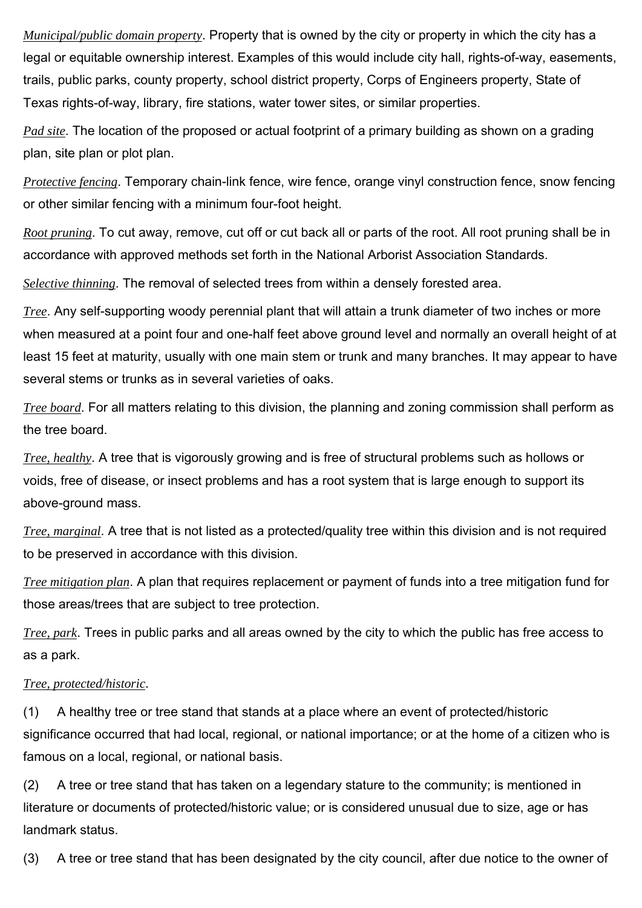*Municipal/public domain property*. Property that is owned by the city or property in which the city has a legal or equitable ownership interest. Examples of this would include city hall, rights-of-way, easements, trails, public parks, county property, school district property, Corps of Engineers property, State of Texas rights-of-way, library, fire stations, water tower sites, or similar properties.

*Pad site*. The location of the proposed or actual footprint of a primary building as shown on a grading plan, site plan or plot plan.

*Protective fencing*. Temporary chain-link fence, wire fence, orange vinyl construction fence, snow fencing or other similar fencing with a minimum four-foot height.

*Root pruning*. To cut away, remove, cut off or cut back all or parts of the root. All root pruning shall be in accordance with approved methods set forth in the National Arborist Association Standards.

*Selective thinning*. The removal of selected trees from within a densely forested area.

*Tree*. Any self-supporting woody perennial plant that will attain a trunk diameter of two inches or more when measured at a point four and one-half feet above ground level and normally an overall height of at least 15 feet at maturity, usually with one main stem or trunk and many branches. It may appear to have several stems or trunks as in several varieties of oaks.

*Tree board*. For all matters relating to this division, the planning and zoning commission shall perform as the tree board.

*Tree, healthy*. A tree that is vigorously growing and is free of structural problems such as hollows or voids, free of disease, or insect problems and has a root system that is large enough to support its above-ground mass.

*Tree, marginal*. A tree that is not listed as a protected/quality tree within this division and is not required to be preserved in accordance with this division.

*Tree mitigation plan*. A plan that requires replacement or payment of funds into a tree mitigation fund for those areas/trees that are subject to tree protection.

*Tree, park*. Trees in public parks and all areas owned by the city to which the public has free access to as a park.

*Tree, protected/historic*.

(1) A healthy tree or tree stand that stands at a place where an event of protected/historic significance occurred that had local, regional, or national importance; or at the home of a citizen who is famous on a local, regional, or national basis.

(2) A tree or tree stand that has taken on a legendary stature to the community; is mentioned in literature or documents of protected/historic value; or is considered unusual due to size, age or has landmark status.

(3) A tree or tree stand that has been designated by the city council, after due notice to the owner of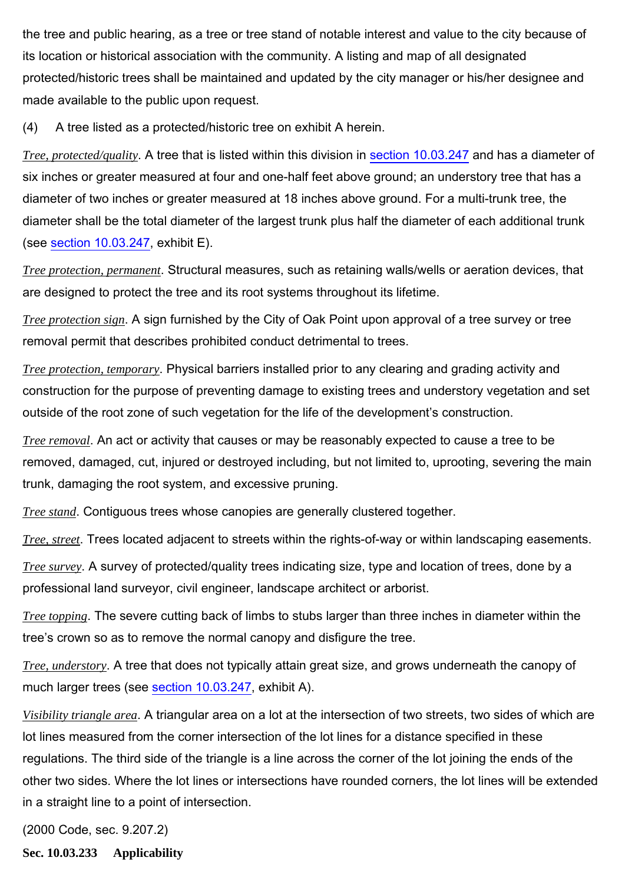the tree and public hearing, as a tree or tree stand of notable interest and value to the city because of its location or historical association with the community. A listing and map of all designated protected/historic trees shall be maintained and updated by the city manager or his/her designee and made available to the public upon request.

(4) A tree listed as a protected/historic tree on exhibit A herein.

*Tree, protected/quality*. A tree that is listed within this division in section 10.03.247 and has a diameter of six inches or greater measured at four and one-half feet above ground; an understory tree that has a diameter of two inches or greater measured at 18 inches above ground. For a multi-trunk tree, the diameter shall be the total diameter of the largest trunk plus half the diameter of each additional trunk (see section 10.03.247, exhibit E).

*Tree protection, permanent*. Structural measures, such as retaining walls/wells or aeration devices, that are designed to protect the tree and its root systems throughout its lifetime.

*Tree protection sign*. A sign furnished by the City of Oak Point upon approval of a tree survey or tree removal permit that describes prohibited conduct detrimental to trees.

*Tree protection, temporary*. Physical barriers installed prior to any clearing and grading activity and construction for the purpose of preventing damage to existing trees and understory vegetation and set outside of the root zone of such vegetation for the life of the development's construction.

*Tree removal*. An act or activity that causes or may be reasonably expected to cause a tree to be removed, damaged, cut, injured or destroyed including, but not limited to, uprooting, severing the main trunk, damaging the root system, and excessive pruning.

*Tree stand*. Contiguous trees whose canopies are generally clustered together.

*Tree, street*. Trees located adjacent to streets within the rights-of-way or within landscaping easements.

*Tree survey*. A survey of protected/quality trees indicating size, type and location of trees, done by a professional land surveyor, civil engineer, landscape architect or arborist.

*Tree topping*. The severe cutting back of limbs to stubs larger than three inches in diameter within the tree's crown so as to remove the normal canopy and disfigure the tree.

*Tree, understory*. A tree that does not typically attain great size, and grows underneath the canopy of much larger trees (see section 10.03.247, exhibit A).

*Visibility triangle area*. A triangular area on a lot at the intersection of two streets, two sides of which are lot lines measured from the corner intersection of the lot lines for a distance specified in these regulations. The third side of the triangle is a line across the corner of the lot joining the ends of the other two sides. Where the lot lines or intersections have rounded corners, the lot lines will be extended in a straight line to a point of intersection.

(2000 Code, sec. 9.207.2)

**Sec. 10.03.233 Applicability**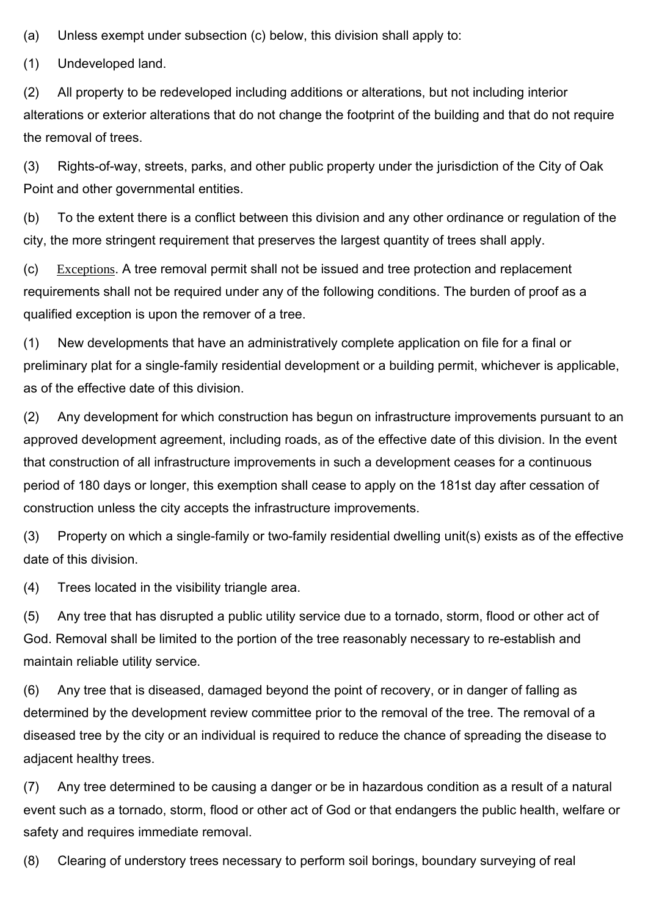(a) Unless exempt under subsection (c) below, this division shall apply to:

(1) Undeveloped land.

(2) All property to be redeveloped including additions or alterations, but not including interior alterations or exterior alterations that do not change the footprint of the building and that do not require the removal of trees.

(3) Rights-of-way, streets, parks, and other public property under the jurisdiction of the City of Oak Point and other governmental entities.

(b) To the extent there is a conflict between this division and any other ordinance or regulation of the city, the more stringent requirement that preserves the largest quantity of trees shall apply.

(c) Exceptions. A tree removal permit shall not be issued and tree protection and replacement requirements shall not be required under any of the following conditions. The burden of proof as a qualified exception is upon the remover of a tree.

(1) New developments that have an administratively complete application on file for a final or preliminary plat for a single-family residential development or a building permit, whichever is applicable, as of the effective date of this division.

(2) Any development for which construction has begun on infrastructure improvements pursuant to an approved development agreement, including roads, as of the effective date of this division. In the event that construction of all infrastructure improvements in such a development ceases for a continuous period of 180 days or longer, this exemption shall cease to apply on the 181st day after cessation of construction unless the city accepts the infrastructure improvements.

(3) Property on which a single-family or two-family residential dwelling unit(s) exists as of the effective date of this division.

(4) Trees located in the visibility triangle area.

(5) Any tree that has disrupted a public utility service due to a tornado, storm, flood or other act of God. Removal shall be limited to the portion of the tree reasonably necessary to re-establish and maintain reliable utility service.

(6) Any tree that is diseased, damaged beyond the point of recovery, or in danger of falling as determined by the development review committee prior to the removal of the tree. The removal of a diseased tree by the city or an individual is required to reduce the chance of spreading the disease to adjacent healthy trees.

(7) Any tree determined to be causing a danger or be in hazardous condition as a result of a natural event such as a tornado, storm, flood or other act of God or that endangers the public health, welfare or safety and requires immediate removal.

(8) Clearing of understory trees necessary to perform soil borings, boundary surveying of real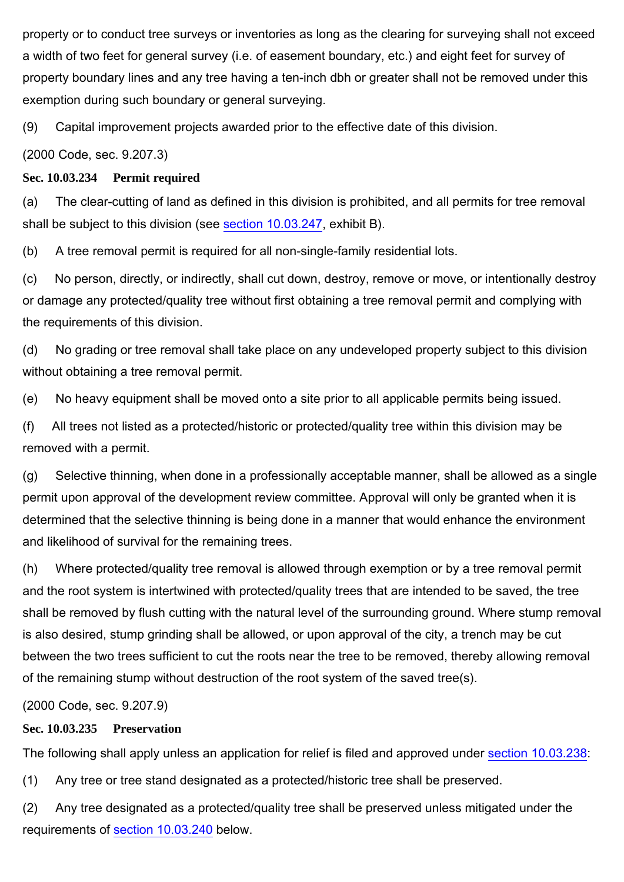property or to conduct tree surveys or inventories as long as the clearing for surveying shall not exceed a width of two feet for general survey (i.e. of easement boundary, etc.) and eight feet for survey of property boundary lines and any tree having a ten-inch dbh or greater shall not be removed under this exemption during such boundary or general surveying.

(9) Capital improvement projects awarded prior to the effective date of this division.

(2000 Code, sec. 9.207.3)

**Sec. 10.03.234 Permit required**

(a) The clear-cutting of land as defined in this division is prohibited, and all permits for tree removal shall be subject to this division (see section 10.03.247, exhibit B).

(b) A tree removal permit is required for all non-single-family residential lots.

(c) No person, directly, or indirectly, shall cut down, destroy, remove or move, or intentionally destroy or damage any protected/quality tree without first obtaining a tree removal permit and complying with the requirements of this division.

(d) No grading or tree removal shall take place on any undeveloped property subject to this division without obtaining a tree removal permit.

(e) No heavy equipment shall be moved onto a site prior to all applicable permits being issued.

(f) All trees not listed as a protected/historic or protected/quality tree within this division may be removed with a permit.

(g) Selective thinning, when done in a professionally acceptable manner, shall be allowed as a single permit upon approval of the development review committee. Approval will only be granted when it is determined that the selective thinning is being done in a manner that would enhance the environment and likelihood of survival for the remaining trees.

(h) Where protected/quality tree removal is allowed through exemption or by a tree removal permit and the root system is intertwined with protected/quality trees that are intended to be saved, the tree shall be removed by flush cutting with the natural level of the surrounding ground. Where stump removal is also desired, stump grinding shall be allowed, or upon approval of the city, a trench may be cut between the two trees sufficient to cut the roots near the tree to be removed, thereby allowing removal of the remaining stump without destruction of the root system of the saved tree(s).

(2000 Code, sec. 9.207.9)

**Sec. 10.03.235 Preservation**

The following shall apply unless an application for relief is filed and approved under section 10.03.238:

(1) Any tree or tree stand designated as a protected/historic tree shall be preserved.

(2) Any tree designated as a protected/quality tree shall be preserved unless mitigated under the requirements of section 10.03.240 below.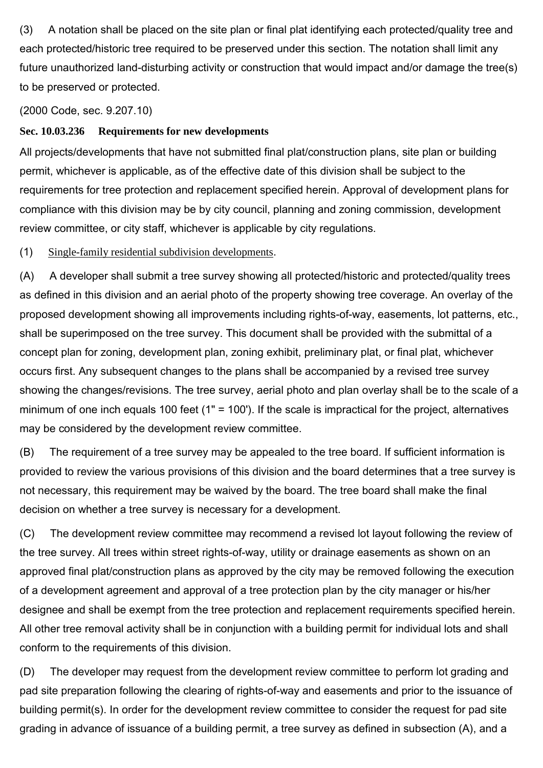(3) A notation shall be placed on the site plan or final plat identifying each protected/quality tree and each protected/historic tree required to be preserved under this section. The notation shall limit any future unauthorized land-disturbing activity or construction that would impact and/or damage the tree(s) to be preserved or protected.

(2000 Code, sec. 9.207.10)

**Sec. 10.03.236 Requirements for new developments**

All projects/developments that have not submitted final plat/construction plans, site plan or building permit, whichever is applicable, as of the effective date of this division shall be subject to the requirements for tree protection and replacement specified herein. Approval of development plans for compliance with this division may be by city council, planning and zoning commission, development review committee, or city staff, whichever is applicable by city regulations.

(1) Single-family residential subdivision developments.

(A) A developer shall submit a tree survey showing all protected/historic and protected/quality trees as defined in this division and an aerial photo of the property showing tree coverage. An overlay of the proposed development showing all improvements including rights-of-way, easements, lot patterns, etc., shall be superimposed on the tree survey. This document shall be provided with the submittal of a concept plan for zoning, development plan, zoning exhibit, preliminary plat, or final plat, whichever occurs first. Any subsequent changes to the plans shall be accompanied by a revised tree survey showing the changes/revisions. The tree survey, aerial photo and plan overlay shall be to the scale of a minimum of one inch equals 100 feet (1" = 100'). If the scale is impractical for the project, alternatives may be considered by the development review committee.

(B) The requirement of a tree survey may be appealed to the tree board. If sufficient information is provided to review the various provisions of this division and the board determines that a tree survey is not necessary, this requirement may be waived by the board. The tree board shall make the final decision on whether a tree survey is necessary for a development.

(C) The development review committee may recommend a revised lot layout following the review of the tree survey. All trees within street rights-of-way, utility or drainage easements as shown on an approved final plat/construction plans as approved by the city may be removed following the execution of a development agreement and approval of a tree protection plan by the city manager or his/her designee and shall be exempt from the tree protection and replacement requirements specified herein. All other tree removal activity shall be in conjunction with a building permit for individual lots and shall conform to the requirements of this division.

(D) The developer may request from the development review committee to perform lot grading and pad site preparation following the clearing of rights-of-way and easements and prior to the issuance of building permit(s). In order for the development review committee to consider the request for pad site grading in advance of issuance of a building permit, a tree survey as defined in subsection (A), and a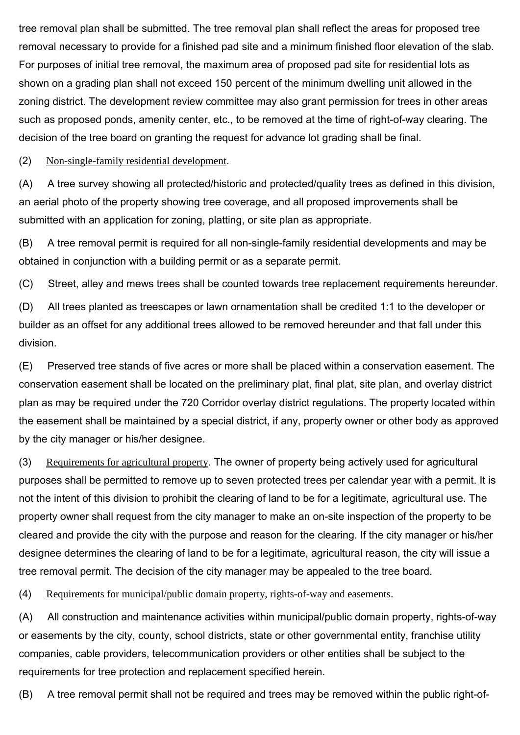tree removal plan shall be submitted. The tree removal plan shall reflect the areas for proposed tree removal necessary to provide for a finished pad site and a minimum finished floor elevation of the slab. For purposes of initial tree removal, the maximum area of proposed pad site for residential lots as shown on a grading plan shall not exceed 150 percent of the minimum dwelling unit allowed in the zoning district. The development review committee may also grant permission for trees in other areas such as proposed ponds, amenity center, etc., to be removed at the time of right-of-way clearing. The decision of the tree board on granting the request for advance lot grading shall be final.

(2) Non-single-family residential development.

(A) A tree survey showing all protected/historic and protected/quality trees as defined in this division, an aerial photo of the property showing tree coverage, and all proposed improvements shall be submitted with an application for zoning, platting, or site plan as appropriate.

(B) A tree removal permit is required for all non-single-family residential developments and may be obtained in conjunction with a building permit or as a separate permit.

(C) Street, alley and mews trees shall be counted towards tree replacement requirements hereunder.

(D) All trees planted as treescapes or lawn ornamentation shall be credited 1:1 to the developer or builder as an offset for any additional trees allowed to be removed hereunder and that fall under this division.

(E) Preserved tree stands of five acres or more shall be placed within a conservation easement. The conservation easement shall be located on the preliminary plat, final plat, site plan, and overlay district plan as may be required under the 720 Corridor overlay district regulations. The property located within the easement shall be maintained by a special district, if any, property owner or other body as approved by the city manager or his/her designee.

(3) Requirements for agricultural property. The owner of property being actively used for agricultural purposes shall be permitted to remove up to seven protected trees per calendar year with a permit. It is not the intent of this division to prohibit the clearing of land to be for a legitimate, agricultural use. The property owner shall request from the city manager to make an on-site inspection of the property to be cleared and provide the city with the purpose and reason for the clearing. If the city manager or his/her designee determines the clearing of land to be for a legitimate, agricultural reason, the city will issue a tree removal permit. The decision of the city manager may be appealed to the tree board.

(4) Requirements for municipal/public domain property, rights-of-way and easements.

(A) All construction and maintenance activities within municipal/public domain property, rights-of-way or easements by the city, county, school districts, state or other governmental entity, franchise utility companies, cable providers, telecommunication providers or other entities shall be subject to the requirements for tree protection and replacement specified herein.

(B) A tree removal permit shall not be required and trees may be removed within the public right-of-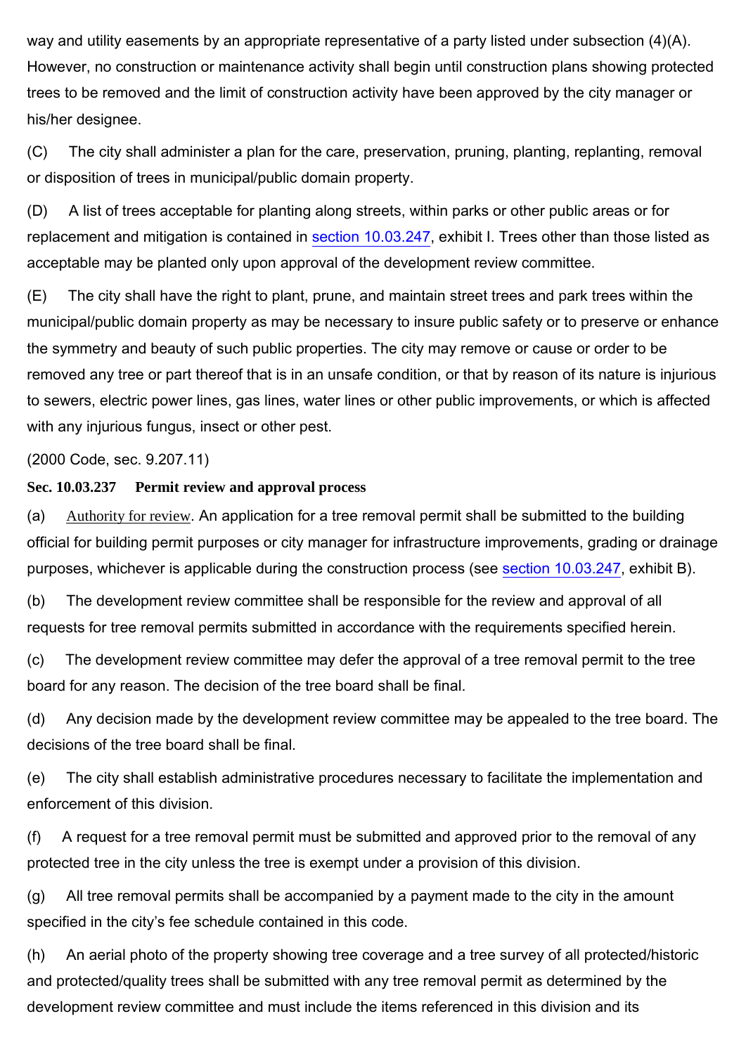way and utility easements by an appropriate representative of a party listed under subsection (4)(A). However, no construction or maintenance activity shall begin until construction plans showing protected trees to be removed and the limit of construction activity have been approved by the city manager or his/her designee.

(C) The city shall administer a plan for the care, preservation, pruning, planting, replanting, removal or disposition of trees in municipal/public domain property.

(D) A list of trees acceptable for planting along streets, within parks or other public areas or for replacement and mitigation is contained in section 10.03.247, exhibit I. Trees other than those listed as acceptable may be planted only upon approval of the development review committee.

(E) The city shall have the right to plant, prune, and maintain street trees and park trees within the municipal/public domain property as may be necessary to insure public safety or to preserve or enhance the symmetry and beauty of such public properties. The city may remove or cause or order to be removed any tree or part thereof that is in an unsafe condition, or that by reason of its nature is injurious to sewers, electric power lines, gas lines, water lines or other public improvements, or which is affected with any injurious fungus, insect or other pest.

(2000 Code, sec. 9.207.11)

**Sec. 10.03.237 Permit review and approval process**

(a) Authority for review. An application for a tree removal permit shall be submitted to the building official for building permit purposes or city manager for infrastructure improvements, grading or drainage purposes, whichever is applicable during the construction process (see section 10.03.247, exhibit B).

(b) The development review committee shall be responsible for the review and approval of all requests for tree removal permits submitted in accordance with the requirements specified herein.

(c) The development review committee may defer the approval of a tree removal permit to the tree board for any reason. The decision of the tree board shall be final.

(d) Any decision made by the development review committee may be appealed to the tree board. The decisions of the tree board shall be final.

(e) The city shall establish administrative procedures necessary to facilitate the implementation and enforcement of this division.

(f) A request for a tree removal permit must be submitted and approved prior to the removal of any protected tree in the city unless the tree is exempt under a provision of this division.

(g) All tree removal permits shall be accompanied by a payment made to the city in the amount specified in the city's fee schedule contained in this code.

(h) An aerial photo of the property showing tree coverage and a tree survey of all protected/historic and protected/quality trees shall be submitted with any tree removal permit as determined by the development review committee and must include the items referenced in this division and its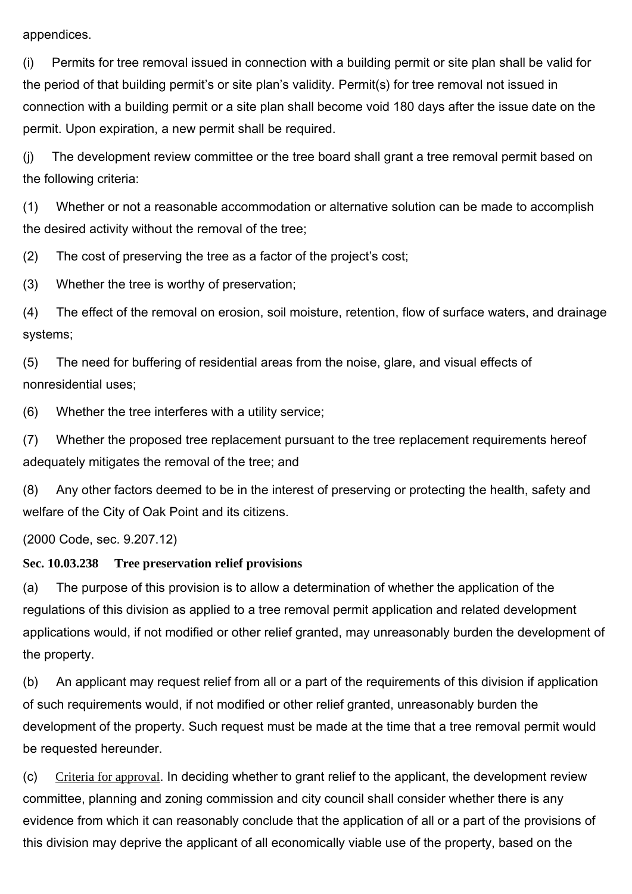appendices.

(i) Permits for tree removal issued in connection with a building permit or site plan shall be valid for the period of that building permit's or site plan's validity. Permit(s) for tree removal not issued in connection with a building permit or a site plan shall become void 180 days after the issue date on the permit. Upon expiration, a new permit shall be required.

(j) The development review committee or the tree board shall grant a tree removal permit based on the following criteria:

(1) Whether or not a reasonable accommodation or alternative solution can be made to accomplish the desired activity without the removal of the tree;

(2) The cost of preserving the tree as a factor of the project's cost;

(3) Whether the tree is worthy of preservation;

(4) The effect of the removal on erosion, soil moisture, retention, flow of surface waters, and drainage systems;

(5) The need for buffering of residential areas from the noise, glare, and visual effects of nonresidential uses;

(6) Whether the tree interferes with a utility service;

(7) Whether the proposed tree replacement pursuant to the tree replacement requirements hereof adequately mitigates the removal of the tree; and

(8) Any other factors deemed to be in the interest of preserving or protecting the health, safety and welfare of the City of Oak Point and its citizens.

(2000 Code, sec. 9.207.12)

**Sec. 10.03.238 Tree preservation relief provisions**

(a) The purpose of this provision is to allow a determination of whether the application of the regulations of this division as applied to a tree removal permit application and related development applications would, if not modified or other relief granted, may unreasonably burden the development of the property.

(b) An applicant may request relief from all or a part of the requirements of this division if application of such requirements would, if not modified or other relief granted, unreasonably burden the development of the property. Such request must be made at the time that a tree removal permit would be requested hereunder.

(c) Criteria for approval. In deciding whether to grant relief to the applicant, the development review committee, planning and zoning commission and city council shall consider whether there is any evidence from which it can reasonably conclude that the application of all or a part of the provisions of this division may deprive the applicant of all economically viable use of the property, based on the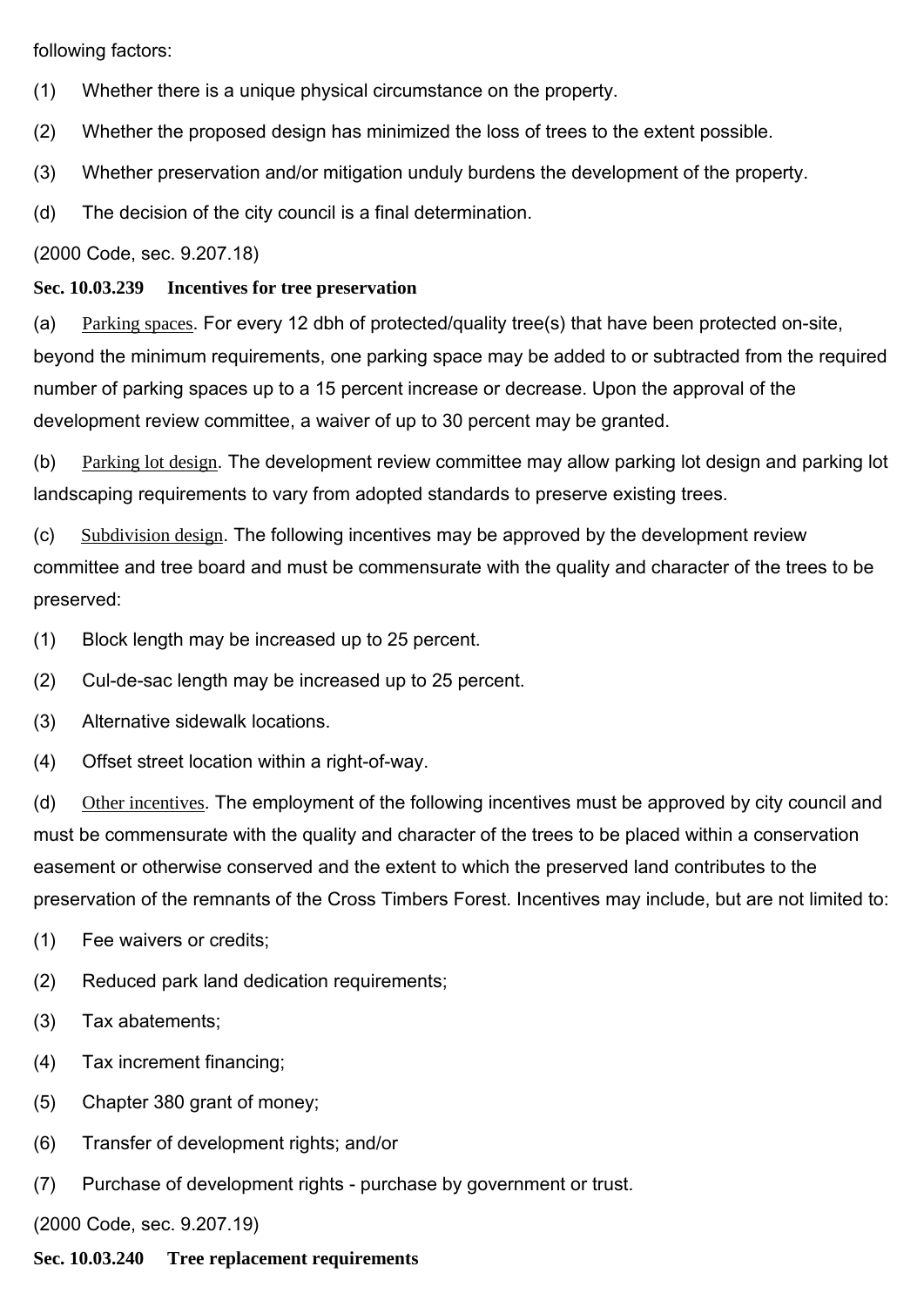following factors:

(1) Whether there is a unique physical circumstance on the property.

(2) Whether the proposed design has minimized the loss of trees to the extent possible.

(3) Whether preservation and/or mitigation unduly burdens the development of the property.

(d) The decision of the city council is a final determination.

(2000 Code, sec. 9.207.18)

**Sec. 10.03.239 Incentives for tree preservation**

(a) Parking spaces. For every 12 dbh of protected/quality tree(s) that have been protected on-site, beyond the minimum requirements, one parking space may be added to or subtracted from the required number of parking spaces up to a 15 percent increase or decrease. Upon the approval of the development review committee, a waiver of up to 30 percent may be granted.

(b) Parking lot design. The development review committee may allow parking lot design and parking lot landscaping requirements to vary from adopted standards to preserve existing trees.

(c) Subdivision design. The following incentives may be approved by the development review committee and tree board and must be commensurate with the quality and character of the trees to be preserved:

(1) Block length may be increased up to 25 percent.

(2) Cul-de-sac length may be increased up to 25 percent.

(3) Alternative sidewalk locations.

(4) Offset street location within a right-of-way.

(d) Other incentives. The employment of the following incentives must be approved by city council and must be commensurate with the quality and character of the trees to be placed within a conservation easement or otherwise conserved and the extent to which the preserved land contributes to the preservation of the remnants of the Cross Timbers Forest. Incentives may include, but are not limited to:

(1) Fee waivers or credits;

(2) Reduced park land dedication requirements;

(3) Tax abatements;

(4) Tax increment financing;

(5) Chapter 380 grant of money;

(6) Transfer of development rights; and/or

(7) Purchase of development rights - purchase by government or trust.

(2000 Code, sec. 9.207.19)

**Sec. 10.03.240 Tree replacement requirements**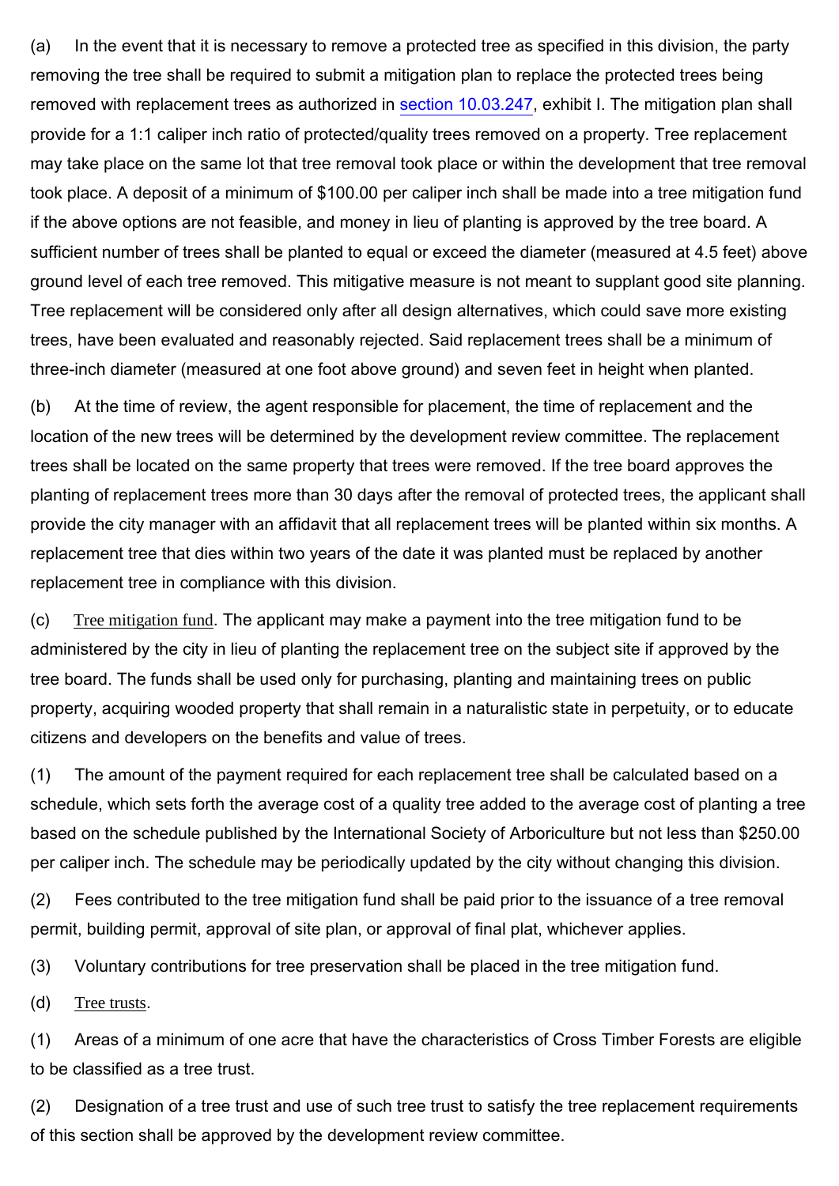(a) In the event that it is necessary to remove a protected tree as specified in this division, the party removing the tree shall be required to submit a mitigation plan to replace the protected trees being removed with replacement trees as authorized in section 10.03.247, exhibit I. The mitigation plan shall provide for a 1:1 caliper inch ratio of protected/quality trees removed on a property. Tree replacement may take place on the same lot that tree removal took place or within the development that tree removal took place. A deposit of a minimum of $100.00 per caliper inch shall be made into a tree mitigation fund if the above options are not feasible, and money in lieu of planting is approved by the tree board. A sufficient number of trees shall be planted to equal or exceed the diameter (measured at 4.5 feet) above ground level of each tree removed. This mitigative measure is not meant to supplant good site planning. Tree replacement will be considered only after all design alternatives, which could save more existing trees, have been evaluated and reasonably rejected. Said replacement trees shall be a minimum of three-inch diameter (measured at one foot above ground) and seven feet in height when planted.

(b) At the time of review, the agent responsible for placement, the time of replacement and the location of the new trees will be determined by the development review committee. The replacement trees shall be located on the same property that trees were removed. If the tree board approves the planting of replacement trees more than 30 days after the removal of protected trees, the applicant shall provide the city manager with an affidavit that all replacement trees will be planted within six months. A replacement tree that dies within two years of the date it was planted must be replaced by another replacement tree in compliance with this division.

(c) Tree mitigation fund. The applicant may make a payment into the tree mitigation fund to be administered by the city in lieu of planting the replacement tree on the subject site if approved by the tree board. The funds shall be used only for purchasing, planting and maintaining trees on public property, acquiring wooded property that shall remain in a naturalistic state in perpetuity, or to educate citizens and developers on the benefits and value of trees.

(1) The amount of the payment required for each replacement tree shall be calculated based on a schedule, which sets forth the average cost of a quality tree added to the average cost of planting a tree based on the schedule published by the International Society of Arboriculture but not less than $250.00 per caliper inch. The schedule may be periodically updated by the city without changing this division.

(2) Fees contributed to the tree mitigation fund shall be paid prior to the issuance of a tree removal permit, building permit, approval of site plan, or approval of final plat, whichever applies.

(3) Voluntary contributions for tree preservation shall be placed in the tree mitigation fund.

(d) Tree trusts.

(1) Areas of a minimum of one acre that have the characteristics of Cross Timber Forests are eligible to be classified as a tree trust.

(2) Designation of a tree trust and use of such tree trust to satisfy the tree replacement requirements of this section shall be approved by the development review committee.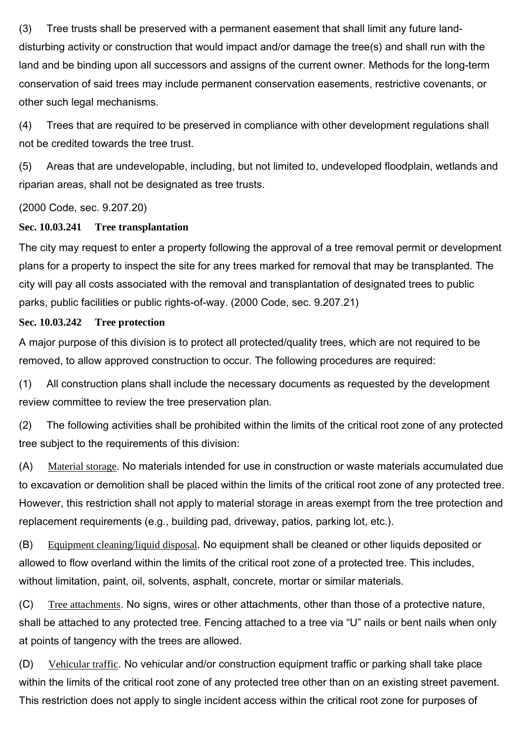(3) Tree trusts shall be preserved with a permanent easement that shall limit any future land-disturbing activity or construction that would impact and/or damage the tree(s) and shall run with the land and be binding upon all successors and assigns of the current owner. Methods for the long-term conservation of said trees may include permanent conservation easements, restrictive covenants, or other such legal mechanisms.

(4) Trees that are required to be preserved in compliance with other development regulations shall not be credited towards the tree trust.

(5) Areas that are undevelopable, including, but not limited to, undeveloped floodplain, wetlands and riparian areas, shall not be designated as tree trusts.

(2000 Code, sec. 9.207.20)

**Sec. 10.03.241 Tree transplantation**

The city may request to enter a property following the approval of a tree removal permit or development plans for a property to inspect the site for any trees marked for removal that may be transplanted. The city will pay all costs associated with the removal and transplantation of designated trees to public parks, public facilities or public rights-of-way. (2000 Code, sec. 9.207.21)

**Sec. 10.03.242 Tree protection**

A major purpose of this division is to protect all protected/quality trees, which are not required to be removed, to allow approved construction to occur. The following procedures are required:

(1) All construction plans shall include the necessary documents as requested by the development review committee to review the tree preservation plan.

(2) The following activities shall be prohibited within the limits of the critical root zone of any protected tree subject to the requirements of this division:

(A) Material storage. No materials intended for use in construction or waste materials accumulated due to excavation or demolition shall be placed within the limits of the critical root zone of any protected tree. However, this restriction shall not apply to material storage in areas exempt from the tree protection and replacement requirements (e.g., building pad, driveway, patios, parking lot, etc.).

(B) Equipment cleaning/liquid disposal. No equipment shall be cleaned or other liquids deposited or allowed to flow overland within the limits of the critical root zone of a protected tree. This includes, without limitation, paint, oil, solvents, asphalt, concrete, mortar or similar materials.

(C) Tree attachments. No signs, wires or other attachments, other than those of a protective nature, shall be attached to any protected tree. Fencing attached to a tree via “U” nails or bent nails when only at points of tangency with the trees are allowed.

(D) Vehicular traffic. No vehicular and/or construction equipment traffic or parking shall take place within the limits of the critical root zone of any protected tree other than on an existing street pavement. This restriction does not apply to single incident access within the critical root zone for purposes of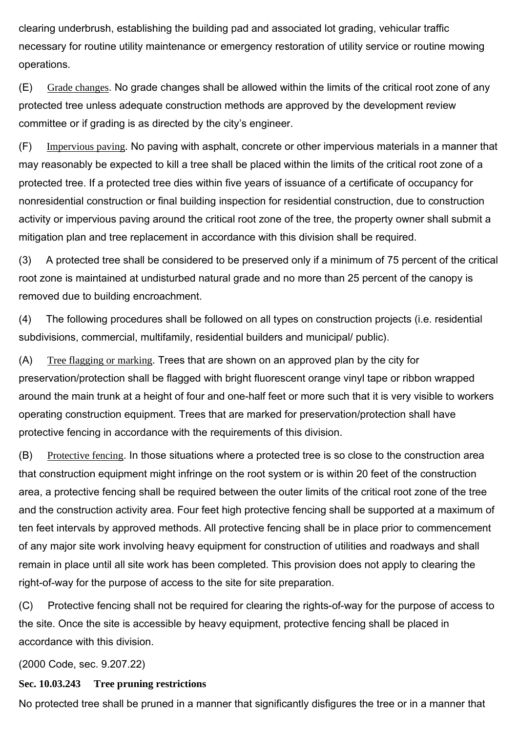clearing underbrush, establishing the building pad and associated lot grading, vehicular traffic necessary for routine utility maintenance or emergency restoration of utility service or routine mowing operations.

(E) Grade changes. No grade changes shall be allowed within the limits of the critical root zone of any protected tree unless adequate construction methods are approved by the development review committee or if grading is as directed by the city's engineer.

(F) Impervious paving. No paving with asphalt, concrete or other impervious materials in a manner that may reasonably be expected to kill a tree shall be placed within the limits of the critical root zone of a protected tree. If a protected tree dies within five years of issuance of a certificate of occupancy for nonresidential construction or final building inspection for residential construction, due to construction activity or impervious paving around the critical root zone of the tree, the property owner shall submit a mitigation plan and tree replacement in accordance with this division shall be required.

(3) A protected tree shall be considered to be preserved only if a minimum of 75 percent of the critical root zone is maintained at undisturbed natural grade and no more than 25 percent of the canopy is removed due to building encroachment.

(4) The following procedures shall be followed on all types on construction projects (i.e. residential subdivisions, commercial, multifamily, residential builders and municipal/ public).

(A) Tree flagging or marking. Trees that are shown on an approved plan by the city for preservation/protection shall be flagged with bright fluorescent orange vinyl tape or ribbon wrapped around the main trunk at a height of four and one-half feet or more such that it is very visible to workers operating construction equipment. Trees that are marked for preservation/protection shall have protective fencing in accordance with the requirements of this division.

(B) Protective fencing. In those situations where a protected tree is so close to the construction area that construction equipment might infringe on the root system or is within 20 feet of the construction area, a protective fencing shall be required between the outer limits of the critical root zone of the tree and the construction activity area. Four feet high protective fencing shall be supported at a maximum of ten feet intervals by approved methods. All protective fencing shall be in place prior to commencement of any major site work involving heavy equipment for construction of utilities and roadways and shall remain in place until all site work has been completed. This provision does not apply to clearing the right-of-way for the purpose of access to the site for site preparation.

(C) Protective fencing shall not be required for clearing the rights-of-way for the purpose of access to the site. Once the site is accessible by heavy equipment, protective fencing shall be placed in accordance with this division.

(2000 Code, sec. 9.207.22)

**Sec. 10.03.243 Tree pruning restrictions**

No protected tree shall be pruned in a manner that significantly disfigures the tree or in a manner that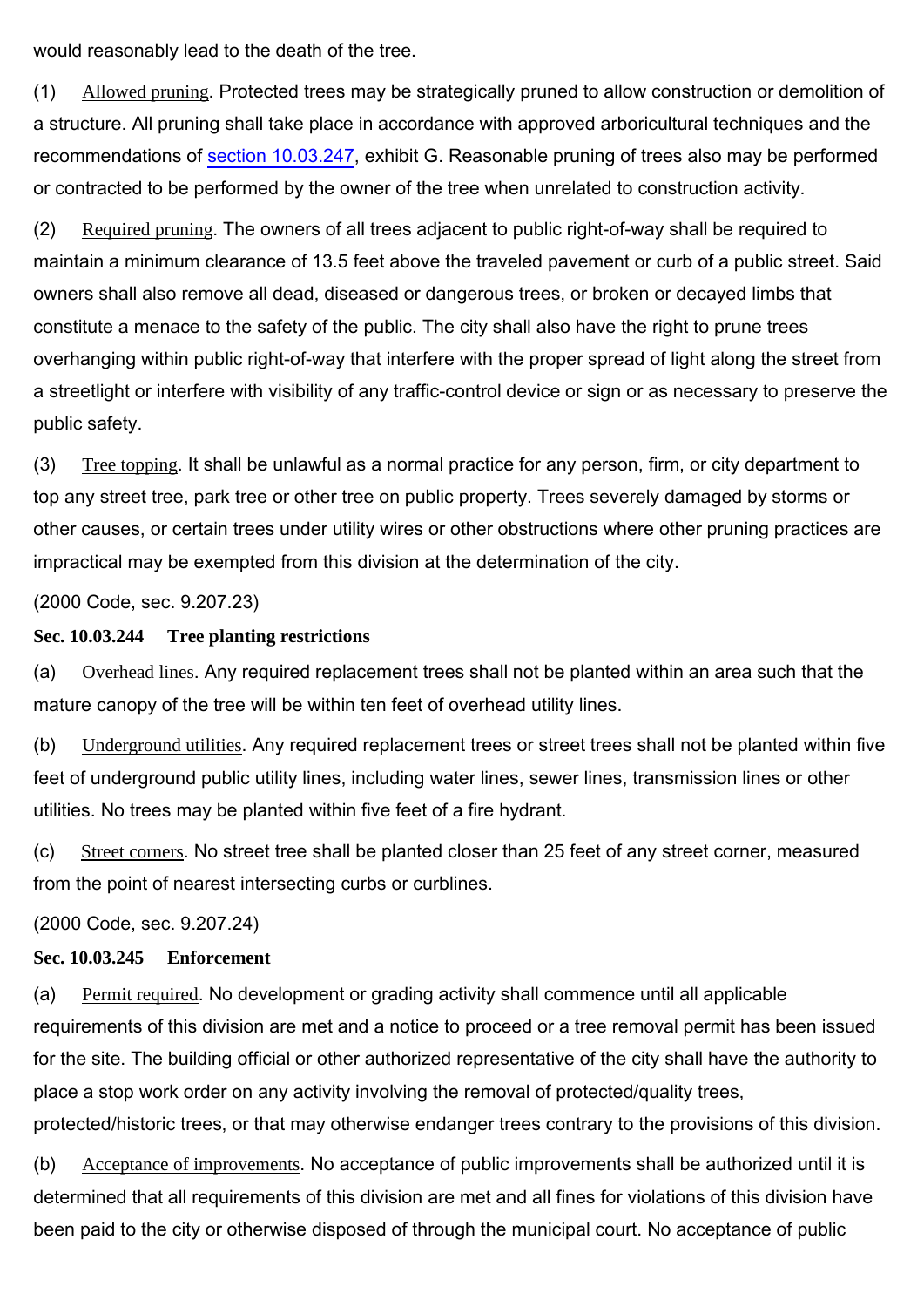would reasonably lead to the death of the tree.

(1) Allowed pruning. Protected trees may be strategically pruned to allow construction or demolition of a structure. All pruning shall take place in accordance with approved arboricultural techniques and the recommendations of section 10.03.247, exhibit G. Reasonable pruning of trees also may be performed or contracted to be performed by the owner of the tree when unrelated to construction activity.

(2) Required pruning. The owners of all trees adjacent to public right-of-way shall be required to maintain a minimum clearance of 13.5 feet above the traveled pavement or curb of a public street. Said owners shall also remove all dead, diseased or dangerous trees, or broken or decayed limbs that constitute a menace to the safety of the public. The city shall also have the right to prune trees overhanging within public right-of-way that interfere with the proper spread of light along the street from a streetlight or interfere with visibility of any traffic-control device or sign or as necessary to preserve the public safety.

(3) Tree topping. It shall be unlawful as a normal practice for any person, firm, or city department to top any street tree, park tree or other tree on public property. Trees severely damaged by storms or other causes, or certain trees under utility wires or other obstructions where other pruning practices are impractical may be exempted from this division at the determination of the city.

(2000 Code, sec. 9.207.23)

**Sec. 10.03.244 Tree planting restrictions**

(a) Overhead lines. Any required replacement trees shall not be planted within an area such that the mature canopy of the tree will be within ten feet of overhead utility lines.

(b) Underground utilities. Any required replacement trees or street trees shall not be planted within five feet of underground public utility lines, including water lines, sewer lines, transmission lines or other utilities. No trees may be planted within five feet of a fire hydrant.

(c) Street corners. No street tree shall be planted closer than 25 feet of any street corner, measured from the point of nearest intersecting curbs or curblines.

(2000 Code, sec. 9.207.24)

**Sec. 10.03.245 Enforcement**

(a) Permit required. No development or grading activity shall commence until all applicable requirements of this division are met and a notice to proceed or a tree removal permit has been issued for the site. The building official or other authorized representative of the city shall have the authority to place a stop work order on any activity involving the removal of protected/quality trees, protected/historic trees, or that may otherwise endanger trees contrary to the provisions of this division.

(b) Acceptance of improvements. No acceptance of public improvements shall be authorized until it is determined that all requirements of this division are met and all fines for violations of this division have been paid to the city or otherwise disposed of through the municipal court. No acceptance of public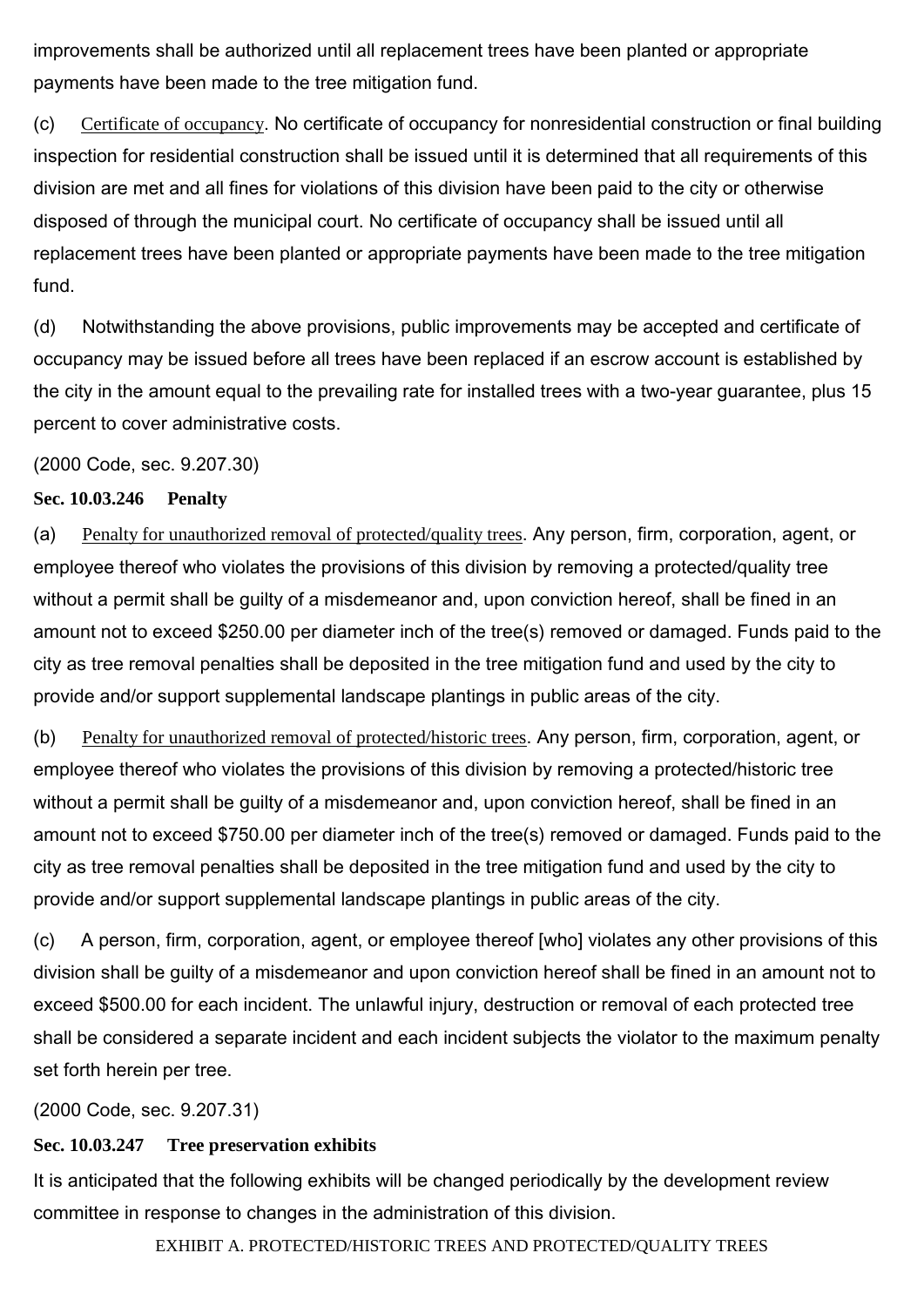improvements shall be authorized until all replacement trees have been planted or appropriate payments have been made to the tree mitigation fund.

(c) Certificate of occupancy. No certificate of occupancy for nonresidential construction or final building inspection for residential construction shall be issued until it is determined that all requirements of this division are met and all fines for violations of this division have been paid to the city or otherwise disposed of through the municipal court. No certificate of occupancy shall be issued until all replacement trees have been planted or appropriate payments have been made to the tree mitigation fund.

(d) Notwithstanding the above provisions, public improvements may be accepted and certificate of occupancy may be issued before all trees have been replaced if an escrow account is established by the city in the amount equal to the prevailing rate for installed trees with a two-year guarantee, plus 15 percent to cover administrative costs.

(2000 Code, sec. 9.207.30)

**Sec. 10.03.246 Penalty**

(a) Penalty for unauthorized removal of protected/quality trees. Any person, firm, corporation, agent, or employee thereof who violates the provisions of this division by removing a protected/quality tree without a permit shall be guilty of a misdemeanor and, upon conviction hereof, shall be fined in an amount not to exceed $250.00 per diameter inch of the tree(s) removed or damaged. Funds paid to the city as tree removal penalties shall be deposited in the tree mitigation fund and used by the city to provide and/or support supplemental landscape plantings in public areas of the city.

(b) Penalty for unauthorized removal of protected/historic trees. Any person, firm, corporation, agent, or employee thereof who violates the provisions of this division by removing a protected/historic tree without a permit shall be guilty of a misdemeanor and, upon conviction hereof, shall be fined in an amount not to exceed $750.00 per diameter inch of the tree(s) removed or damaged. Funds paid to the city as tree removal penalties shall be deposited in the tree mitigation fund and used by the city to provide and/or support supplemental landscape plantings in public areas of the city.

(c) A person, firm, corporation, agent, or employee thereof [who] violates any other provisions of this division shall be guilty of a misdemeanor and upon conviction hereof shall be fined in an amount not to exceed $500.00 for each incident. The unlawful injury, destruction or removal of each protected tree shall be considered a separate incident and each incident subjects the violator to the maximum penalty set forth herein per tree.

(2000 Code, sec. 9.207.31)

**Sec. 10.03.247 Tree preservation exhibits**

It is anticipated that the following exhibits will be changed periodically by the development review committee in response to changes in the administration of this division.

EXHIBIT A. PROTECTED/HISTORIC TREES AND PROTECTED/QUALITY TREES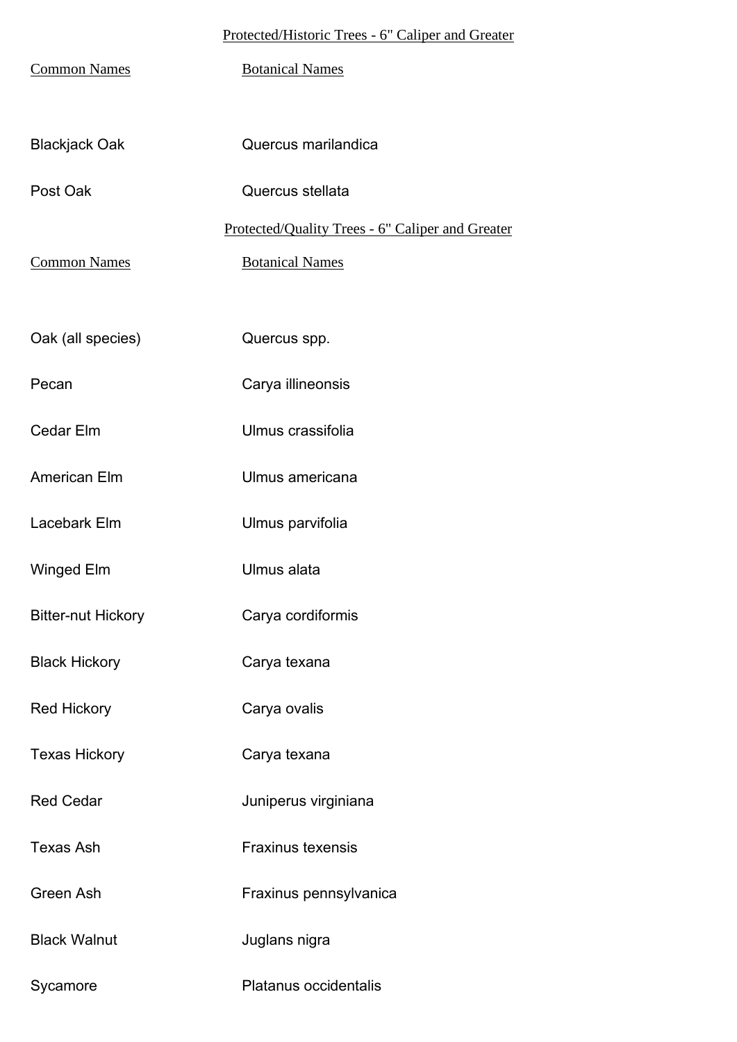Protected/Historic Trees - 6" Caliper and Greater

| Common Names | Botanical Names |
|---|---|
| Blackjack Oak | Quercus marilandica |
| Post Oak | Quercus stellata |

Protected/Quality Trees - 6" Caliper and Greater

| Common Names | Botanical Names |
|---|---|
| Oak (all species) | Quercus spp. |
| Pecan | Carya illineonsis |
| Cedar Elm | Ulmus crassifolia |
| American Elm | Ulmus americana |
| Lacebark Elm | Ulmus parvifolia |
| Winged Elm | Ulmus alata |
| Bitter-nut Hickory | Carya cordiformis |
| Black Hickory | Carya texana |
| Red Hickory | Carya ovalis |
| Texas Hickory | Carya texana |
| Red Cedar | Juniperus virginiana |
| Texas Ash | Fraxinus texensis |
| Green Ash | Fraxinus pennsylvanica |
| Black Walnut | Juglans nigra |
| Sycamore | Platanus occidentalis |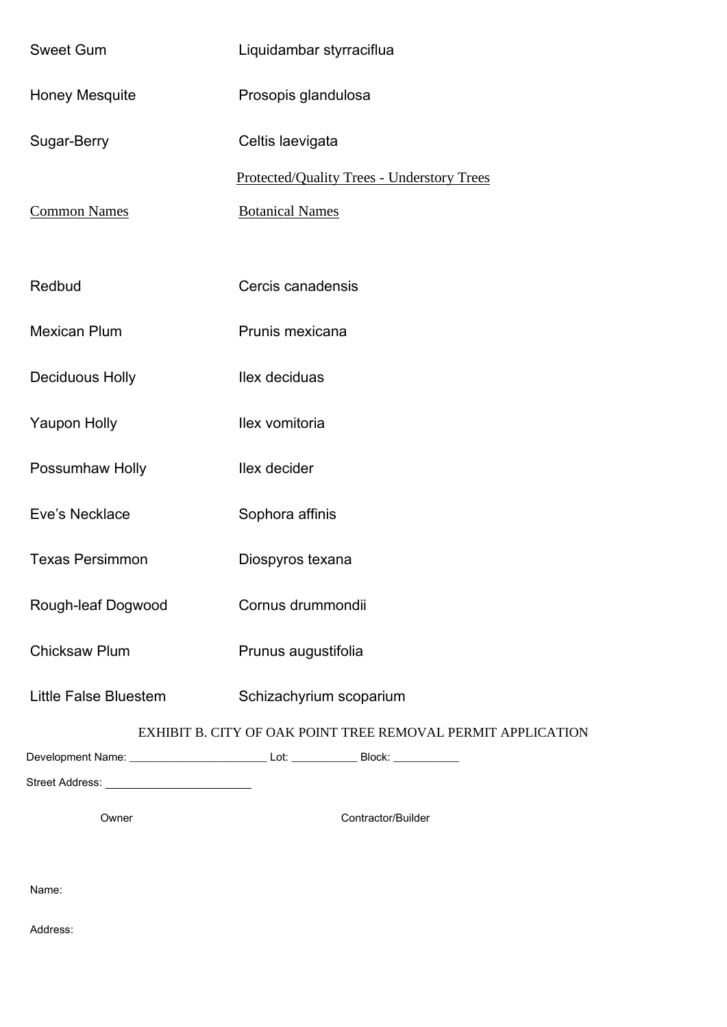| | |
|---|---|
| Sweet Gum | Liquidambar styrraciflua |
| Honey Mesquite | Prosopis glandulosa |
| Sugar-Berry | Celtis laevigata |

Protected/Quality Trees - Understory Trees

| Common Names | Botanical Names |
|---|---|
| Redbud | Cercis canadensis |
| Mexican Plum | Prunis mexicana |
| Deciduous Holly | Ilex deciduas |
| Yaupon Holly | Ilex vomitoria |
| Possumhaw Holly | Ilex decider |
| Eve's Necklace | Sophora affinis |
| Texas Persimmon | Diospyros texana |
| Rough-leaf Dogwood | Cornus drummondii |
| Chicksaw Plum | Prunus augustifolia |
| Little False Bluestem | Schizachyrium scoparium |

## EXHIBIT B. CITY OF OAK POINT TREE REMOVAL PERMIT APPLICATION

Development Name: ______________________ Lot: ___________ Block: ___________

Street Address: ______________________

| | Owner | Contractor/Builder |
|---|---|---|
| Name: | | |
| Address: | | |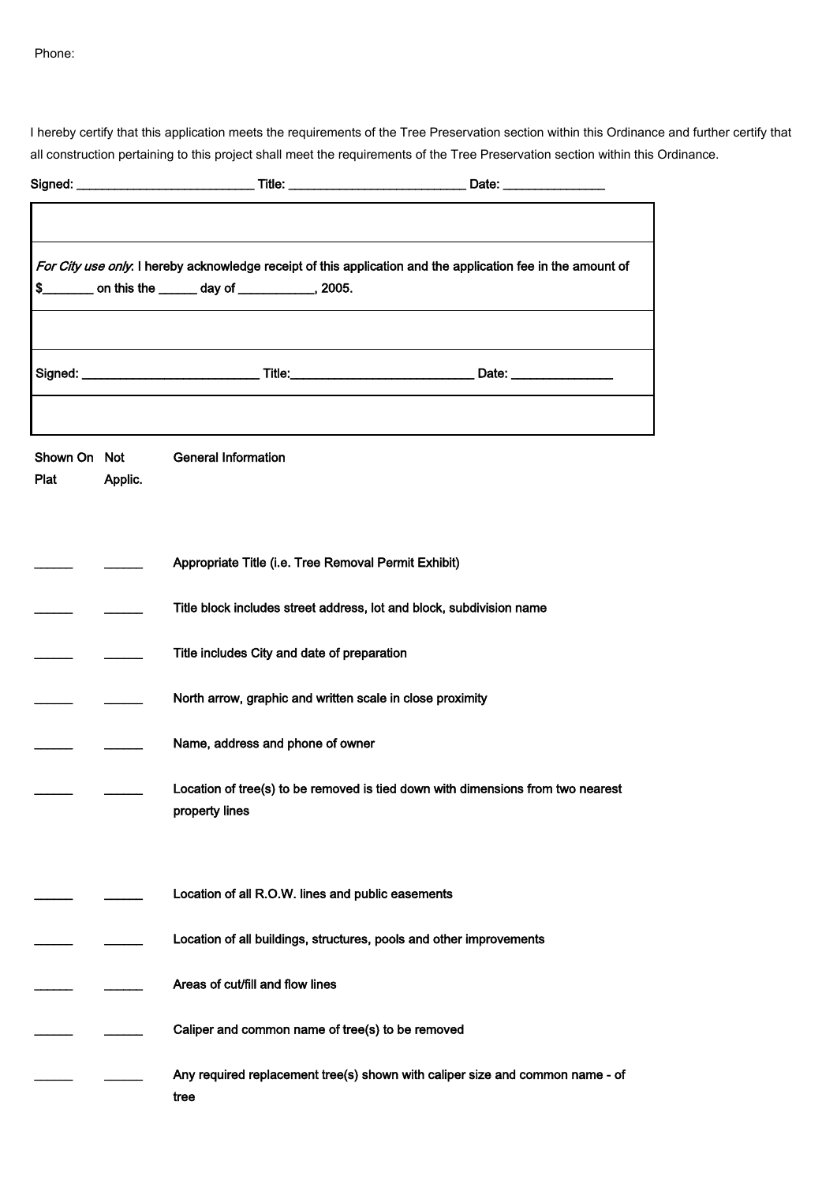Phone:

I hereby certify that this application meets the requirements of the Tree Preservation section within this Ordinance and further certify that all construction pertaining to this project shall meet the requirements of the Tree Preservation section within this Ordinance.

**Signed: ___________________________ Title: ___________________________ Date: _______________**

| |
|---|
| |
| *For City use only*: I hereby acknowledge receipt of this application and the application fee in the amount of $_______ on this the ______ day of ___________, 2005. |
| |
| Signed: ___________________________ Title:___________________________ Date: _______________ |
| |

| Shown On Plat | Not Applic. | General Information |
|---|---|---|
| ______ | ______ | Appropriate Title (i.e. Tree Removal Permit Exhibit) |
| ______ | ______ | Title block includes street address, lot and block, subdivision name |
| ______ | ______ | Title includes City and date of preparation |
| ______ | ______ | North arrow, graphic and written scale in close proximity |
| ______ | ______ | Name, address and phone of owner |
| ______ | ______ | Location of tree(s) to be removed is tied down with dimensions from two nearest property lines |
| ______ | ______ | Location of all R.O.W. lines and public easements |
| ______ | ______ | Location of all buildings, structures, pools and other improvements |
| ______ | ______ | Areas of cut/fill and flow lines |
| ______ | ______ | Caliper and common name of tree(s) to be removed |
| ______ | ______ | Any required replacement tree(s) shown with caliper size and common name - of tree |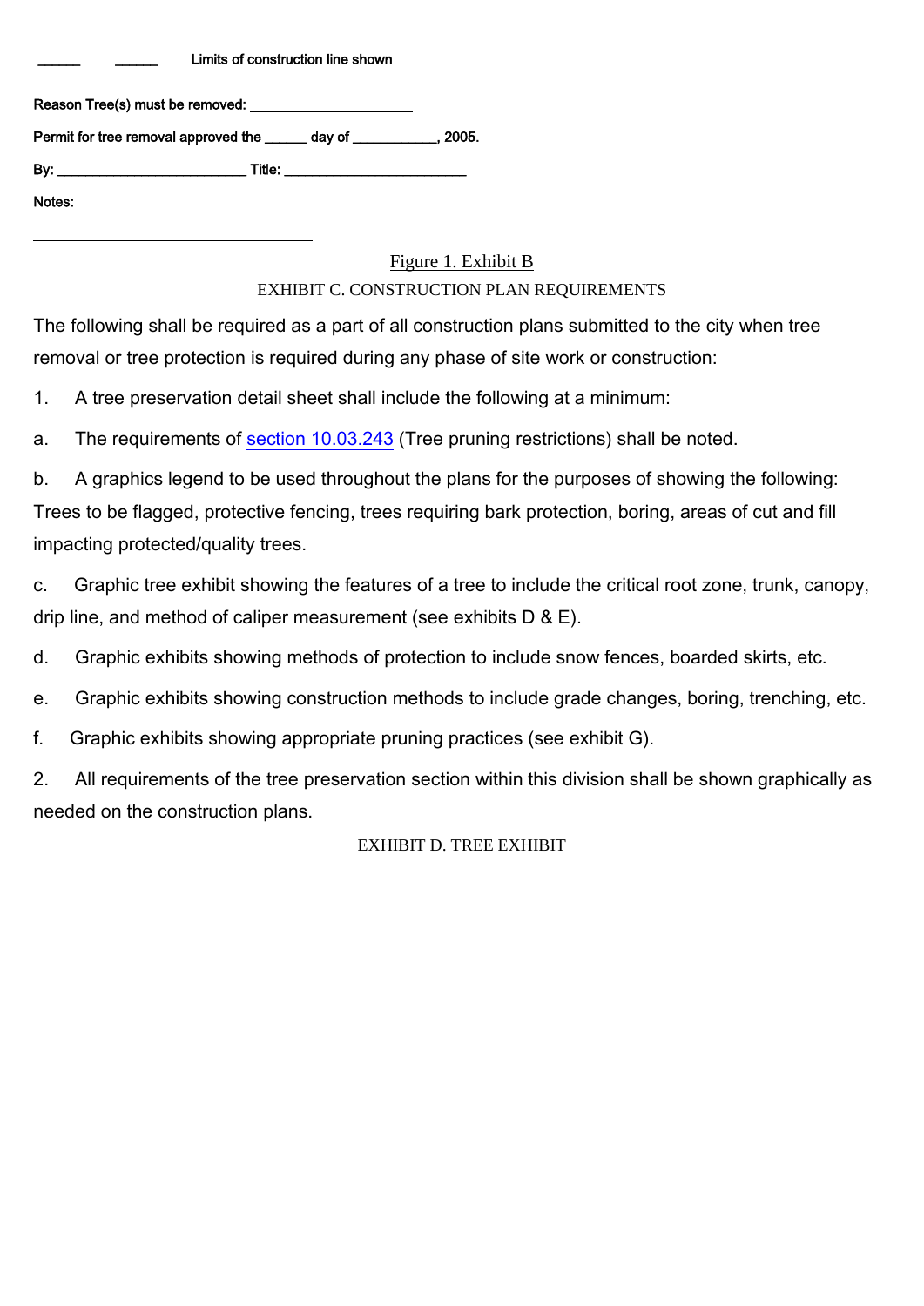_____ _____ Limits of construction line shown

Reason Tree(s) must be removed: ____________________

Permit for tree removal approved the _____ day of ___________, 2005.

By: _______________________ Title: ______________________

Notes:

________________________________

Figure 1. Exhibit B

EXHIBIT C. CONSTRUCTION PLAN REQUIREMENTS

The following shall be required as a part of all construction plans submitted to the city when tree removal or tree protection is required during any phase of site work or construction:

1. A tree preservation detail sheet shall include the following at a minimum:

a. The requirements of section 10.03.243 (Tree pruning restrictions) shall be noted.

b. A graphics legend to be used throughout the plans for the purposes of showing the following: Trees to be flagged, protective fencing, trees requiring bark protection, boring, areas of cut and fill impacting protected/quality trees.

c. Graphic tree exhibit showing the features of a tree to include the critical root zone, trunk, canopy, drip line, and method of caliper measurement (see exhibits D & E).

d. Graphic exhibits showing methods of protection to include snow fences, boarded skirts, etc.

e. Graphic exhibits showing construction methods to include grade changes, boring, trenching, etc.

f. Graphic exhibits showing appropriate pruning practices (see exhibit G).

2. All requirements of the tree preservation section within this division shall be shown graphically as needed on the construction plans.

EXHIBIT D. TREE EXHIBIT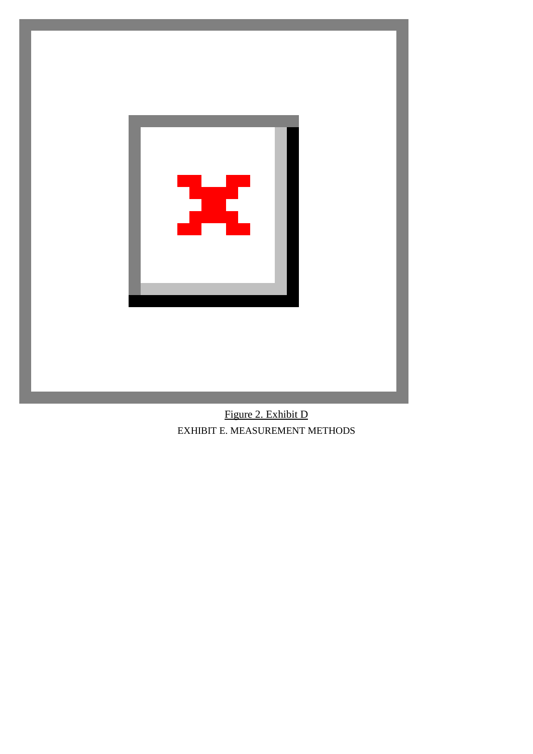Figure 2. Exhibit D

EXHIBIT E. MEASUREMENT METHODS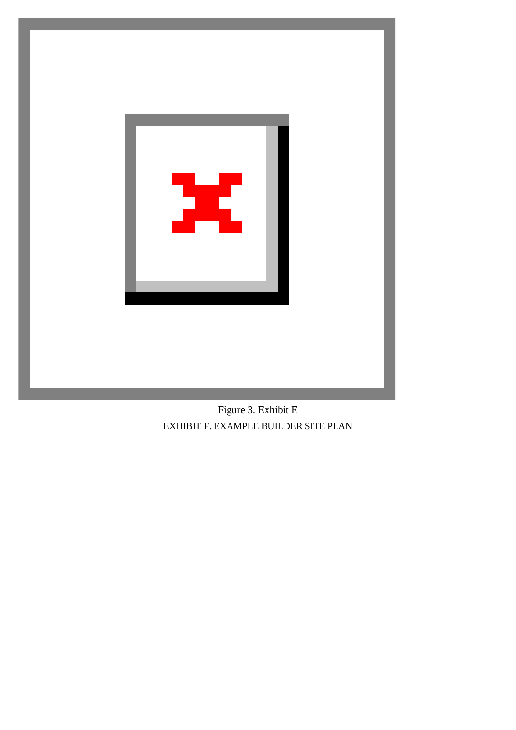Figure 3. Exhibit E

EXHIBIT F. EXAMPLE BUILDER SITE PLAN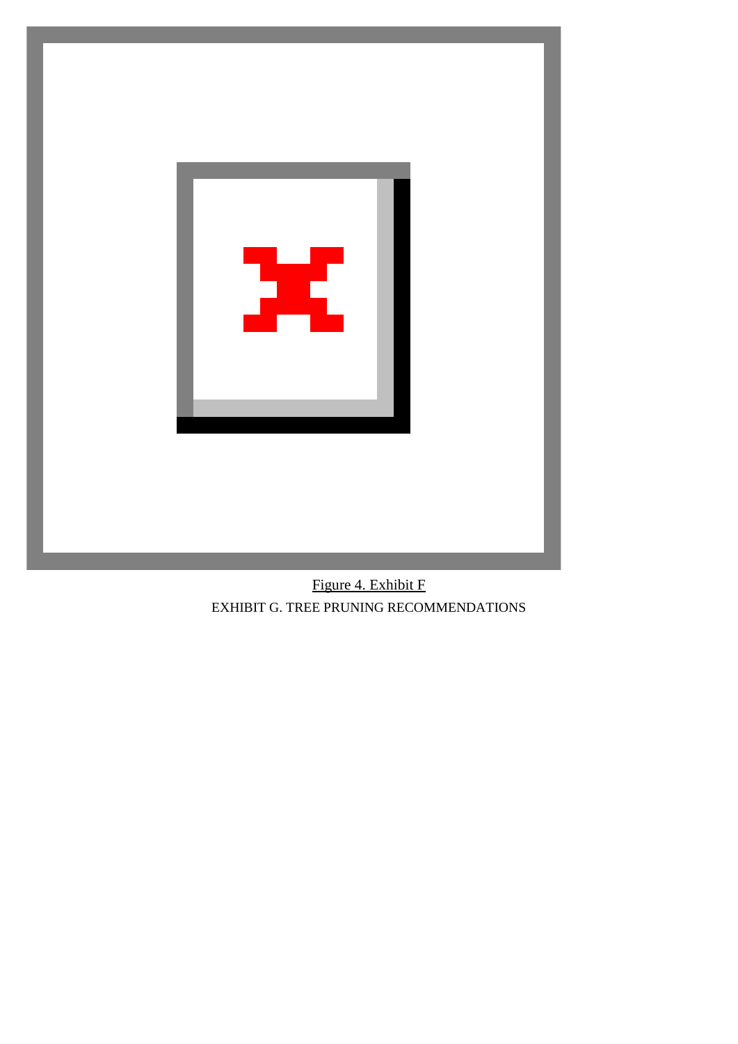Figure 4. Exhibit F

EXHIBIT G. TREE PRUNING RECOMMENDATIONS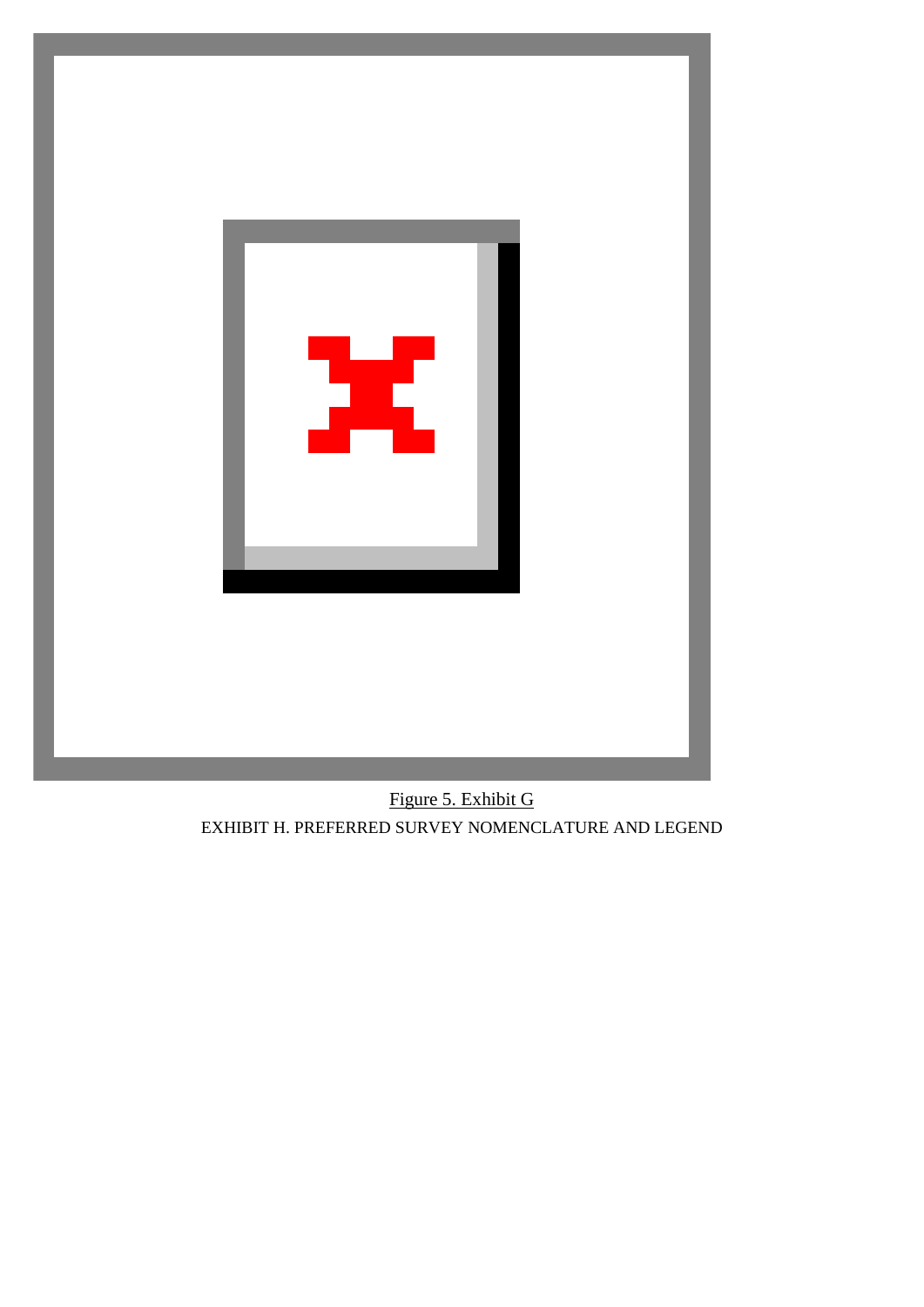Figure 5. Exhibit G

EXHIBIT H. PREFERRED SURVEY NOMENCLATURE AND LEGEND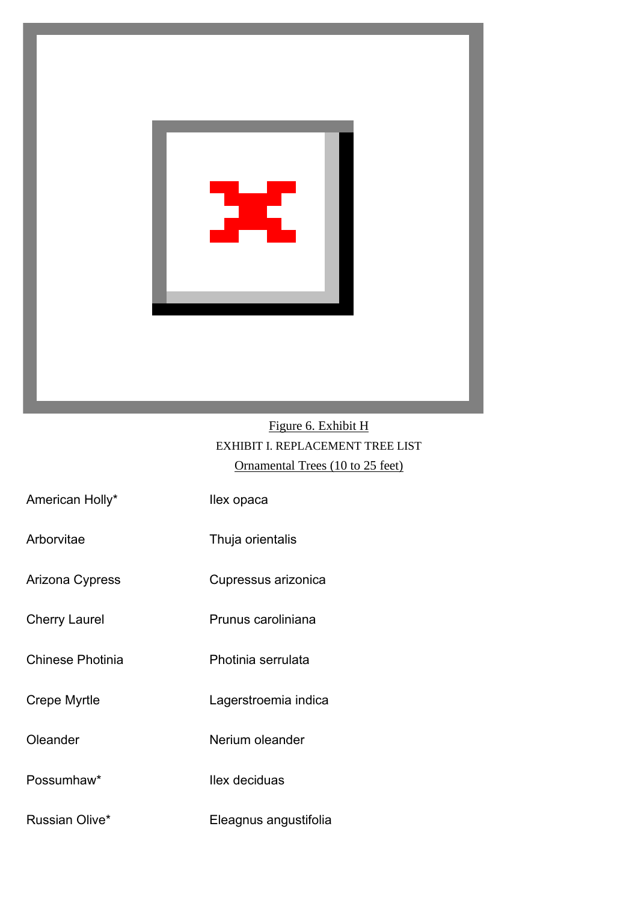Figure 6. Exhibit H

EXHIBIT I. REPLACEMENT TREE LIST

Ornamental Trees (10 to 25 feet)

| | |
|---|---|
| American Holly* | Ilex opaca |
| Arborvitae | Thuja orientalis |
| Arizona Cypress | Cupressus arizonica |
| Cherry Laurel | Prunus caroliniana |
| Chinese Photinia | Photinia serrulata |
| Crepe Myrtle | Lagerstroemia indica |
| Oleander | Nerium oleander |
| Possumhaw* | Ilex deciduas |
| Russian Olive* | Eleagnus angustifolia |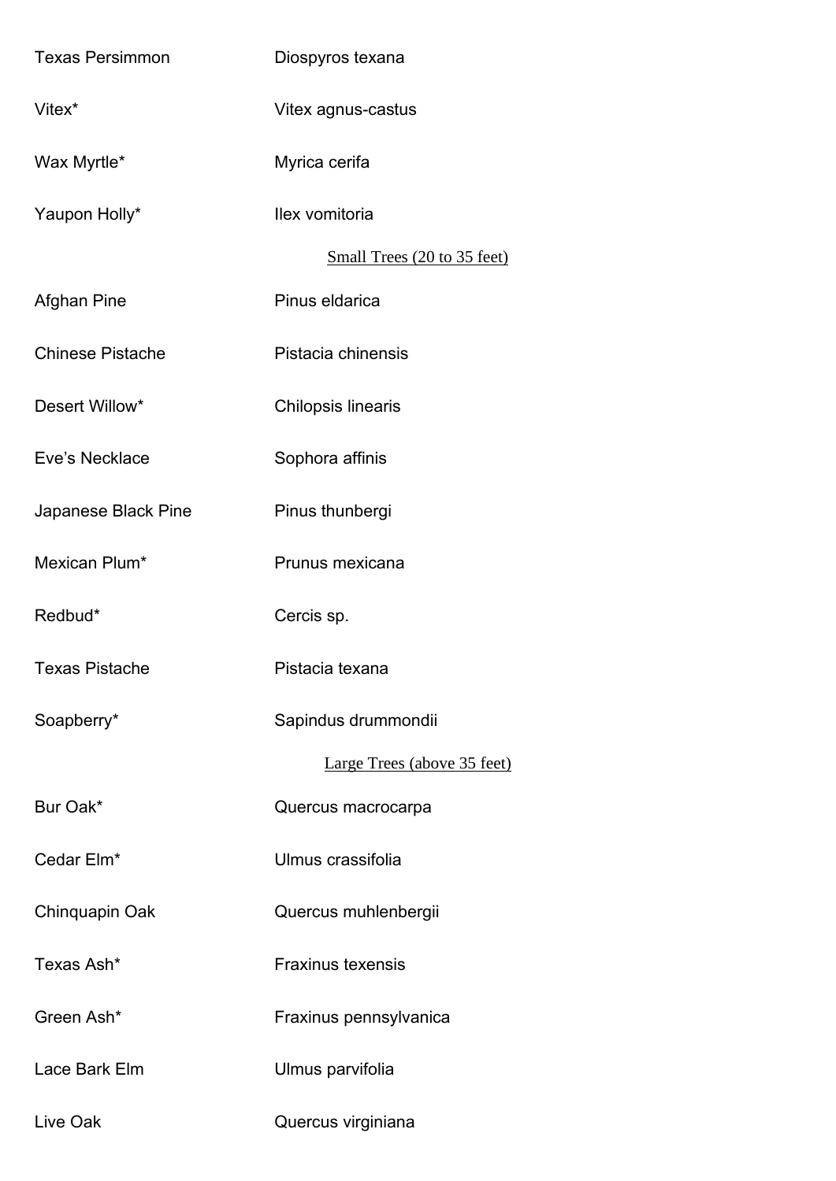| | |
|---|---|
| Texas Persimmon | Diospyros texana |
| Vitex* | Vitex agnus-castus |
| Wax Myrtle* | Myrica cerifa |
| Yaupon Holly* | Ilex vomitoria |

<u>Small Trees (20 to 35 feet)</u>

| | |
|---|---|
| Afghan Pine | Pinus eldarica |
| Chinese Pistache | Pistacia chinensis |
| Desert Willow* | Chilopsis linearis |
| Eve's Necklace | Sophora affinis |
| Japanese Black Pine | Pinus thunbergi |
| Mexican Plum* | Prunus mexicana |
| Redbud* | Cercis sp. |
| Texas Pistache | Pistacia texana |
| Soapberry* | Sapindus drummondii |

<u>Large Trees (above 35 feet)</u>

| | |
|---|---|
| Bur Oak* | Quercus macrocarpa |
| Cedar Elm* | Ulmus crassifolia |
| Chinquapin Oak | Quercus muhlenbergii |
| Texas Ash* | Fraxinus texensis |
| Green Ash* | Fraxinus pennsylvanica |
| Lace Bark Elm | Ulmus parvifolia |
| Live Oak | Quercus virginiana |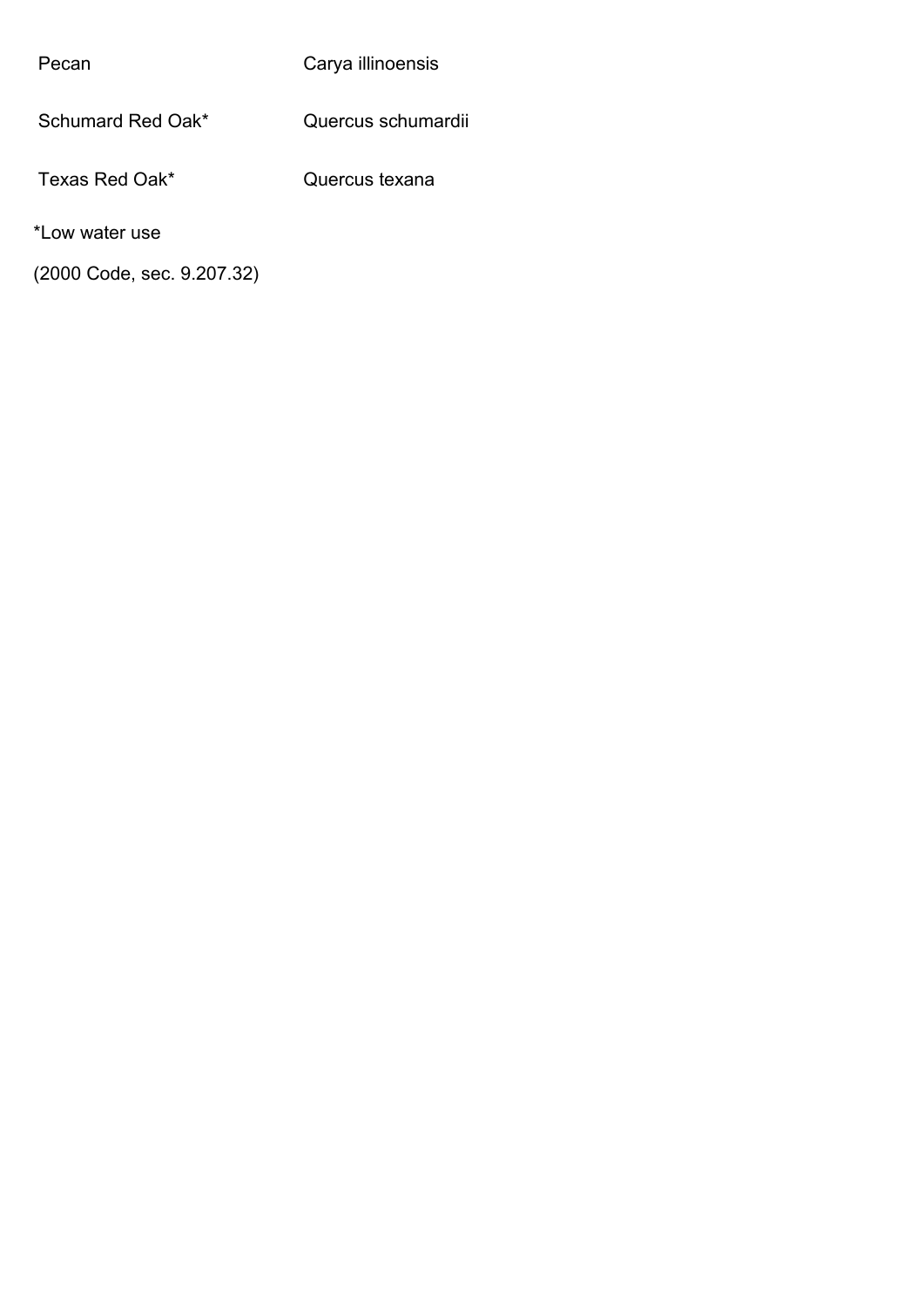| | |
|---|---|
| Pecan | Carya illinoensis |
| Schumard Red Oak* | Quercus schumardii |
| Texas Red Oak* | Quercus texana |

*Low water use

(2000 Code, sec. 9.207.32)